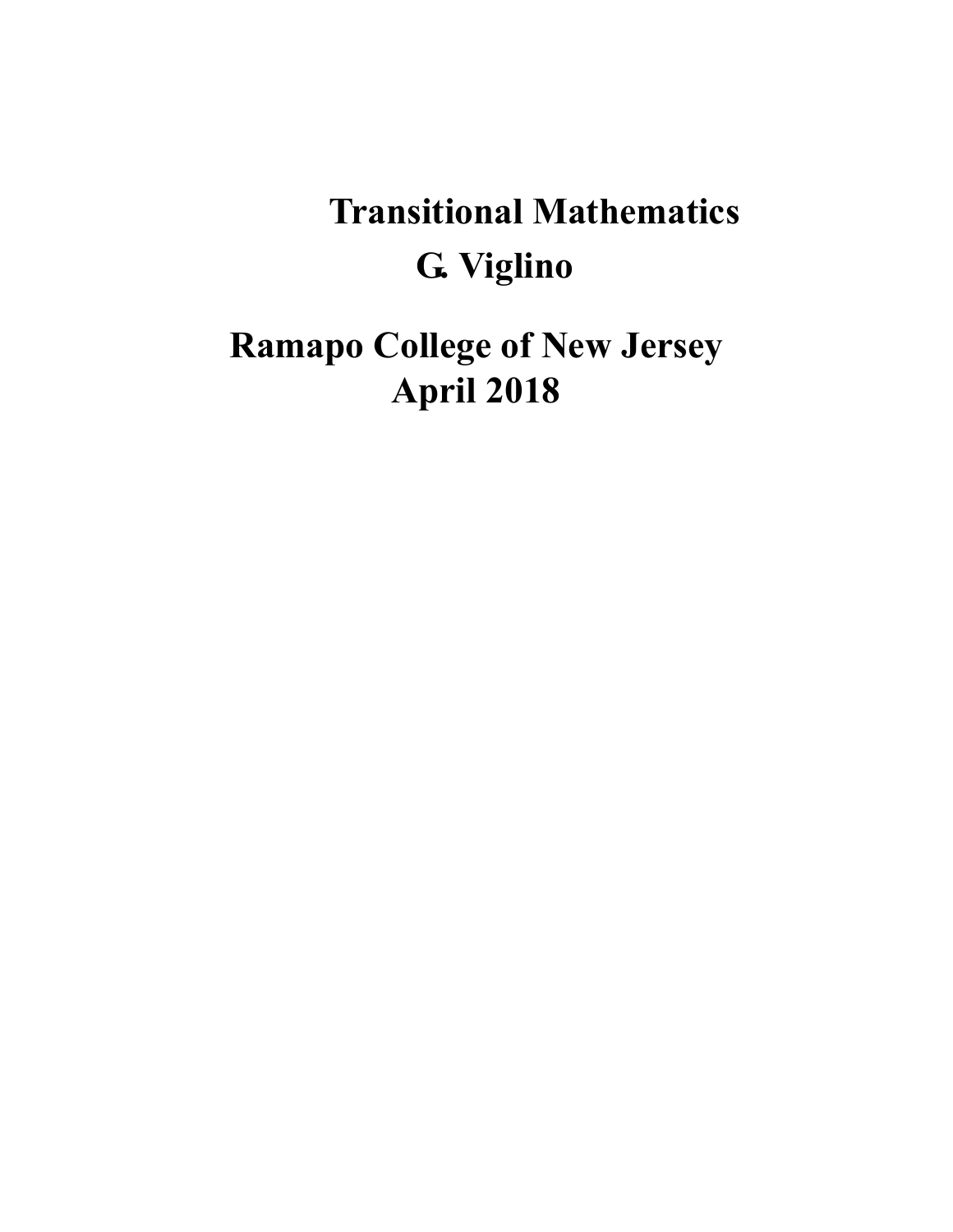# Transitional Mathematics

**G. Viglino**

**Ramapo College of New Jersey**

**April 2018**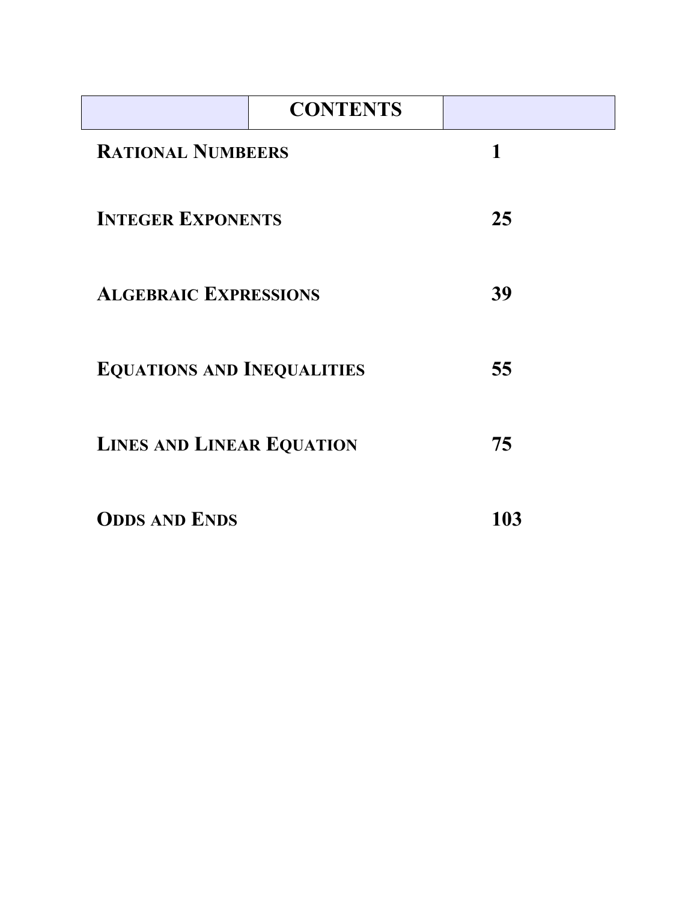# CONTENTS

| | |
|---|---|
| **RATIONAL NUMBEERS** | **1** |
| **INTEGER EXPONENTS** | **25** |
| **ALGEBRAIC EXPRESSIONS** | **39** |
| **EQUATIONS AND INEQUALITIES** | **55** |
| **LINES AND LINEAR EQUATION** | **75** |
| **ODDS AND ENDS** | **103** |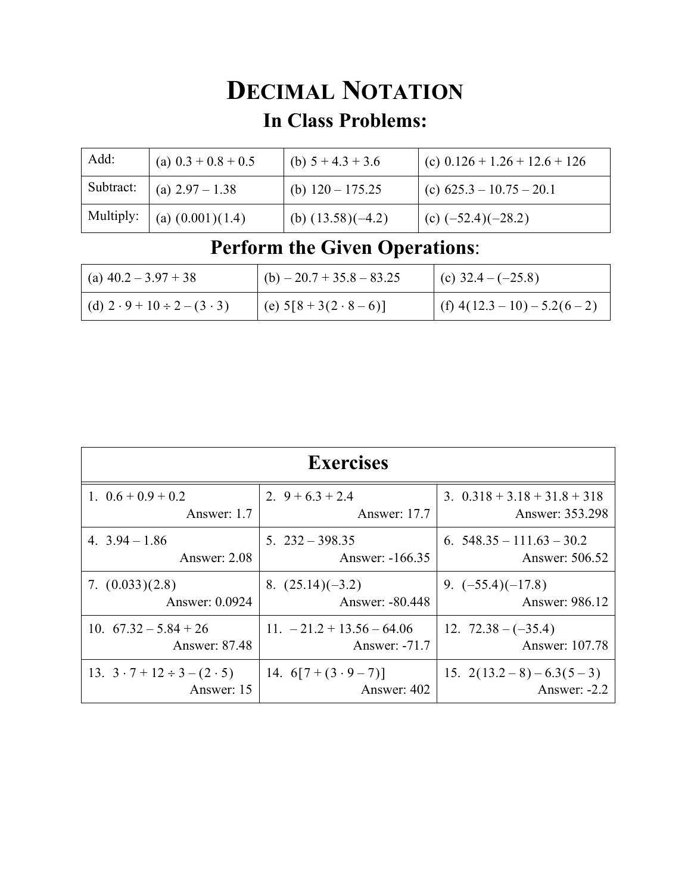# DECIMAL NOTATION

## In Class Problems:

| Add: | (a) $0.3 + 0.8 + 0.5$ | (b) $5 + 4.3 + 3.6$ | (c) $0.126 + 1.26 + 12.6 + 126$ |
|---|---|---|---|
| Subtract: | (a) $2.97 - 1.38$ | (b) $120 - 175.25$ | (c) $625.3 - 10.75 - 20.1$ |
| Multiply: | (a) $(0.001)(1.4)$ | (b) $(13.58)(-4.2)$ | (c) $(-52.4)(-28.2)$ |

## Perform the Given Operations:

| | | |
|---|---|---|
| (a) $40.2 - 3.97 + 38$ | (b) $-20.7 + 35.8 - 83.25$ | (c) $32.4 - (-25.8)$ |
| (d) $2 \cdot 9 + 10 \div 2 - (3 \cdot 3)$ | (e) $5[8 + 3(2 \cdot 8 - 6)]$ | (f) $4(12.3 - 10) - 5.2(6 - 2)$ |

## Exercises

| | | |
|---|---|---|
| 1. $0.6 + 0.9 + 0.2$ Answer: 1.7 | 2. $9 + 6.3 + 2.4$ Answer: 17.7 | 3. $0.318 + 3.18 + 31.8 + 318$ Answer: 353.298 |
| 4. $3.94 - 1.86$ Answer: 2.08 | 5. $232 - 398.35$ Answer: -166.35 | 6. $548.35 - 111.63 - 30.2$ Answer: 506.52 |
| 7. $(0.033)(2.8)$ Answer: 0.0924 | 8. $(25.14)(-3.2)$ Answer: -80.448 | 9. $(-55.4)(-17.8)$ Answer: 986.12 |
| 10. $67.32 - 5.84 + 26$ Answer: 87.48 | 11. $-21.2 + 13.56 - 64.06$ Answer: -71.7 | 12. $72.38 - (-35.4)$ Answer: 107.78 |
| 13. $3 \cdot 7 + 12 \div 3 - (2 \cdot 5)$ Answer: 15 | 14. $6[7 + (3 \cdot 9 - 7)]$ Answer: 402 | 15. $2(13.2 - 8) - 6.3(5 - 3)$ Answer: -2.2 |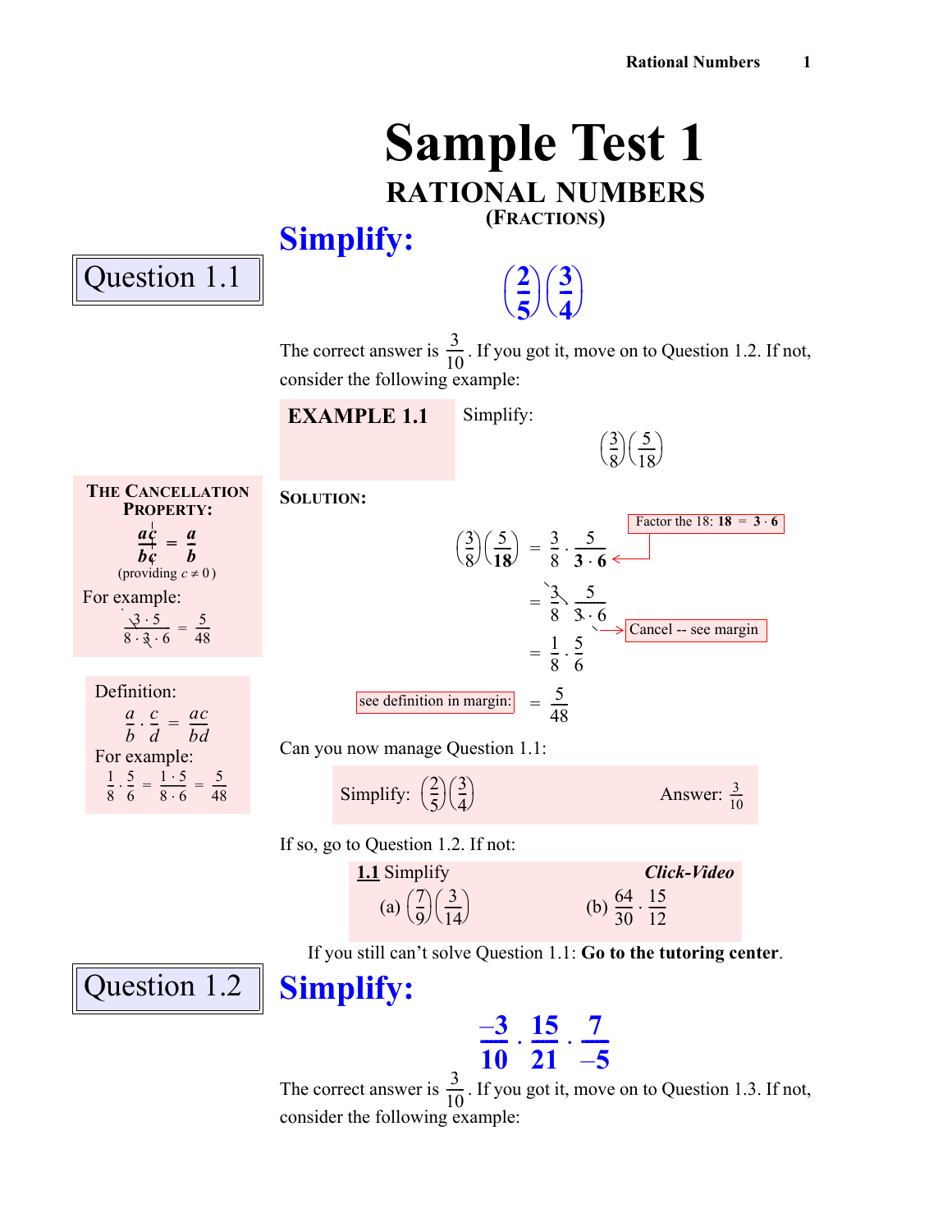# Sample Test 1

## RATIONAL NUMBERS

### (FRACTIONS)

## Simplify:

**Question 1.1**

$$\left(\frac{2}{5}\right)\left(\frac{3}{4}\right)$$

The correct answer is $\frac{3}{10}$. If you got it, move on to Question 1.2. If not, consider the following example:

**EXAMPLE 1.1** Simplify:

$$\left(\frac{3}{8}\right)\left(\frac{5}{18}\right)$$

**SOLUTION:**

$$\left(\frac{3}{8}\right)\left(\frac{5}{18}\right) = \frac{3}{8} \cdot \frac{5}{3 \cdot 6}$$

Factor the 18: **18 = 3 · 6**

$$= \frac{\not{3}}{8} \cdot \frac{5}{\not{3} \cdot 6}$$

Cancel -- see margin

$$= \frac{1}{8} \cdot \frac{5}{6}$$

see definition in margin: $= \frac{5}{48}$

**THE CANCELLATION PROPERTY:**

$$\frac{a\not{c}}{b\not{c}} = \frac{a}{b}$$

(providing $c \neq 0$)

For example:

$$\frac{\not{3} \cdot 5}{8 \cdot \not{3} \cdot 6} = \frac{5}{48}$$

Definition:

$$\frac{a}{b} \cdot \frac{c}{d} = \frac{ac}{bd}$$

For example:

$$\frac{1}{8} \cdot \frac{5}{6} = \frac{1 \cdot 5}{8 \cdot 6} = \frac{5}{48}$$

Can you now manage Question 1.1:

Simplify: $\left(\frac{2}{5}\right)\left(\frac{3}{4}\right)$ Answer: $\frac{3}{10}$

If so, go to Question 1.2. If not:

**1.1** Simplify *Click-Video*

(a) $\left(\frac{7}{9}\right)\left(\frac{3}{14}\right)$ (b) $\frac{64}{30} \cdot \frac{15}{12}$

If you still can't solve Question 1.1: **Go to the tutoring center**.

## Simplify:

**Question 1.2**

$$\frac{-3}{10} \cdot \frac{15}{21} \cdot \frac{7}{-5}$$

The correct answer is $\frac{3}{10}$. If you got it, move on to Question 1.3. If not, consider the following example: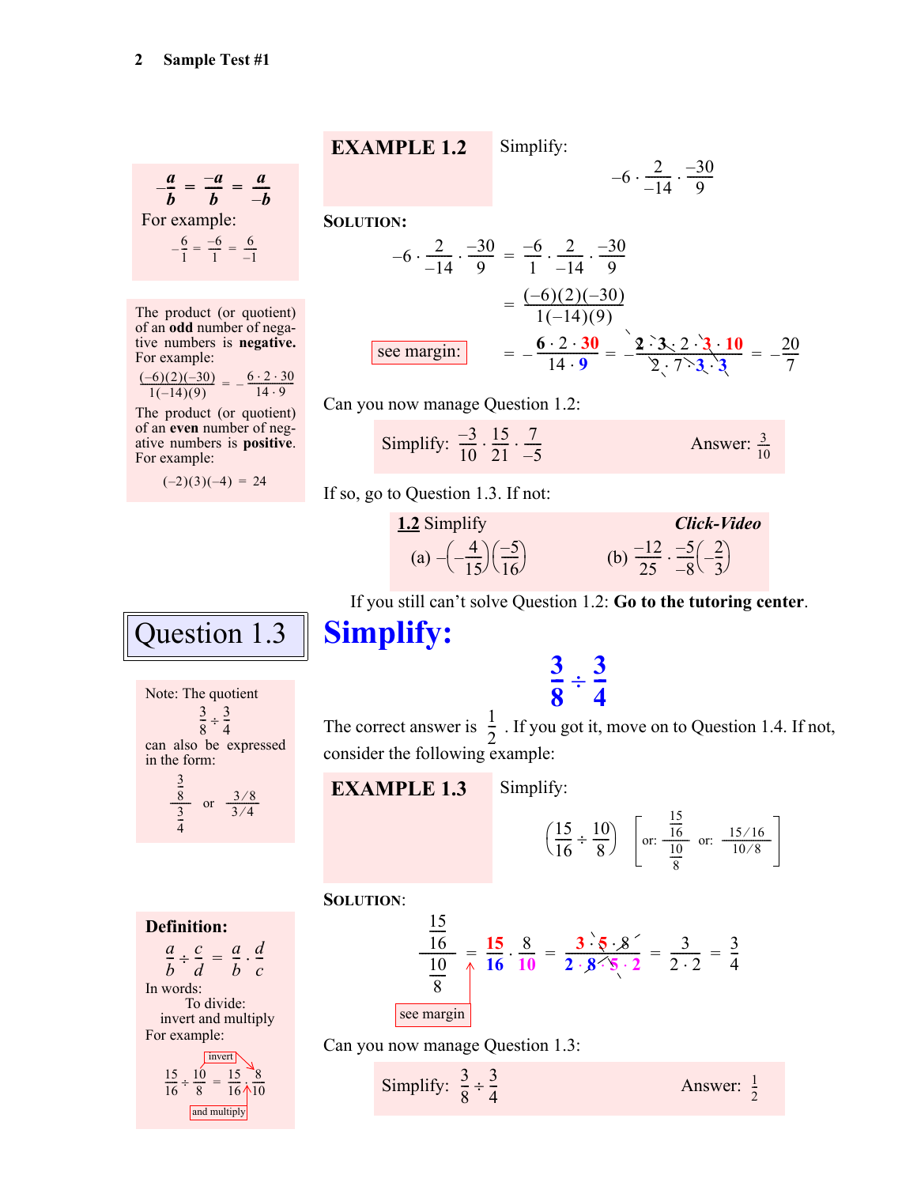**EXAMPLE 1.2** Simplify:

$$-6 \cdot \frac{2}{-14} \cdot \frac{-30}{9}$$

**SOLUTION:**

$$-6 \cdot \frac{2}{-14} \cdot \frac{-30}{9} = \frac{-6}{1} \cdot \frac{2}{-14} \cdot \frac{-30}{9}$$

$$= \frac{(-6)(2)(-30)}{1(-14)(9)}$$

see margin: 

$$= -\frac{6 \cdot 2 \cdot 30}{14 \cdot 9} = -\frac{2 \cdot 3 \cdot 2 \cdot 3 \cdot 10}{2 \cdot 7 \cdot 3 \cdot 3} = -\frac{20}{7}$$

> $-\frac{a}{b} = \frac{-a}{b} = \frac{a}{-b}$
>
> For example:
>
> $-\frac{6}{1} = \frac{-6}{1} = \frac{6}{-1}$

> The product (or quotient) of an **odd** number of negative numbers is **negative.** For example:
>
> $\frac{(-6)(2)(-30)}{1(-14)(9)} = -\frac{6 \cdot 2 \cdot 30}{14 \cdot 9}$
>
> The product (or quotient) of an **even** number of negative numbers is **positive**. For example:
>
> $(-2)(3)(-4) = 24$

Can you now manage Question 1.2:

Simplify: $\frac{-3}{10} \cdot \frac{15}{21} \cdot \frac{7}{-5}$ Answer: $\frac{3}{10}$

If so, go to Question 1.3. If not:

**1.2** Simplify *Click-Video*

(a) $-\left(-\frac{4}{15}\right)\left(\frac{-5}{16}\right)$ (b) $\frac{-12}{25} \cdot \frac{-5}{-8}\left(-\frac{2}{3}\right)$

If you still can't solve Question 1.2: **Go to the tutoring center**.

## Question 1.3

# Simplify:

$$\frac{3}{8} \div \frac{3}{4}$$

> Note: The quotient $\frac{3}{8} \div \frac{3}{4}$ can also be expressed in the form:
>
> $\frac{\frac{3}{8}}{\frac{3}{4}}$ or $\frac{3/8}{3/4}$

The correct answer is $\frac{1}{2}$. If you got it, move on to Question 1.4. If not, consider the following example:

**EXAMPLE 1.3** Simplify:

$$\left(\frac{15}{16} \div \frac{10}{8}\right) \quad \left[\text{or: } \frac{\frac{15}{16}}{\frac{10}{8}} \quad \text{or: } \frac{15/16}{10/8}\right]$$

**SOLUTION**:

$$\frac{\frac{15}{16}}{\frac{10}{8}} = \frac{15}{16} \cdot \frac{8}{10} = \frac{3 \cdot 5 \cdot 8}{2 \cdot 8 \cdot 5 \cdot 2} = \frac{3}{2 \cdot 2} = \frac{3}{4}$$

see margin

> **Definition:**
>
> $\frac{a}{b} \div \frac{c}{d} = \frac{a}{b} \cdot \frac{d}{c}$
>
> In words:
> To divide:
> invert and multiply
>
> For example:
>
> $\frac{15}{16} \div \frac{10}{8} = \frac{15}{16} \cdot \frac{8}{10}$ (invert and multiply)

Can you now manage Question 1.3:

Simplify: $\frac{3}{8} \div \frac{3}{4}$ Answer: $\frac{1}{2}$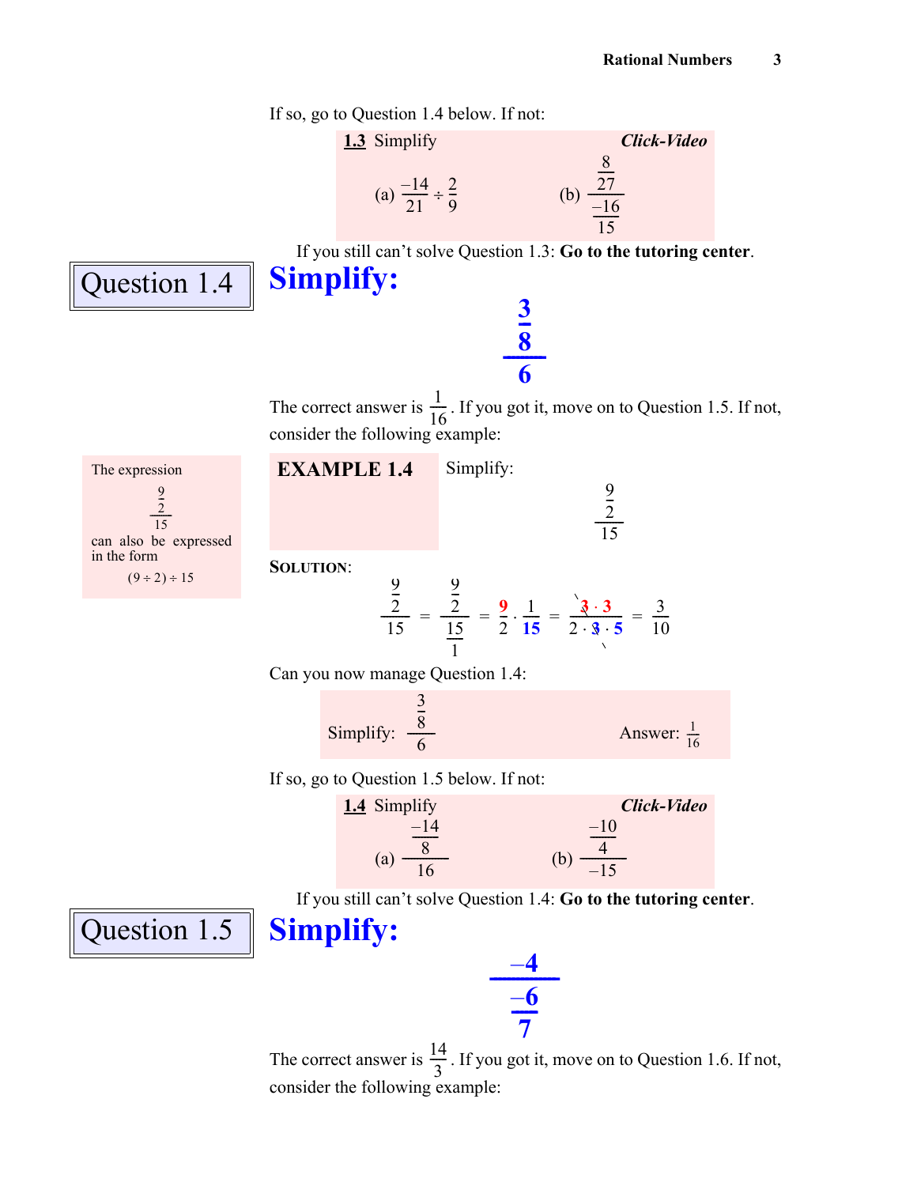If so, go to Question 1.4 below. If not:

> **1.3** Simplify — *Click-Video*
>
> (a) $\frac{-14}{21} \div \frac{2}{9}$  (b) $\frac{\frac{8}{27}}{\frac{-16}{15}}$

If you still can't solve Question 1.3: **Go to the tutoring center**.

## Question 1.4

# Simplify:

$$\frac{\frac{3}{8}}{6}$$

The correct answer is $\frac{1}{16}$. If you got it, move on to Question 1.5. If not, consider the following example:

> The expression
>
> $$\frac{\frac{9}{2}}{15}$$
>
> can also be expressed in the form
>
> $(9 \div 2) \div 15$

**EXAMPLE 1.4** Simplify:

$$\frac{\frac{9}{2}}{15}$$

**SOLUTION**:

$$\frac{\frac{9}{2}}{15} = \frac{\frac{9}{2}}{\frac{15}{1}} = \frac{9}{2} \cdot \frac{1}{15} = \frac{\not{3} \cdot 3}{2 \cdot \not{3} \cdot 5} = \frac{3}{10}$$

Can you now manage Question 1.4:

> Simplify: $\frac{\frac{3}{8}}{6}$   Answer: $\frac{1}{16}$

If so, go to Question 1.5 below. If not:

> **1.4** Simplify — *Click-Video*
>
> (a) $\frac{\frac{-14}{8}}{16}$  (b) $\frac{\frac{-10}{4}}{-15}$

If you still can't solve Question 1.4: **Go to the tutoring center**.

## Question 1.5

# Simplify:

$$\frac{-4}{\frac{-6}{7}}$$

The correct answer is $\frac{14}{3}$. If you got it, move on to Question 1.6. If not, consider the following example: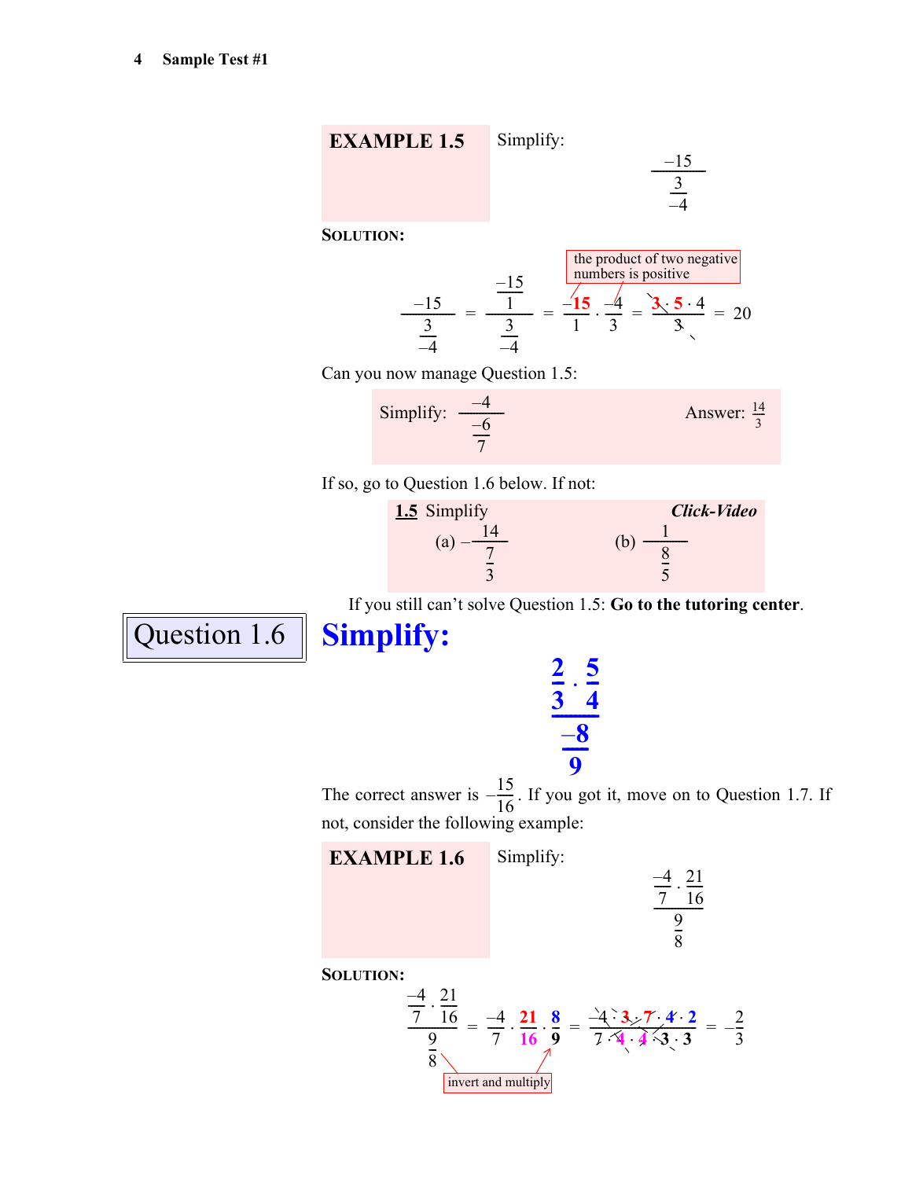**EXAMPLE 1.5** Simplify:

$$\frac{-15}{\frac{3}{-4}}$$

**SOLUTION:**

$$\frac{-15}{\frac{3}{-4}} = \frac{\frac{-15}{1}}{\frac{3}{-4}} = \frac{-15}{1} \cdot \frac{-4}{3} = \frac{3 \cdot 5 \cdot 4}{3} = 20$$

(the product of two negative numbers is positive)

Can you now manage Question 1.5:

Simplify: $\frac{-4}{\frac{-6}{7}}$ Answer: $\frac{14}{3}$

If so, go to Question 1.6 below. If not:

**1.5** Simplify *Click-Video*

(a) $-\frac{14}{\frac{7}{3}}$ (b) $\frac{1}{\frac{8}{5}}$

If you still can't solve Question 1.5: **Go to the tutoring center**.

# Question 1.6

## Simplify:

$$\frac{\frac{2}{3} \cdot \frac{5}{4}}{\frac{-8}{9}}$$

The correct answer is $-\frac{15}{16}$. If you got it, move on to Question 1.7. If not, consider the following example:

**EXAMPLE 1.6** Simplify:

$$\frac{\frac{-4}{7} \cdot \frac{21}{16}}{\frac{9}{8}}$$

**SOLUTION:**

$$\frac{\frac{-4}{7} \cdot \frac{21}{16}}{\frac{9}{8}} = \frac{-4}{7} \cdot \frac{21}{16} \cdot \frac{8}{9} = \frac{-4 \cdot 3 \cdot 7 \cdot 4 \cdot 2}{7 \cdot 4 \cdot 4 \cdot 3 \cdot 3} = -\frac{2}{3}$$

(invert and multiply)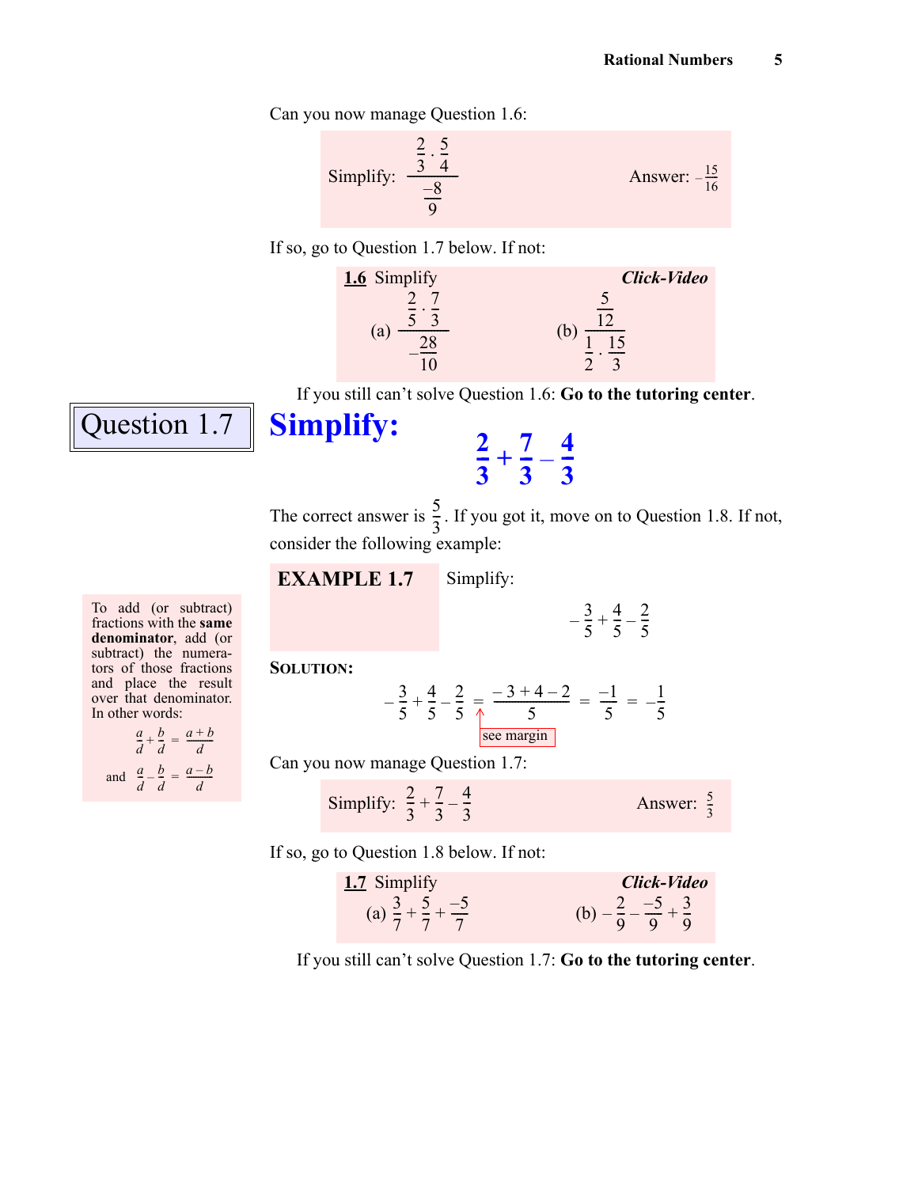Can you now manage Question 1.6:

Simplify: $\dfrac{\frac{2}{3}\cdot\frac{5}{4}}{\frac{-8}{9}}$ Answer: $-\frac{15}{16}$

If so, go to Question 1.7 below. If not:

**1.6** Simplify ***Click-Video***

(a) $\dfrac{\frac{2}{5}\cdot\frac{7}{3}}{-\frac{28}{10}}$ (b) $\dfrac{\frac{5}{12}}{\frac{1}{2}\cdot\frac{15}{3}}$

If you still can't solve Question 1.6: **Go to the tutoring center**.

## Question 1.7

## Simplify:

$$\frac{2}{3}+\frac{7}{3}-\frac{4}{3}$$

The correct answer is $\frac{5}{3}$. If you got it, move on to Question 1.8. If not, consider the following example:

**EXAMPLE 1.7** Simplify:

$$-\frac{3}{5}+\frac{4}{5}-\frac{2}{5}$$

> To add (or subtract) fractions with the **same denominator**, add (or subtract) the numerators of those fractions and place the result over that denominator. In other words:
>
> $\frac{a}{d}+\frac{b}{d}=\frac{a+b}{d}$
>
> and $\frac{a}{d}-\frac{b}{d}=\frac{a-b}{d}$

**SOLUTION:**

$$-\frac{3}{5}+\frac{4}{5}-\frac{2}{5}=\frac{-3+4-2}{5}=\frac{-1}{5}=-\frac{1}{5}$$

(see margin)

Can you now manage Question 1.7:

Simplify: $\frac{2}{3}+\frac{7}{3}-\frac{4}{3}$ Answer: $\frac{5}{3}$

If so, go to Question 1.8 below. If not:

**1.7** Simplify ***Click-Video***

(a) $\frac{3}{7}+\frac{5}{7}+\frac{-5}{7}$ (b) $-\frac{2}{9}-\frac{-5}{9}+\frac{3}{9}$

If you still can't solve Question 1.7: **Go to the tutoring center**.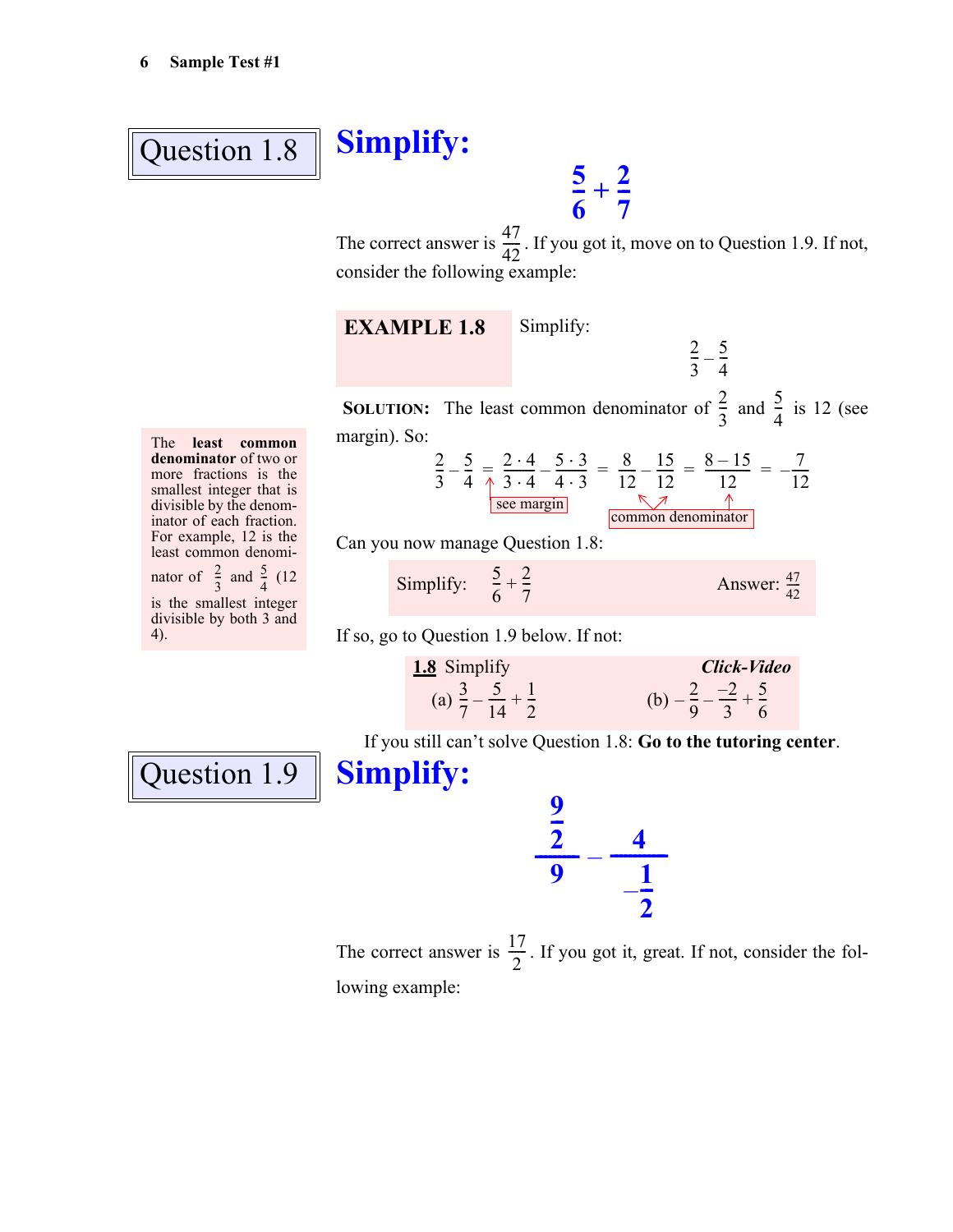## Question 1.8

# Simplify:

$$\frac{5}{6}+\frac{2}{7}$$

The correct answer is $\frac{47}{42}$. If you got it, move on to Question 1.9. If not, consider the following example:

**EXAMPLE 1.8** Simplify:

$$\frac{2}{3}-\frac{5}{4}$$

**SOLUTION:** The least common denominator of $\frac{2}{3}$ and $\frac{5}{4}$ is 12 (see margin). So:

$$\frac{2}{3}-\frac{5}{4}=\frac{2\cdot 4}{3\cdot 4}-\frac{5\cdot 3}{4\cdot 3}=\frac{8}{12}-\frac{15}{12}=\frac{8-15}{12}=-\frac{7}{12}$$

(see margin) (common denominator)

The **least common denominator** of two or more fractions is the smallest integer that is divisible by the denominator of each fraction. For example, 12 is the least common denominator of $\frac{2}{3}$ and $\frac{5}{4}$ (12 is the smallest integer divisible by both 3 and 4).

Can you now manage Question 1.8:

Simplify: $\frac{5}{6}+\frac{2}{7}$ Answer: $\frac{47}{42}$

If so, go to Question 1.9 below. If not:

**1.8** Simplify *Click-Video*

(a) $\frac{3}{7}-\frac{5}{14}+\frac{1}{2}$ (b) $-\frac{2}{9}-\frac{-2}{3}+\frac{5}{6}$

If you still can't solve Question 1.8: **Go to the tutoring center**.

## Question 1.9

# Simplify:

$$\frac{\frac{9}{2}}{9}-\frac{4}{-\frac{1}{2}}$$

The correct answer is $\frac{17}{2}$. If you got it, great. If not, consider the following example: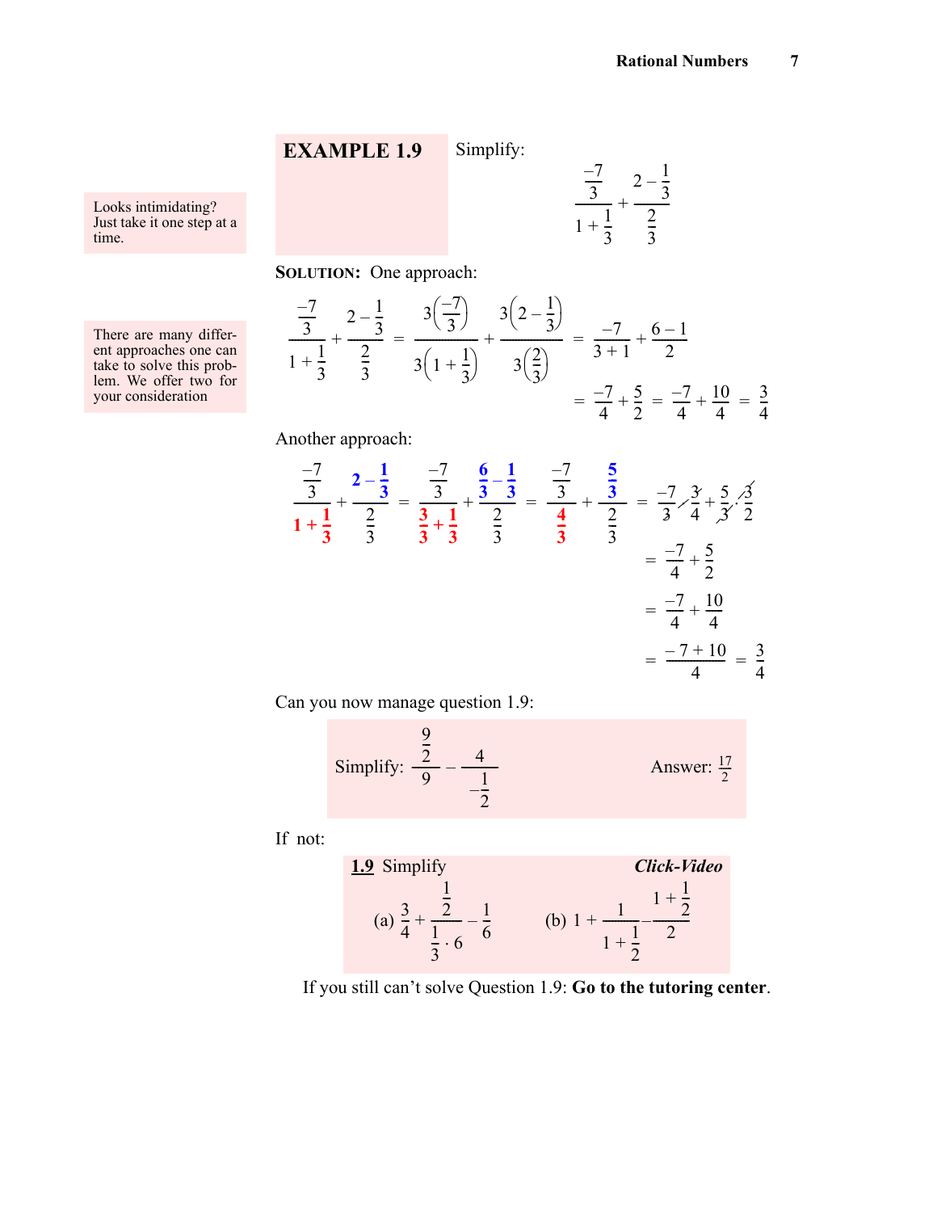**EXAMPLE 1.9** Simplify:

$$\frac{\frac{-7}{3}}{1+\frac{1}{3}} + \frac{2-\frac{1}{3}}{\frac{2}{3}}$$

Looks intimidating? Just take it one step at a time.

**SOLUTION:** One approach:

There are many different approaches one can take to solve this problem. We offer two for your consideration

$$\frac{\frac{-7}{3}}{1+\frac{1}{3}} + \frac{2-\frac{1}{3}}{\frac{2}{3}} = \frac{3\left(\frac{-7}{3}\right)}{3\left(1+\frac{1}{3}\right)} + \frac{3\left(2-\frac{1}{3}\right)}{3\left(\frac{2}{3}\right)} = \frac{-7}{3+1} + \frac{6-1}{2}$$

$$= \frac{-7}{4} + \frac{5}{2} = \frac{-7}{4} + \frac{10}{4} = \frac{3}{4}$$

Another approach:

$$\frac{\frac{-7}{3}}{1+\frac{1}{3}} + \frac{2-\frac{1}{3}}{\frac{2}{3}} = \frac{\frac{-7}{3}}{\frac{3}{3}+\frac{1}{3}} + \frac{\frac{6}{3}-\frac{1}{3}}{\frac{2}{3}} = \frac{\frac{-7}{3}}{\frac{4}{3}} + \frac{\frac{5}{3}}{\frac{2}{3}} = \frac{-7}{\cancel{3}} \cdot \frac{\cancel{3}}{4} + \frac{5}{\cancel{3}} \cdot \frac{\cancel{3}}{2}$$

$$= \frac{-7}{4} + \frac{5}{2}$$

$$= \frac{-7}{4} + \frac{10}{4}$$

$$= \frac{-7+10}{4} = \frac{3}{4}$$

Can you now manage question 1.9:

Simplify: $\dfrac{\frac{9}{2}}{9} - \dfrac{4}{-\frac{1}{2}}$ Answer: $\frac{17}{2}$

If not:

**1.9** Simplify ***Click-Video***

(a) $\frac{3}{4} + \dfrac{\frac{1}{2}}{\frac{1}{3} \cdot 6} - \frac{1}{6}$  (b) $1 + \dfrac{1}{1+\frac{1}{2}} - \dfrac{1+\frac{1}{2}}{2}$

If you still can't solve Question 1.9: **Go to the tutoring center**.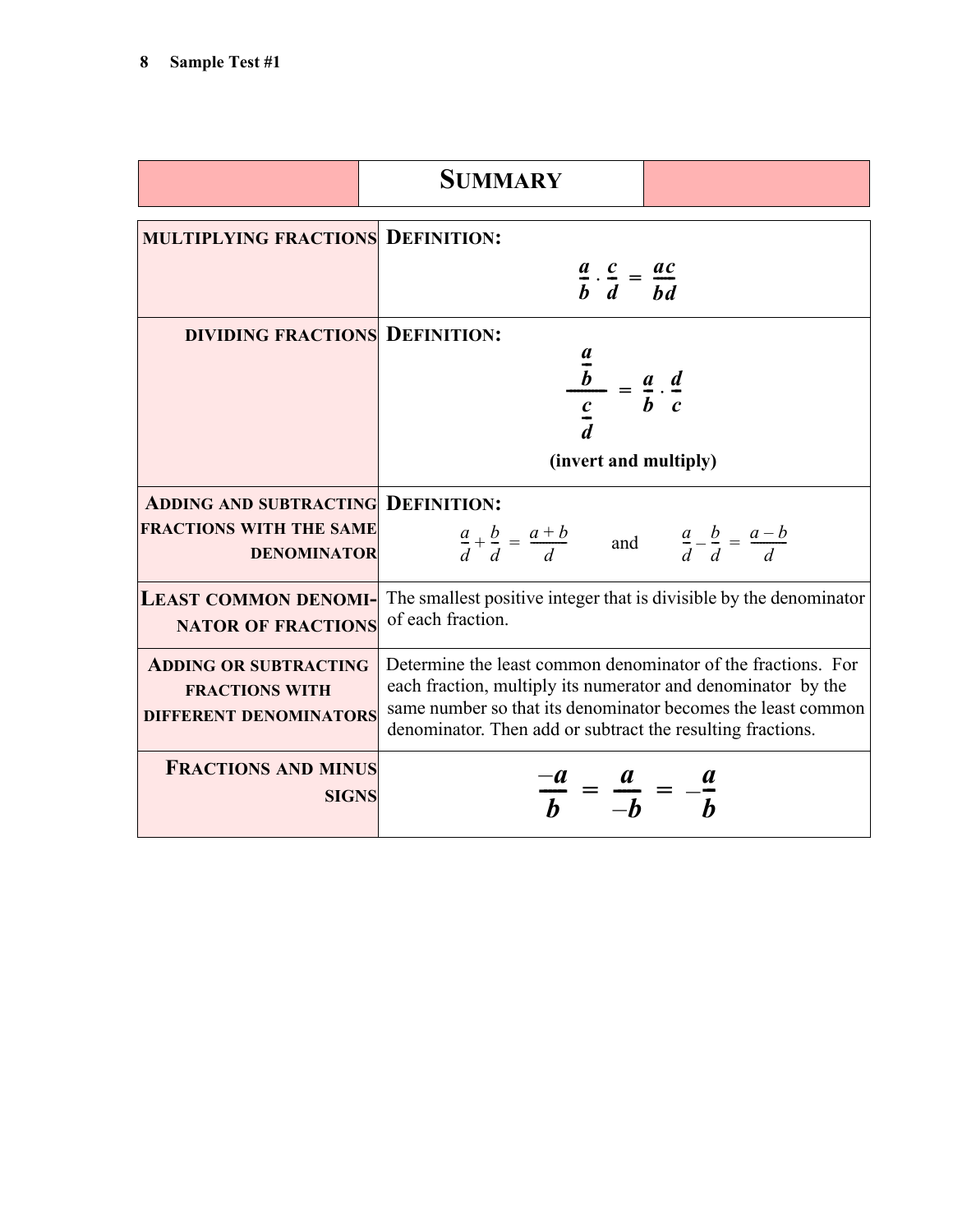## SUMMARY

| | |
|---|---|
| **MULTIPLYING FRACTIONS** | **DEFINITION:** $$\frac{a}{b} \cdot \frac{c}{d} = \frac{ac}{bd}$$ |
| **DIVIDING FRACTIONS** | **DEFINITION:** $$\frac{\frac{a}{b}}{\frac{c}{d}} = \frac{a}{b} \cdot \frac{d}{c}$$ **(invert and multiply)** |
| **ADDING AND SUBTRACTING FRACTIONS WITH THE SAME DENOMINATOR** | **DEFINITION:** $\frac{a}{d} + \frac{b}{d} = \frac{a+b}{d}$ and $\frac{a}{d} - \frac{b}{d} = \frac{a-b}{d}$ |
| **LEAST COMMON DENOMINATOR OF FRACTIONS** | The smallest positive integer that is divisible by the denominator of each fraction. |
| **ADDING OR SUBTRACTING FRACTIONS WITH DIFFERENT DENOMINATORS** | Determine the least common denominator of the fractions. For each fraction, multiply its numerator and denominator by the same number so that its denominator becomes the least common denominator. Then add or subtract the resulting fractions. |
| **FRACTIONS AND MINUS SIGNS** | $$\frac{-a}{b} = \frac{a}{-b} = -\frac{a}{b}$$ |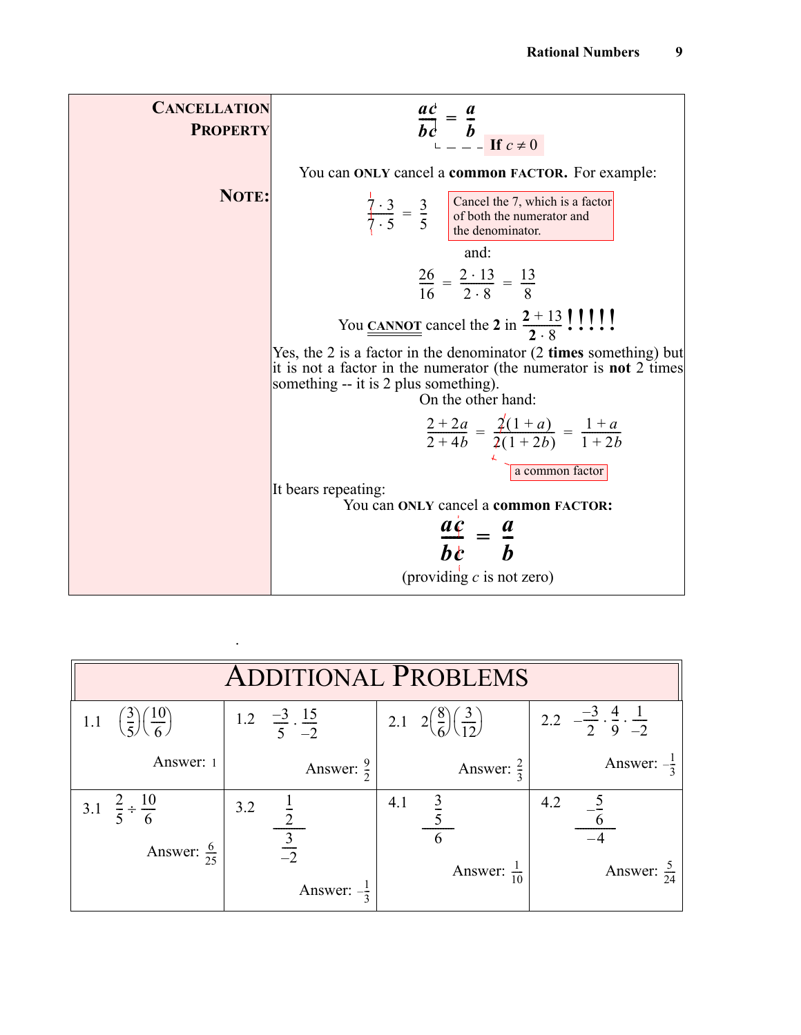**CANCELLATION PROPERTY**

$$\frac{ac}{bc} = \frac{a}{b} \quad \text{If } c \neq 0$$

You can **ONLY** cancel a **common FACTOR.** For example:

**NOTE:**

$$\frac{7 \cdot 3}{7 \cdot 5} = \frac{3}{5}$$

Cancel the 7, which is a factor of both the numerator and the denominator.

and:

$$\frac{26}{16} = \frac{2 \cdot 13}{2 \cdot 8} = \frac{13}{8}$$

You **CANNOT** cancel the **2** in $\frac{2 + 13}{2 \cdot 8}$ **!!!!!**

Yes, the 2 is a factor in the denominator (2 **times** something) but it is not a factor in the numerator (the numerator is **not** 2 times something -- it is 2 plus something).

On the other hand:

$$\frac{2 + 2a}{2 + 4b} = \frac{2(1 + a)}{2(1 + 2b)} = \frac{1 + a}{1 + 2b}$$

a common factor

It bears repeating:

You can **ONLY** cancel a **common FACTOR:**

$$\frac{ac}{bc} = \frac{a}{b}$$

(providing $c$ is not zero)

# ADDITIONAL PROBLEMS

| | | | |
|---|---|---|---|
| 1.1 $\left(\frac{3}{5}\right)\left(\frac{10}{6}\right)$ Answer: 1 | 1.2 $\frac{-3}{5} \cdot \frac{15}{-2}$ Answer: $\frac{9}{2}$ | 2.1 $2\left(\frac{8}{6}\right)\left(\frac{3}{12}\right)$ Answer: $\frac{2}{3}$ | 2.2 $-\frac{-3}{2} \cdot \frac{4}{9} \cdot \frac{1}{-2}$ Answer: $-\frac{1}{3}$ |
| 3.1 $\frac{2}{5} \div \frac{10}{6}$ Answer: $\frac{6}{25}$ | 3.2 $\dfrac{\frac{1}{2}}{\frac{3}{-2}}$ Answer: $-\frac{1}{3}$ | 4.1 $\dfrac{\frac{3}{5}}{6}$ Answer: $\frac{1}{10}$ | 4.2 $\dfrac{-\frac{5}{6}}{-4}$ Answer: $\frac{5}{24}$ |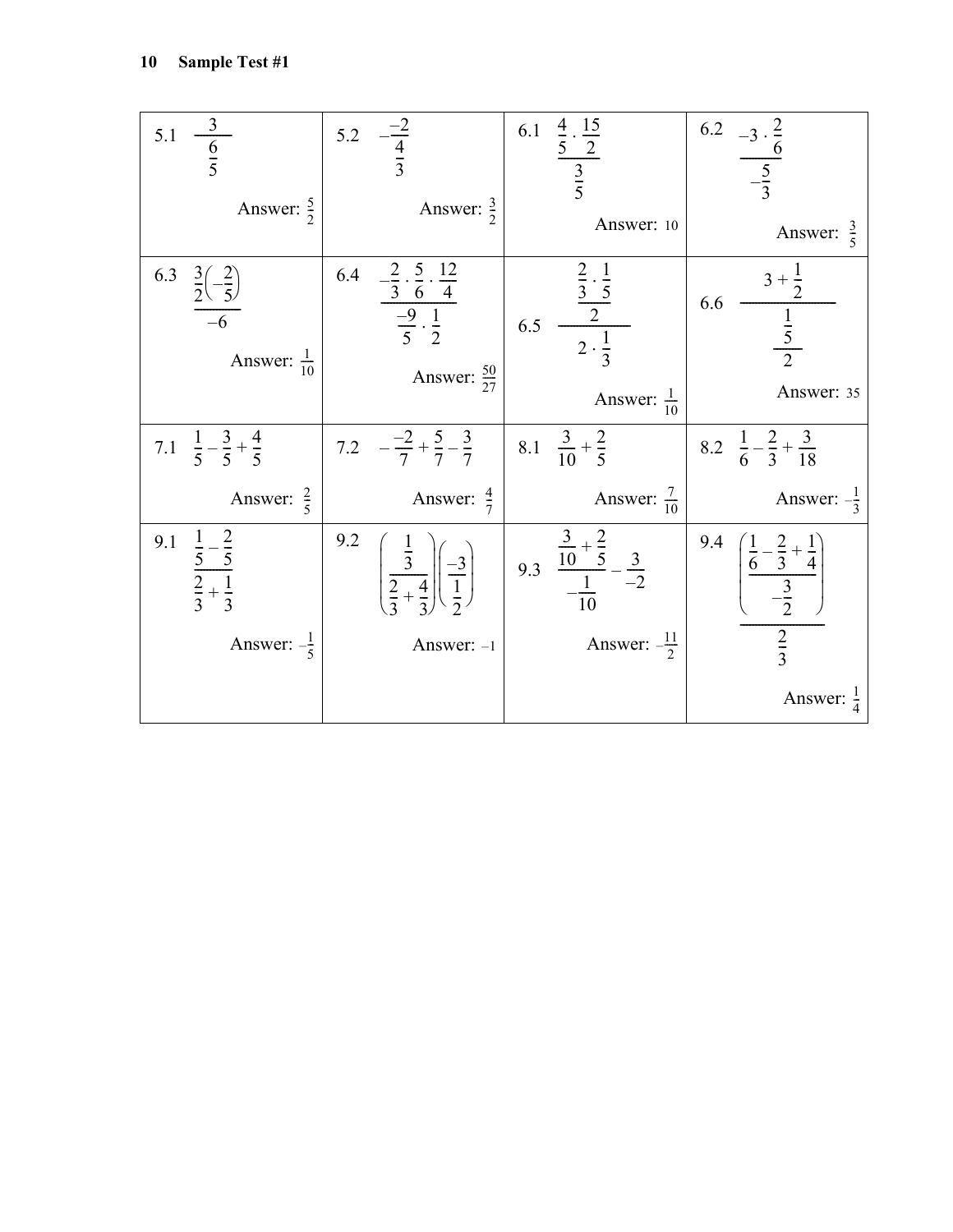| | | | |
|---|---|---|---|
| 5.1 $\dfrac{3}{\dfrac{6}{5}}$ Answer: $\frac{5}{2}$ | 5.2 $-\dfrac{-2}{\dfrac{4}{3}}$ Answer: $\frac{3}{2}$ | 6.1 $\dfrac{\dfrac{4}{5}\cdot\dfrac{15}{2}}{\dfrac{3}{5}}$ Answer: 10 | 6.2 $\dfrac{-3\cdot\dfrac{2}{6}}{-\dfrac{5}{3}}$ Answer: $\frac{3}{5}$ |
| 6.3 $\dfrac{\dfrac{3}{2}\left(-\dfrac{2}{5}\right)}{-6}$ Answer: $\frac{1}{10}$ | 6.4 $\dfrac{-\dfrac{2}{3}\cdot\dfrac{5}{6}\cdot\dfrac{12}{4}}{\dfrac{-9}{5}\cdot\dfrac{1}{2}}$ Answer: $\frac{50}{27}$ | 6.5 $\dfrac{\dfrac{\dfrac{2}{3}\cdot\dfrac{1}{5}}{2}}{2\cdot\dfrac{1}{3}}$ Answer: $\frac{1}{10}$ | 6.6 $\dfrac{3+\dfrac{1}{2}}{\dfrac{\dfrac{1}{5}}{2}}$ Answer: 35 |
| 7.1 $\dfrac{1}{5}-\dfrac{3}{5}+\dfrac{4}{5}$ Answer: $\frac{2}{5}$ | 7.2 $-\dfrac{-2}{7}+\dfrac{5}{7}-\dfrac{3}{7}$ Answer: $\frac{4}{7}$ | 8.1 $\dfrac{3}{10}+\dfrac{2}{5}$ Answer: $\frac{7}{10}$ | 8.2 $\dfrac{1}{6}-\dfrac{2}{3}+\dfrac{3}{18}$ Answer: $-\frac{1}{3}$ |
| 9.1 $\dfrac{\dfrac{1}{5}-\dfrac{2}{5}}{\dfrac{2}{3}+\dfrac{1}{3}}$ Answer: $-\frac{1}{5}$ | 9.2 $\left(\dfrac{\dfrac{1}{3}}{\dfrac{2}{3}+\dfrac{4}{3}}\right)\left(\dfrac{-3}{\dfrac{1}{2}}\right)$ Answer: $-1$ | 9.3 $\dfrac{\dfrac{3}{10}+\dfrac{2}{5}}{-\dfrac{1}{10}}-\dfrac{3}{-2}$ Answer: $-\frac{11}{2}$ | 9.4 $\dfrac{\left(\dfrac{\dfrac{1}{6}-\dfrac{2}{3}+\dfrac{1}{4}}{-\dfrac{3}{2}}\right)}{\dfrac{2}{3}}$ Answer: $\frac{1}{4}$ |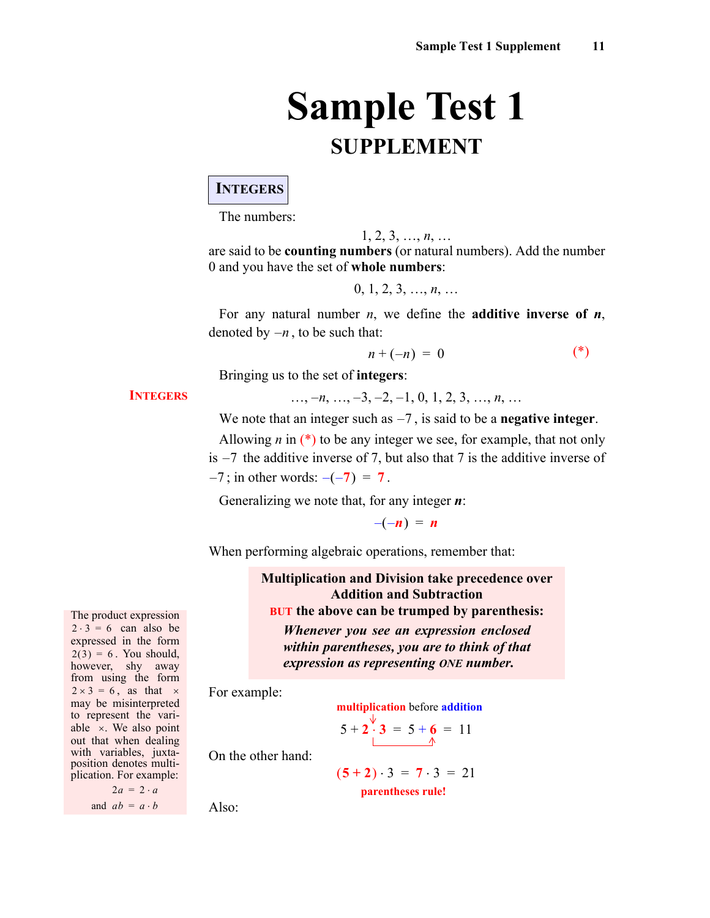# Sample Test 1

## SUPPLEMENT

### INTEGERS

The numbers:

$$1, 2, 3, \ldots, n, \ldots$$

are said to be **counting numbers** (or natural numbers). Add the number 0 and you have the set of **whole numbers**:

$$0, 1, 2, 3, \ldots, n, \ldots$$

For any natural number $n$, we define the **additive inverse of $n$**, denoted by $-n$, to be such that:

$$n + (-n) = 0 \qquad (*)$$

Bringing us to the set of **integers**:

INTEGERS

$$\ldots, -n, \ldots, -3, -2, -1, 0, 1, 2, 3, \ldots, n, \ldots$$

We note that an integer such as $-7$, is said to be a **negative integer**.

Allowing $n$ in (*) to be any integer we see, for example, that not only is $-7$ the additive inverse of 7, but also that 7 is the additive inverse of $-7$; in other words: $-(-7) = 7$.

Generalizing we note that, for any integer $n$:

$$-(-n) = n$$

When performing algebraic operations, remember that:

> **Multiplication and Division take precedence over Addition and Subtraction**
> **BUT the above can be trumped by parenthesis:**
> ***Whenever you see an expression enclosed within parentheses, you are to think of that expression as representing ONE number.***

The product expression $2 \cdot 3 = 6$ can also be expressed in the form $2(3) = 6$. You should, however, shy away from using the form $2 \times 3 = 6$, as that $\times$ may be misinterpreted to represent the variable $x$. We also point out that when dealing with variables, juxtaposition denotes multiplication. For example:

$$2a = 2 \cdot a$$
$$\text{and } ab = a \cdot b$$

For example:

multiplication before addition

$$5 + 2 \cdot 3 = 5 + 6 = 11$$

On the other hand:

$$(5 + 2) \cdot 3 = 7 \cdot 3 = 21$$

parentheses rule!

Also: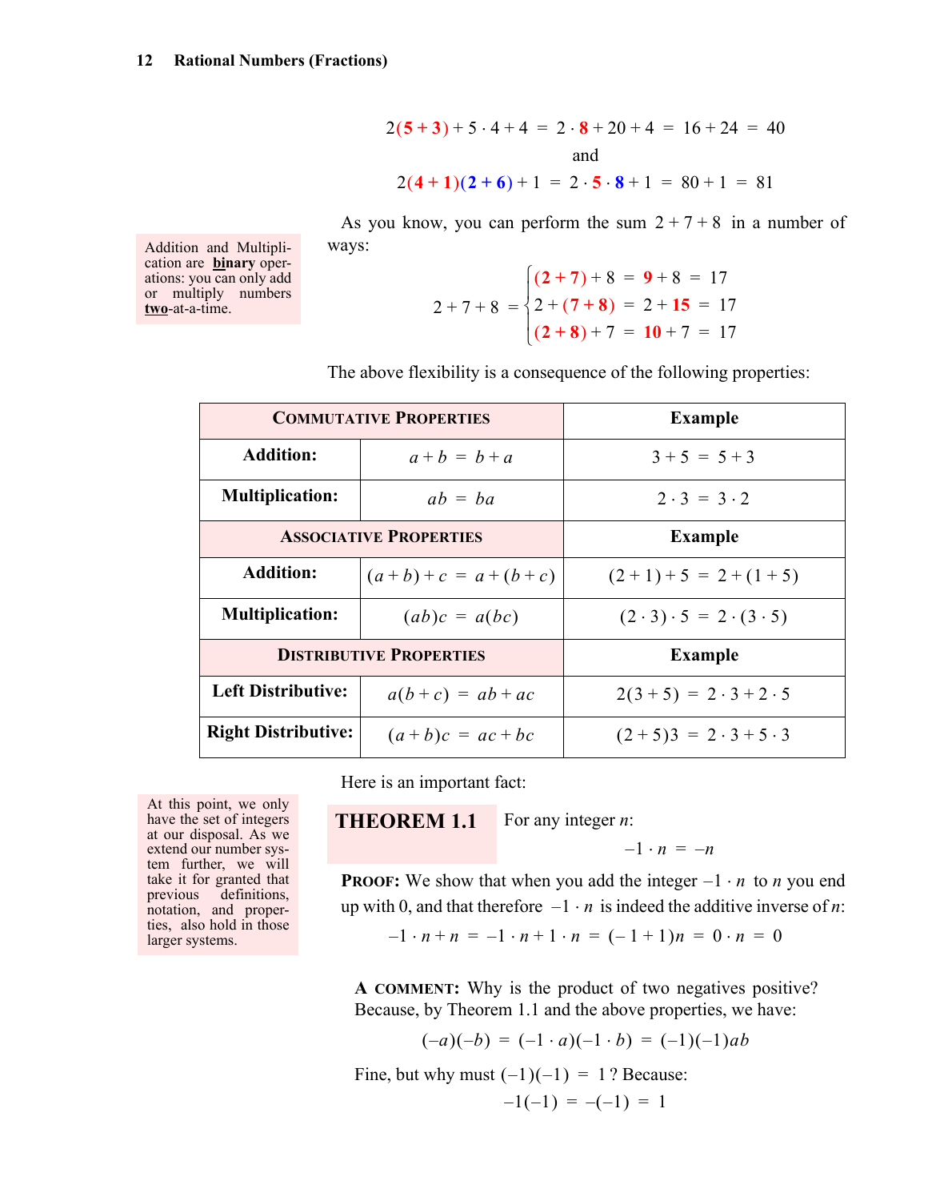$$2(5+3)+5\cdot 4+4 = 2\cdot 8+20+4 = 16+24 = 40$$

and

$$2(4+1)(2+6)+1 = 2\cdot 5\cdot 8+1 = 80+1 = 81$$

As you know, you can perform the sum $2+7+8$ in a number of ways:

> Addition and Multiplication are **binary** operations: you can only add or multiply numbers **two**-at-a-time.

$$2+7+8 = \begin{cases} (2+7)+8 = 9+8 = 17 \\ 2+(7+8) = 2+15 = 17 \\ (2+8)+7 = 10+7 = 17 \end{cases}$$

The above flexibility is a consequence of the following properties:

| COMMUTATIVE PROPERTIES | | Example |
|---|---|---|
| **Addition:** | $a+b = b+a$ | $3+5 = 5+3$ |
| **Multiplication:** | $ab = ba$ | $2\cdot 3 = 3\cdot 2$ |
| **ASSOCIATIVE PROPERTIES** | | **Example** |
| **Addition:** | $(a+b)+c = a+(b+c)$ | $(2+1)+5 = 2+(1+5)$ |
| **Multiplication:** | $(ab)c = a(bc)$ | $(2\cdot 3)\cdot 5 = 2\cdot(3\cdot 5)$ |
| **DISTRIBUTIVE PROPERTIES** | | **Example** |
| **Left Distributive:** | $a(b+c) = ab+ac$ | $2(3+5) = 2\cdot 3+2\cdot 5$ |
| **Right Distributive:** | $(a+b)c = ac+bc$ | $(2+5)3 = 2\cdot 3+5\cdot 3$ |

Here is an important fact:

> At this point, we only have the set of integers at our disposal. As we extend our number system further, we will take it for granted that previous definitions, notation, and properties, also hold in those larger systems.

**THEOREM 1.1** For any integer $n$:

$$-1\cdot n = -n$$

**PROOF:** We show that when you add the integer $-1\cdot n$ to $n$ you end up with 0, and that therefore $-1\cdot n$ is indeed the additive inverse of $n$:

$$-1\cdot n+n = -1\cdot n+1\cdot n = (-1+1)n = 0\cdot n = 0$$

**A COMMENT:** Why is the product of two negatives positive? Because, by Theorem 1.1 and the above properties, we have:

$$(-a)(-b) = (-1\cdot a)(-1\cdot b) = (-1)(-1)ab$$

Fine, but why must $(-1)(-1) = 1$? Because:

$$-1(-1) = -(-1) = 1$$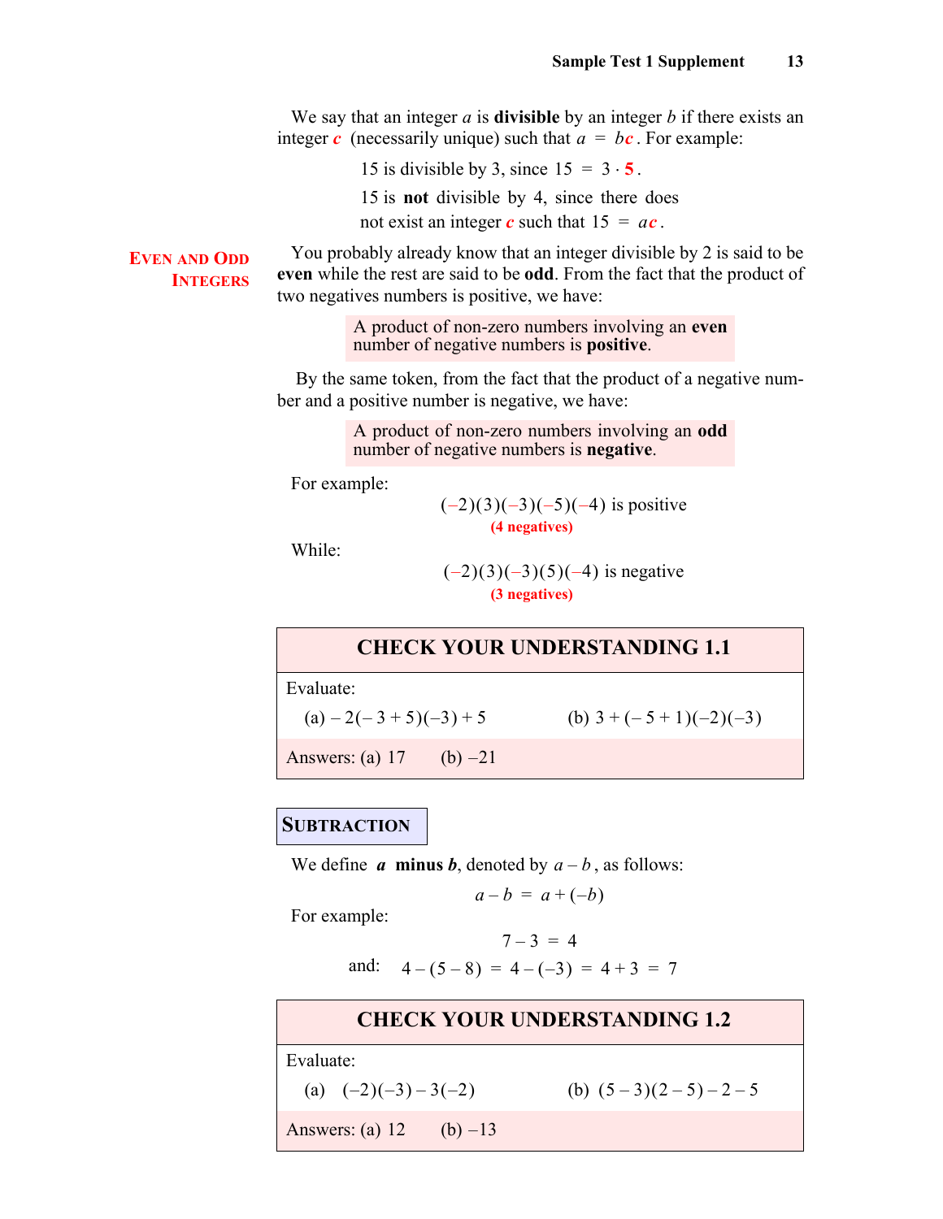We say that an integer $a$ is **divisible** by an integer $b$ if there exists an integer $c$ (necessarily unique) such that $a = bc$. For example:

> 15 is divisible by 3, since $15 = 3 \cdot 5$.
>
> 15 is **not** divisible by 4, since there does not exist an integer $c$ such that $15 = ac$.

**EVEN AND ODD INTEGERS**

You probably already know that an integer divisible by 2 is said to be **even** while the rest are said to be **odd**. From the fact that the product of two negatives numbers is positive, we have:

> A product of non-zero numbers involving an **even** number of negative numbers is **positive**.

By the same token, from the fact that the product of a negative number and a positive number is negative, we have:

> A product of non-zero numbers involving an **odd** number of negative numbers is **negative**.

For example:

$$(-2)(3)(-3)(-5)(-4) \text{ is positive}$$
**(4 negatives)**

While:

$$(-2)(3)(-3)(5)(-4) \text{ is negative}$$
**(3 negatives)**

### CHECK YOUR UNDERSTANDING 1.1

Evaluate:

(a) $-2(-3+5)(-3)+5$ (b) $3+(-5+1)(-2)(-3)$

Answers: (a) 17 (b) –21

## SUBTRACTION

We define ***a* minus *b***, denoted by $a-b$, as follows:

$$a-b = a+(-b)$$

For example:

$$7-3 = 4$$

and: $4-(5-8) = 4-(-3) = 4+3 = 7$

### CHECK YOUR UNDERSTANDING 1.2

Evaluate:

(a) $(-2)(-3)-3(-2)$ (b) $(5-3)(2-5)-2-5$

Answers: (a) 12 (b) –13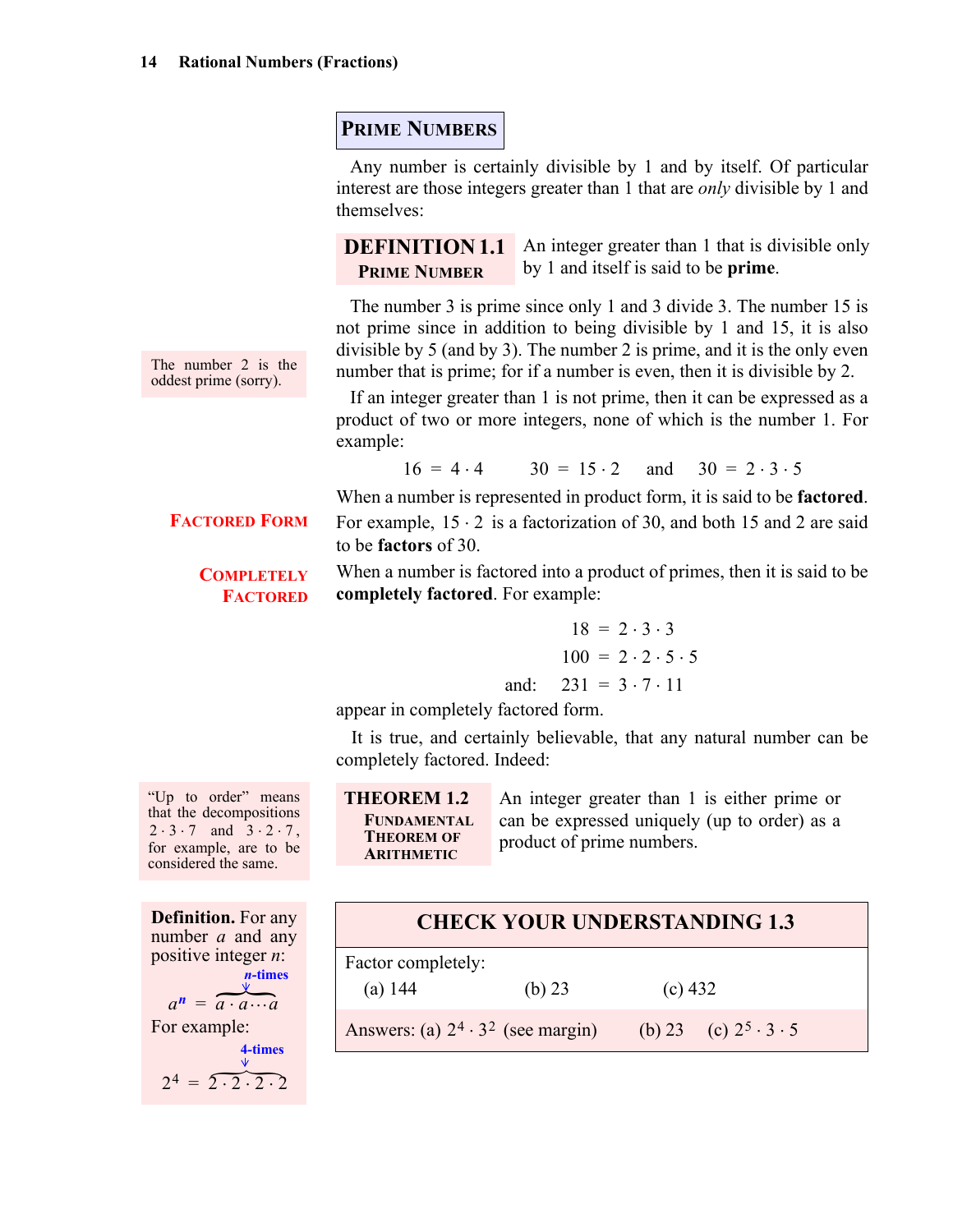## Prime Numbers

Any number is certainly divisible by 1 and by itself. Of particular interest are those integers greater than 1 that are *only* divisible by 1 and themselves:

**DEFINITION 1.1**
**Prime Number**

An integer greater than 1 that is divisible only by 1 and itself is said to be **prime**.

The number 3 is prime since only 1 and 3 divide 3. The number 15 is not prime since in addition to being divisible by 1 and 15, it is also divisible by 5 (and by 3). The number 2 is prime, and it is the only even number that is prime; for if a number is even, then it is divisible by 2.

> The number 2 is the oddest prime (sorry).

If an integer greater than 1 is not prime, then it can be expressed as a product of two or more integers, none of which is the number 1. For example:

$$16 = 4 \cdot 4 \qquad 30 = 15 \cdot 2 \qquad \text{and} \qquad 30 = 2 \cdot 3 \cdot 5$$

**Factored Form**

When a number is represented in product form, it is said to be **factored**. For example, $15 \cdot 2$ is a factorization of 30, and both 15 and 2 are said to be **factors** of 30.

**Completely Factored**

When a number is factored into a product of primes, then it is said to be **completely factored**. For example:

$$18 = 2 \cdot 3 \cdot 3$$
$$100 = 2 \cdot 2 \cdot 5 \cdot 5$$
$$\text{and:} \quad 231 = 3 \cdot 7 \cdot 11$$

appear in completely factored form.

It is true, and certainly believable, that any natural number can be completely factored. Indeed:

**THEOREM 1.2**
**Fundamental Theorem of Arithmetic**

An integer greater than 1 is either prime or can be expressed uniquely (up to order) as a product of prime numbers.

> "Up to order" means that the decompositions $2 \cdot 3 \cdot 7$ and $3 \cdot 2 \cdot 7$, for example, are to be considered the same.

**CHECK YOUR UNDERSTANDING 1.3**

Factor completely:

(a) 144 (b) 23 (c) 432

Answers: (a) $2^4 \cdot 3^2$ (see margin) (b) 23 (c) $2^5 \cdot 3 \cdot 5$

> **Definition.** For any number $a$ and any positive integer $n$:
>
> $$a^n = \underbrace{a \cdot a \cdots a}_{n\text{-times}}$$
>
> For example:
>
> $$2^4 = \underbrace{2 \cdot 2 \cdot 2 \cdot 2}_{4\text{-times}}$$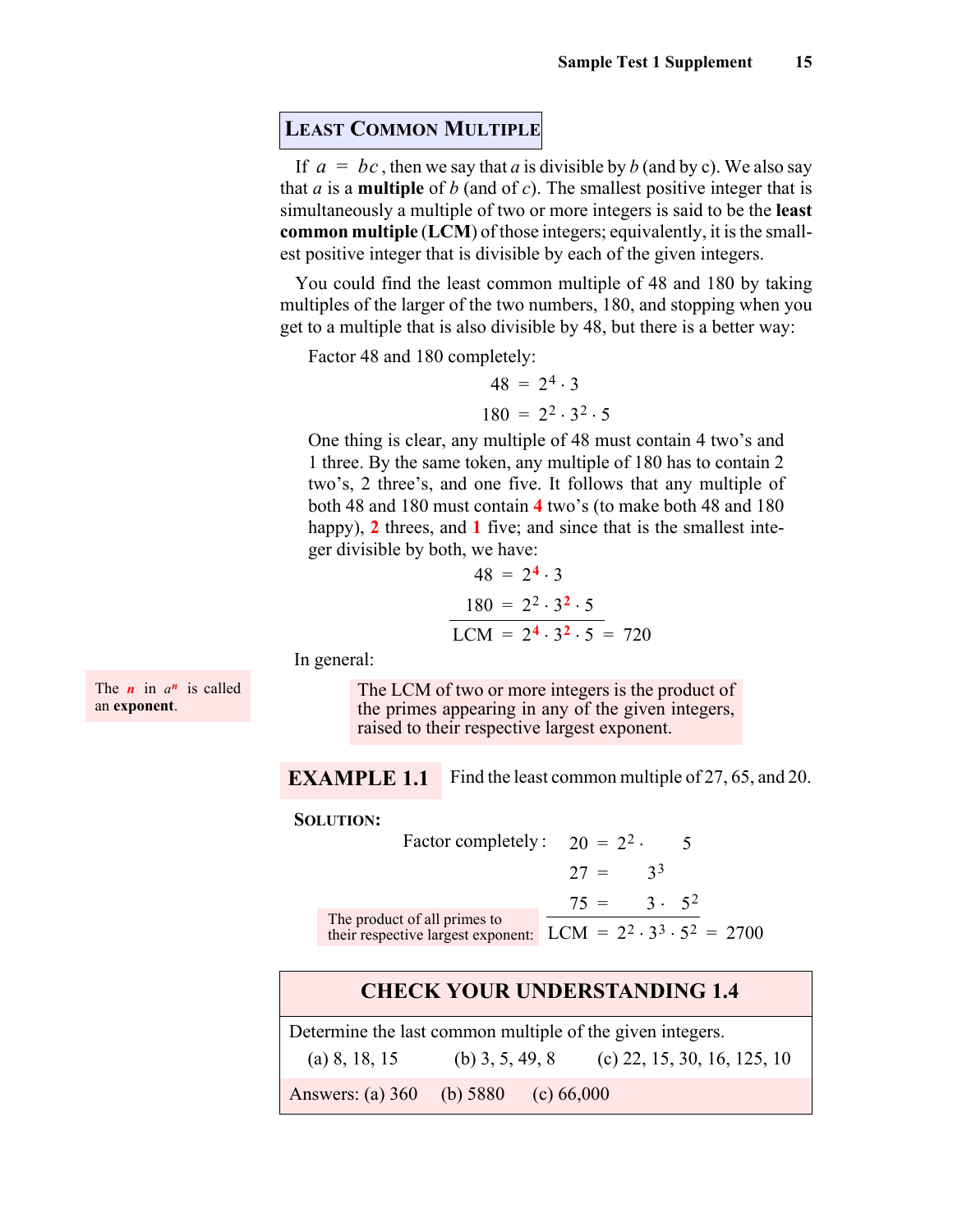## LEAST COMMON MULTIPLE

If $a = bc$, then we say that $a$ is divisible by $b$ (and by c). We also say that $a$ is a **multiple** of $b$ (and of $c$). The smallest positive integer that is simultaneously a multiple of two or more integers is said to be the **least common multiple** (**LCM**) of those integers; equivalently, it is the smallest positive integer that is divisible by each of the given integers.

You could find the least common multiple of 48 and 180 by taking multiples of the larger of the two numbers, 180, and stopping when you get to a multiple that is also divisible by 48, but there is a better way:

Factor 48 and 180 completely:

$$48 = 2^4 \cdot 3$$
$$180 = 2^2 \cdot 3^2 \cdot 5$$

One thing is clear, any multiple of 48 must contain 4 two's and 1 three. By the same token, any multiple of 180 has to contain 2 two's, 2 three's, and one five. It follows that any multiple of both 48 and 180 must contain **4** two's (to make both 48 and 180 happy), **2** threes, and **1** five; and since that is the smallest integer divisible by both, we have:

$$48 = 2^{\mathbf{4}} \cdot 3$$
$$180 = 2^2 \cdot 3^{\mathbf{2}} \cdot 5$$
$$\text{LCM} = 2^{\mathbf{4}} \cdot 3^{\mathbf{2}} \cdot 5 = 720$$

In general:

The $n$ in $a^n$ is called an **exponent**.

> The LCM of two or more integers is the product of the primes appearing in any of the given integers, raised to their respective largest exponent.

**EXAMPLE 1.1** Find the least common multiple of 27, 65, and 20.

**SOLUTION:**

Factor completely:

$$20 = 2^2 \cdot 5$$
$$27 = 3^3$$
$$75 = 3 \cdot 5^2$$

The product of all primes to their respective largest exponent:

$$\text{LCM} = 2^2 \cdot 3^3 \cdot 5^2 = 2700$$

### CHECK YOUR UNDERSTANDING 1.4

Determine the last common multiple of the given integers.

(a) 8, 18, 15 (b) 3, 5, 49, 8 (c) 22, 15, 30, 16, 125, 10

Answers: (a) 360 (b) 5880 (c) 66,000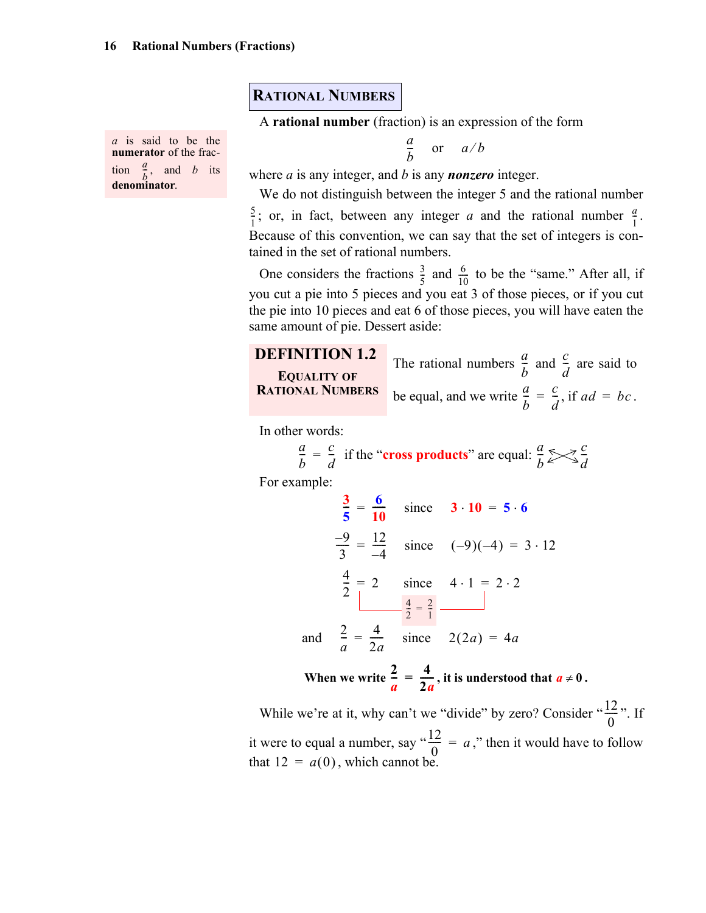## RATIONAL NUMBERS

A **rational number** (fraction) is an expression of the form

$$\frac{a}{b} \quad \text{or} \quad a/b$$

where $a$ is any integer, and $b$ is any ***nonzero*** integer.

$a$ is said to be the **numerator** of the fraction $\frac{a}{b}$, and $b$ its **denominator**.

We do not distinguish between the integer 5 and the rational number $\frac{5}{1}$; or, in fact, between any integer $a$ and the rational number $\frac{a}{1}$. Because of this convention, we can say that the set of integers is contained in the set of rational numbers.

One considers the fractions $\frac{3}{5}$ and $\frac{6}{10}$ to be the "same." After all, if you cut a pie into 5 pieces and you eat 3 of those pieces, or if you cut the pie into 10 pieces and eat 6 of those pieces, you will have eaten the same amount of pie. Dessert aside:

**DEFINITION 1.2** **EQUALITY OF RATIONAL NUMBERS**

The rational numbers $\frac{a}{b}$ and $\frac{c}{d}$ are said to be equal, and we write $\frac{a}{b} = \frac{c}{d}$, if $ad = bc$.

In other words:

$\frac{a}{b} = \frac{c}{d}$ if the "**cross products**" are equal: $\frac{a}{b} \bowtie \frac{c}{d}$

For example:

$$\frac{3}{5} = \frac{6}{10} \quad \text{since} \quad 3 \cdot 10 = 5 \cdot 6$$

$$\frac{-9}{3} = \frac{12}{-4} \quad \text{since} \quad (-9)(-4) = 3 \cdot 12$$

$$\frac{4}{2} = 2 \quad \text{since} \quad 4 \cdot 1 = 2 \cdot 2$$

$$\frac{4}{2} = \frac{2}{1}$$

$$\text{and} \quad \frac{2}{a} = \frac{4}{2a} \quad \text{since} \quad 2(2a) = 4a$$

**When we write $\frac{2}{a} = \frac{4}{2a}$, it is understood that $a \neq 0$.**

While we're at it, why can't we "divide" by zero? Consider "$\frac{12}{0}$". If it were to equal a number, say "$\frac{12}{0} = a$," then it would have to follow that $12 = a(0)$, which cannot be.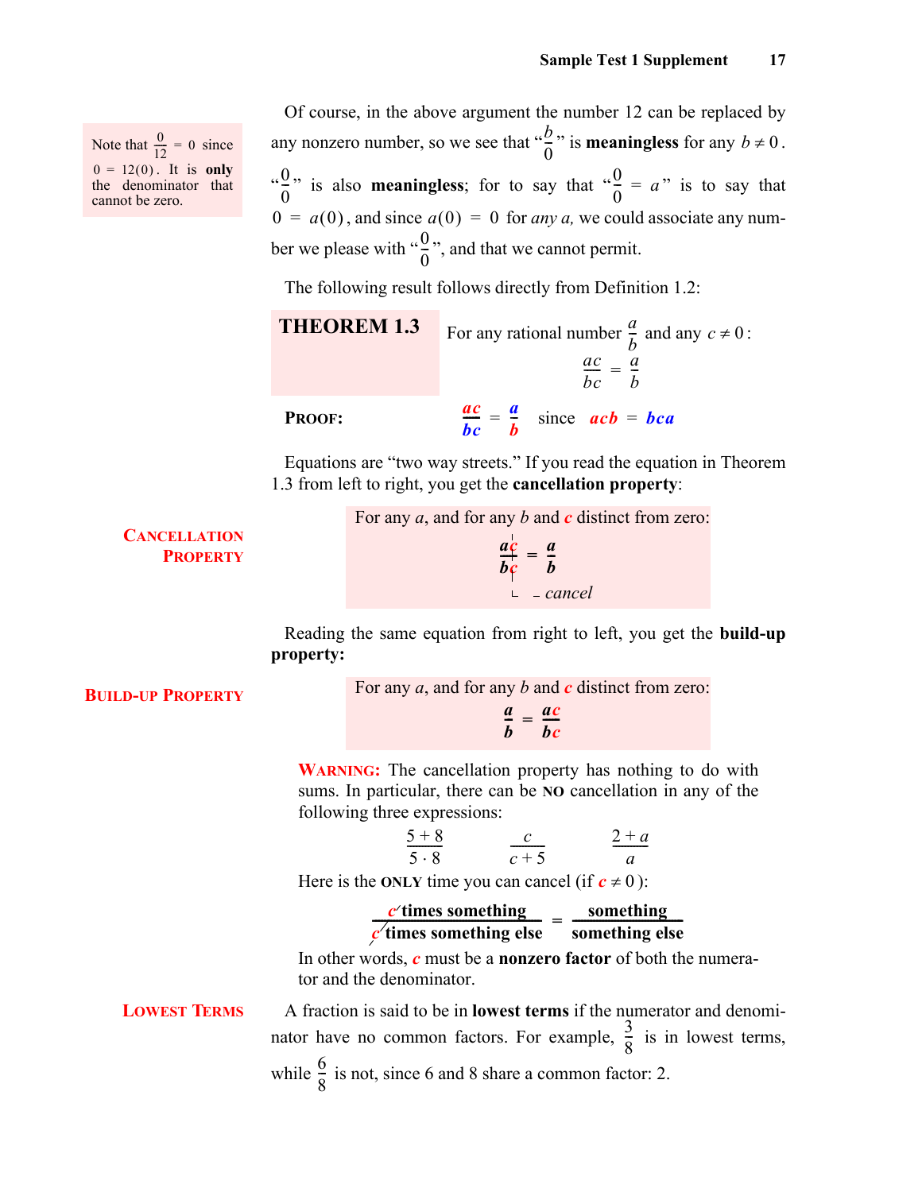> Note that $\frac{0}{12} = 0$ since $0 = 12(0)$. It is **only** the denominator that cannot be zero.

Of course, in the above argument the number 12 can be replaced by any nonzero number, so we see that "$\frac{b}{0}$" is **meaningless** for any $b \neq 0$. "$\frac{0}{0}$" is also **meaningless**; for to say that "$\frac{0}{0} = a$" is to say that $0 = a(0)$, and since $a(0) = 0$ for *any a,* we could associate any number we please with "$\frac{0}{0}$", and that we cannot permit.

The following result follows directly from Definition 1.2:

**THEOREM 1.3** For any rational number $\frac{a}{b}$ and any $c \neq 0$:

$$\frac{ac}{bc} = \frac{a}{b}$$

**PROOF:**

$$\frac{ac}{bc} = \frac{a}{b} \quad \text{since} \quad acb = bca$$

Equations are "two way streets." If you read the equation in Theorem 1.3 from left to right, you get the **cancellation property**:

**CANCELLATION PROPERTY**

For any $a$, and for any $b$ and $c$ distinct from zero:

$$\frac{ac}{bc} = \frac{a}{b}$$

*cancel*

Reading the same equation from right to left, you get the **build-up property:**

**BUILD-UP PROPERTY**

For any $a$, and for any $b$ and $c$ distinct from zero:

$$\frac{a}{b} = \frac{ac}{bc}$$

**WARNING:** The cancellation property has nothing to do with sums. In particular, there can be **NO** cancellation in any of the following three expressions:

$$\frac{5+8}{5 \cdot 8} \qquad \frac{c}{c+5} \qquad \frac{2+a}{a}$$

Here is the **ONLY** time you can cancel (if $c \neq 0$):

$$\frac{c \text{ times something}}{c \text{ times something else}} = \frac{\text{something}}{\text{something else}}$$

In other words, $c$ must be a **nonzero factor** of both the numerator and the denominator.

**LOWEST TERMS**

A fraction is said to be in **lowest terms** if the numerator and denominator have no common factors. For example, $\frac{3}{8}$ is in lowest terms, while $\frac{6}{8}$ is not, since 6 and 8 share a common factor: 2.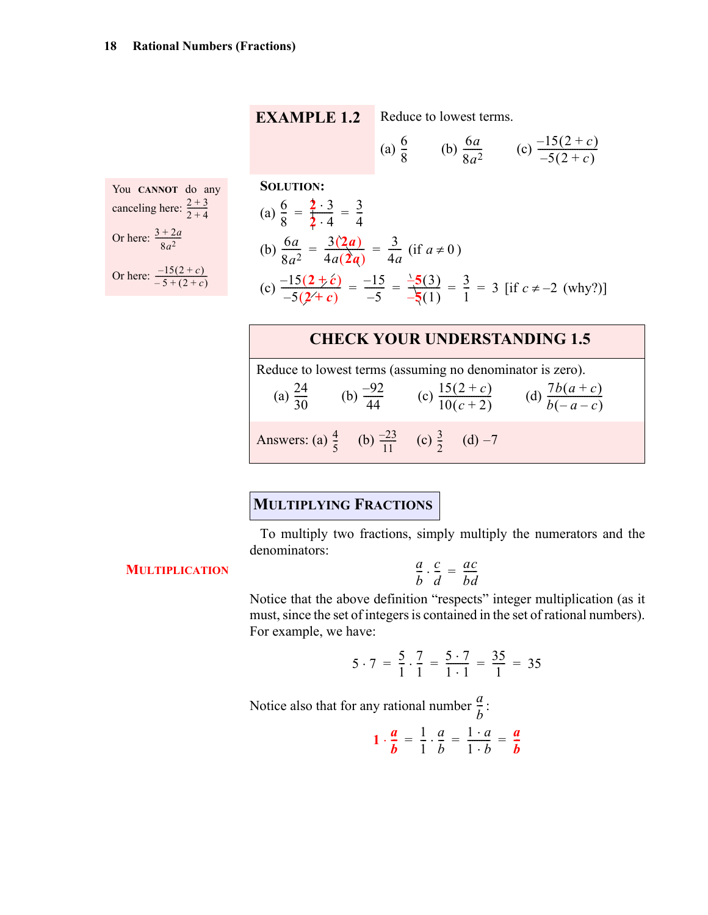**EXAMPLE 1.2** Reduce to lowest terms.

(a) $\frac{6}{8}$ (b) $\frac{6a}{8a^2}$ (c) $\frac{-15(2+c)}{-5(2+c)}$

> You CANNOT do any canceling here: $\frac{2+3}{2+4}$
>
> Or here: $\frac{3+2a}{8a^2}$
>
> Or here: $\frac{-15(2+c)}{-5+(2+c)}$

**SOLUTION:**

(a) $\frac{6}{8} = \frac{2 \cdot 3}{2 \cdot 4} = \frac{3}{4}$

(b) $\frac{6a}{8a^2} = \frac{3(2a)}{4a(2a)} = \frac{3}{4a}$ (if $a \neq 0$)

(c) $\frac{-15(2+c)}{-5(2+c)} = \frac{-15}{-5} = \frac{-5(3)}{-5(1)} = \frac{3}{1} = 3$ [if $c \neq -2$ (why?)]

### CHECK YOUR UNDERSTANDING 1.5

Reduce to lowest terms (assuming no denominator is zero).

(a) $\frac{24}{30}$ (b) $\frac{-92}{44}$ (c) $\frac{15(2+c)}{10(c+2)}$ (d) $\frac{7b(a+c)}{b(-a-c)}$

Answers: (a) $\frac{4}{5}$ (b) $\frac{-23}{11}$ (c) $\frac{3}{2}$ (d) $-7$

## MULTIPLYING FRACTIONS

To multiply two fractions, simply multiply the numerators and the denominators:

**MULTIPLICATION**

$$\frac{a}{b} \cdot \frac{c}{d} = \frac{ac}{bd}$$

Notice that the above definition "respects" integer multiplication (as it must, since the set of integers is contained in the set of rational numbers). For example, we have:

$$5 \cdot 7 = \frac{5}{1} \cdot \frac{7}{1} = \frac{5 \cdot 7}{1 \cdot 1} = \frac{35}{1} = 35$$

Notice also that for any rational number $\frac{a}{b}$:

$$1 \cdot \frac{a}{b} = \frac{1}{1} \cdot \frac{a}{b} = \frac{1 \cdot a}{1 \cdot b} = \frac{a}{b}$$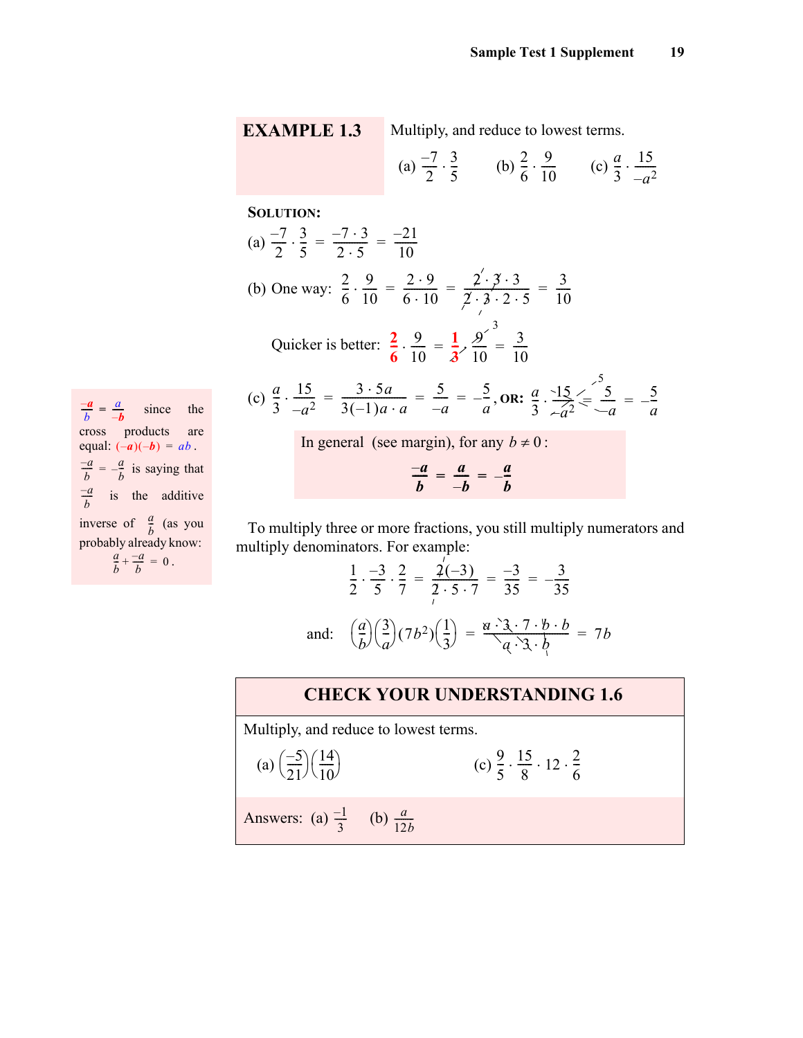**EXAMPLE 1.3** Multiply, and reduce to lowest terms.

(a) $\frac{-7}{2} \cdot \frac{3}{5}$ (b) $\frac{2}{6} \cdot \frac{9}{10}$ (c) $\frac{a}{3} \cdot \frac{15}{-a^2}$

**SOLUTION:**

(a) $\frac{-7}{2} \cdot \frac{3}{5} = \frac{-7 \cdot 3}{2 \cdot 5} = \frac{-21}{10}$

(b) One way: $\frac{2}{6} \cdot \frac{9}{10} = \frac{2 \cdot 9}{6 \cdot 10} = \frac{\cancel{2} \cdot \cancel{3} \cdot 3}{\cancel{2} \cdot \cancel{3} \cdot 2 \cdot 5} = \frac{3}{10}$

Quicker is better: $\frac{2}{6} \cdot \frac{9}{10} = \frac{1}{\cancel{3}} \cdot \frac{\cancel{9}^{\,3}}{10} = \frac{3}{10}$

(c) $\frac{a}{3} \cdot \frac{15}{-a^2} = \frac{3 \cdot 5a}{3(-1)a \cdot a} = \frac{5}{-a} = -\frac{5}{a}$, **OR:** $\frac{a}{3} \cdot \frac{15}{-a^2} = \frac{5}{-a} = -\frac{5}{a}$

In general (see margin), for any $b \neq 0$:

$$\frac{-a}{b} = \frac{a}{-b} = -\frac{a}{b}$$

$\frac{-a}{b} = \frac{a}{-b}$ since the cross products are equal: $(-a)(-b) = ab$.

$\frac{-a}{b} = -\frac{a}{b}$ is saying that $\frac{-a}{b}$ is the additive inverse of $\frac{a}{b}$ (as you probably already know: $\frac{a}{b} + \frac{-a}{b} = 0$.

To multiply three or more fractions, you still multiply numerators and multiply denominators. For example:

$$\frac{1}{2} \cdot \frac{-3}{5} \cdot \frac{2}{7} = \frac{\cancel{2}(-3)}{\cancel{2} \cdot 5 \cdot 7} = \frac{-3}{35} = -\frac{3}{35}$$

and: $$\left(\frac{a}{b}\right)\left(\frac{3}{a}\right)(7b^2)\left(\frac{1}{3}\right) = \frac{\cancel{a} \cdot \cancel{3} \cdot 7 \cdot \cancel{b} \cdot b}{\cancel{a} \cdot \cancel{3} \cdot \cancel{b}} = 7b$$

**CHECK YOUR UNDERSTANDING 1.6**

Multiply, and reduce to lowest terms.

(a) $\left(\frac{-5}{21}\right)\left(\frac{14}{10}\right)$ (c) $\frac{9}{5} \cdot \frac{15}{8} \cdot 12 \cdot \frac{2}{6}$

Answers: (a) $\frac{-1}{3}$ (b) $\frac{a}{12b}$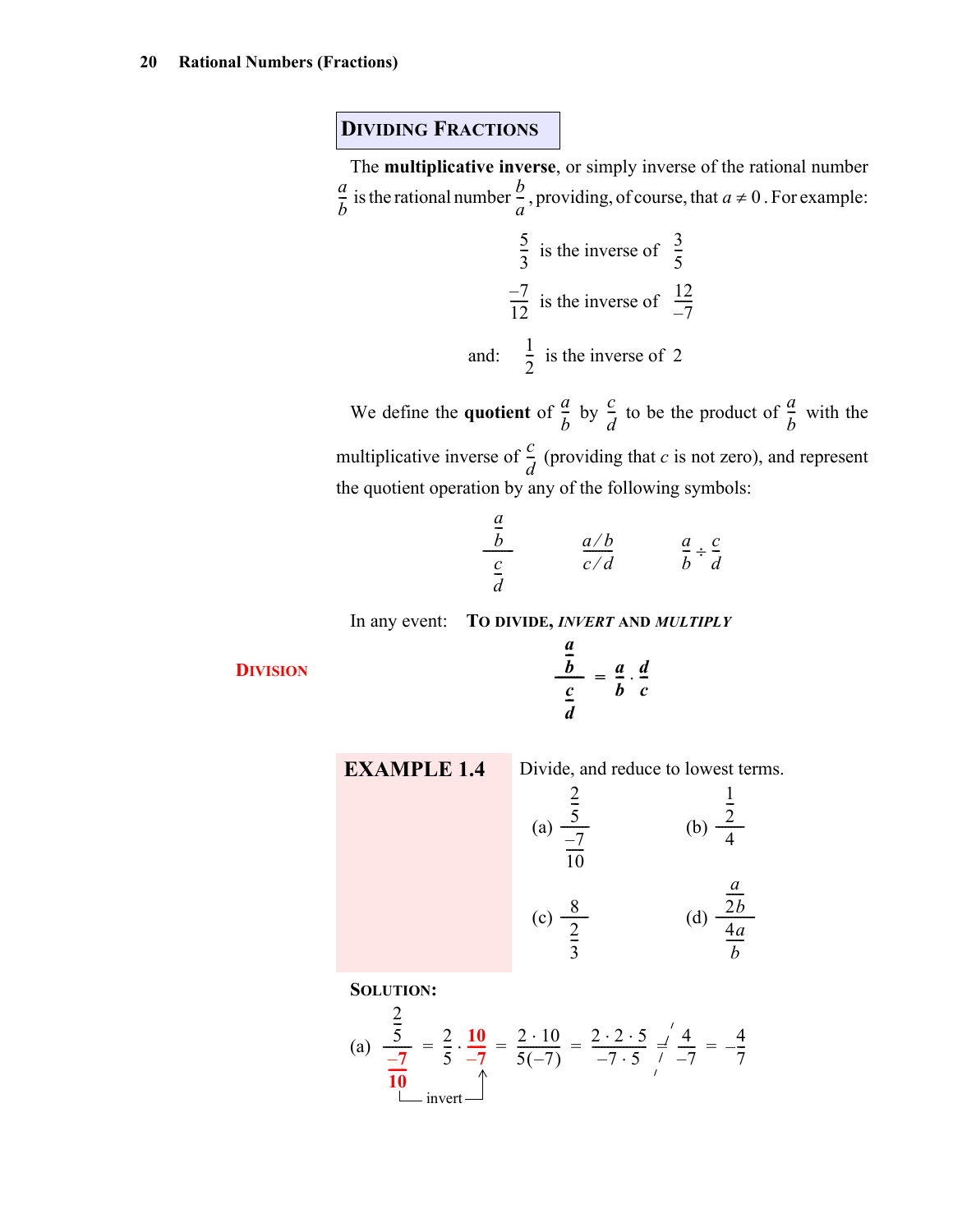## DIVIDING FRACTIONS

The **multiplicative inverse**, or simply inverse of the rational number $\frac{a}{b}$ is the rational number $\frac{b}{a}$, providing, of course, that $a \neq 0$. For example:

$$\frac{5}{3} \text{ is the inverse of } \frac{3}{5}$$

$$\frac{-7}{12} \text{ is the inverse of } \frac{12}{-7}$$

$$\text{and: } \frac{1}{2} \text{ is the inverse of } 2$$

We define the **quotient** of $\frac{a}{b}$ by $\frac{c}{d}$ to be the product of $\frac{a}{b}$ with the multiplicative inverse of $\frac{c}{d}$ (providing that $c$ is not zero), and represent the quotient operation by any of the following symbols:

$$\frac{\frac{a}{b}}{\frac{c}{d}} \qquad \frac{a/b}{c/d} \qquad \frac{a}{b} \div \frac{c}{d}$$

In any event: TO DIVIDE, *INVERT* AND *MULTIPLY*

**DIVISION**

$$\frac{\frac{a}{b}}{\frac{c}{d}} = \frac{a}{b} \cdot \frac{d}{c}$$

**EXAMPLE 1.4** Divide, and reduce to lowest terms.

(a) $\dfrac{\frac{2}{5}}{\frac{-7}{10}}$ (b) $\dfrac{\frac{1}{2}}{4}$

(c) $\dfrac{8}{\frac{2}{3}}$ (d) $\dfrac{\frac{a}{2b}}{\frac{4a}{b}}$

**SOLUTION:**

(a) $\dfrac{\frac{2}{5}}{\frac{-7}{10}} = \frac{2}{5} \cdot \frac{10}{-7} = \frac{2 \cdot 10}{5(-7)} = \frac{2 \cdot 2 \cdot 5}{-7 \cdot 5} = \frac{4}{-7} = -\frac{4}{7}$

invert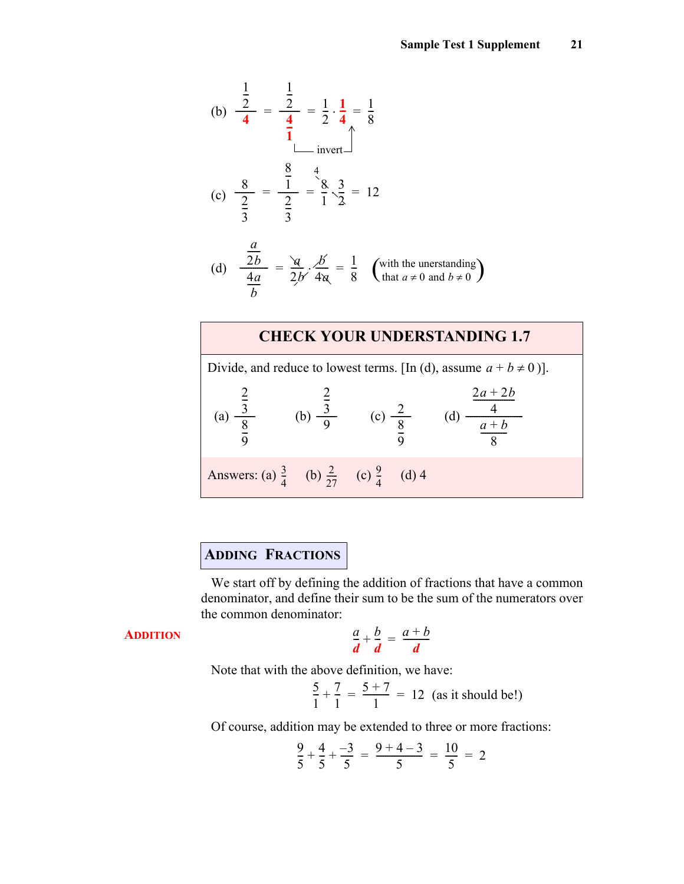(b) $\dfrac{\frac{1}{2}}{4} = \dfrac{\frac{1}{2}}{\frac{4}{1}} = \dfrac{1}{2} \cdot \dfrac{1}{4} = \dfrac{1}{8}$ (invert)

(c) $\dfrac{8}{\frac{2}{3}} = \dfrac{\frac{8}{1}}{\frac{2}{3}} = \dfrac{\overset{4}{\cancel{8}}}{1} \cdot \dfrac{3}{\cancel{2}} = 12$

(d) $\dfrac{\frac{a}{2b}}{\frac{4a}{b}} = \dfrac{\cancel{a}}{2\cancel{b}} \cdot \dfrac{\cancel{b}}{4\cancel{a}} = \dfrac{1}{8}$ (with the unerstanding that $a \neq 0$ and $b \neq 0$)

## CHECK YOUR UNDERSTANDING 1.7

Divide, and reduce to lowest terms. [In (d), assume $a + b \neq 0$ )].

(a) $\dfrac{\frac{2}{3}}{\frac{8}{9}}$ (b) $\dfrac{\frac{2}{3}}{9}$ (c) $\dfrac{2}{\frac{8}{9}}$ (d) $\dfrac{\frac{2a+2b}{4}}{\frac{a+b}{8}}$

Answers: (a) $\frac{3}{4}$ (b) $\frac{2}{27}$ (c) $\frac{9}{4}$ (d) 4

## ADDING FRACTIONS

We start off by defining the addition of fractions that have a common denominator, and define their sum to be the sum of the numerators over the common denominator:

**ADDITION**

$$\frac{a}{d} + \frac{b}{d} = \frac{a+b}{d}$$

Note that with the above definition, we have:

$$\frac{5}{1} + \frac{7}{1} = \frac{5+7}{1} = 12 \text{ (as it should be!)}$$

Of course, addition may be extended to three or more fractions:

$$\frac{9}{5} + \frac{4}{5} + \frac{-3}{5} = \frac{9+4-3}{5} = \frac{10}{5} = 2$$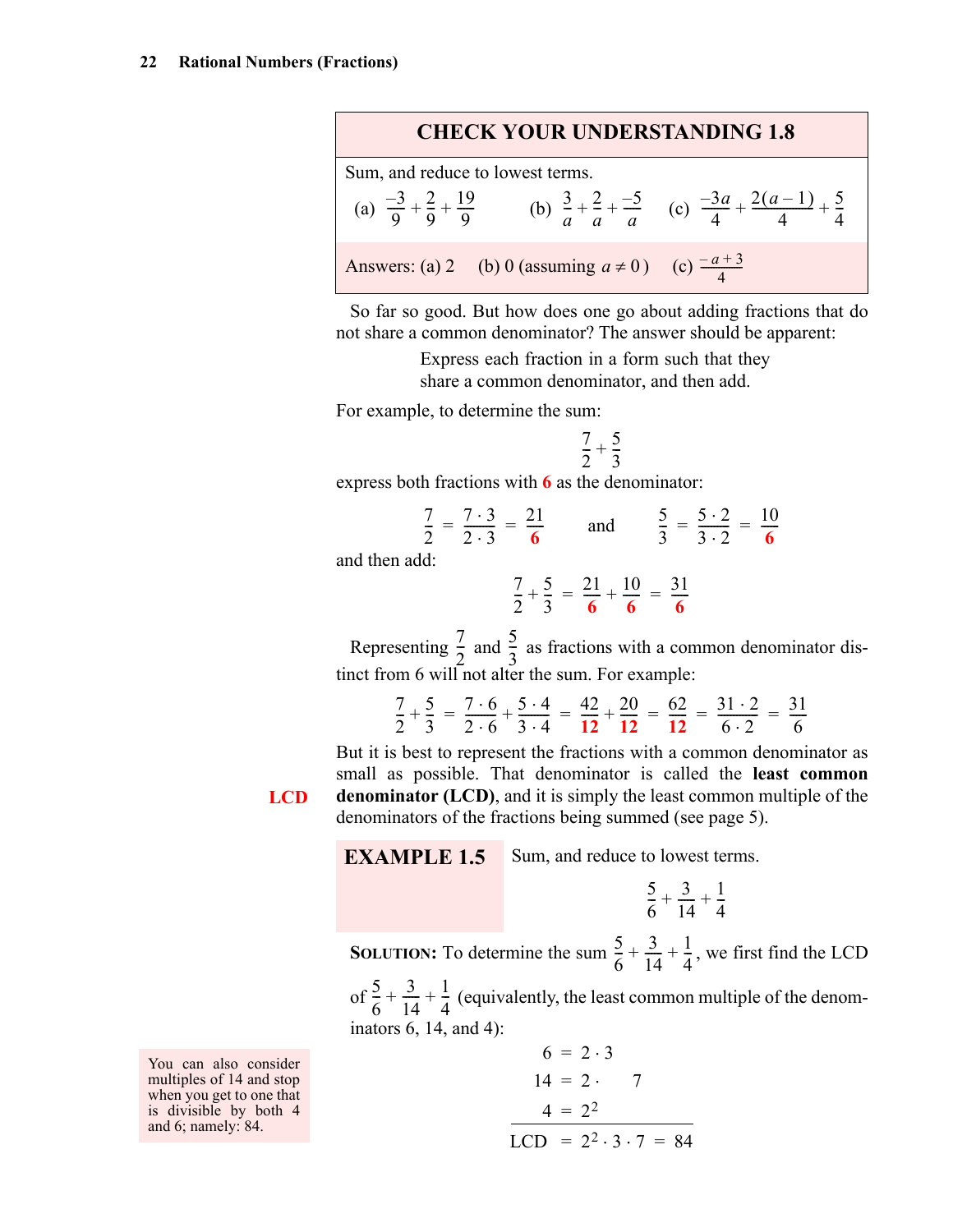## CHECK YOUR UNDERSTANDING 1.8

Sum, and reduce to lowest terms.

(a) $\frac{-3}{9}+\frac{2}{9}+\frac{19}{9}$ (b) $\frac{3}{a}+\frac{2}{a}+\frac{-5}{a}$ (c) $\frac{-3a}{4}+\frac{2(a-1)}{4}+\frac{5}{4}$

Answers: (a) 2 (b) 0 (assuming $a \neq 0$) (c) $\frac{-a+3}{4}$

So far so good. But how does one go about adding fractions that do not share a common denominator? The answer should be apparent:

> Express each fraction in a form such that they share a common denominator, and then add.

For example, to determine the sum:

$$\frac{7}{2}+\frac{5}{3}$$

express both fractions with **6** as the denominator:

$$\frac{7}{2} = \frac{7 \cdot 3}{2 \cdot 3} = \frac{21}{\mathbf{6}} \qquad \text{and} \qquad \frac{5}{3} = \frac{5 \cdot 2}{3 \cdot 2} = \frac{10}{\mathbf{6}}$$

and then add:

$$\frac{7}{2}+\frac{5}{3} = \frac{21}{\mathbf{6}}+\frac{10}{\mathbf{6}} = \frac{31}{\mathbf{6}}$$

Representing $\frac{7}{2}$ and $\frac{5}{3}$ as fractions with a common denominator distinct from 6 will not alter the sum. For example:

$$\frac{7}{2}+\frac{5}{3} = \frac{7 \cdot 6}{2 \cdot 6}+\frac{5 \cdot 4}{3 \cdot 4} = \frac{42}{\mathbf{12}}+\frac{20}{\mathbf{12}} = \frac{62}{\mathbf{12}} = \frac{31 \cdot 2}{6 \cdot 2} = \frac{31}{6}$$

**LCD**

But it is best to represent the fractions with a common denominator as small as possible. That denominator is called the **least common denominator (LCD)**, and it is simply the least common multiple of the denominators of the fractions being summed (see page 5).

**EXAMPLE 1.5** Sum, and reduce to lowest terms.

$$\frac{5}{6}+\frac{3}{14}+\frac{1}{4}$$

**SOLUTION:** To determine the sum $\frac{5}{6}+\frac{3}{14}+\frac{1}{4}$, we first find the LCD of $\frac{5}{6}+\frac{3}{14}+\frac{1}{4}$ (equivalently, the least common multiple of the denominators 6, 14, and 4):

$$\begin{aligned}
6 &= 2 \cdot 3 \\
14 &= 2 \cdot \phantom{3 \cdot{}} 7 \\
4 &= 2^2 \\
\hline
\text{LCD} &= 2^2 \cdot 3 \cdot 7 = 84
\end{aligned}$$

You can also consider multiples of 14 and stop when you get to one that is divisible by both 4 and 6; namely: 84.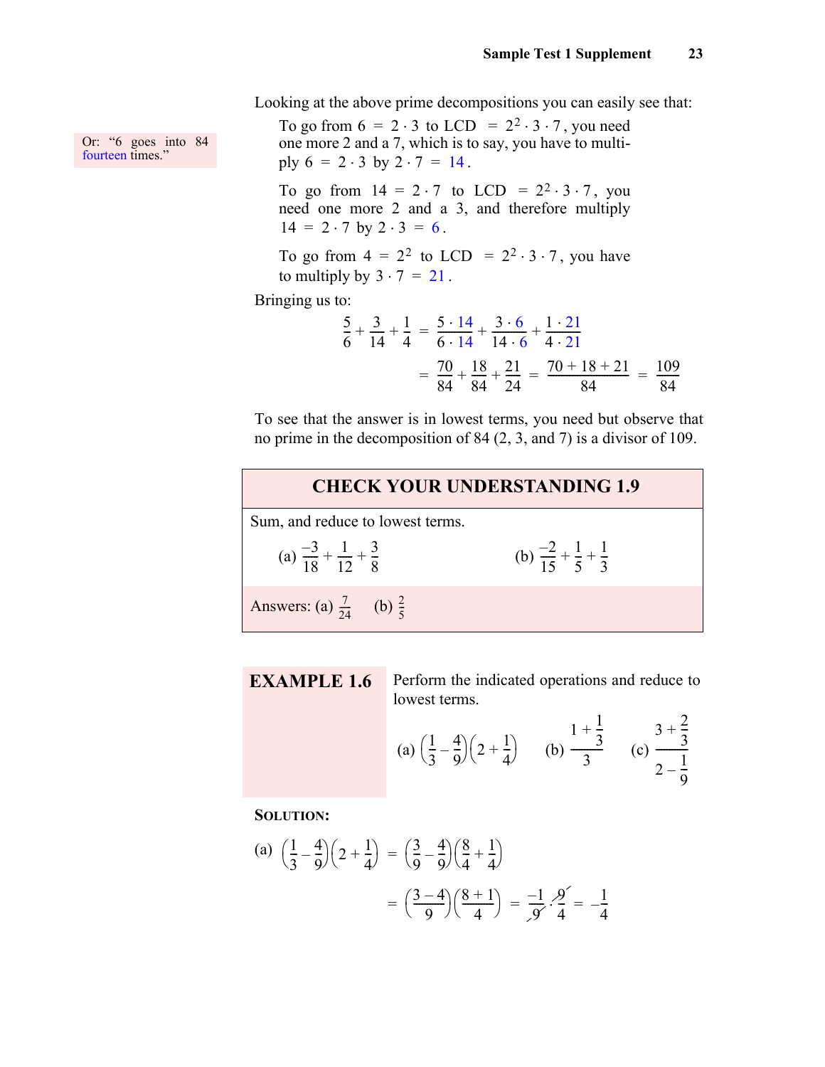Looking at the above prime decompositions you can easily see that:

> Or: "6 goes into 84 fourteen times."

To go from $6 = 2 \cdot 3$ to LCD $= 2^2 \cdot 3 \cdot 7$, you need one more 2 and a 7, which is to say, you have to multiply $6 = 2 \cdot 3$ by $2 \cdot 7 = 14$.

To go from $14 = 2 \cdot 7$ to LCD $= 2^2 \cdot 3 \cdot 7$, you need one more 2 and a 3, and therefore multiply $14 = 2 \cdot 7$ by $2 \cdot 3 = 6$.

To go from $4 = 2^2$ to LCD $= 2^2 \cdot 3 \cdot 7$, you have to multiply by $3 \cdot 7 = 21$.

Bringing us to:

$$\frac{5}{6} + \frac{3}{14} + \frac{1}{4} = \frac{5 \cdot 14}{6 \cdot 14} + \frac{3 \cdot 6}{14 \cdot 6} + \frac{1 \cdot 21}{4 \cdot 21}$$

$$= \frac{70}{84} + \frac{18}{84} + \frac{21}{24} = \frac{70 + 18 + 21}{84} = \frac{109}{84}$$

To see that the answer is in lowest terms, you need but observe that no prime in the decomposition of 84 (2, 3, and 7) is a divisor of 109.

## CHECK YOUR UNDERSTANDING 1.9

Sum, and reduce to lowest terms.

(a) $\frac{-3}{18} + \frac{1}{12} + \frac{3}{8}$ (b) $\frac{-2}{15} + \frac{1}{5} + \frac{1}{3}$

Answers: (a) $\frac{7}{24}$ (b) $\frac{2}{5}$

**EXAMPLE 1.6** Perform the indicated operations and reduce to lowest terms.

(a) $\left(\frac{1}{3} - \frac{4}{9}\right)\left(2 + \frac{1}{4}\right)$ (b) $\dfrac{1 + \frac{1}{3}}{3}$ (c) $\dfrac{3 + \frac{2}{3}}{2 - \frac{1}{9}}$

**SOLUTION:**

(a) $$\left(\frac{1}{3} - \frac{4}{9}\right)\left(2 + \frac{1}{4}\right) = \left(\frac{3}{9} - \frac{4}{9}\right)\left(\frac{8}{4} + \frac{1}{4}\right)$$

$$= \left(\frac{3-4}{9}\right)\left(\frac{8+1}{4}\right) = \frac{-1}{\cancel{9}} \cdot \frac{\cancel{9}}{4} = -\frac{1}{4}$$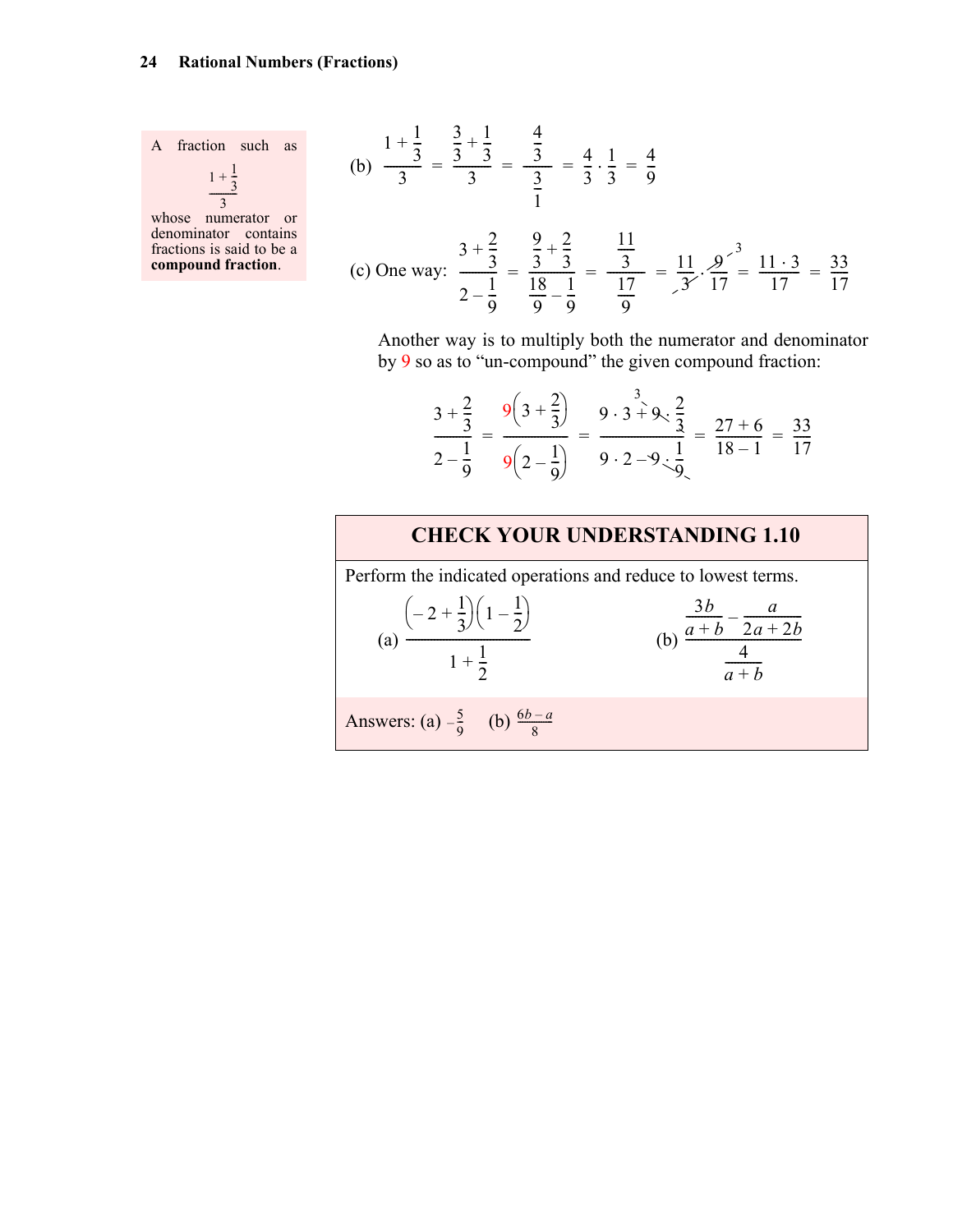A fraction such as

$$\frac{1+\frac{1}{3}}{3}$$

whose numerator or denominator contains fractions is said to be a **compound fraction**.

(b) $$\frac{1+\frac{1}{3}}{3} = \frac{\frac{3}{3}+\frac{1}{3}}{3} = \frac{\frac{4}{3}}{\frac{3}{1}} = \frac{4}{3}\cdot\frac{1}{3} = \frac{4}{9}$$

(c) One way: $$\frac{3+\frac{2}{3}}{2-\frac{1}{9}} = \frac{\frac{9}{3}+\frac{2}{3}}{\frac{18}{9}-\frac{1}{9}} = \frac{\frac{11}{3}}{\frac{17}{9}} = \frac{11}{\cancel{3}}\cdot\frac{\cancel{9}^{\,3}}{17} = \frac{11\cdot 3}{17} = \frac{33}{17}$$

Another way is to multiply both the numerator and denominator by 9 so as to "un-compound" the given compound fraction:

$$\frac{3+\frac{2}{3}}{2-\frac{1}{9}} = \frac{9\left(3+\frac{2}{3}\right)}{9\left(2-\frac{1}{9}\right)} = \frac{9\cdot 3+\overset{3}{\cancel{9}}\cdot\frac{2}{\cancel{3}}}{9\cdot 2-\cancel{9}\cdot\frac{1}{\cancel{9}}} = \frac{27+6}{18-1} = \frac{33}{17}$$

## CHECK YOUR UNDERSTANDING 1.10

Perform the indicated operations and reduce to lowest terms.

(a) $$\frac{\left(-2+\frac{1}{3}\right)\left(1-\frac{1}{2}\right)}{1+\frac{1}{2}}$$

(b) $$\frac{\frac{3b}{a+b}-\frac{a}{2a+2b}}{\frac{4}{a+b}}$$

Answers: (a) $-\frac{5}{9}$ (b) $\frac{6b-a}{8}$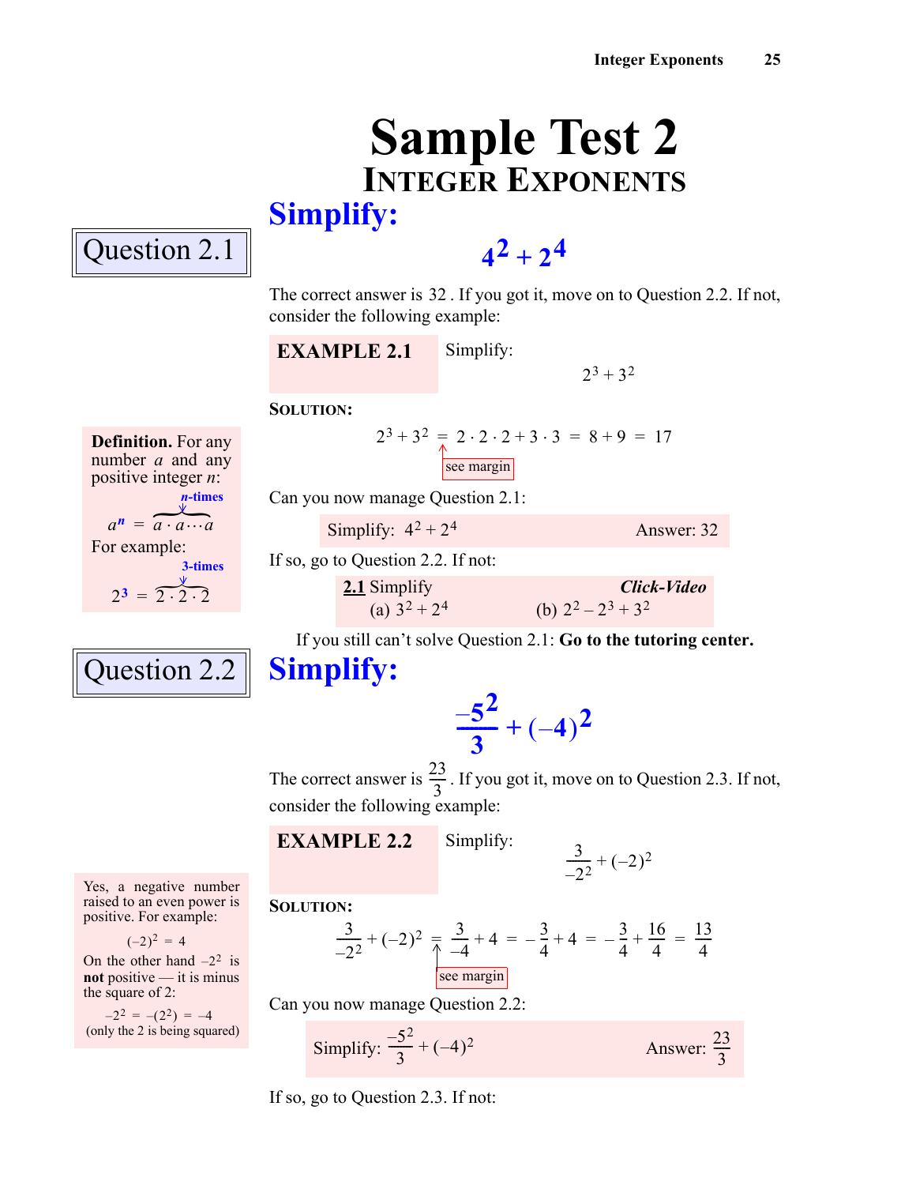# Sample Test 2

## Integer Exponents

### Question 2.1

**Simplify:**

$$4^2 + 2^4$$

The correct answer is 32 . If you got it, move on to Question 2.2. If not, consider the following example:

**EXAMPLE 2.1** Simplify:

$$2^3 + 3^2$$

**SOLUTION:**

$$2^3 + 3^2 = 2 \cdot 2 \cdot 2 + 3 \cdot 3 = 8 + 9 = 17$$

(see margin)

**Definition.** For any number $a$ and any positive integer $n$:

$$a^n = \underbrace{a \cdot a \cdots a}_{n\text{-times}}$$

For example:

$$2^3 = \underbrace{2 \cdot 2 \cdot 2}_{3\text{-times}}$$

Can you now manage Question 2.1:

Simplify: $4^2 + 2^4$ — Answer: 32

If so, go to Question 2.2. If not:

**2.1** Simplify — ***Click-Video***

(a) $3^2 + 2^4$ (b) $2^2 - 2^3 + 3^2$

If you still can't solve Question 2.1: **Go to the tutoring center.**

### Question 2.2

**Simplify:**

$$\frac{-5^2}{3} + (-4)^2$$

The correct answer is $\frac{23}{3}$. If you got it, move on to Question 2.3. If not, consider the following example:

**EXAMPLE 2.2** Simplify:

$$\frac{3}{-2^2} + (-2)^2$$

**SOLUTION:**

$$\frac{3}{-2^2} + (-2)^2 = \frac{3}{-4} + 4 = -\frac{3}{4} + 4 = -\frac{3}{4} + \frac{16}{4} = \frac{13}{4}$$

(see margin)

Yes, a negative number raised to an even power is positive. For example:

$$(-2)^2 = 4$$

On the other hand $-2^2$ is **not** positive — it is minus the square of 2:

$$-2^2 = -(2^2) = -4$$

(only the 2 is being squared)

Can you now manage Question 2.2:

Simplify: $\frac{-5^2}{3} + (-4)^2$ — Answer: $\frac{23}{3}$

If so, go to Question 2.3. If not: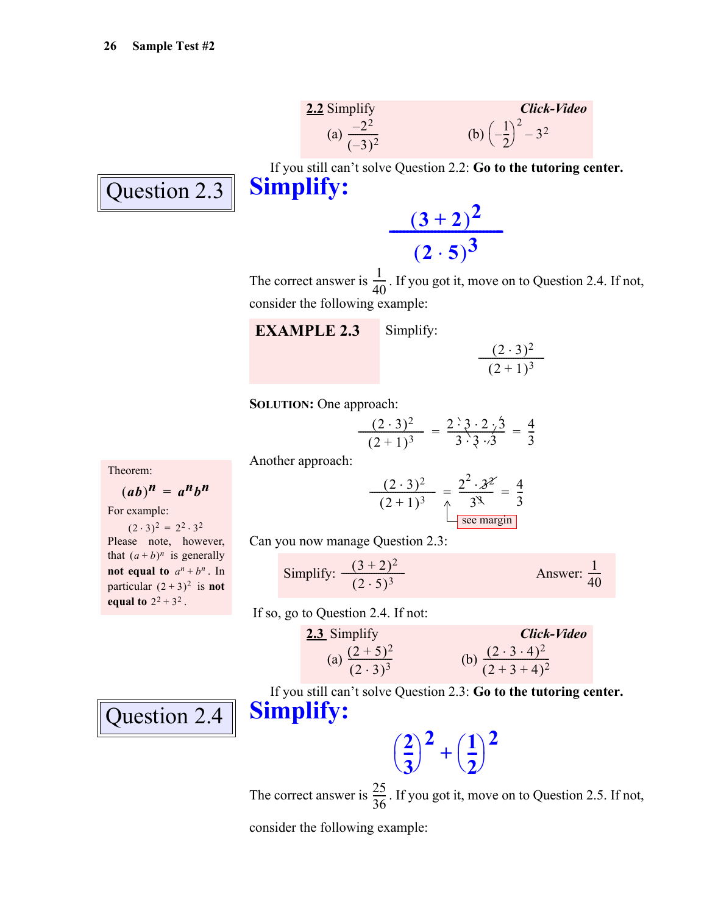**2.2** Simplify — *Click-Video*

(a) $\dfrac{-2^2}{(-3)^2}$ (b) $\left(-\dfrac{1}{2}\right)^2 - 3^2$

If you still can't solve Question 2.2: **Go to the tutoring center.**

## Question 2.3

## Simplify:

$$\frac{(3+2)^2}{(2 \cdot 5)^3}$$

The correct answer is $\frac{1}{40}$. If you got it, move on to Question 2.4. If not, consider the following example:

**EXAMPLE 2.3** Simplify:

$$\frac{(2 \cdot 3)^2}{(2+1)^3}$$

**SOLUTION:** One approach:

$$\frac{(2 \cdot 3)^2}{(2+1)^3} = \frac{2 \cdot 3 \cdot 2 \cdot 3}{3 \cdot 3 \cdot 3} = \frac{4}{3}$$

Another approach:

$$\frac{(2 \cdot 3)^2}{(2+1)^3} = \frac{2^2 \cdot 3^2}{3^3} = \frac{4}{3}$$

(see margin)

> Theorem:
>
> $(ab)^n = a^n b^n$
>
> For example:
>
> $(2 \cdot 3)^2 = 2^2 \cdot 3^2$
>
> Please note, however, that $(a+b)^n$ is generally **not equal to** $a^n + b^n$. In particular $(2+3)^2$ is **not equal to** $2^2 + 3^2$.

Can you now manage Question 2.3:

Simplify: $\dfrac{(3+2)^2}{(2 \cdot 5)^3}$ Answer: $\dfrac{1}{40}$

If so, go to Question 2.4. If not:

**2.3** Simplify — *Click-Video*

(a) $\dfrac{(2+5)^2}{(2 \cdot 3)^3}$ (b) $\dfrac{(2 \cdot 3 \cdot 4)^2}{(2+3+4)^2}$

If you still can't solve Question 2.3: **Go to the tutoring center.**

## Question 2.4

## Simplify:

$$\left(\frac{2}{3}\right)^2 + \left(\frac{1}{2}\right)^2$$

The correct answer is $\frac{25}{36}$. If you got it, move on to Question 2.5. If not, consider the following example: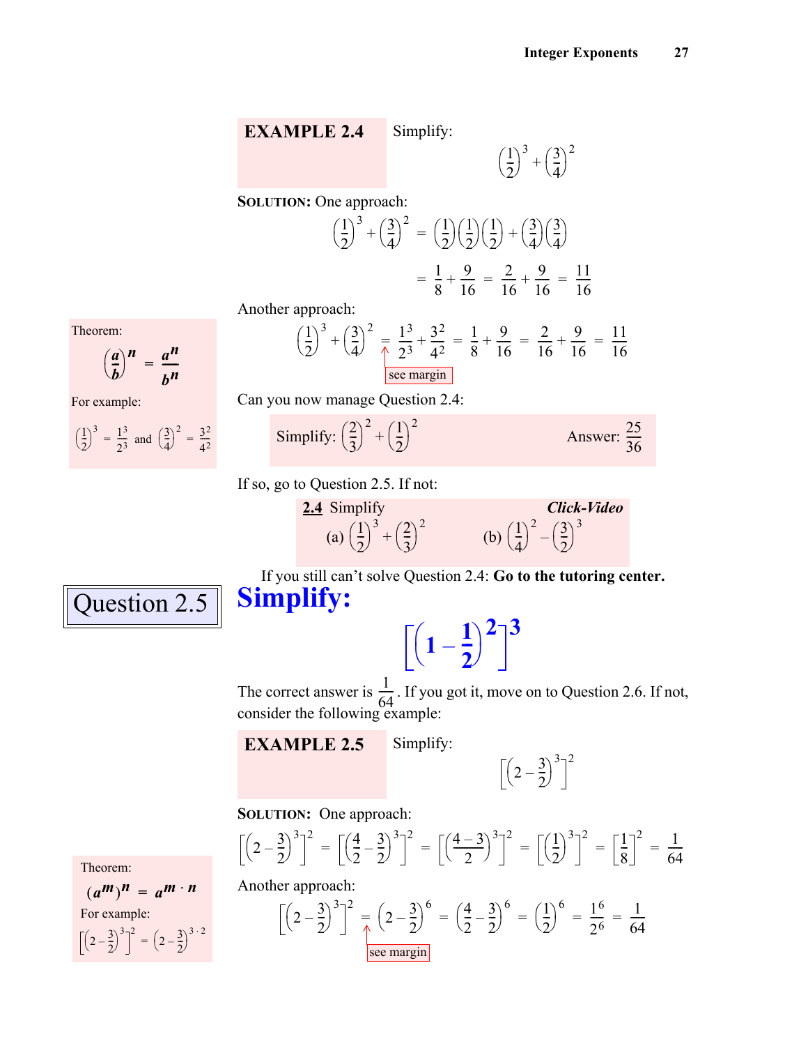**EXAMPLE 2.4** Simplify:

$$\left(\frac{1}{2}\right)^3 + \left(\frac{3}{4}\right)^2$$

**SOLUTION:** One approach:

$$\left(\frac{1}{2}\right)^3 + \left(\frac{3}{4}\right)^2 = \left(\frac{1}{2}\right)\left(\frac{1}{2}\right)\left(\frac{1}{2}\right) + \left(\frac{3}{4}\right)\left(\frac{3}{4}\right)$$

$$= \frac{1}{8} + \frac{9}{16} = \frac{2}{16} + \frac{9}{16} = \frac{11}{16}$$

Another approach:

$$\left(\frac{1}{2}\right)^3 + \left(\frac{3}{4}\right)^2 = \frac{1^3}{2^3} + \frac{3^2}{4^2} = \frac{1}{8} + \frac{9}{16} = \frac{2}{16} + \frac{9}{16} = \frac{11}{16}$$

see margin

> Theorem:
> $$\left(\frac{a}{b}\right)^n = \frac{a^n}{b^n}$$
> For example:
> $$\left(\frac{1}{2}\right)^3 = \frac{1^3}{2^3} \text{ and } \left(\frac{3}{4}\right)^2 = \frac{3^2}{4^2}$$

Can you now manage Question 2.4:

Simplify: $\left(\frac{2}{3}\right)^2 + \left(\frac{1}{2}\right)^2$ Answer: $\frac{25}{36}$

If so, go to Question 2.5. If not:

**2.4** Simplify *Click-Video*

(a) $\left(\frac{1}{2}\right)^3 + \left(\frac{2}{3}\right)^2$ (b) $\left(\frac{1}{4}\right)^2 - \left(\frac{3}{2}\right)^3$

If you still can't solve Question 2.4: **Go to the tutoring center.**

## Question 2.5

**Simplify:**

$$\left[\left(1 - \frac{1}{2}\right)^2\right]^3$$

The correct answer is $\frac{1}{64}$. If you got it, move on to Question 2.6. If not, consider the following example:

**EXAMPLE 2.5** Simplify:

$$\left[\left(2 - \frac{3}{2}\right)^3\right]^2$$

**SOLUTION:** One approach:

$$\left[\left(2 - \frac{3}{2}\right)^3\right]^2 = \left[\left(\frac{4}{2} - \frac{3}{2}\right)^3\right]^2 = \left[\left(\frac{4-3}{2}\right)^3\right]^2 = \left[\left(\frac{1}{2}\right)^3\right]^2 = \left[\frac{1}{8}\right]^2 = \frac{1}{64}$$

Another approach:

$$\left[\left(2 - \frac{3}{2}\right)^3\right]^2 = \left(2 - \frac{3}{2}\right)^6 = \left(\frac{4}{2} - \frac{3}{2}\right)^6 = \left(\frac{1}{2}\right)^6 = \frac{1^6}{2^6} = \frac{1}{64}$$

see margin

> Theorem:
> $$(a^m)^n = a^{m \cdot n}$$
> For example:
> $$\left[\left(2 - \frac{3}{2}\right)^3\right]^2 = \left(2 - \frac{3}{2}\right)^{3 \cdot 2}$$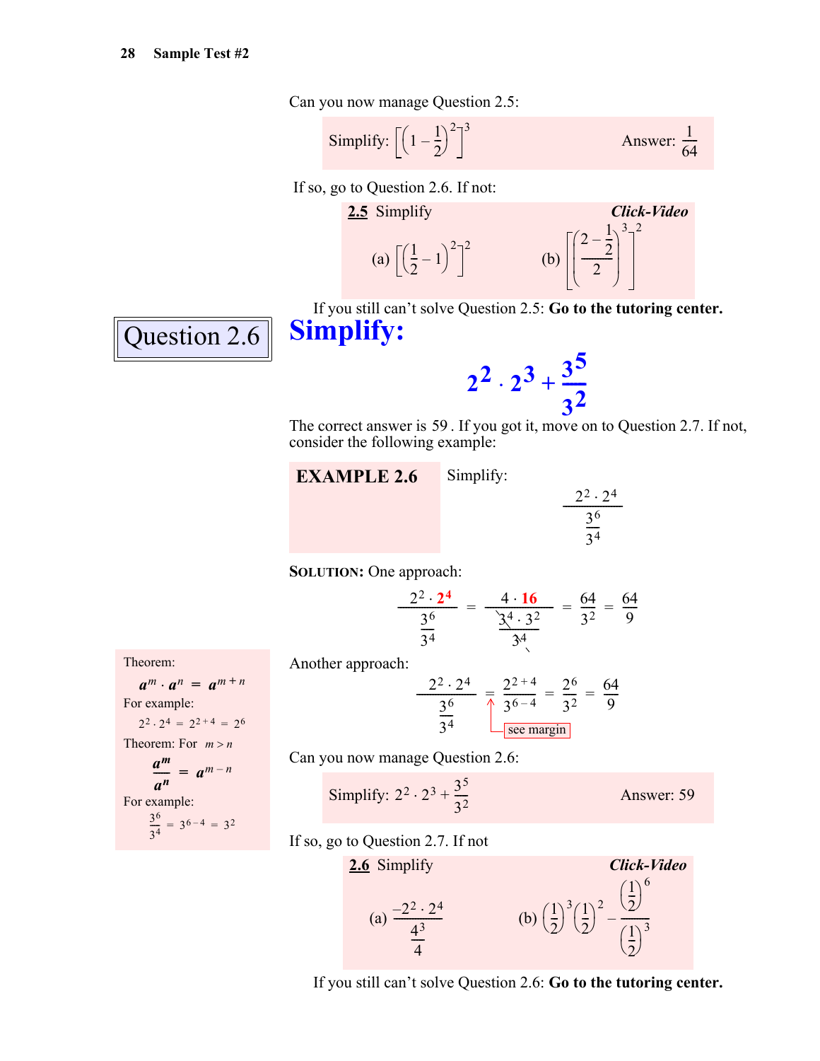Can you now manage Question 2.5:

Simplify: $\left[\left(1-\frac{1}{2}\right)^2\right]^3$ Answer: $\frac{1}{64}$

If so, go to Question 2.6. If not:

**2.5** Simplify ***Click-Video***

(a) $\left[\left(\frac{1}{2}-1\right)^2\right]^2$ (b) $\left[\left(\frac{2-\frac{1}{2}}{2}\right)^3\right]^2$

If you still can't solve Question 2.5: **Go to the tutoring center.**

## Question 2.6

## Simplify:

$$2^2 \cdot 2^3 + \frac{3^5}{3^2}$$

The correct answer is 59 . If you got it, move on to Question 2.7. If not, consider the following example:

**EXAMPLE 2.6** Simplify:

$$\frac{2^2 \cdot 2^4}{\frac{3^6}{3^4}}$$

**SOLUTION:** One approach:

$$\frac{2^2 \cdot 2^4}{\frac{3^6}{3^4}} = \frac{4 \cdot 16}{\frac{3^4 \cdot 3^2}{3^4}} = \frac{64}{3^2} = \frac{64}{9}$$

Another approach:

$$\frac{2^2 \cdot 2^4}{\frac{3^6}{3^4}} = \frac{2^{2+4}}{3^{6-4}} = \frac{2^6}{3^2} = \frac{64}{9}$$

(see margin)

Theorem:

$$a^m \cdot a^n = a^{m+n}$$

For example:

$$2^2 \cdot 2^4 = 2^{2+4} = 2^6$$

Theorem: For $m > n$

$$\frac{a^m}{a^n} = a^{m-n}$$

For example:

$$\frac{3^6}{3^4} = 3^{6-4} = 3^2$$

Can you now manage Question 2.6:

Simplify: $2^2 \cdot 2^3 + \frac{3^5}{3^2}$ Answer: 59

If so, go to Question 2.7. If not

**2.6** Simplify ***Click-Video***

(a) $\frac{-2^2 \cdot 2^4}{\frac{4^3}{4}}$ (b) $\left(\frac{1}{2}\right)^3\left(\frac{1}{2}\right)^2 - \frac{\left(\frac{1}{2}\right)^6}{\left(\frac{1}{2}\right)^3}$

If you still can't solve Question 2.6: **Go to the tutoring center.**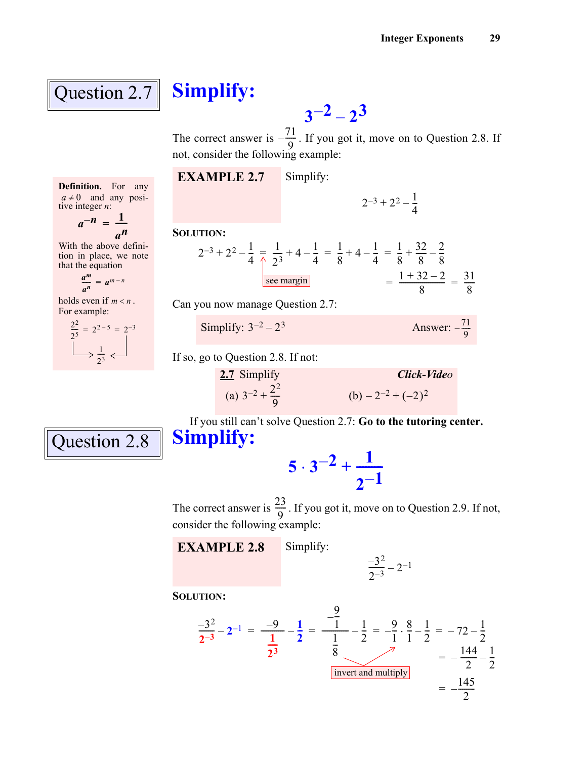## Question 2.7

# Simplify:

$$3^{-2} - 2^3$$

The correct answer is $-\frac{71}{9}$. If you got it, move on to Question 2.8. If not, consider the following example:

**EXAMPLE 2.7** Simplify:

$$2^{-3} + 2^2 - \frac{1}{4}$$

**SOLUTION:**

$$2^{-3} + 2^2 - \frac{1}{4} = \frac{1}{2^3} + 4 - \frac{1}{4} = \frac{1}{8} + 4 - \frac{1}{4} = \frac{1}{8} + \frac{32}{8} - \frac{2}{8}$$

$$= \frac{1 + 32 - 2}{8} = \frac{31}{8}$$

(see margin)

**Definition.** For any $a \neq 0$ and any positive integer $n$:

$$a^{-n} = \frac{1}{a^n}$$

With the above definition in place, we note that the equation

$$\frac{a^m}{a^n} = a^{m-n}$$

holds even if $m < n$. For example:

$$\frac{2^2}{2^5} = 2^{2-5} = 2^{-3}$$

both equal $\frac{1}{2^3}$

Can you now manage Question 2.7:

Simplify: $3^{-2} - 2^3$ Answer: $-\frac{71}{9}$

If so, go to Question 2.8. If not:

**2.7** Simplify ***Click-Video***

(a) $3^{-2} + \frac{2^2}{9}$ (b) $-2^{-2} + (-2)^2$

If you still can't solve Question 2.7: **Go to the tutoring center.**

## Question 2.8

# Simplify:

$$5 \cdot 3^{-2} + \frac{1}{2^{-1}}$$

The correct answer is $\frac{23}{9}$. If you got it, move on to Question 2.9. If not, consider the following example:

**EXAMPLE 2.8** Simplify:

$$\frac{-3^2}{2^{-3}} - 2^{-1}$$

**SOLUTION:**

$$\frac{-3^2}{2^{-3}} - 2^{-1} = \frac{-9}{\frac{1}{2^3}} - \frac{1}{2} = \frac{-\frac{9}{1}}{\frac{1}{8}} - \frac{1}{2} = -\frac{9}{1} \cdot \frac{8}{1} - \frac{1}{2} = -72 - \frac{1}{2}$$

$$= -\frac{144}{2} - \frac{1}{2}$$

$$= -\frac{145}{2}$$

(invert and multiply)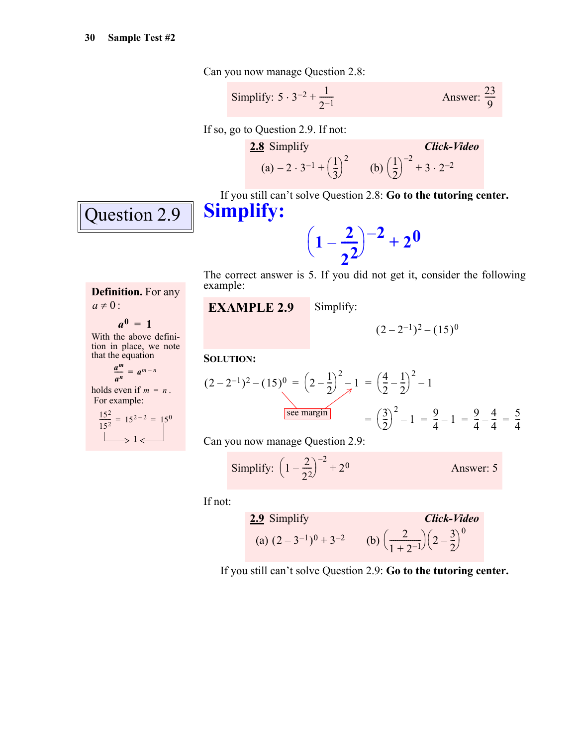Can you now manage Question 2.8:

Simplify: $5 \cdot 3^{-2} + \dfrac{1}{2^{-1}}$ Answer: $\dfrac{23}{9}$

If so, go to Question 2.9. If not:

**2.8** Simplify *Click-Video*

(a) $-2 \cdot 3^{-1} + \left(\dfrac{1}{3}\right)^2$ (b) $\left(\dfrac{1}{2}\right)^{-2} + 3 \cdot 2^{-2}$

If you still can't solve Question 2.8: **Go to the tutoring center.**

## Question 2.9

## Simplify:

$$\left(1 - \frac{2}{2^2}\right)^{-2} + 2^0$$

The correct answer is 5. If you did not get it, consider the following example:

**Definition.** For any $a \neq 0$:

$$a^0 = 1$$

With the above definition in place, we note that the equation

$$\frac{a^m}{a^n} = a^{m-n}$$

holds even if $m = n$. For example:

$$\frac{15^2}{15^2} = 15^{2-2} = 15^0$$

$$1$$

**EXAMPLE 2.9** Simplify:

$$(2 - 2^{-1})^2 - (15)^0$$

**SOLUTION:**

$$(2 - 2^{-1})^2 - (15)^0 = \left(2 - \frac{1}{2}\right)^2 - 1 = \left(\frac{4}{2} - \frac{1}{2}\right)^2 - 1$$

see margin

$$= \left(\frac{3}{2}\right)^2 - 1 = \frac{9}{4} - 1 = \frac{9}{4} - \frac{4}{4} = \frac{5}{4}$$

Can you now manage Question 2.9:

Simplify: $\left(1 - \dfrac{2}{2^2}\right)^{-2} + 2^0$ Answer: 5

If not:

**2.9** Simplify *Click-Video*

(a) $(2 - 3^{-1})^0 + 3^{-2}$ (b) $\left(\dfrac{2}{1 + 2^{-1}}\right)\left(2 - \dfrac{3}{2}\right)^0$

If you still can't solve Question 2.9: **Go to the tutoring center.**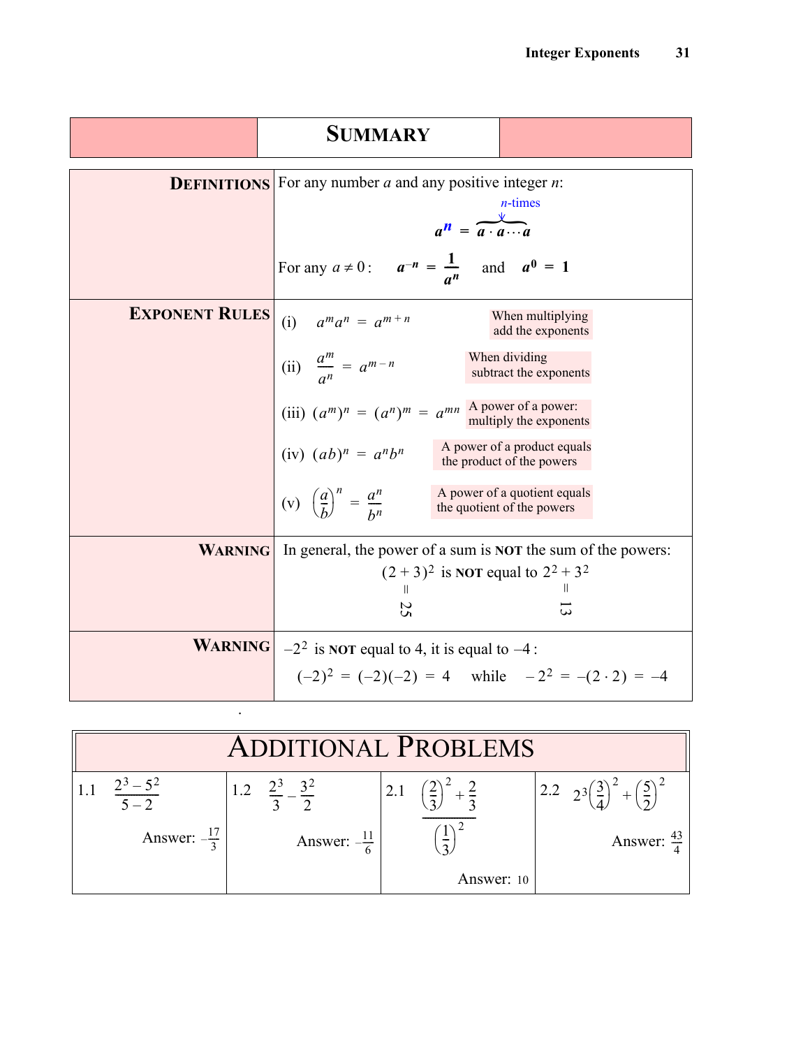## SUMMARY

| | |
|---|---|
| **DEFINITIONS** | For any number $a$ and any positive integer $n$: $$a^n = \overbrace{a \cdot a \cdots a}^{n\text{-times}}$$ For any $a \neq 0$: $a^{-n} = \frac{1}{a^n}$ and $a^0 = 1$ |
| **EXPONENT RULES** | (i) $a^m a^n = a^{m+n}$ — When multiplying add the exponents<br>(ii) $\frac{a^m}{a^n} = a^{m-n}$ — When dividing subtract the exponents<br>(iii) $(a^m)^n = (a^n)^m = a^{mn}$ — A power of a power: multiply the exponents<br>(iv) $(ab)^n = a^n b^n$ — A power of a product equals the product of the powers<br>(v) $\left(\frac{a}{b}\right)^n = \frac{a^n}{b^n}$ — A power of a quotient equals the quotient of the powers |
| **WARNING** | In general, the power of a sum is **NOT** the sum of the powers: $(2+3)^2$ is **NOT** equal to $2^2 + 3^2$, where $(2+3)^2 = 25$ and $2^2 + 3^2 = 13$ |
| **WARNING** | $-2^2$ is **NOT** equal to 4, it is equal to $-4$: $(-2)^2 = (-2)(-2) = 4$ while $-2^2 = -(2 \cdot 2) = -4$ |

## ADDITIONAL PROBLEMS

| 1.1 | 1.2 | 2.1 | 2.2 |
|---|---|---|---|
| $\frac{2^3 - 5^2}{5 - 2}$ | $\frac{2^3}{3} - \frac{3^2}{2}$ | $\frac{\left(\frac{2}{3}\right)^2 + \frac{2}{3}}{\left(\frac{1}{3}\right)^2}$ | $2^3\left(\frac{3}{4}\right)^2 + \left(\frac{5}{2}\right)^2$ |
| Answer: $-\frac{17}{3}$ | Answer: $-\frac{11}{6}$ | Answer: 10 | Answer: $\frac{43}{4}$ |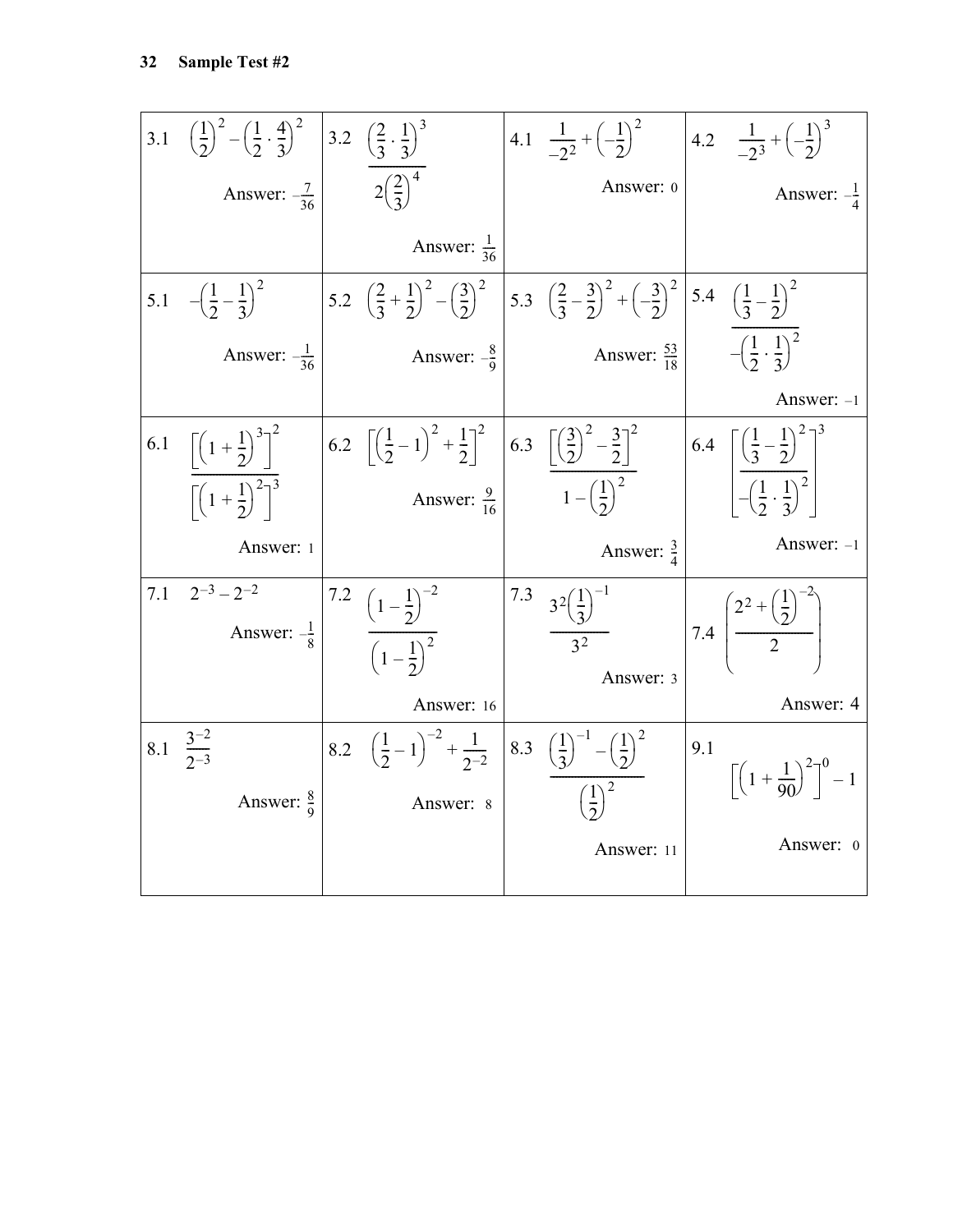## Sample Test #2

| | | | |
|---|---|---|---|
| 3.1 $\left(\frac{1}{2}\right)^2 - \left(\frac{1}{2} \cdot \frac{4}{3}\right)^2$ Answer: $-\frac{7}{36}$ | 3.2 $\dfrac{\left(\frac{2}{3} \cdot \frac{1}{3}\right)^3}{2\left(\frac{2}{3}\right)^4}$ Answer: $\frac{1}{36}$ | 4.1 $\frac{1}{-2^2} + \left(-\frac{1}{2}\right)^2$ Answer: 0 | 4.2 $\frac{1}{-2^3} + \left(-\frac{1}{2}\right)^3$ Answer: $-\frac{1}{4}$ |
| 5.1 $-\left(\frac{1}{2} - \frac{1}{3}\right)^2$ Answer: $-\frac{1}{36}$ | 5.2 $\left(\frac{2}{3} + \frac{1}{2}\right)^2 - \left(\frac{3}{2}\right)^2$ Answer: $-\frac{8}{9}$ | 5.3 $\left(\frac{2}{3} - \frac{3}{2}\right)^2 + \left(-\frac{3}{2}\right)^2$ Answer: $\frac{53}{18}$ | 5.4 $\dfrac{\left(\frac{1}{3} - \frac{1}{2}\right)^2}{-\left(\frac{1}{2} \cdot \frac{1}{3}\right)^2}$ Answer: $-1$ |
| 6.1 $\dfrac{\left[\left(1 + \frac{1}{2}\right)^3\right]^2}{\left[\left(1 + \frac{1}{2}\right)^2\right]^3}$ Answer: 1 | 6.2 $\left[\left(\frac{1}{2} - 1\right)^2 + \frac{1}{2}\right]^2$ Answer: $\frac{9}{16}$ | 6.3 $\dfrac{\left[\left(\frac{3}{2}\right)^2 - \frac{3}{2}\right]^2}{1 - \left(\frac{1}{2}\right)^2}$ Answer: $\frac{3}{4}$ | 6.4 $\left[\dfrac{\left(\frac{1}{3} - \frac{1}{2}\right)^2}{-\left(\frac{1}{2} \cdot \frac{1}{3}\right)^2}\right]^3$ Answer: $-1$ |
| 7.1 $2^{-3} - 2^{-2}$ Answer: $-\frac{1}{8}$ | 7.2 $\dfrac{\left(1 - \frac{1}{2}\right)^{-2}}{\left(1 - \frac{1}{2}\right)^2}$ Answer: 16 | 7.3 $\dfrac{3^2\left(\frac{1}{3}\right)^{-1}}{3^2}$ Answer: 3 | 7.4 $\left(\dfrac{2^2 + \left(\frac{1}{2}\right)^{-2}}{2}\right)$ Answer: 4 |
| 8.1 $\dfrac{3^{-2}}{2^{-3}}$ Answer: $\frac{8}{9}$ | 8.2 $\left(\frac{1}{2} - 1\right)^{-2} + \frac{1}{2^{-2}}$ Answer: 8 | 8.3 $\dfrac{\left(\frac{1}{3}\right)^{-1} - \left(\frac{1}{2}\right)^2}{\left(\frac{1}{2}\right)^2}$ Answer: 11 | 9.1 $\left[\left(1 + \frac{1}{90}\right)^2\right]^0 - 1$ Answer: 0 |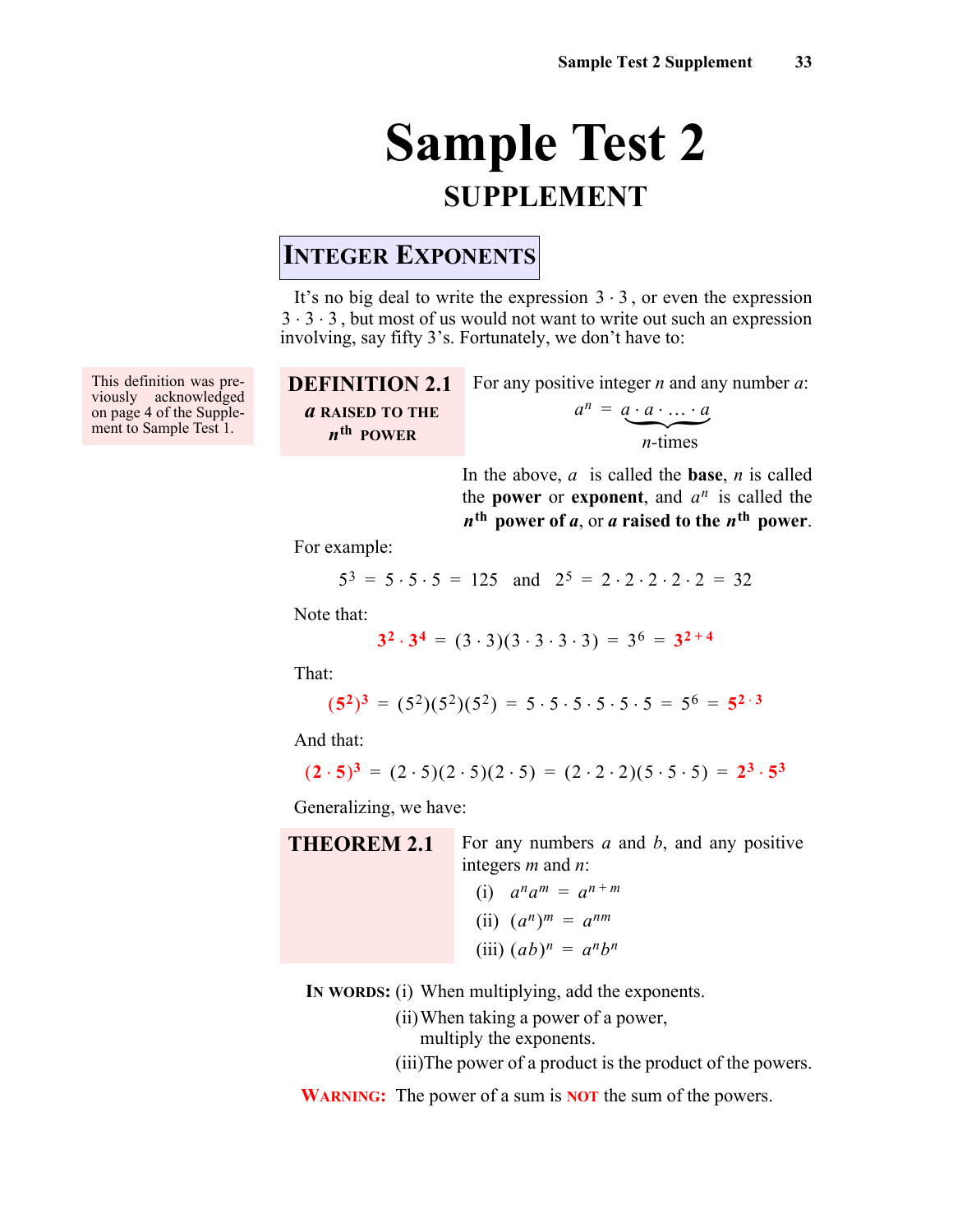# Sample Test 2

## SUPPLEMENT

### INTEGER EXPONENTS

It's no big deal to write the expression $3 \cdot 3$, or even the expression $3 \cdot 3 \cdot 3$, but most of us would not want to write out such an expression involving, say fifty 3's. Fortunately, we don't have to:

This definition was previously acknowledged on page 4 of the Supplement to Sample Test 1.

**DEFINITION 2.1**
***a* RAISED TO THE *n*th POWER**

For any positive integer $n$ and any number $a$:

$$a^n = \underbrace{a \cdot a \cdot \ldots \cdot a}_{n\text{-times}}$$

In the above, $a$ is called the **base**, $n$ is called the **power** or **exponent**, and $a^n$ is called the ***n*th power of *a***, or ***a* raised to the *n*th power**.

For example:

$$5^3 = 5 \cdot 5 \cdot 5 = 125 \quad \text{and} \quad 2^5 = 2 \cdot 2 \cdot 2 \cdot 2 \cdot 2 = 32$$

Note that:

$$3^2 \cdot 3^4 = (3 \cdot 3)(3 \cdot 3 \cdot 3 \cdot 3) = 3^6 = 3^{2+4}$$

That:

$$(5^2)^3 = (5^2)(5^2)(5^2) = 5 \cdot 5 \cdot 5 \cdot 5 \cdot 5 \cdot 5 = 5^6 = 5^{2 \cdot 3}$$

And that:

$$(2 \cdot 5)^3 = (2 \cdot 5)(2 \cdot 5)(2 \cdot 5) = (2 \cdot 2 \cdot 2)(5 \cdot 5 \cdot 5) = 2^3 \cdot 5^3$$

Generalizing, we have:

**THEOREM 2.1**

For any numbers $a$ and $b$, and any positive integers $m$ and $n$:

(i) $a^n a^m = a^{n+m}$

(ii) $(a^n)^m = a^{nm}$

(iii) $(ab)^n = a^n b^n$

**IN WORDS:** (i) When multiplying, add the exponents.
(ii) When taking a power of a power, multiply the exponents.
(iii) The power of a product is the product of the powers.

**WARNING:** The power of a sum is **NOT** the sum of the powers.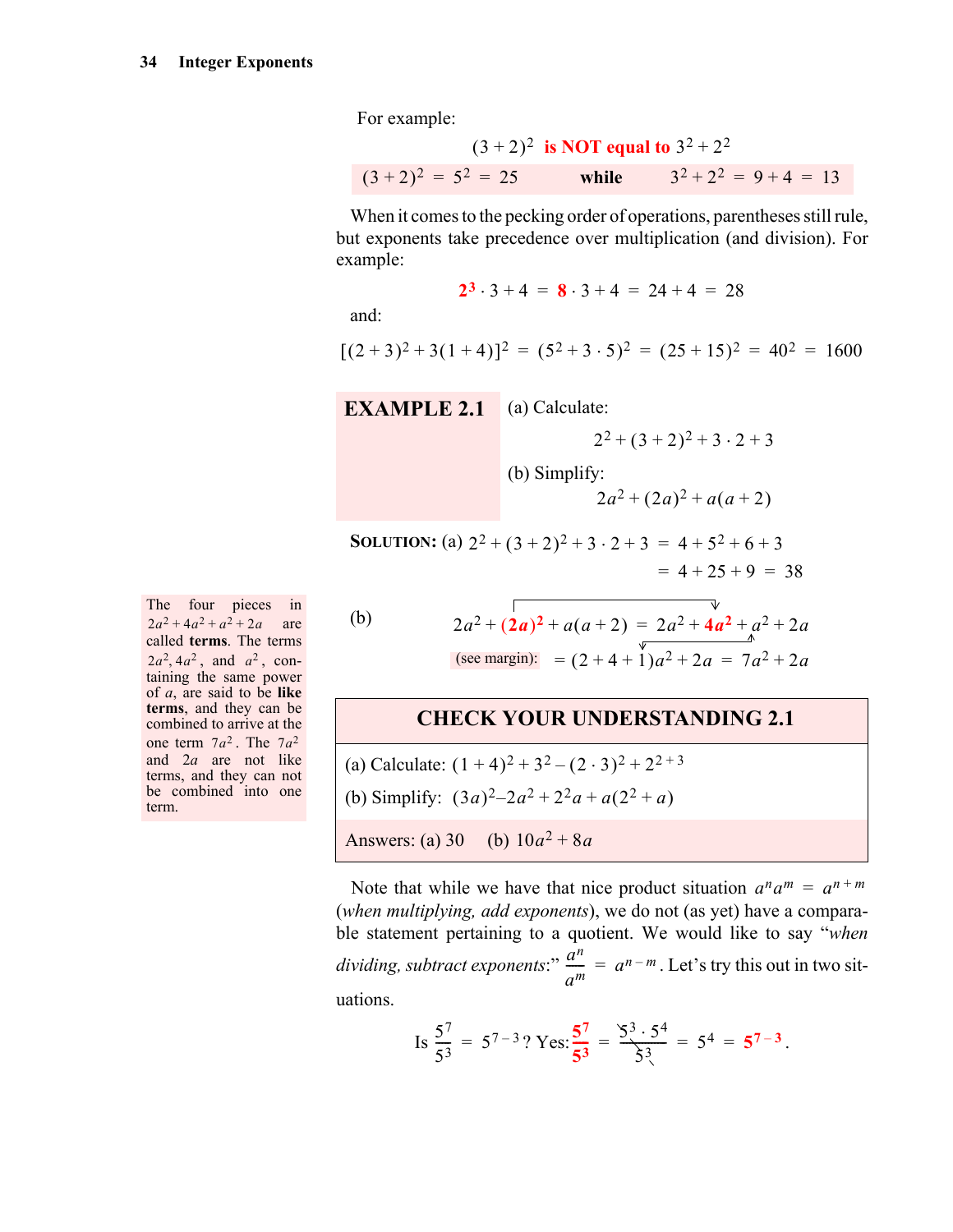For example:

$$(3+2)^2 \text{ is NOT equal to } 3^2+2^2$$

$$(3+2)^2 = 5^2 = 25 \quad \textbf{while} \quad 3^2+2^2 = 9+4 = 13$$

When it comes to the pecking order of operations, parentheses still rule, but exponents take precedence over multiplication (and division). For example:

$$2^3 \cdot 3 + 4 = 8 \cdot 3 + 4 = 24 + 4 = 28$$

and:

$$[(2+3)^2 + 3(1+4)]^2 = (5^2 + 3 \cdot 5)^2 = (25+15)^2 = 40^2 = 1600$$

**EXAMPLE 2.1** (a) Calculate:

$$2^2 + (3+2)^2 + 3 \cdot 2 + 3$$

(b) Simplify:

$$2a^2 + (2a)^2 + a(a+2)$$

**SOLUTION:** (a) $2^2 + (3+2)^2 + 3 \cdot 2 + 3 = 4 + 5^2 + 6 + 3$
$= 4 + 25 + 9 = 38$

(b)

$$2a^2 + (2a)^2 + a(a+2) = 2a^2 + 4a^2 + a^2 + 2a$$

(see margin): $= (2+4+1)a^2 + 2a = 7a^2 + 2a$

The four pieces in $2a^2 + 4a^2 + a^2 + 2a$ are called **terms**. The terms $2a^2, 4a^2$, and $a^2$, containing the same power of $a$, are said to be **like terms**, and they can be combined to arrive at the one term $7a^2$. The $7a^2$ and $2a$ are not like terms, and they can not be combined into one term.

**CHECK YOUR UNDERSTANDING 2.1**

(a) Calculate: $(1+4)^2 + 3^2 - (2 \cdot 3)^2 + 2^{2+3}$

(b) Simplify: $(3a)^2 - 2a^2 + 2^2a + a(2^2 + a)$

Answers: (a) 30 (b) $10a^2 + 8a$

Note that while we have that nice product situation $a^n a^m = a^{n+m}$ (*when multiplying, add exponents*), we do not (as yet) have a comparable statement pertaining to a quotient. We would like to say "*when dividing, subtract exponents*:" $\frac{a^n}{a^m} = a^{n-m}$. Let's try this out in two situations.

$$\text{Is } \frac{5^7}{5^3} = 5^{7-3}\text{? Yes: } \frac{5^7}{5^3} = \frac{5^3 \cdot 5^4}{5^3} = 5^4 = 5^{7-3}.$$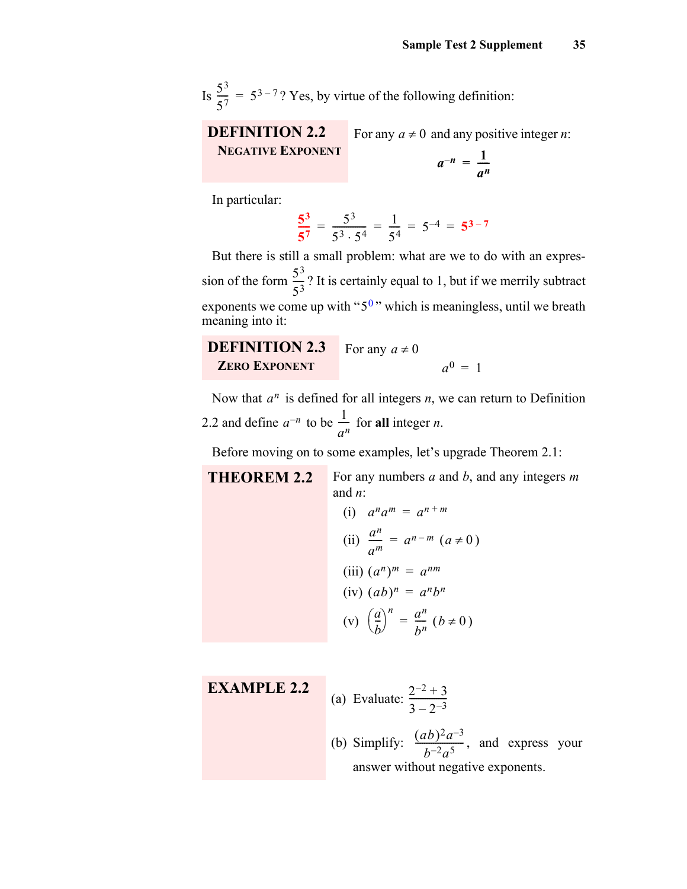Is $\frac{5^3}{5^7} = 5^{3-7}$? Yes, by virtue of the following definition:

**DEFINITION 2.2**
**NEGATIVE EXPONENT**

For any $a \neq 0$ and any positive integer $n$:

$$a^{-n} = \frac{1}{a^n}$$

In particular:

$$\frac{5^3}{5^7} = \frac{5^3}{5^3 \cdot 5^4} = \frac{1}{5^4} = 5^{-4} = 5^{3-7}$$

But there is still a small problem: what are we to do with an expression of the form $\frac{5^3}{5^3}$? It is certainly equal to 1, but if we merrily subtract exponents we come up with "$5^0$" which is meaningless, until we breath meaning into it:

**DEFINITION 2.3**
**ZERO EXPONENT**

For any $a \neq 0$

$$a^0 = 1$$

Now that $a^n$ is defined for all integers $n$, we can return to Definition 2.2 and define $a^{-n}$ to be $\frac{1}{a^n}$ for **all** integer $n$.

Before moving on to some examples, let's upgrade Theorem 2.1:

**THEOREM 2.2**

For any numbers $a$ and $b$, and any integers $m$ and $n$:

(i) $a^n a^m = a^{n+m}$

(ii) $\frac{a^n}{a^m} = a^{n-m}$ $(a \neq 0)$

(iii) $(a^n)^m = a^{nm}$

(iv) $(ab)^n = a^n b^n$

(v) $\left(\frac{a}{b}\right)^n = \frac{a^n}{b^n}$ $(b \neq 0)$

**EXAMPLE 2.2**

(a) Evaluate: $\frac{2^{-2} + 3}{3 - 2^{-3}}$

(b) Simplify: $\frac{(ab)^2 a^{-3}}{b^{-2} a^5}$, and express your answer without negative exponents.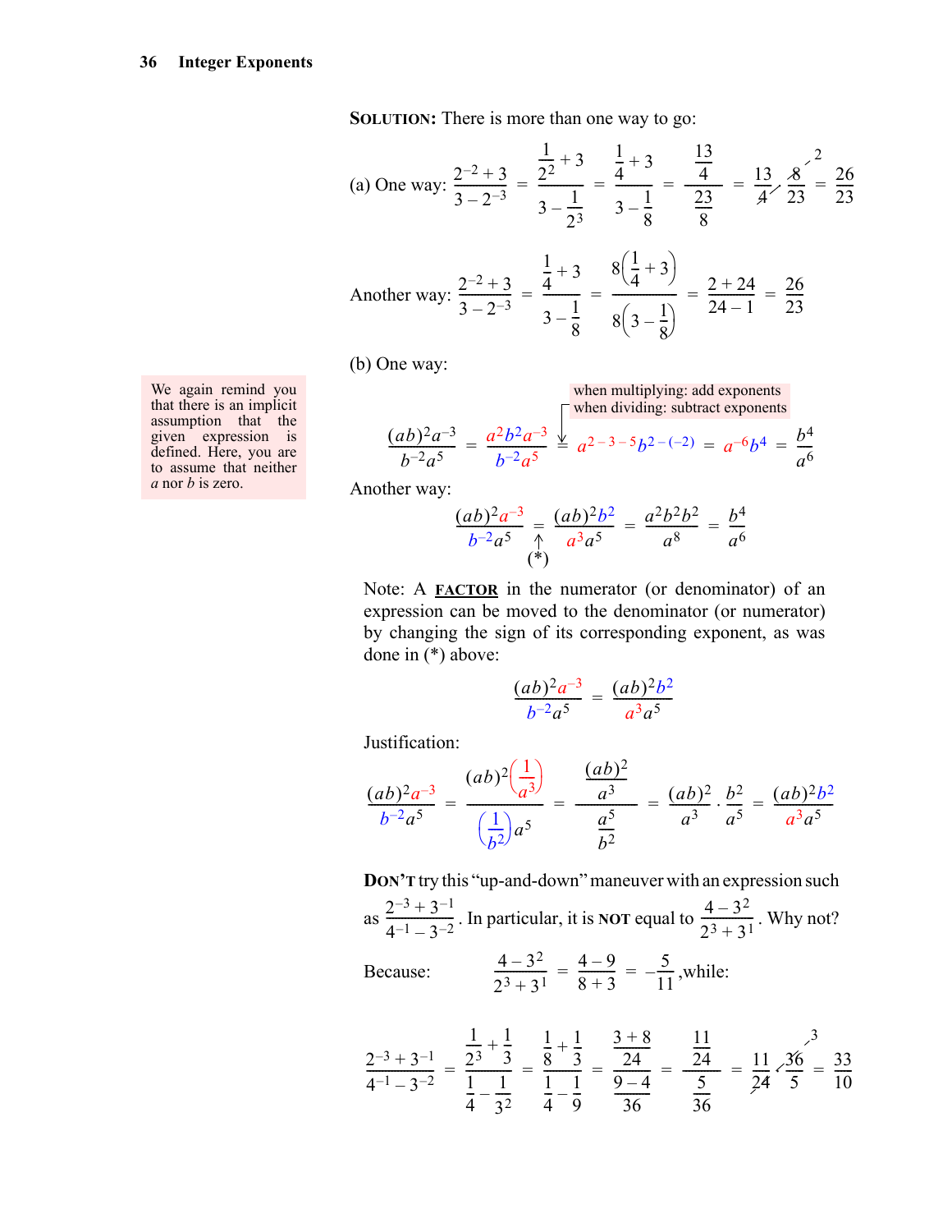**SOLUTION:** There is more than one way to go:

(a) One way: $\dfrac{2^{-2}+3}{3-2^{-3}} = \dfrac{\frac{1}{2^2}+3}{3-\frac{1}{2^3}} = \dfrac{\frac{1}{4}+3}{3-\frac{1}{8}} = \dfrac{\frac{13}{4}}{\frac{23}{8}} = \dfrac{13}{\cancel{4}} \cdot \dfrac{\overset{2}{\cancel{8}}}{23} = \dfrac{26}{23}$

Another way: $\dfrac{2^{-2}+3}{3-2^{-3}} = \dfrac{\frac{1}{4}+3}{3-\frac{1}{8}} = \dfrac{8\left(\frac{1}{4}+3\right)}{8\left(3-\frac{1}{8}\right)} = \dfrac{2+24}{24-1} = \dfrac{26}{23}$

(b) One way:

> We again remind you that there is an implicit assumption that the given expression is defined. Here, you are to assume that neither $a$ nor $b$ is zero.

when multiplying: add exponents
when dividing: subtract exponents

$$\frac{(ab)^2a^{-3}}{b^{-2}a^5} = \frac{a^2b^2a^{-3}}{b^{-2}a^5} = a^{2-3-5}b^{2-(-2)} = a^{-6}b^4 = \frac{b^4}{a^6}$$

Another way:

$$\frac{(ab)^2a^{-3}}{b^{-2}a^5} \underset{(*)}{=} \frac{(ab)^2b^2}{a^3a^5} = \frac{a^2b^2b^2}{a^8} = \frac{b^4}{a^6}$$

Note: A **FACTOR** in the numerator (or denominator) of an expression can be moved to the denominator (or numerator) by changing the sign of its corresponding exponent, as was done in (*) above:

$$\frac{(ab)^2a^{-3}}{b^{-2}a^5} = \frac{(ab)^2b^2}{a^3a^5}$$

Justification:

$$\frac{(ab)^2a^{-3}}{b^{-2}a^5} = \frac{(ab)^2\left(\frac{1}{a^3}\right)}{\left(\frac{1}{b^2}\right)a^5} = \frac{\frac{(ab)^2}{a^3}}{\frac{a^5}{b^2}} = \frac{(ab)^2}{a^3}\cdot\frac{b^2}{a^5} = \frac{(ab)^2b^2}{a^3a^5}$$

**DON'T** try this "up-and-down" maneuver with an expression such as $\dfrac{2^{-3}+3^{-1}}{4^{-1}-3^{-2}}$. In particular, it is **NOT** equal to $\dfrac{4-3^2}{2^3+3^1}$. Why not?

Because: $\dfrac{4-3^2}{2^3+3^1} = \dfrac{4-9}{8+3} = -\dfrac{5}{11}$, while:

$$\frac{2^{-3}+3^{-1}}{4^{-1}-3^{-2}} = \frac{\frac{1}{2^3}+\frac{1}{3}}{\frac{1}{4}-\frac{1}{3^2}} = \frac{\frac{1}{8}+\frac{1}{3}}{\frac{1}{4}-\frac{1}{9}} = \frac{\frac{3+8}{24}}{\frac{9-4}{36}} = \frac{\frac{11}{24}}{\frac{5}{36}} = \frac{11}{\cancel{24}}\cdot\frac{\overset{3}{\cancel{36}}}{5} = \frac{33}{10}$$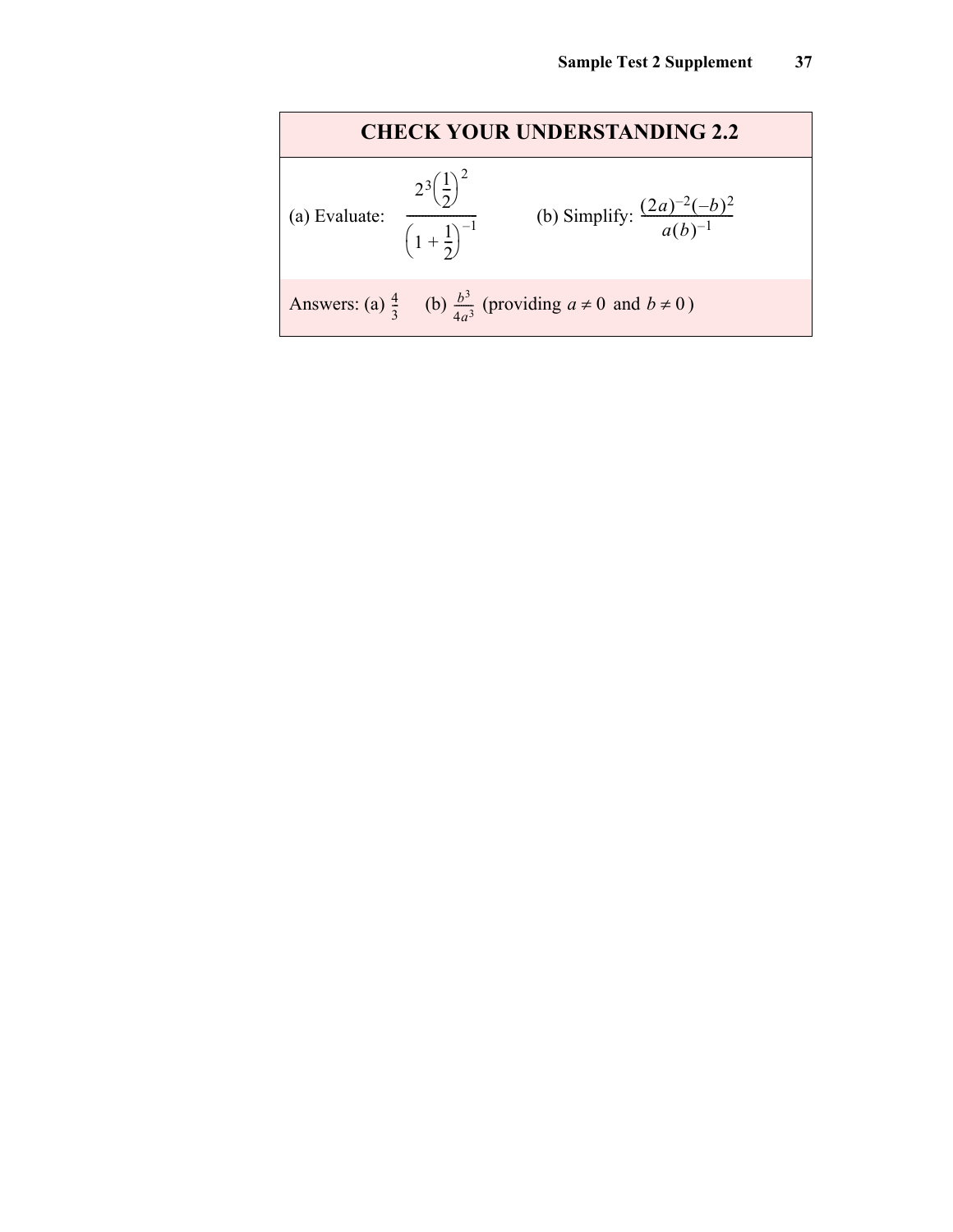## CHECK YOUR UNDERSTANDING 2.2

(a) Evaluate: $\dfrac{2^3\left(\frac{1}{2}\right)^2}{\left(1+\frac{1}{2}\right)^{-1}}$  (b) Simplify: $\dfrac{(2a)^{-2}(-b)^2}{a(b)^{-1}}$

Answers: (a) $\frac{4}{3}$  (b) $\frac{b^3}{4a^3}$ (providing $a \neq 0$ and $b \neq 0$)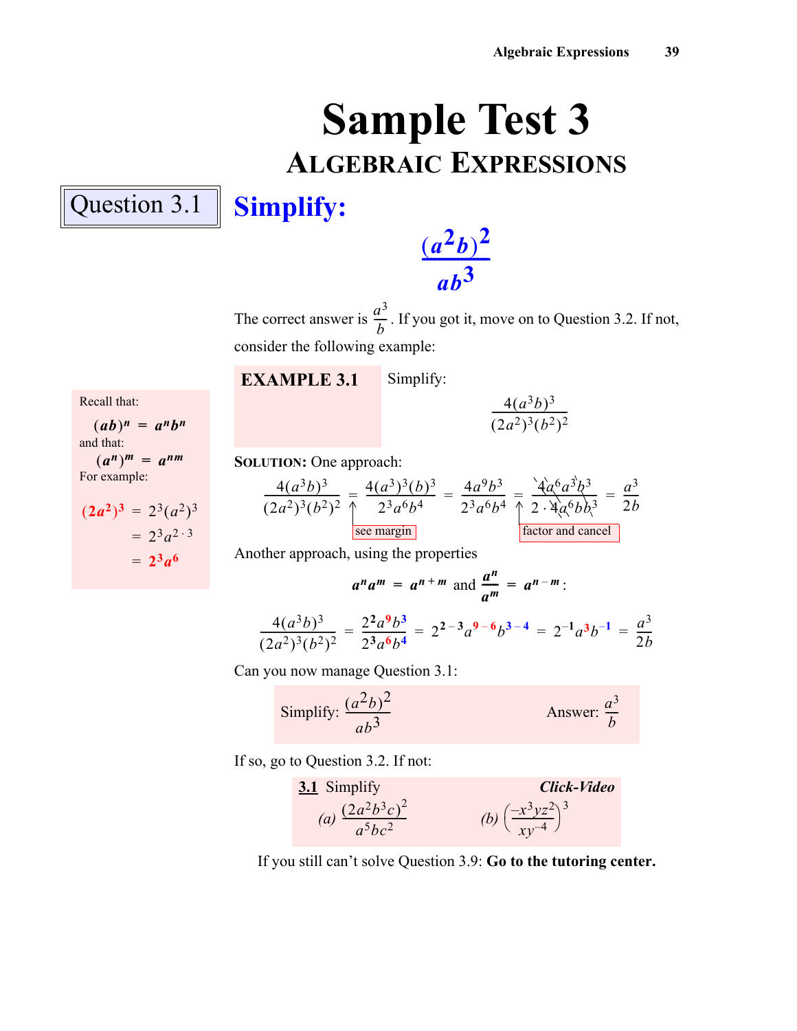# Sample Test 3

## ALGEBRAIC EXPRESSIONS

### Question 3.1

## Simplify:

$$\frac{(a^2b)^2}{ab^3}$$

The correct answer is $\frac{a^3}{b}$. If you got it, move on to Question 3.2. If not, consider the following example:

**EXAMPLE 3.1** Simplify:

$$\frac{4(a^3b)^3}{(2a^2)^3(b^2)^2}$$

Recall that:

$$(ab)^n = a^n b^n$$

and that:

$$(a^n)^m = a^{nm}$$

For example:

$$(2a^2)^3 = 2^3(a^2)^3 = 2^3 a^{2\cdot 3} = 2^3 a^6$$

**SOLUTION:** One approach:

$$\frac{4(a^3b)^3}{(2a^2)^3(b^2)^2} = \frac{4(a^3)^3(b)^3}{2^3a^6b^4} = \frac{4a^9b^3}{2^3a^6b^4} = \frac{4a^6a^3b^3}{2\cdot 4a^6bb^3} = \frac{a^3}{2b}$$

(see margin) (factor and cancel)

Another approach, using the properties

$$a^n a^m = a^{n+m} \text{ and } \frac{a^n}{a^m} = a^{n-m}:$$

$$\frac{4(a^3b)^3}{(2a^2)^3(b^2)^2} = \frac{2^2a^9b^3}{2^3a^6b^4} = 2^{2-3}a^{9-6}b^{3-4} = 2^{-1}a^3b^{-1} = \frac{a^3}{2b}$$

Can you now manage Question 3.1:

Simplify: $\frac{(a^2b)^2}{ab^3}$ Answer: $\frac{a^3}{b}$

If so, go to Question 3.2. If not:

**3.1** Simplify **Click-Video**

*(a)* $\frac{(2a^2b^3c)^2}{a^5bc^2}$ *(b)* $\left(\frac{-x^3yz^2}{xy^{-4}}\right)^3$

If you still can't solve Question 3.9: **Go to the tutoring center.**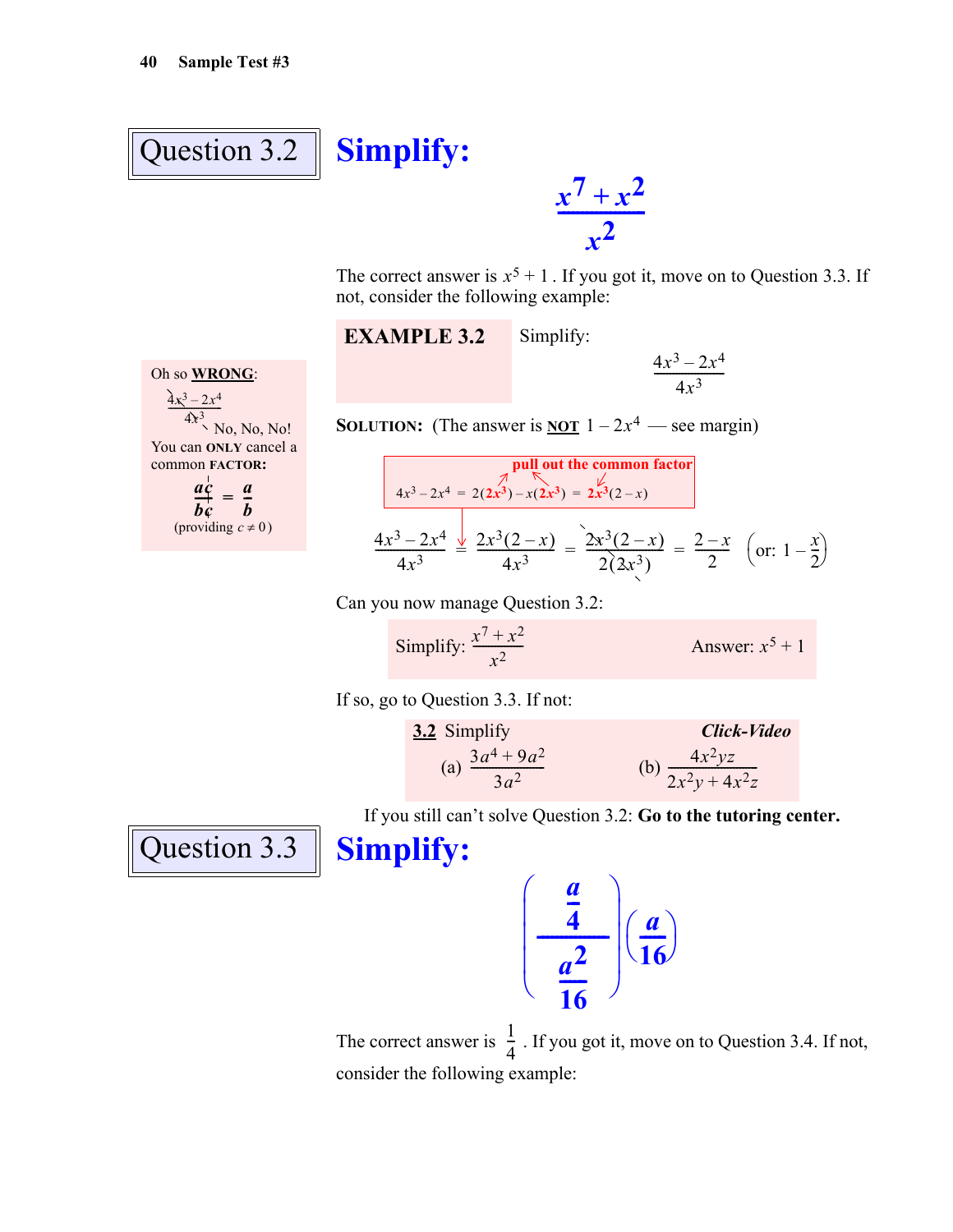## Question 3.2

**Simplify:**

$$\frac{x^7 + x^2}{x^2}$$

The correct answer is $x^5 + 1$. If you got it, move on to Question 3.3. If not, consider the following example:

**EXAMPLE 3.2** Simplify:

$$\frac{4x^3 - 2x^4}{4x^3}$$

> Oh so **WRONG**:
>
> $\frac{4x^3 - 2x^4}{4x^3}$ No, No, No!
>
> You can **ONLY** cancel a common **FACTOR**:
>
> $$\frac{ac}{bc} = \frac{a}{b}$$
>
> (providing $c \neq 0$)

**SOLUTION:** (The answer is **NOT** $1 - 2x^4$ — see margin)

pull out the common factor

$$4x^3 - 2x^4 = 2(2x^3) - x(2x^3) = 2x^3(2 - x)$$

$$\frac{4x^3 - 2x^4}{4x^3} = \frac{2x^3(2-x)}{4x^3} = \frac{2x^3(2-x)}{2(2x^3)} = \frac{2-x}{2} \quad \left(\text{or: } 1 - \frac{x}{2}\right)$$

Can you now manage Question 3.2:

Simplify: $\frac{x^7 + x^2}{x^2}$ Answer: $x^5 + 1$

If so, go to Question 3.3. If not:

**3.2** Simplify ***Click-Video***

(a) $\frac{3a^4 + 9a^2}{3a^2}$ (b) $\frac{4x^2yz}{2x^2y + 4x^2z}$

If you still can't solve Question 3.2: **Go to the tutoring center.**

## Question 3.3

**Simplify:**

$$\left(\frac{\frac{a}{4}}{\frac{a^2}{16}}\right)\left(\frac{a}{16}\right)$$

The correct answer is $\frac{1}{4}$. If you got it, move on to Question 3.4. If not, consider the following example: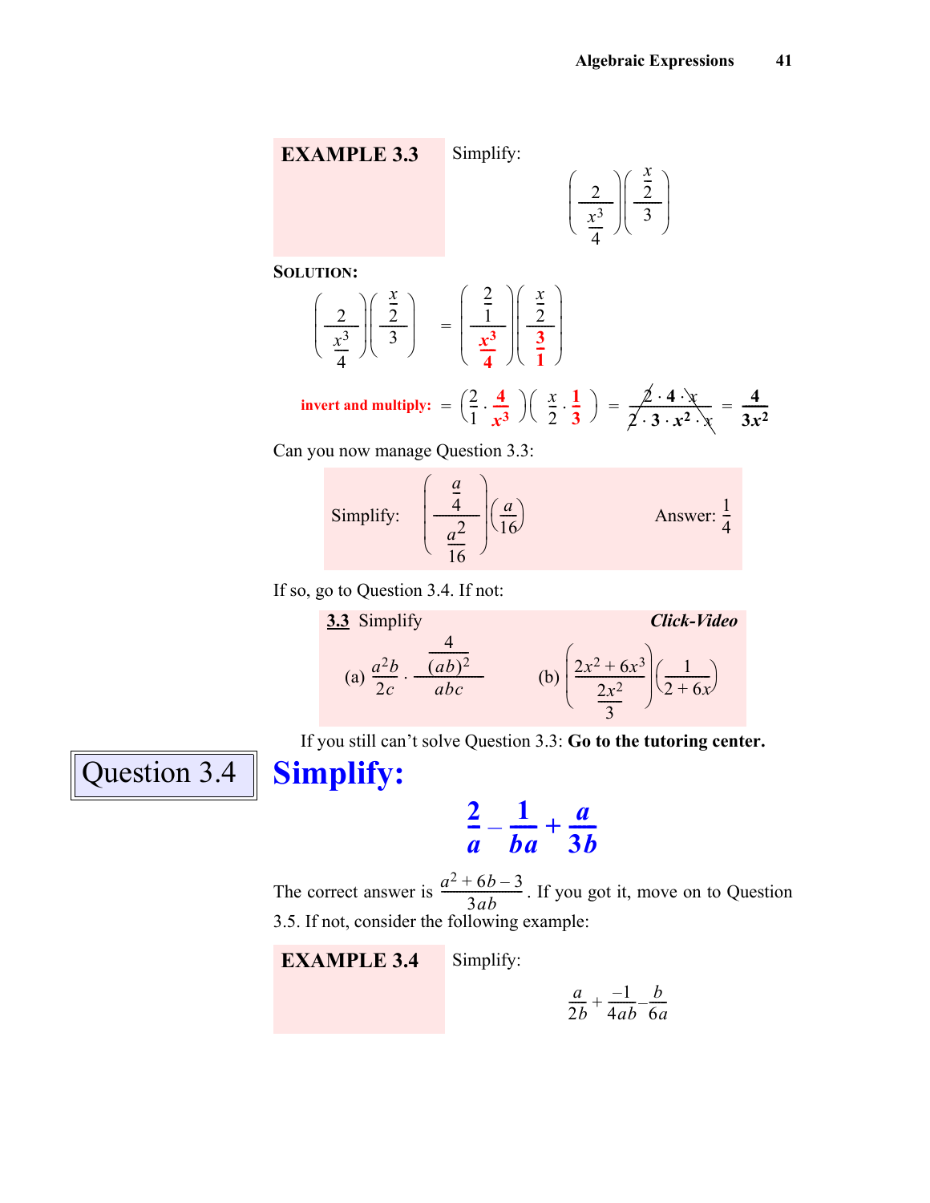**EXAMPLE 3.3** Simplify:

$$\left(\frac{2}{\frac{x^3}{4}}\right)\left(\frac{\frac{x}{2}}{3}\right)$$

**SOLUTION:**

$$\left(\frac{2}{\frac{x^3}{4}}\right)\left(\frac{\frac{x}{2}}{3}\right) = \left(\frac{\frac{2}{1}}{\frac{x^3}{4}}\right)\left(\frac{\frac{x}{2}}{\frac{3}{1}}\right)$$

**invert and multiply:** $= \left(\frac{2}{1}\cdot\frac{4}{x^3}\right)\left(\frac{x}{2}\cdot\frac{1}{3}\right) = \frac{\cancel{2}\cdot 4\cdot \cancel{x}}{\cancel{2}\cdot 3\cdot x^2\cdot \cancel{x}} = \frac{4}{3x^2}$

Can you now manage Question 3.3:

Simplify: $\left(\frac{\frac{a}{4}}{\frac{a^2}{16}}\right)\left(\frac{a}{16}\right)$ Answer: $\frac{1}{4}$

If so, go to Question 3.4. If not:

**3.3** Simplify ***Click-Video***

(a) $\frac{a^2b}{2c}\cdot\frac{\frac{4}{(ab)^2}}{abc}$ (b) $\left(\frac{2x^2+6x^3}{\frac{2x^2}{3}}\right)\left(\frac{1}{2+6x}\right)$

If you still can't solve Question 3.3: **Go to the tutoring center.**

## Question 3.4

## Simplify:

$$\frac{2}{a} - \frac{1}{ba} + \frac{a}{3b}$$

The correct answer is $\frac{a^2+6b-3}{3ab}$. If you got it, move on to Question 3.5. If not, consider the following example:

**EXAMPLE 3.4** Simplify:

$$\frac{a}{2b} + \frac{-1}{4ab} - \frac{b}{6a}$$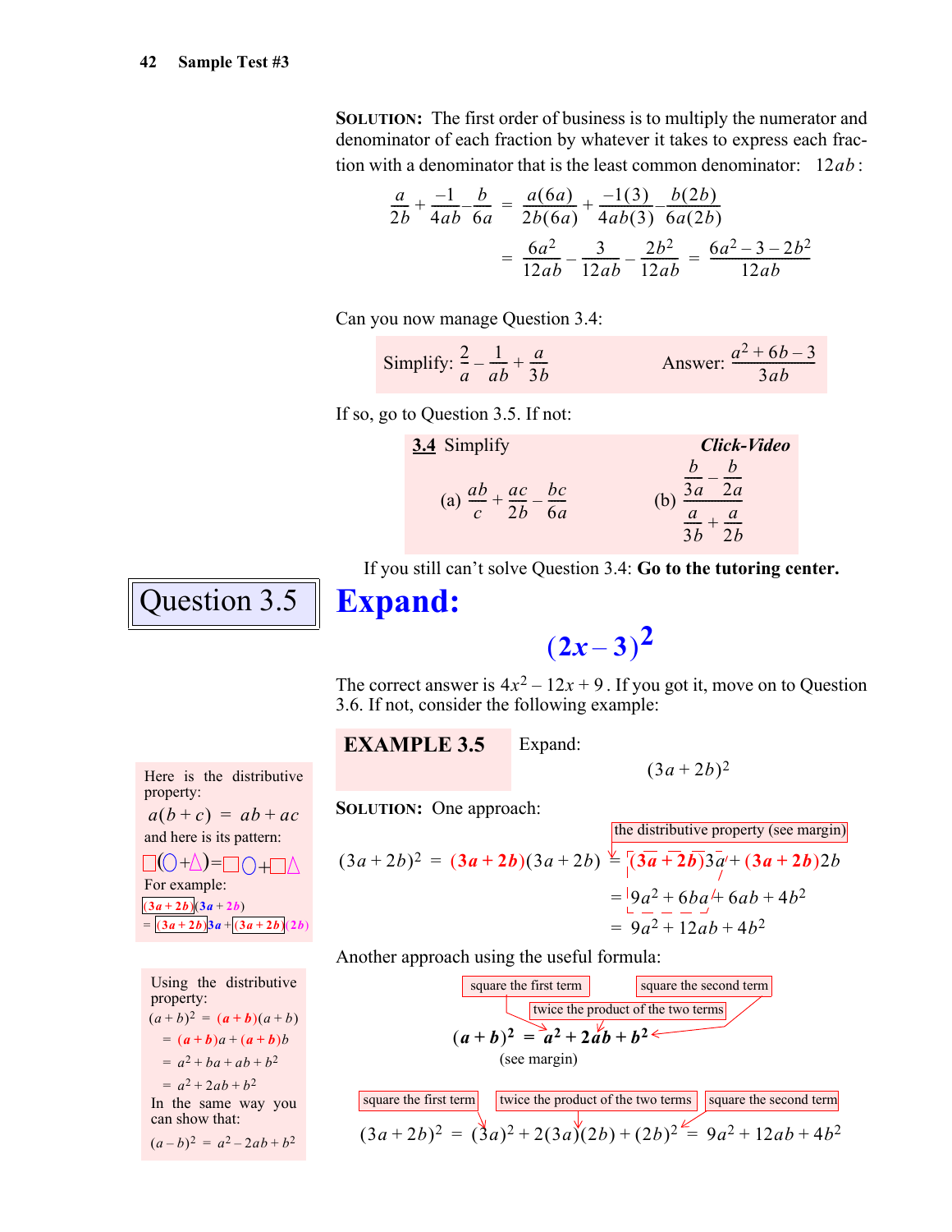**SOLUTION:** The first order of business is to multiply the numerator and denominator of each fraction by whatever it takes to express each fraction with a denominator that is the least common denominator: $12ab$:

$$\frac{a}{2b} + \frac{-1}{4ab} - \frac{b}{6a} = \frac{a(6a)}{2b(6a)} + \frac{-1(3)}{4ab(3)} - \frac{b(2b)}{6a(2b)}$$

$$= \frac{6a^2}{12ab} - \frac{3}{12ab} - \frac{2b^2}{12ab} = \frac{6a^2 - 3 - 2b^2}{12ab}$$

Can you now manage Question 3.4:

Simplify: $\frac{2}{a} - \frac{1}{ab} + \frac{a}{3b}$  Answer: $\frac{a^2 + 6b - 3}{3ab}$

If so, go to Question 3.5. If not:

**3.4** Simplify  ***Click-Video***

(a) $\frac{ab}{c} + \frac{ac}{2b} - \frac{bc}{6a}$  (b) $\dfrac{\frac{b}{3a} - \frac{b}{2a}}{\frac{a}{3b} + \frac{a}{2b}}$

If you still can't solve Question 3.4: **Go to the tutoring center.**

## Question 3.5

# Expand:

$$(2x - 3)^2$$

The correct answer is $4x^2 - 12x + 9$. If you got it, move on to Question 3.6. If not, consider the following example:

**EXAMPLE 3.5** Expand:

$$(3a + 2b)^2$$

**SOLUTION:** One approach:

$$(3a + 2b)^2 = (3a + 2b)(3a + 2b) = (3a + 2b)3a + (3a + 2b)2b$$
(the distributive property (see margin))

$$= 9a^2 + 6ba + 6ab + 4b^2$$

$$= 9a^2 + 12ab + 4b^2$$

Another approach using the useful formula:

$$(a + b)^2 = a^2 + 2ab + b^2$$

(square the first term: $a^2$; twice the product of the two terms: $2ab$; square the second term: $b^2$)

(see margin)

$$(3a + 2b)^2 = (3a)^2 + 2(3a)(2b) + (2b)^2 = 9a^2 + 12ab + 4b^2$$

(square the first term; twice the product of the two terms; square the second term)

*Margin:*

Here is the distributive property:

$a(b + c) = ab + ac$

and here is its pattern:

□(○+△)=□○+□△

For example:

$(3a + 2b)(3a + 2b)$
$= (3a + 2b)3a + (3a + 2b)(2b)$

Using the distributive property:

$(a + b)^2 = (a + b)(a + b)$
$= (a + b)a + (a + b)b$
$= a^2 + ba + ab + b^2$
$= a^2 + 2ab + b^2$

In the same way you can show that:

$(a - b)^2 = a^2 - 2ab + b^2$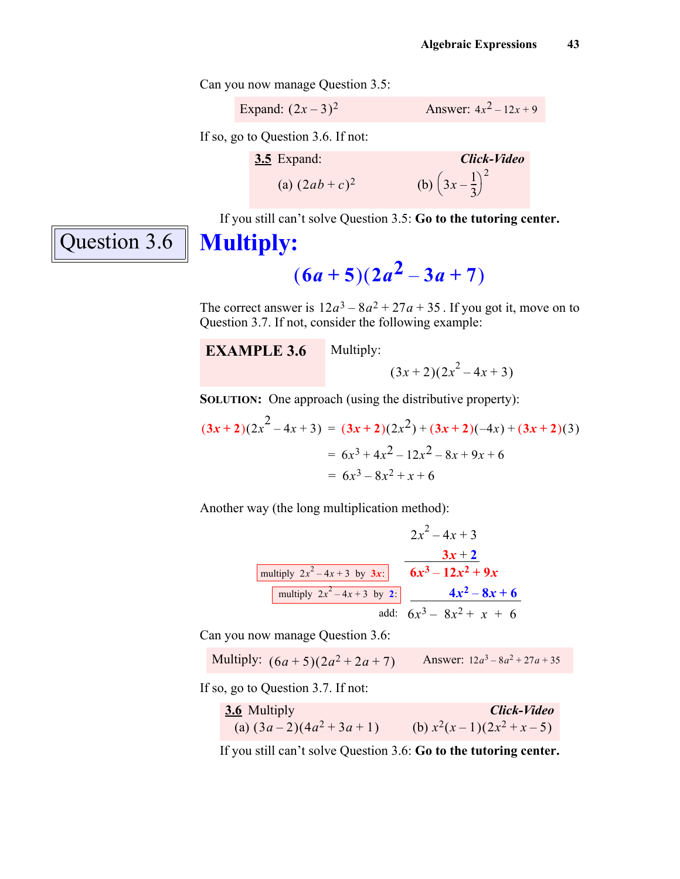Can you now manage Question 3.5:

| Expand: $(2x-3)^2$ | Answer: $4x^2-12x+9$ |
|---|---|

If so, go to Question 3.6. If not:

**3.5** Expand: ***Click-Video***

(a) $(2ab+c)^2$ (b) $\left(3x-\frac{1}{3}\right)^2$

If you still can't solve Question 3.5: **Go to the tutoring center.**

## Question 3.6

# Multiply:

$$(6a+5)(2a^2-3a+7)$$

The correct answer is $12a^3-8a^2+27a+35$. If you got it, move on to Question 3.7. If not, consider the following example:

**EXAMPLE 3.6** Multiply:

$$(3x+2)(2x^2-4x+3)$$

**SOLUTION:** One approach (using the distributive property):

$$\begin{aligned}(3x+2)(2x^2-4x+3) &= (3x+2)(2x^2)+(3x+2)(-4x)+(3x+2)(3)\\ &= 6x^3+4x^2-12x^2-8x+9x+6\\ &= 6x^3-8x^2+x+6\end{aligned}$$

Another way (the long multiplication method):

$$\begin{array}{rr} & 2x^2-4x+3 \\ & 3x+2 \\ \hline \text{multiply } 2x^2-4x+3 \text{ by } 3x: & 6x^3-12x^2+9x \\ \text{multiply } 2x^2-4x+3 \text{ by } 2: & 4x^2-8x+6 \\ \hline \text{add:} & 6x^3-8x^2+x+6 \end{array}$$

Can you now manage Question 3.6:

| Multiply: $(6a+5)(2a^2+2a+7)$ | Answer: $12a^3-8a^2+27a+35$ |
|---|---|

If so, go to Question 3.7. If not:

**3.6** Multiply ***Click-Video***

(a) $(3a-2)(4a^2+3a+1)$ (b) $x^2(x-1)(2x^2+x-5)$

If you still can't solve Question 3.6: **Go to the tutoring center.**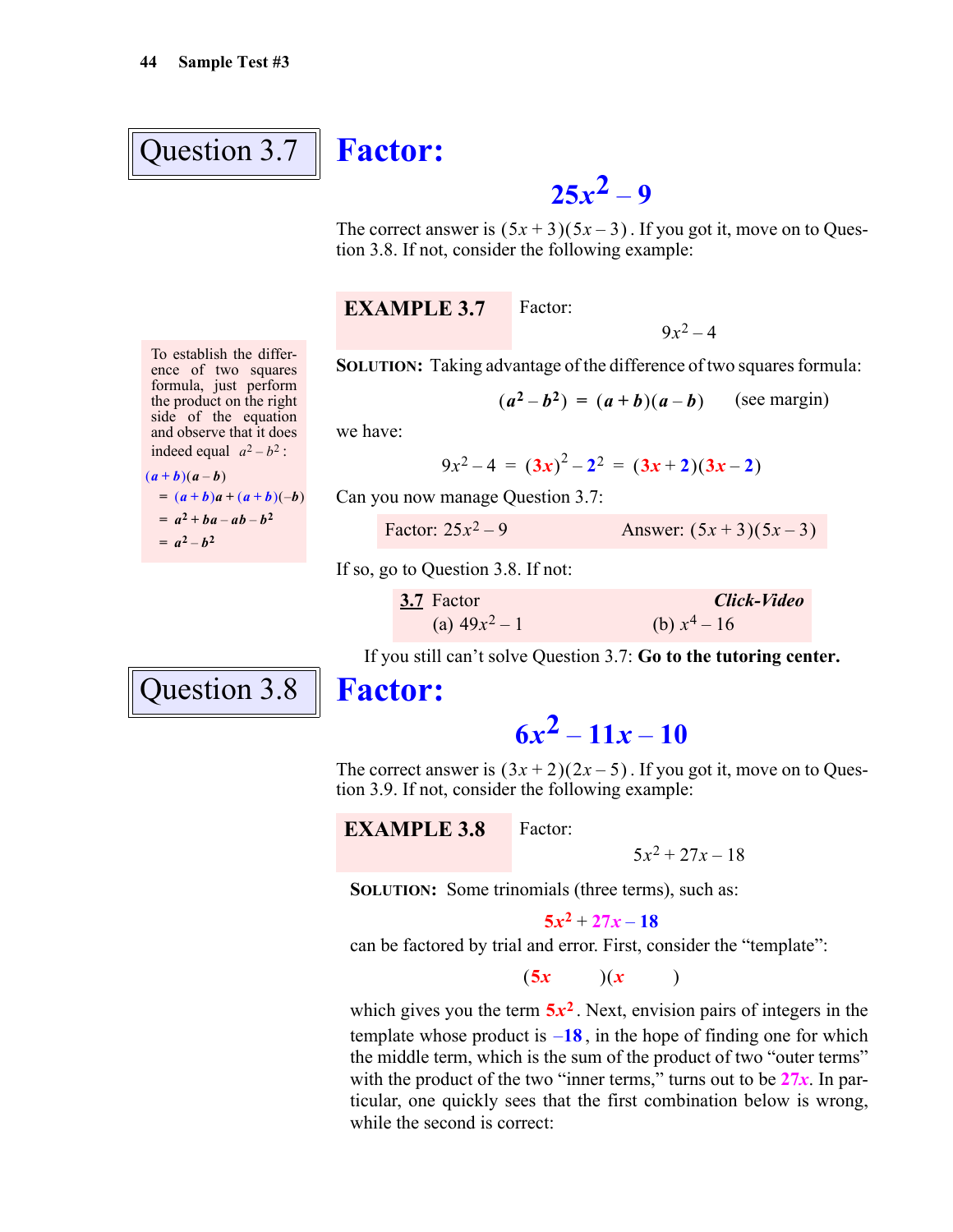## Question 3.7

# Factor:

$$25x^2 - 9$$

The correct answer is $(5x+3)(5x-3)$. If you got it, move on to Question 3.8. If not, consider the following example:

**EXAMPLE 3.7** Factor:

$$9x^2 - 4$$

**SOLUTION:** Taking advantage of the difference of two squares formula:

$$(a^2 - b^2) = (a+b)(a-b) \quad \text{(see margin)}$$

we have:

$$9x^2 - 4 = (3x)^2 - 2^2 = (3x+2)(3x-2)$$

> To establish the difference of two squares formula, just perform the product on the right side of the equation and observe that it does indeed equal $a^2 - b^2$:
>
> $$\begin{aligned}(a+b)(a-b) &= (a+b)a + (a+b)(-b) \\ &= a^2 + ba - ab - b^2 \\ &= a^2 - b^2\end{aligned}$$

Can you now manage Question 3.7:

| Factor: $25x^2 - 9$ | Answer: $(5x+3)(5x-3)$ |
|---|---|

If so, go to Question 3.8. If not:

**3.7** Factor *Click-Video*
(a) $49x^2 - 1$  (b) $x^4 - 16$

If you still can't solve Question 3.7: **Go to the tutoring center.**

## Question 3.8

# Factor:

$$6x^2 - 11x - 10$$

The correct answer is $(3x+2)(2x-5)$. If you got it, move on to Question 3.9. If not, consider the following example:

**EXAMPLE 3.8** Factor:

$$5x^2 + 27x - 18$$

**SOLUTION:** Some trinomials (three terms), such as:

$$5x^2 + 27x - 18$$

can be factored by trial and error. First, consider the "template":

$$(5x \qquad)(x \qquad)$$

which gives you the term $5x^2$. Next, envision pairs of integers in the template whose product is $-18$, in the hope of finding one for which the middle term, which is the sum of the product of two "outer terms" with the product of the two "inner terms," turns out to be $27x$. In particular, one quickly sees that the first combination below is wrong, while the second is correct: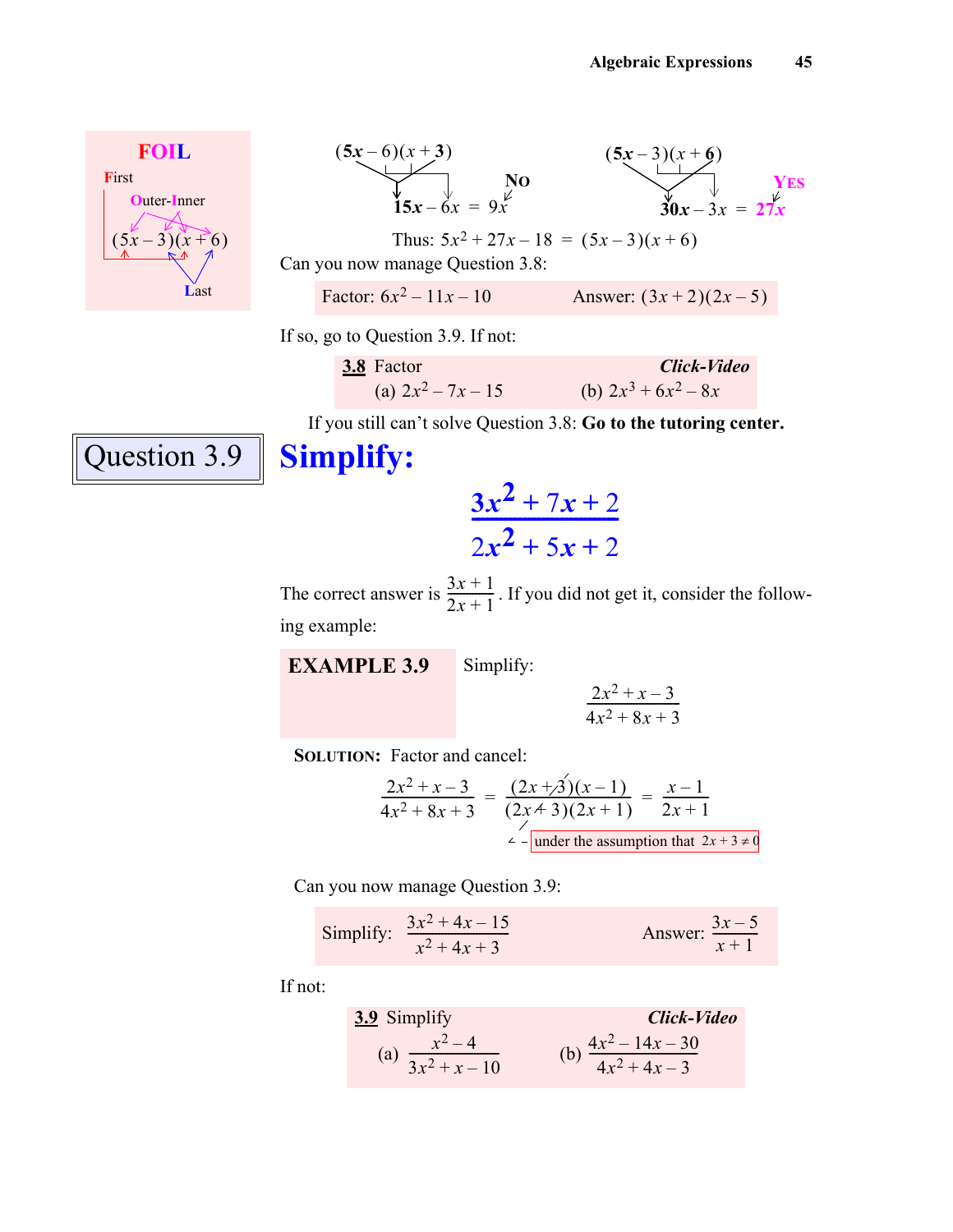**FOIL**

**F**irst

**O**uter-**I**nner

$(5x-3)(x+6)$

**L**ast

$(\mathbf{5x}-6)(x+\mathbf{3})$: $\mathbf{15x} - 6x = 9x$ — **NO**

$(\mathbf{5x}-3)(x+\mathbf{6})$: $\mathbf{30x} - 3x = 27x$ — **YES**

Thus: $5x^2 + 27x - 18 = (5x-3)(x+6)$

Can you now manage Question 3.8:

Factor: $6x^2 - 11x - 10$ Answer: $(3x+2)(2x-5)$

If so, go to Question 3.9. If not:

**3.8** Factor ***Click-Video***

(a) $2x^2 - 7x - 15$ (b) $2x^3 + 6x^2 - 8x$

If you still can't solve Question 3.8: **Go to the tutoring center.**

## Question 3.9

## Simplify:

$$\frac{3x^2 + 7x + 2}{2x^2 + 5x + 2}$$

The correct answer is $\frac{3x+1}{2x+1}$. If you did not get it, consider the following example:

**EXAMPLE 3.9** Simplify:

$$\frac{2x^2 + x - 3}{4x^2 + 8x + 3}$$

**SOLUTION:** Factor and cancel:

$$\frac{2x^2 + x - 3}{4x^2 + 8x + 3} = \frac{(2x+3)(x-1)}{(2x+3)(2x+1)} = \frac{x-1}{2x+1}$$

under the assumption that $2x + 3 \neq 0$

Can you now manage Question 3.9:

Simplify: $\frac{3x^2 + 4x - 15}{x^2 + 4x + 3}$ Answer: $\frac{3x-5}{x+1}$

If not:

**3.9** Simplify ***Click-Video***

(a) $\frac{x^2 - 4}{3x^2 + x - 10}$ (b) $\frac{4x^2 - 14x - 30}{4x^2 + 4x - 3}$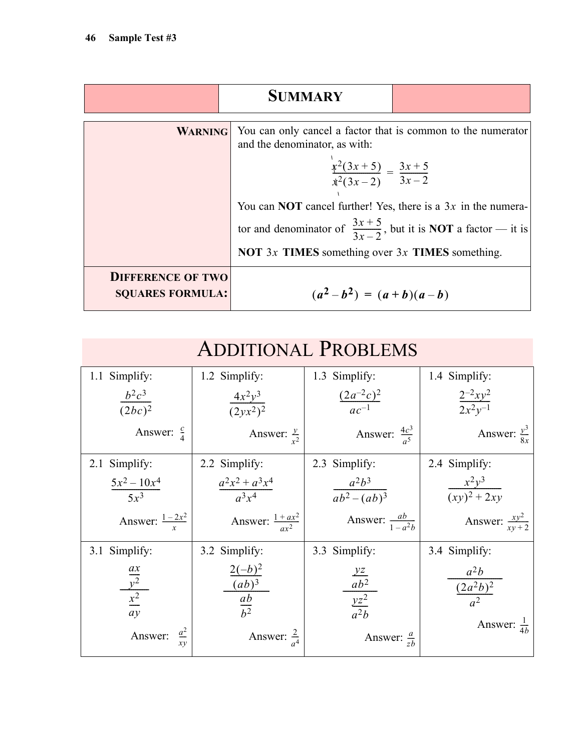## SUMMARY

| | |
|---|---|
| **WARNING** | You can only cancel a factor that is common to the numerator and the denominator, as with: $$\frac{x^2(3x+5)}{x^2(3x-2)} = \frac{3x+5}{3x-2}$$ You can **NOT** cancel further! Yes, there is a $3x$ in the numerator and denominator of $\frac{3x+5}{3x-2}$, but it is **NOT** a factor — it is **NOT** $3x$ **TIMES** something over $3x$ **TIMES** something. |
| **DIFFERENCE OF TWO SQUARES FORMULA:** | $$(a^2 - b^2) = (a+b)(a-b)$$ |

# ADDITIONAL PROBLEMS

| | | | |
|---|---|---|---|
| 1.1 Simplify: $\frac{b^2c^3}{(2bc)^2}$ Answer: $\frac{c}{4}$ | 1.2 Simplify: $\frac{4x^2y^3}{(2yx^2)^2}$ Answer: $\frac{y}{x^2}$ | 1.3 Simplify: $\frac{(2a^{-2}c)^2}{ac^{-1}}$ Answer: $\frac{4c^3}{a^5}$ | 1.4 Simplify: $\frac{2^{-2}xy^2}{2x^2y^{-1}}$ Answer: $\frac{y^3}{8x}$ |
| 2.1 Simplify: $\frac{5x^2 - 10x^4}{5x^3}$ Answer: $\frac{1-2x^2}{x}$ | 2.2 Simplify: $\frac{a^2x^2 + a^3x^4}{a^3x^4}$ Answer: $\frac{1+ax^2}{ax^2}$ | 2.3 Simplify: $\frac{a^2b^3}{ab^2 - (ab)^3}$ Answer: $\frac{ab}{1-a^2b}$ | 2.4 Simplify: $\frac{x^2y^3}{(xy)^2 + 2xy}$ Answer: $\frac{xy^2}{xy+2}$ |
| 3.1 Simplify: $\frac{\frac{ax}{y^2}}{\frac{x^2}{ay}}$ Answer: $\frac{a^2}{xy}$ | 3.2 Simplify: $\frac{\frac{2(-b)^2}{(ab)^3}}{\frac{ab}{b^2}}$ Answer: $\frac{2}{a^4}$ | 3.3 Simplify: $\frac{\frac{yz}{ab^2}}{\frac{yz^2}{a^2b}}$ Answer: $\frac{a}{zb}$ | 3.4 Simplify: $\frac{a^2b}{\frac{(2a^2b)^2}{a^2}}$ Answer: $\frac{1}{4b}$ |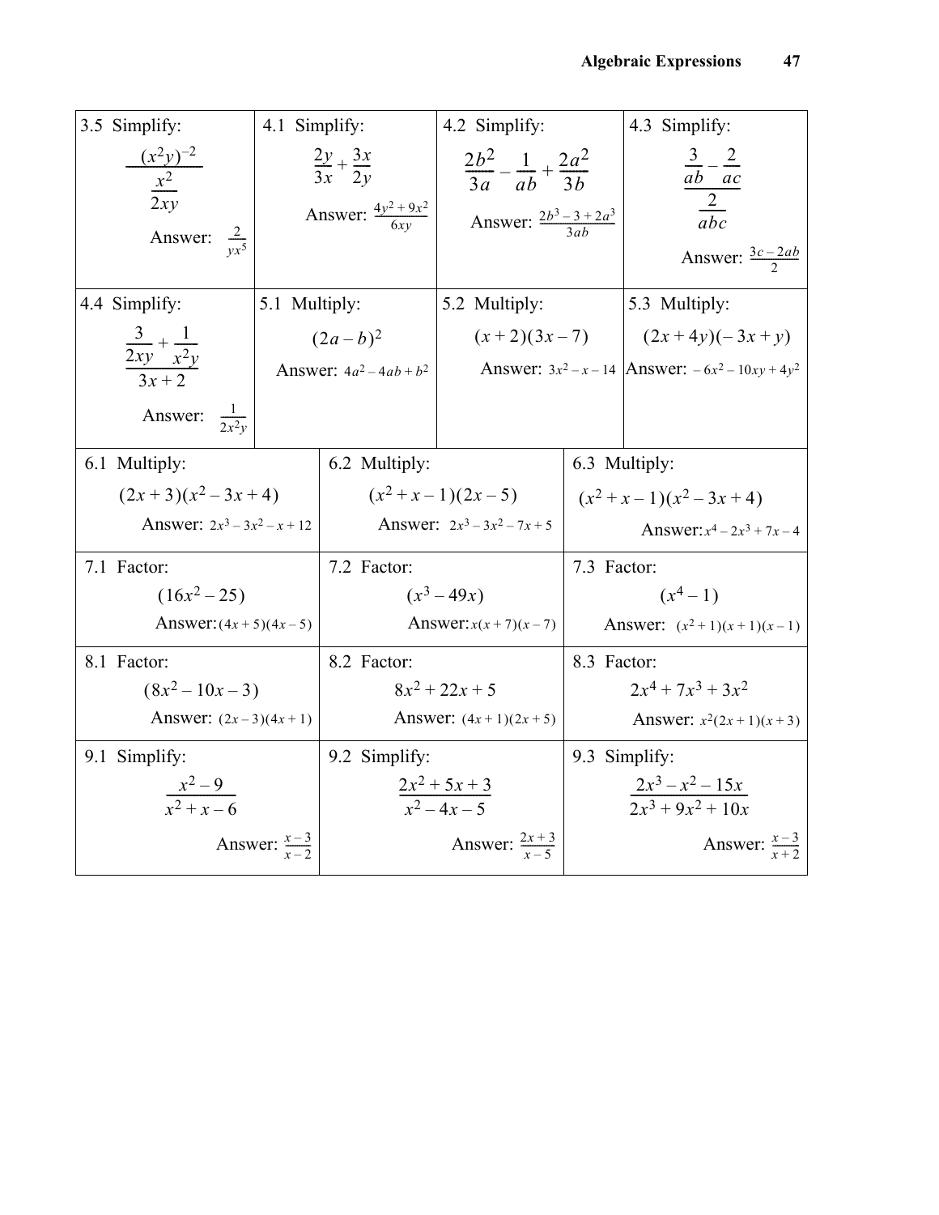| | | | |
|---|---|---|---|
| 3.5 Simplify: $\dfrac{(x^2y)^{-2}}{\dfrac{x^2}{2xy}}$ Answer: $\frac{2}{yx^5}$ | 4.1 Simplify: $\dfrac{2y}{3x}+\dfrac{3x}{2y}$ Answer: $\frac{4y^2+9x^2}{6xy}$ | 4.2 Simplify: $\dfrac{2b^2}{3a}-\dfrac{1}{ab}+\dfrac{2a^2}{3b}$ Answer: $\frac{2b^3-3+2a^3}{3ab}$ | 4.3 Simplify: $\dfrac{\dfrac{3}{ab}-\dfrac{2}{ac}}{\dfrac{2}{abc}}$ Answer: $\frac{3c-2ab}{2}$ |
| 4.4 Simplify: $\dfrac{\dfrac{3}{2xy}+\dfrac{1}{x^2y}}{3x+2}$ Answer: $\frac{1}{2x^2y}$ | 5.1 Multiply: $(2a-b)^2$ Answer: $4a^2-4ab+b^2$ | 5.2 Multiply: $(x+2)(3x-7)$ Answer: $3x^2-x-14$ | 5.3 Multiply: $(2x+4y)(-3x+y)$ Answer: $-6x^2-10xy+4y^2$ |

| | | |
|---|---|---|
| 6.1 Multiply: $(2x+3)(x^2-3x+4)$ Answer: $2x^3-3x^2-x+12$ | 6.2 Multiply: $(x^2+x-1)(2x-5)$ Answer: $2x^3-3x^2-7x+5$ | 6.3 Multiply: $(x^2+x-1)(x^2-3x+4)$ Answer: $x^4-2x^3+7x-4$ |
| 7.1 Factor: $(16x^2-25)$ Answer: $(4x+5)(4x-5)$ | 7.2 Factor: $(x^3-49x)$ Answer: $x(x+7)(x-7)$ | 7.3 Factor: $(x^4-1)$ Answer: $(x^2+1)(x+1)(x-1)$ |
| 8.1 Factor: $(8x^2-10x-3)$ Answer: $(2x-3)(4x+1)$ | 8.2 Factor: $8x^2+22x+5$ Answer: $(4x+1)(2x+5)$ | 8.3 Factor: $2x^4+7x^3+3x^2$ Answer: $x^2(2x+1)(x+3)$ |
| 9.1 Simplify: $\dfrac{x^2-9}{x^2+x-6}$ Answer: $\frac{x-3}{x-2}$ | 9.2 Simplify: $\dfrac{2x^2+5x+3}{x^2-4x-5}$ Answer: $\frac{2x+3}{x-5}$ | 9.3 Simplify: $\dfrac{2x^3-x^2-15x}{2x^3+9x^2+10x}$ Answer: $\frac{x-3}{x+2}$ |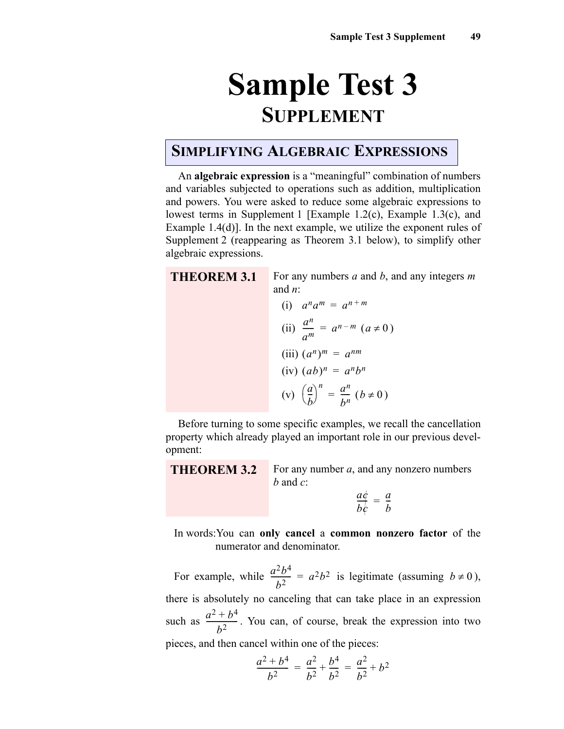# Sample Test 3

## SUPPLEMENT

### SIMPLIFYING ALGEBRAIC EXPRESSIONS

An **algebraic expression** is a "meaningful" combination of numbers and variables subjected to operations such as addition, multiplication and powers. You were asked to reduce some algebraic expressions to lowest terms in Supplement 1 [Example 1.2(c), Example 1.3(c), and Example 1.4(d)]. In the next example, we utilize the exponent rules of Supplement 2 (reappearing as Theorem 3.1 below), to simplify other algebraic expressions.

**THEOREM 3.1** For any numbers $a$ and $b$, and any integers $m$ and $n$:

(i) $a^n a^m = a^{n+m}$

(ii) $\dfrac{a^n}{a^m} = a^{n-m} \; (a \neq 0)$

(iii) $(a^n)^m = a^{nm}$

(iv) $(ab)^n = a^n b^n$

(v) $\left(\dfrac{a}{b}\right)^n = \dfrac{a^n}{b^n} \; (b \neq 0)$

Before turning to some specific examples, we recall the cancellation property which already played an important role in our previous development:

**THEOREM 3.2** For any number $a$, and any nonzero numbers $b$ and $c$:

$$\frac{ac}{bc} = \frac{a}{b}$$

In words: You can **only cancel** a **common nonzero factor** of the numerator and denominator.

For example, while $\dfrac{a^2b^4}{b^2} = a^2b^2$ is legitimate (assuming $b \neq 0$), there is absolutely no canceling that can take place in an expression such as $\dfrac{a^2 + b^4}{b^2}$. You can, of course, break the expression into two pieces, and then cancel within one of the pieces:

$$\frac{a^2 + b^4}{b^2} = \frac{a^2}{b^2} + \frac{b^4}{b^2} = \frac{a^2}{b^2} + b^2$$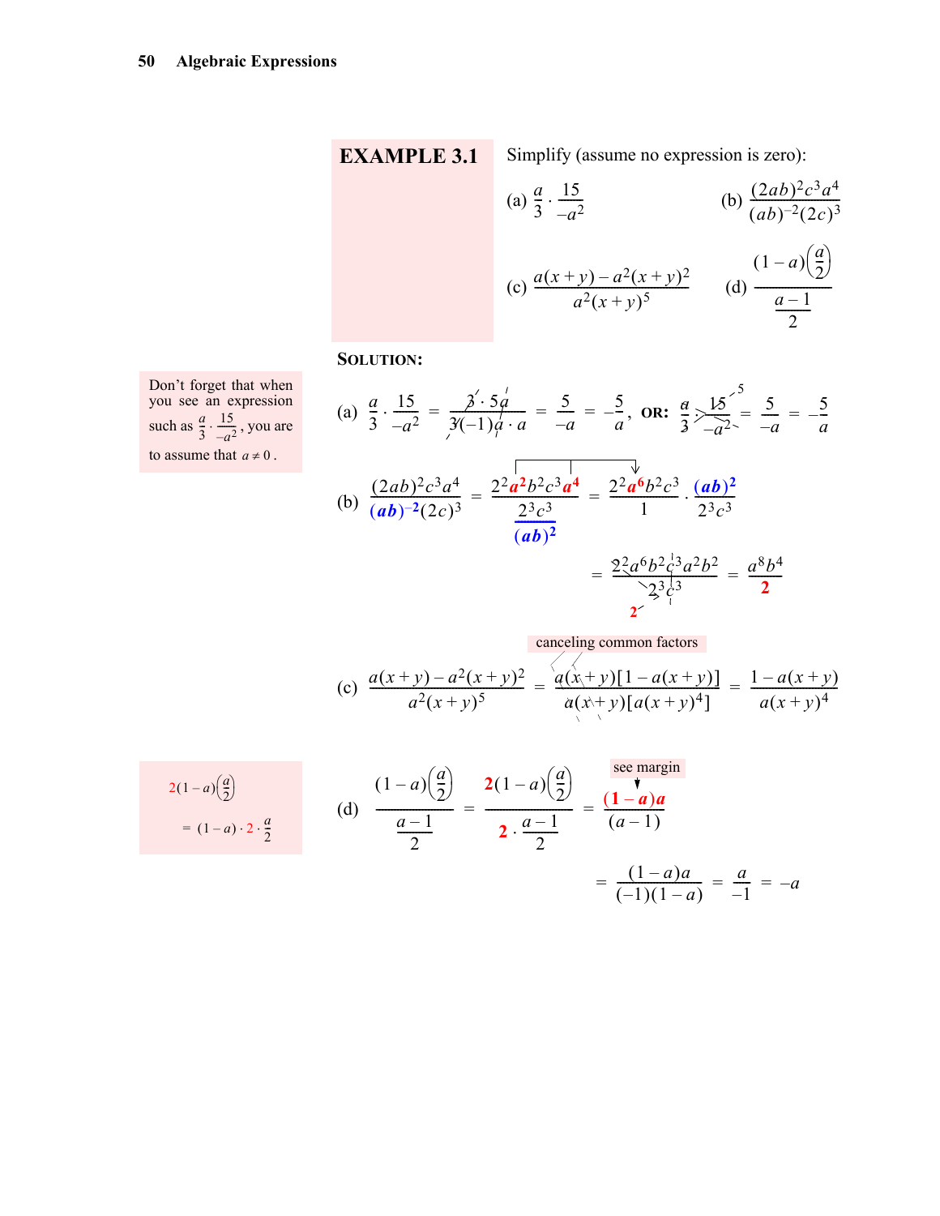**EXAMPLE 3.1** Simplify (assume no expression is zero):

(a) $\frac{a}{3} \cdot \frac{15}{-a^2}$  (b) $\frac{(2ab)^2c^3a^4}{(ab)^{-2}(2c)^3}$

(c) $\frac{a(x+y) - a^2(x+y)^2}{a^2(x+y)^5}$  (d) $\frac{(1-a)\left(\frac{a}{2}\right)}{\frac{a-1}{2}}$

**SOLUTION:**

Don't forget that when you see an expression such as $\frac{a}{3} \cdot \frac{15}{-a^2}$, you are to assume that $a \neq 0$.

(a) $\frac{a}{3} \cdot \frac{15}{-a^2} = \frac{3 \cdot 5a}{3(-1)a \cdot a} = \frac{5}{-a} = -\frac{5}{a}$, **OR:** $\frac{a}{3} \cdot \frac{15}{-a^2} = \frac{5}{-a} = -\frac{5}{a}$

(b) $\frac{(2ab)^2c^3a^4}{(ab)^{-2}(2c)^3} = \frac{2^2a^2b^2c^3a^4}{\frac{2^3c^3}{(ab)^2}} = \frac{2^2a^6b^2c^3}{1} \cdot \frac{(ab)^2}{2^3c^3}$

$= \frac{2^2a^6b^2c^3a^2b^2}{2^3c^3} = \frac{a^8b^4}{2}$

canceling common factors

(c) $\frac{a(x+y) - a^2(x+y)^2}{a^2(x+y)^5} = \frac{a(x+y)[1 - a(x+y)]}{a(x+y)[a(x+y)^4]} = \frac{1 - a(x+y)}{a(x+y)^4}$

$2(1-a)\left(\frac{a}{2}\right) = (1-a) \cdot 2 \cdot \frac{a}{2}$

see margin

(d) $\frac{(1-a)\left(\frac{a}{2}\right)}{\frac{a-1}{2}} = \frac{2(1-a)\left(\frac{a}{2}\right)}{2 \cdot \frac{a-1}{2}} = \frac{(1-a)a}{(a-1)}$

$= \frac{(1-a)a}{(-1)(1-a)} = \frac{a}{-1} = -a$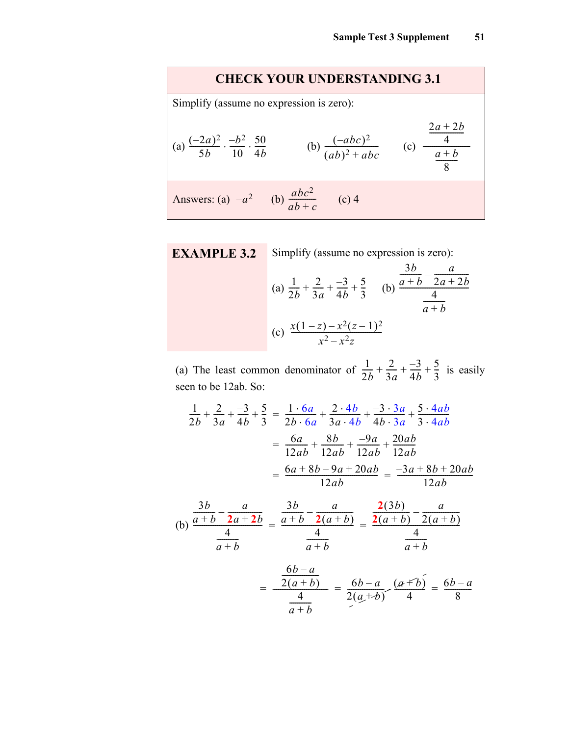## CHECK YOUR UNDERSTANDING 3.1

Simplify (assume no expression is zero):

(a) $\dfrac{(-2a)^2}{5b} \cdot \dfrac{-b^2}{10} \cdot \dfrac{50}{4b}$ (b) $\dfrac{(-abc)^2}{(ab)^2 + abc}$ (c) $\dfrac{\frac{2a+2b}{4}}{\frac{a+b}{8}}$

Answers: (a) $-a^2$ (b) $\dfrac{abc^2}{ab+c}$ (c) 4

**EXAMPLE 3.2** Simplify (assume no expression is zero):

(a) $\dfrac{1}{2b} + \dfrac{2}{3a} + \dfrac{-3}{4b} + \dfrac{5}{3}$ (b) $\dfrac{\frac{3b}{a+b} - \frac{a}{2a+2b}}{\frac{4}{a+b}}$

(c) $\dfrac{x(1-z) - x^2(z-1)^2}{x^2 - x^2 z}$

(a) The least common denominator of $\dfrac{1}{2b} + \dfrac{2}{3a} + \dfrac{-3}{4b} + \dfrac{5}{3}$ is easily seen to be 12ab. So:

$$\frac{1}{2b} + \frac{2}{3a} + \frac{-3}{4b} + \frac{5}{3} = \frac{1 \cdot 6a}{2b \cdot 6a} + \frac{2 \cdot 4b}{3a \cdot 4b} + \frac{-3 \cdot 3a}{4b \cdot 3a} + \frac{5 \cdot 4ab}{3 \cdot 4ab}$$

$$= \frac{6a}{12ab} + \frac{8b}{12ab} + \frac{-9a}{12ab} + \frac{20ab}{12ab}$$

$$= \frac{6a + 8b - 9a + 20ab}{12ab} = \frac{-3a + 8b + 20ab}{12ab}$$

(b)
$$\frac{\frac{3b}{a+b} - \frac{a}{2a+2b}}{\frac{4}{a+b}} = \frac{\frac{3b}{a+b} - \frac{a}{2(a+b)}}{\frac{4}{a+b}} = \frac{\frac{2(3b)}{2(a+b)} - \frac{a}{2(a+b)}}{\frac{4}{a+b}}$$

$$= \frac{\frac{6b-a}{2(a+b)}}{\frac{4}{a+b}} = \frac{6b-a}{2(a+b)} \cdot \frac{(a+b)}{4} = \frac{6b-a}{8}$$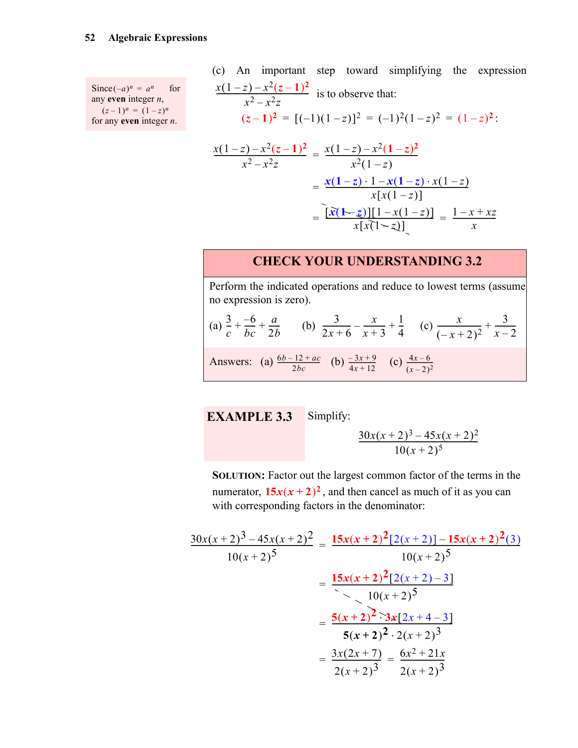(c) An important step toward simplifying the expression $\frac{x(1-z)-x^2(z-1)^2}{x^2-x^2z}$ is to observe that:

$$(z-1)^2 = [(-1)(1-z)]^2 = (-1)^2(1-z)^2 = (1-z)^2:$$

Since $(-a)^n = a^n$ for any **even** integer $n$, $(z-1)^n = (1-z)^n$ for any **even** integer $n$.

$$\frac{x(1-z)-x^2(z-1)^2}{x^2-x^2z} = \frac{x(1-z)-x^2(1-z)^2}{x^2(1-z)}$$

$$= \frac{x(1-z)\cdot 1 - x(1-z)\cdot x(1-z)}{x[x(1-z)]}$$

$$= \frac{[x(1-z)][1-x(1-z)]}{x[x(1-z)]} = \frac{1-x+xz}{x}$$

## CHECK YOUR UNDERSTANDING 3.2

Perform the indicated operations and reduce to lowest terms (assume no expression is zero).

(a) $\frac{3}{c}+\frac{-6}{bc}+\frac{a}{2b}$ (b) $\frac{3}{2x+6}-\frac{x}{x+3}+\frac{1}{4}$ (c) $\frac{x}{(-x+2)^2}+\frac{3}{x-2}$

Answers: (a) $\frac{6b-12+ac}{2bc}$ (b) $\frac{-3x+9}{4x+12}$ (c) $\frac{4x-6}{(x-2)^2}$

## EXAMPLE 3.3

Simplify:

$$\frac{30x(x+2)^3-45x(x+2)^2}{10(x+2)^5}$$

**SOLUTION:** Factor out the largest common factor of the terms in the numerator, $15x(x+2)^2$, and then cancel as much of it as you can with corresponding factors in the denominator:

$$\frac{30x(x+2)^3-45x(x+2)^2}{10(x+2)^5} = \frac{15x(x+2)^2[2(x+2)]-15x(x+2)^2(3)}{10(x+2)^5}$$

$$= \frac{15x(x+2)^2[2(x+2)-3]}{10(x+2)^5}$$

$$= \frac{5(x+2)^2\cdot 3x[2x+4-3]}{5(x+2)^2\cdot 2(x+2)^3}$$

$$= \frac{3x(2x+7)}{2(x+2)^3} = \frac{6x^2+21x}{2(x+2)^3}$$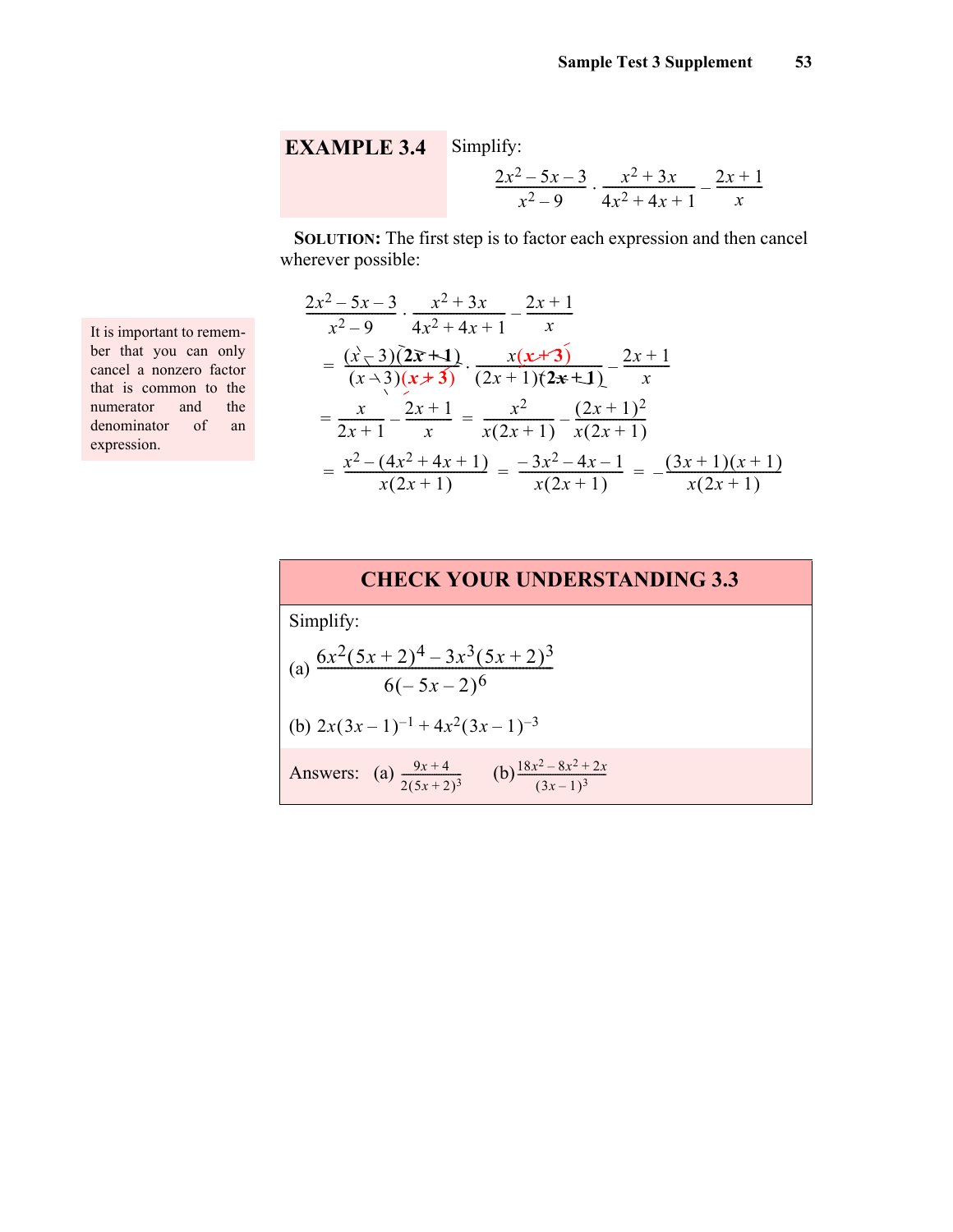**EXAMPLE 3.4** Simplify:

$$\frac{2x^2-5x-3}{x^2-9} \cdot \frac{x^2+3x}{4x^2+4x+1} - \frac{2x+1}{x}$$

**SOLUTION:** The first step is to factor each expression and then cancel wherever possible:

> It is important to remember that you can only cancel a nonzero factor that is common to the numerator and the denominator of an expression.

$$\frac{2x^2-5x-3}{x^2-9} \cdot \frac{x^2+3x}{4x^2+4x+1} - \frac{2x+1}{x}$$

$$= \frac{(x-3)(2x+1)}{(x-3)(x+3)} \cdot \frac{x(x+3)}{(2x+1)(2x+1)} - \frac{2x+1}{x}$$

$$= \frac{x}{2x+1} - \frac{2x+1}{x} = \frac{x^2}{x(2x+1)} - \frac{(2x+1)^2}{x(2x+1)}$$

$$= \frac{x^2-(4x^2+4x+1)}{x(2x+1)} = \frac{-3x^2-4x-1}{x(2x+1)} = -\frac{(3x+1)(x+1)}{x(2x+1)}$$

## CHECK YOUR UNDERSTANDING 3.3

Simplify:

(a) $\dfrac{6x^2(5x+2)^4 - 3x^3(5x+2)^3}{6(-5x-2)^6}$

(b) $2x(3x-1)^{-1} + 4x^2(3x-1)^{-3}$

Answers: (a) $\dfrac{9x+4}{2(5x+2)^3}$ (b) $\dfrac{18x^2-8x^2+2x}{(3x-1)^3}$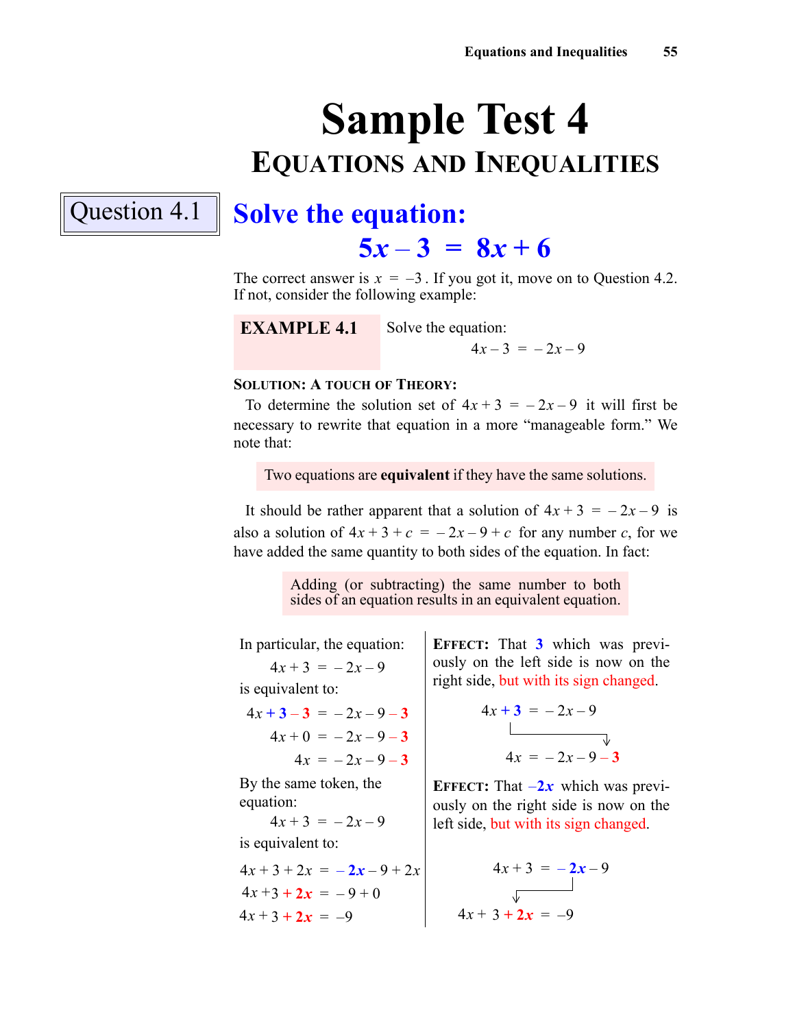# Sample Test 4

## Equations and Inequalities

**Question 4.1**

## Solve the equation:

$$5x - 3 = 8x + 6$$

The correct answer is $x = -3$. If you got it, move on to Question 4.2. If not, consider the following example:

**EXAMPLE 4.1** Solve the equation:

$$4x - 3 = -2x - 9$$

**Solution: A touch of Theory:**

To determine the solution set of $4x + 3 = -2x - 9$ it will first be necessary to rewrite that equation in a more "manageable form." We note that:

> Two equations are **equivalent** if they have the same solutions.

It should be rather apparent that a solution of $4x + 3 = -2x - 9$ is also a solution of $4x + 3 + c = -2x - 9 + c$ for any number $c$, for we have added the same quantity to both sides of the equation. In fact:

> Adding (or subtracting) the same number to both sides of an equation results in an equivalent equation.

In particular, the equation:

$$4x + 3 = -2x - 9$$

is equivalent to:

$$4x + 3 - 3 = -2x - 9 - 3$$
$$4x + 0 = -2x - 9 - 3$$
$$4x = -2x - 9 - 3$$

**Effect:** That $3$ which was previously on the left side is now on the right side, but with its sign changed.

$$4x + 3 = -2x - 9$$
$$\downarrow$$
$$4x = -2x - 9 - 3$$

By the same token, the equation:

$$4x + 3 = -2x - 9$$

is equivalent to:

$$4x + 3 + 2x = -2x - 9 + 2x$$
$$4x + 3 + 2x = -9 + 0$$
$$4x + 3 + 2x = -9$$

**Effect:** That $-2x$ which was previously on the right side is now on the left side, but with its sign changed.

$$4x + 3 = -2x - 9$$
$$\downarrow$$
$$4x + 3 + 2x = -9$$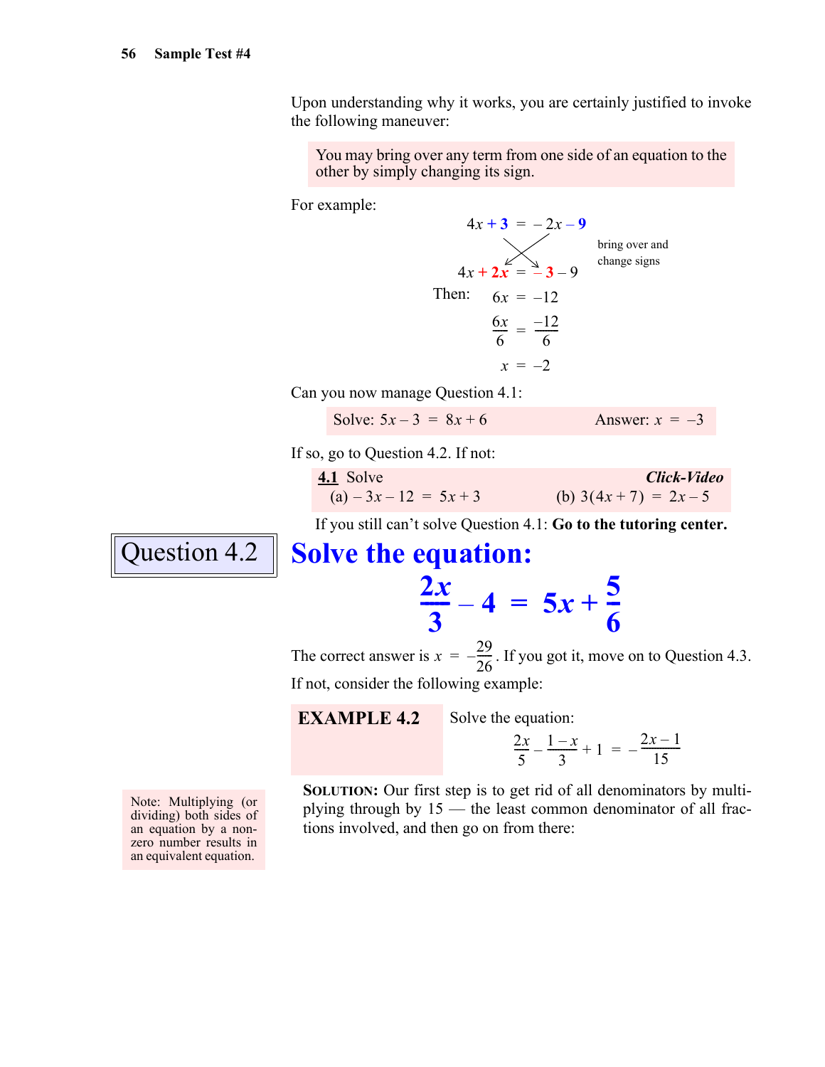Upon understanding why it works, you are certainly justified to invoke the following maneuver:

> You may bring over any term from one side of an equation to the other by simply changing its sign.

For example:

$$4x + 3 = -2x - 9$$

(bring over and change signs)

$$4x + 2x = -3 - 9$$

Then:

$$6x = -12$$

$$\frac{6x}{6} = \frac{-12}{6}$$

$$x = -2$$

Can you now manage Question 4.1:

> Solve: $5x - 3 = 8x + 6$ Answer: $x = -3$

If so, go to Question 4.2. If not:

> **4.1** Solve ***Click-Video***
> (a) $-3x - 12 = 5x + 3$ (b) $3(4x + 7) = 2x - 5$

If you still can't solve Question 4.1: **Go to the tutoring center.**

## Question 4.2

## Solve the equation:

$$\frac{2x}{3} - 4 = 5x + \frac{5}{6}$$

The correct answer is $x = -\frac{29}{26}$. If you got it, move on to Question 4.3. If not, consider the following example:

**EXAMPLE 4.2** Solve the equation:

$$\frac{2x}{5} - \frac{1-x}{3} + 1 = -\frac{2x-1}{15}$$

> Note: Multiplying (or dividing) both sides of an equation by a nonzero number results in an equivalent equation.

**SOLUTION:** Our first step is to get rid of all denominators by multiplying through by 15 — the least common denominator of all fractions involved, and then go on from there: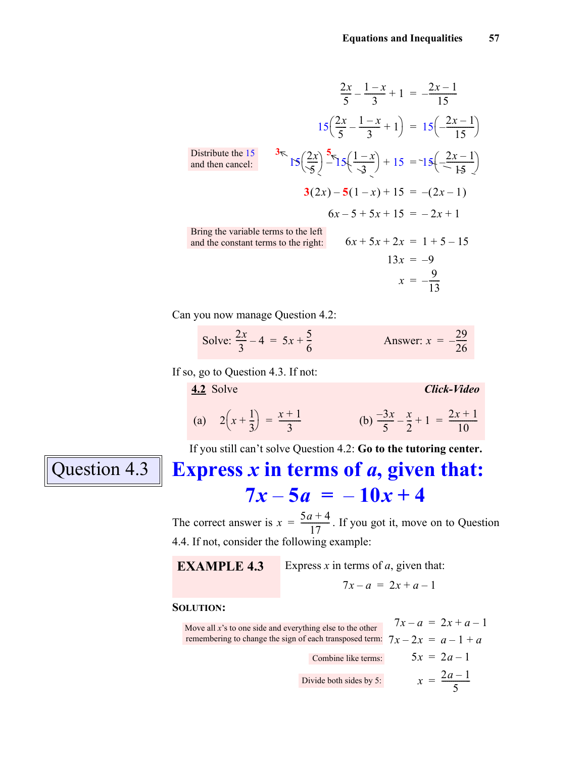$$\frac{2x}{5} - \frac{1-x}{3} + 1 = -\frac{2x-1}{15}$$

$$15\left(\frac{2x}{5} - \frac{1-x}{3} + 1\right) = 15\left(-\frac{2x-1}{15}\right)$$

Distribute the 15 and then cancel:

$$\overset{3}{\cancel{15}}\left(\frac{2x}{\cancel{5}}\right) - \overset{5}{\cancel{15}}\left(\frac{1-x}{\cancel{3}}\right) + 15 = \cancel{15}\left(-\frac{2x-1}{\cancel{15}}\right)$$

$$3(2x) - 5(1-x) + 15 = -(2x-1)$$

$$6x - 5 + 5x + 15 = -2x + 1$$

Bring the variable terms to the left and the constant terms to the right:

$$6x + 5x + 2x = 1 + 5 - 15$$

$$13x = -9$$

$$x = -\frac{9}{13}$$

Can you now manage Question 4.2:

Solve: $\frac{2x}{3} - 4 = 5x + \frac{5}{6}$ Answer: $x = -\frac{29}{26}$

If so, go to Question 4.3. If not:

**4.2** Solve *Click-Video*

(a) $2\left(x + \frac{1}{3}\right) = \frac{x+1}{3}$ (b) $\frac{-3x}{5} - \frac{x}{2} + 1 = \frac{2x+1}{10}$

If you still can't solve Question 4.2: **Go to the tutoring center.**

## Question 4.3

## Express $x$ in terms of $a$, given that: $7x - 5a = -10x + 4$

The correct answer is $x = \frac{5a+4}{17}$. If you got it, move on to Question 4.4. If not, consider the following example:

**EXAMPLE 4.3** Express $x$ in terms of $a$, given that:

$$7x - a = 2x + a - 1$$

**SOLUTION:**

$$7x - a = 2x + a - 1$$

Move all $x$'s to one side and everything else to the other remembering to change the sign of each transposed term:

$$7x - 2x = a - 1 + a$$

Combine like terms:

$$5x = 2a - 1$$

Divide both sides by 5:

$$x = \frac{2a-1}{5}$$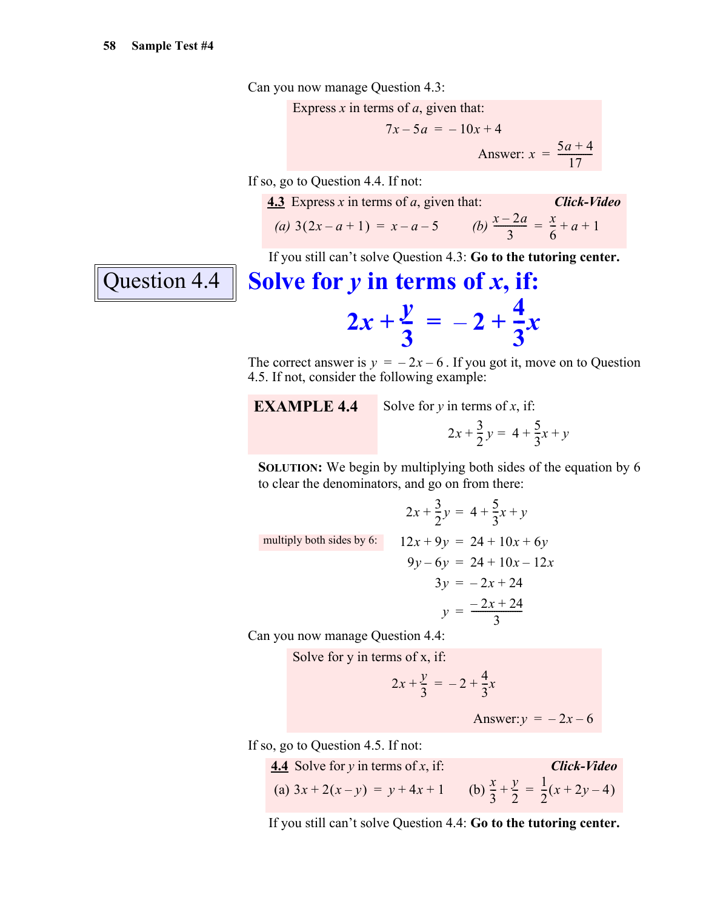Can you now manage Question 4.3:

> Express $x$ in terms of $a$, given that:
>
> $$7x - 5a = -10x + 4$$
>
> Answer: $x = \frac{5a+4}{17}$

If so, go to Question 4.4. If not:

> **4.3** Express $x$ in terms of $a$, given that: ***Click-Video***
>
> *(a)* $3(2x - a + 1) = x - a - 5$ *(b)* $\frac{x - 2a}{3} = \frac{x}{6} + a + 1$

If you still can't solve Question 4.3: **Go to the tutoring center.**

## Question 4.4

## Solve for $y$ in terms of $x$, if:

$$2x + \frac{y}{3} = -2 + \frac{4}{3}x$$

The correct answer is $y = -2x - 6$. If you got it, move on to Question 4.5. If not, consider the following example:

**EXAMPLE 4.4** Solve for $y$ in terms of $x$, if:

$$2x + \frac{3}{2}y = 4 + \frac{5}{3}x + y$$

**SOLUTION:** We begin by multiplying both sides of the equation by 6 to clear the denominators, and go on from there:

$$2x + \frac{3}{2}y = 4 + \frac{5}{3}x + y$$

multiply both sides by 6:

$$\begin{aligned} 12x + 9y &= 24 + 10x + 6y \\ 9y - 6y &= 24 + 10x - 12x \\ 3y &= -2x + 24 \\ y &= \frac{-2x + 24}{3} \end{aligned}$$

Can you now manage Question 4.4:

> Solve for y in terms of x, if:
>
> $$2x + \frac{y}{3} = -2 + \frac{4}{3}x$$
>
> Answer: $y = -2x - 6$

If so, go to Question 4.5. If not:

> **4.4** Solve for $y$ in terms of $x$, if: ***Click-Video***
>
> (a) $3x + 2(x - y) = y + 4x + 1$ (b) $\frac{x}{3} + \frac{y}{2} = \frac{1}{2}(x + 2y - 4)$

If you still can't solve Question 4.4: **Go to the tutoring center.**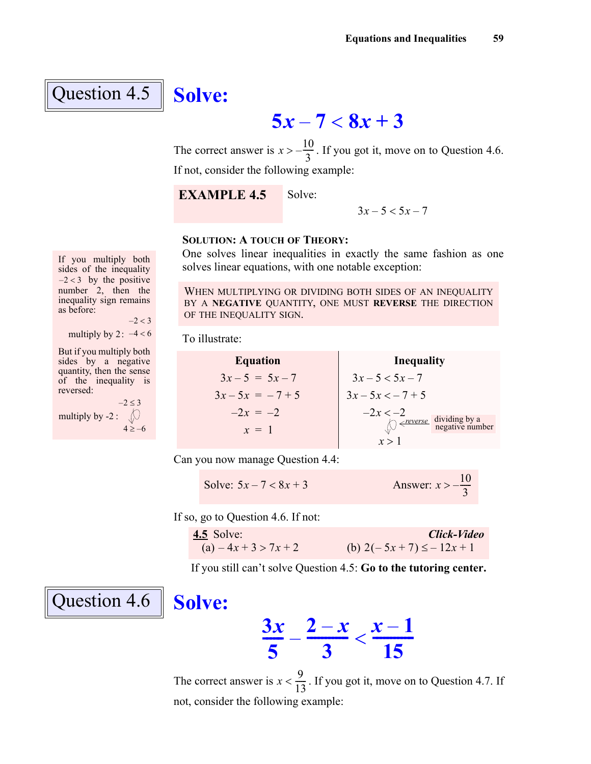## Question 4.5

# Solve:

$$5x - 7 < 8x + 3$$

The correct answer is $x > -\frac{10}{3}$. If you got it, move on to Question 4.6. If not, consider the following example:

**EXAMPLE 4.5** Solve:

$$3x - 5 < 5x - 7$$

**SOLUTION: A TOUCH OF THEORY:**
One solves linear inequalities in exactly the same fashion as one solves linear equations, with one notable exception:

WHEN MULTIPLYING OR DIVIDING BOTH SIDES OF AN INEQUALITY BY A **NEGATIVE** QUANTITY, ONE MUST **REVERSE** THE DIRECTION OF THE INEQUALITY SIGN.

If you multiply both sides of the inequality $-2 < 3$ by the positive number 2, then the inequality sign remains as before:

$$-2 < 3$$

multiply by 2: $-4 < 6$

But if you multiply both sides by a negative quantity, then the sense of the inequality is reversed:

$$-2 \leq 3$$

multiply by -2: $4 \geq -6$

To illustrate:

| Equation | Inequality |
|---|---|
| $3x - 5 = 5x - 7$ | $3x - 5 < 5x - 7$ |
| $3x - 5x = -7 + 5$ | $3x - 5x < -7 + 5$ |
| $-2x = -2$ | $-2x < -2$ ← reverse (dividing by a negative number) |
| $x = 1$ | $x > 1$ |

Can you now manage Question 4.4:

Solve: $5x - 7 < 8x + 3$ Answer: $x > -\frac{10}{3}$

If so, go to Question 4.6. If not:

**4.5** Solve: ***Click-Video***
(a) $-4x + 3 > 7x + 2$ (b) $2(-5x + 7) \leq -12x + 1$

If you still can't solve Question 4.5: **Go to the tutoring center.**

## Question 4.6

# Solve:

$$\frac{3x}{5} - \frac{2-x}{3} < \frac{x-1}{15}$$

The correct answer is $x < \frac{9}{13}$. If you got it, move on to Question 4.7. If not, consider the following example: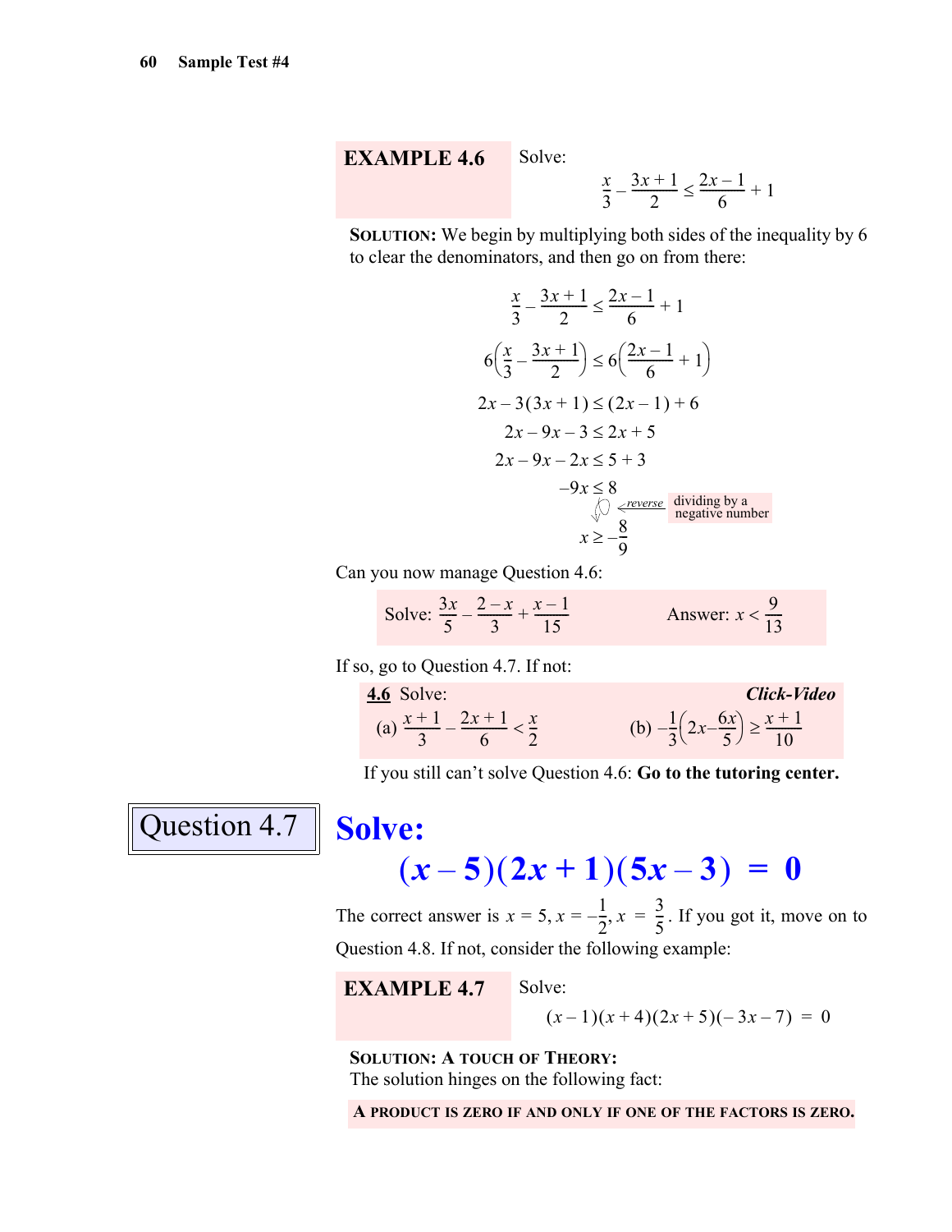**EXAMPLE 4.6** Solve:

$$\frac{x}{3} - \frac{3x+1}{2} \le \frac{2x-1}{6} + 1$$

**SOLUTION:** We begin by multiplying both sides of the inequality by 6 to clear the denominators, and then go on from there:

$$\frac{x}{3} - \frac{3x+1}{2} \le \frac{2x-1}{6} + 1$$

$$6\left(\frac{x}{3} - \frac{3x+1}{2}\right) \le 6\left(\frac{2x-1}{6} + 1\right)$$

$$2x - 3(3x+1) \le (2x-1) + 6$$

$$2x - 9x - 3 \le 2x + 5$$

$$2x - 9x - 2x \le 5 + 3$$

$$-9x \le 8$$

*reverse* — dividing by a negative number

$$x \ge -\frac{8}{9}$$

Can you now manage Question 4.6:

Solve: $\frac{3x}{5} - \frac{2-x}{3} + \frac{x-1}{15}$ Answer: $x < \frac{9}{13}$

If so, go to Question 4.7. If not:

**4.6** Solve: ***Click-Video***

(a) $\frac{x+1}{3} - \frac{2x+1}{6} < \frac{x}{2}$ (b) $-\frac{1}{3}\left(2x - \frac{6x}{5}\right) \ge \frac{x+1}{10}$

If you still can't solve Question 4.6: **Go to the tutoring center.**

## Question 4.7

## Solve:

$$(x-5)(2x+1)(5x-3) = 0$$

The correct answer is $x = 5, x = -\frac{1}{2}, x = \frac{3}{5}$. If you got it, move on to Question 4.8. If not, consider the following example:

**EXAMPLE 4.7** Solve:

$$(x-1)(x+4)(2x+5)(-3x-7) = 0$$

**SOLUTION: A TOUCH OF THEORY:**
The solution hinges on the following fact:

**A PRODUCT IS ZERO IF AND ONLY IF ONE OF THE FACTORS IS ZERO.**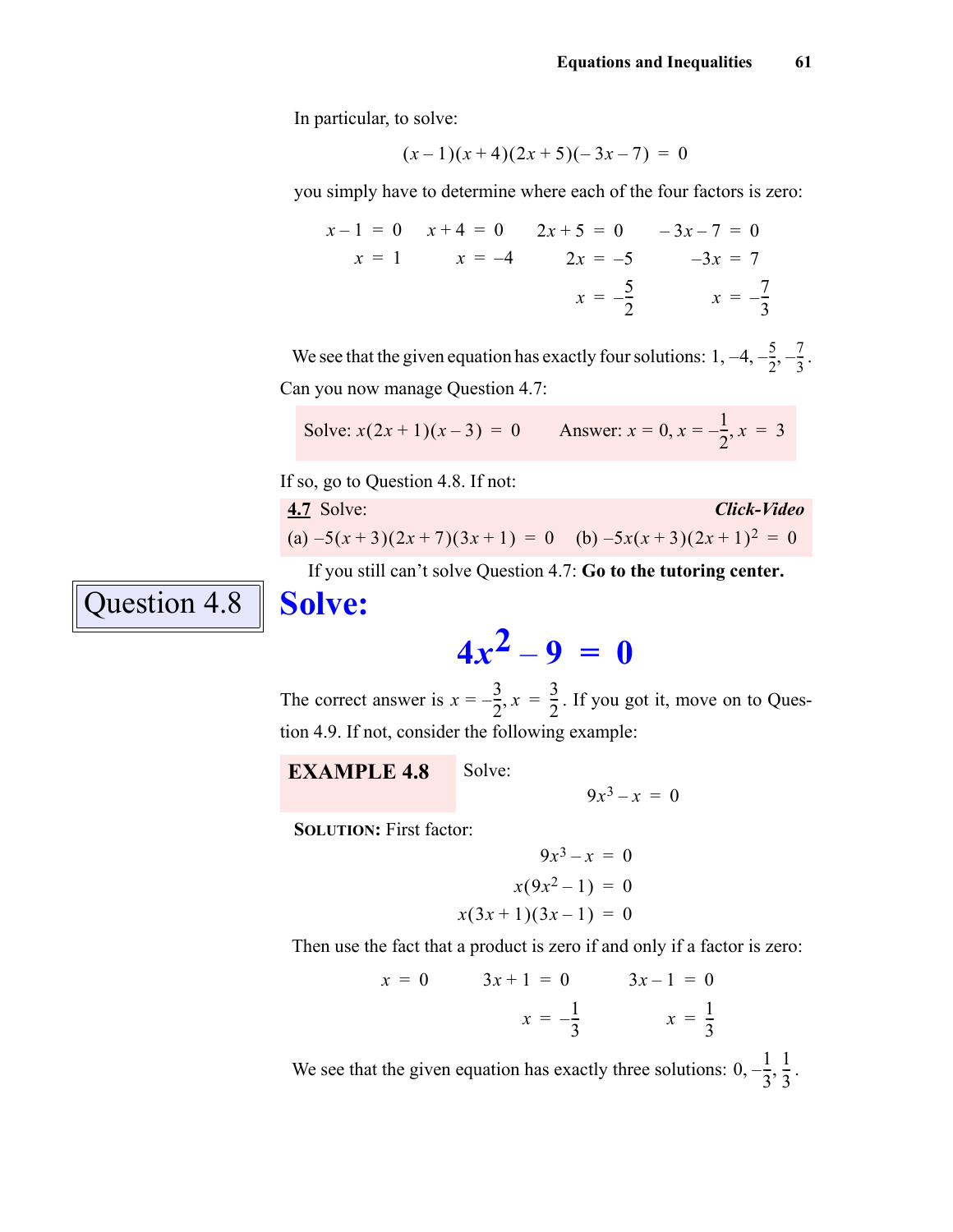In particular, to solve:

$$(x-1)(x+4)(2x+5)(-3x-7) = 0$$

you simply have to determine where each of the four factors is zero:

$$x-1 = 0 \qquad x+4 = 0 \qquad 2x+5 = 0 \qquad -3x-7 = 0$$
$$x = 1 \qquad x = -4 \qquad 2x = -5 \qquad -3x = 7$$
$$x = -\frac{5}{2} \qquad x = -\frac{7}{3}$$

We see that the given equation has exactly four solutions: $1, -4, -\frac{5}{2}, -\frac{7}{3}$.

Can you now manage Question 4.7:

Solve: $x(2x+1)(x-3) = 0$ Answer: $x = 0, x = -\frac{1}{2}, x = 3$

If so, go to Question 4.8. If not:

**4.7** Solve: ***Click-Video***

(a) $-5(x+3)(2x+7)(3x+1) = 0$ (b) $-5x(x+3)(2x+1)^2 = 0$

If you still can't solve Question 4.7: **Go to the tutoring center.**

## Question 4.8

## Solve:

$$4x^2 - 9 = 0$$

The correct answer is $x = -\frac{3}{2}, x = \frac{3}{2}$. If you got it, move on to Question 4.9. If not, consider the following example:

**EXAMPLE 4.8** Solve:

$$9x^3 - x = 0$$

**SOLUTION:** First factor:

$$9x^3 - x = 0$$
$$x(9x^2 - 1) = 0$$
$$x(3x+1)(3x-1) = 0$$

Then use the fact that a product is zero if and only if a factor is zero:

$$x = 0 \qquad 3x+1 = 0 \qquad 3x-1 = 0$$
$$x = -\frac{1}{3} \qquad x = \frac{1}{3}$$

We see that the given equation has exactly three solutions: $0, -\frac{1}{3}, \frac{1}{3}$.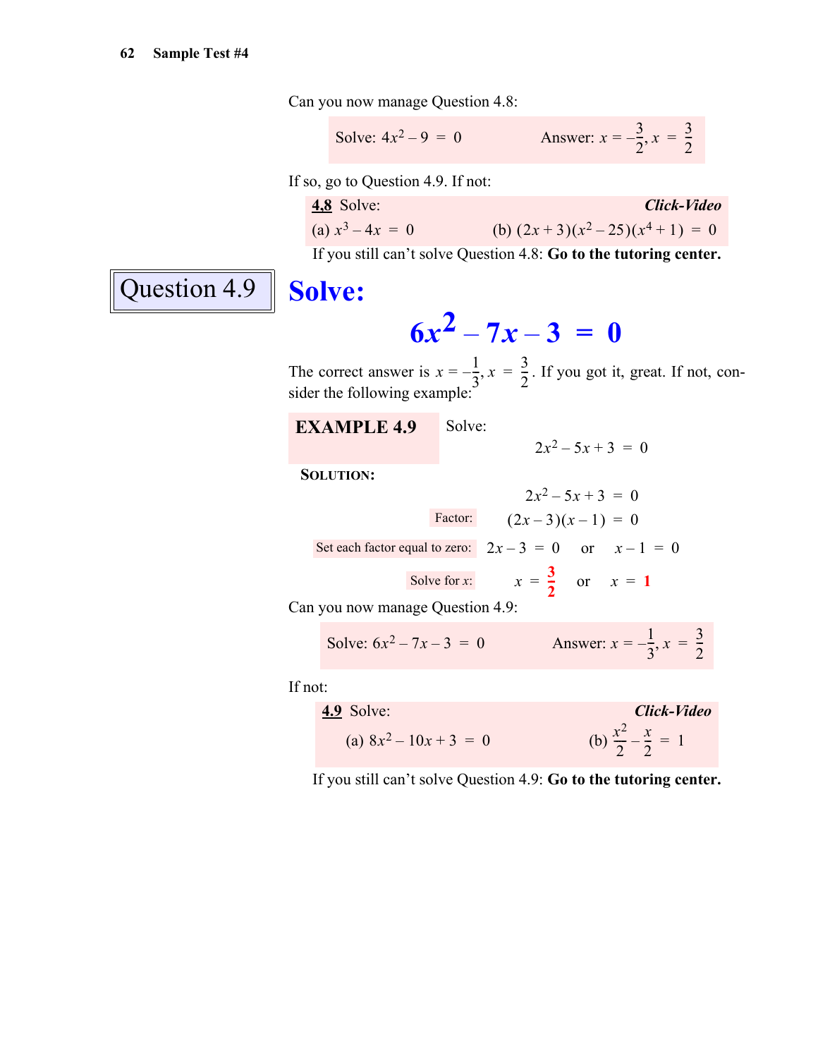Can you now manage Question 4.8:

> Solve: $4x^2 - 9 = 0$ Answer: $x = -\frac{3}{2}, x = \frac{3}{2}$

If so, go to Question 4.9. If not:

> **4.8** Solve: ***Click-Video***
>
> (a) $x^3 - 4x = 0$ (b) $(2x+3)(x^2 - 25)(x^4 + 1) = 0$

If you still can't solve Question 4.8: **Go to the tutoring center.**

## Question 4.9

# Solve:

$$6x^2 - 7x - 3 = 0$$

The correct answer is $x = -\frac{1}{3}, x = \frac{3}{2}$. If you got it, great. If not, consider the following example:

**EXAMPLE 4.9** Solve:

$$2x^2 - 5x + 3 = 0$$

**SOLUTION:**

$$2x^2 - 5x + 3 = 0$$

Factor: $(2x - 3)(x - 1) = 0$

Set each factor equal to zero: $2x - 3 = 0$ or $x - 1 = 0$

Solve for $x$: $x = \frac{3}{2}$ or $x = 1$

Can you now manage Question 4.9:

> Solve: $6x^2 - 7x - 3 = 0$ Answer: $x = -\frac{1}{3}, x = \frac{3}{2}$

If not:

> **4.9** Solve: ***Click-Video***
>
> (a) $8x^2 - 10x + 3 = 0$ (b) $\frac{x^2}{2} - \frac{x}{2} = 1$

If you still can't solve Question 4.9: **Go to the tutoring center.**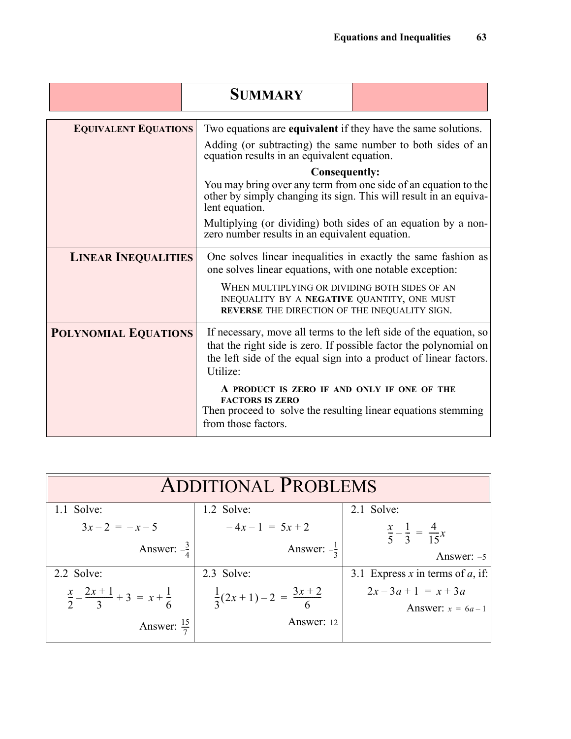## SUMMARY

| | |
|---|---|
| **EQUIVALENT EQUATIONS** | Two equations are **equivalent** if they have the same solutions. Adding (or subtracting) the same number to both sides of an equation results in an equivalent equation. **Consequently:** You may bring over any term from one side of an equation to the other by simply changing its sign. This will result in an equivalent equation. Multiplying (or dividing) both sides of an equation by a nonzero number results in an equivalent equation. |
| **LINEAR INEQUALITIES** | One solves linear inequalities in exactly the same fashion as one solves linear equations, with one notable exception: WHEN MULTIPLYING OR DIVIDING BOTH SIDES OF AN INEQUALITY BY A **NEGATIVE** QUANTITY, ONE MUST **REVERSE** THE DIRECTION OF THE INEQUALITY SIGN. |
| **POLYNOMIAL EQUATIONS** | If necessary, move all terms to the left side of the equation, so that the right side is zero. If possible factor the polynomial on the left side of the equal sign into a product of linear factors. Utilize: **A PRODUCT IS ZERO IF AND ONLY IF ONE OF THE FACTORS IS ZERO** Then proceed to solve the resulting linear equations stemming from those factors. |

## ADDITIONAL PROBLEMS

| | | |
|---|---|---|
| 1.1 Solve: $3x-2 = -x-5$ Answer: $-\frac{3}{4}$ | 1.2 Solve: $-4x-1 = 5x+2$ Answer: $-\frac{1}{3}$ | 2.1 Solve: $\frac{x}{5}-\frac{1}{3} = \frac{4}{15}x$ Answer: $-5$ |
| 2.2 Solve: $\frac{x}{2}-\frac{2x+1}{3}+3 = x+\frac{1}{6}$ Answer: $\frac{15}{7}$ | 2.3 Solve: $\frac{1}{3}(2x+1)-2 = \frac{3x+2}{6}$ Answer: 12 | 3.1 Express $x$ in terms of $a$, if: $2x-3a+1 = x+3a$ Answer: $x = 6a-1$ |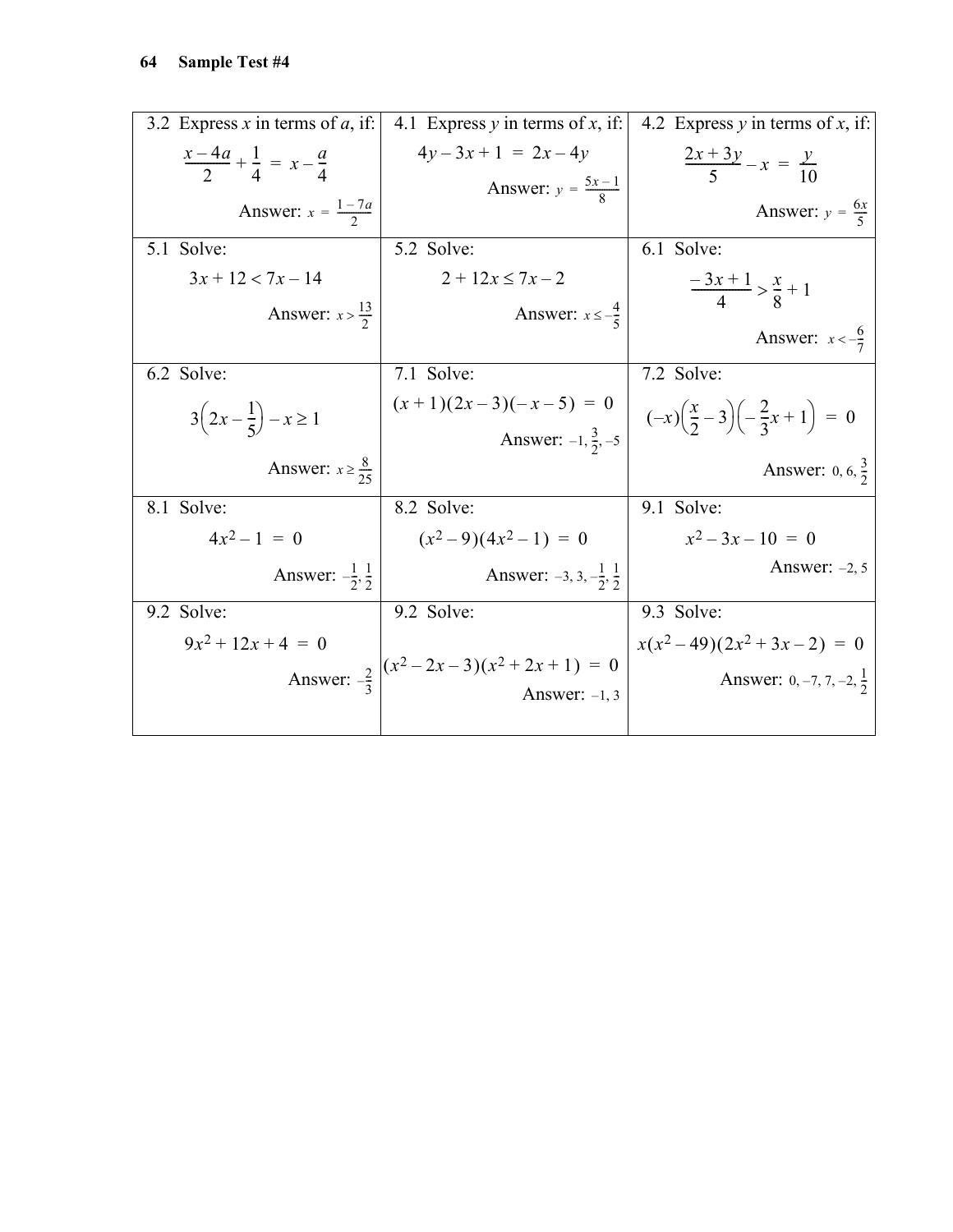| | | |
|---|---|---|
| 3.2 Express $x$ in terms of $a$, if: $\frac{x-4a}{2}+\frac{1}{4} = x-\frac{a}{4}$ Answer: $x = \frac{1-7a}{2}$ | 4.1 Express $y$ in terms of $x$, if: $4y-3x+1 = 2x-4y$ Answer: $y = \frac{5x-1}{8}$ | 4.2 Express $y$ in terms of $x$, if: $\frac{2x+3y}{5}-x = \frac{y}{10}$ Answer: $y = \frac{6x}{5}$ |
| 5.1 Solve: $3x+12 < 7x-14$ Answer: $x > \frac{13}{2}$ | 5.2 Solve: $2+12x \le 7x-2$ Answer: $x \le -\frac{4}{5}$ | 6.1 Solve: $\frac{-3x+1}{4} > \frac{x}{8}+1$ Answer: $x < -\frac{6}{7}$ |
| 6.2 Solve: $3\left(2x-\frac{1}{5}\right)-x \ge 1$ Answer: $x \ge \frac{8}{25}$ | 7.1 Solve: $(x+1)(2x-3)(-x-5) = 0$ Answer: $-1, \frac{3}{2}, -5$ | 7.2 Solve: $(-x)\left(\frac{x}{2}-3\right)\left(-\frac{2}{3}x+1\right) = 0$ Answer: $0, 6, \frac{3}{2}$ |
| 8.1 Solve: $4x^2-1 = 0$ Answer: $-\frac{1}{2}, \frac{1}{2}$ | 8.2 Solve: $(x^2-9)(4x^2-1) = 0$ Answer: $-3, 3, -\frac{1}{2}, \frac{1}{2}$ | 9.1 Solve: $x^2-3x-10 = 0$ Answer: $-2, 5$ |
| 9.2 Solve: $9x^2+12x+4 = 0$ Answer: $-\frac{2}{3}$ | 9.2 Solve: $(x^2-2x-3)(x^2+2x+1) = 0$ Answer: $-1, 3$ | 9.3 Solve: $x(x^2-49)(2x^2+3x-2) = 0$ Answer: $0, -7, 7, -2, \frac{1}{2}$ |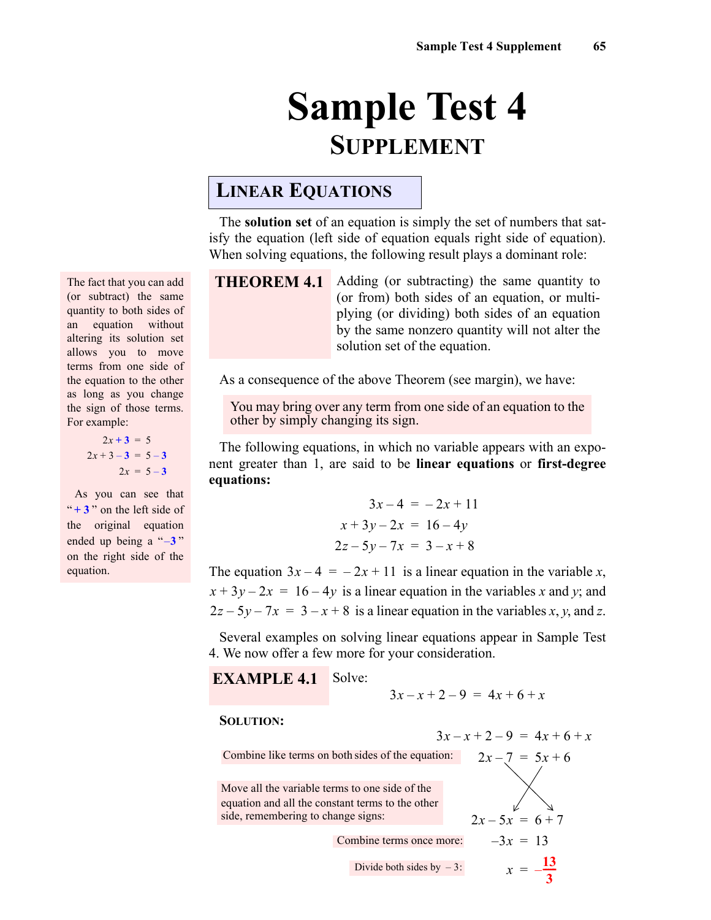# Sample Test 4

## Supplement

### Linear Equations

The **solution set** of an equation is simply the set of numbers that satisfy the equation (left side of equation equals right side of equation). When solving equations, the following result plays a dominant role:

**THEOREM 4.1** Adding (or subtracting) the same quantity to (or from) both sides of an equation, or multiplying (or dividing) both sides of an equation by the same nonzero quantity will not alter the solution set of the equation.

> The fact that you can add (or subtract) the same quantity to both sides of an equation without altering its solution set allows you to move terms from one side of the equation to the other as long as you change the sign of those terms. For example:
>
> $$\begin{aligned} 2x + 3 &= 5 \\ 2x + 3 - 3 &= 5 - 3 \\ 2x &= 5 - 3 \end{aligned}$$
>
> As you can see that "$+3$" on the left side of the original equation ended up being a "$-3$" on the right side of the equation.

As a consequence of the above Theorem (see margin), we have:

> You may bring over any term from one side of an equation to the other by simply changing its sign.

The following equations, in which no variable appears with an exponent greater than 1, are said to be **linear equations** or **first-degree equations:**

$$\begin{aligned} 3x - 4 &= -2x + 11 \\ x + 3y - 2x &= 16 - 4y \\ 2z - 5y - 7x &= 3 - x + 8 \end{aligned}$$

The equation $3x - 4 = -2x + 11$ is a linear equation in the variable $x$, $x + 3y - 2x = 16 - 4y$ is a linear equation in the variables $x$ and $y$; and $2z - 5y - 7x = 3 - x + 8$ is a linear equation in the variables $x$, $y$, and $z$.

Several examples on solving linear equations appear in Sample Test 4. We now offer a few more for your consideration.

**EXAMPLE 4.1** Solve:

$$3x - x + 2 - 9 = 4x + 6 + x$$

**SOLUTION:**

$$3x - x + 2 - 9 = 4x + 6 + x$$

Combine like terms on both sides of the equation:

$$2x - 7 = 5x + 6$$

Move all the variable terms to one side of the equation and all the constant terms to the other side, remembering to change signs:

$$2x - 5x = 6 + 7$$

Combine terms once more:

$$-3x = 13$$

Divide both sides by $-3$:

$$x = -\frac{13}{3}$$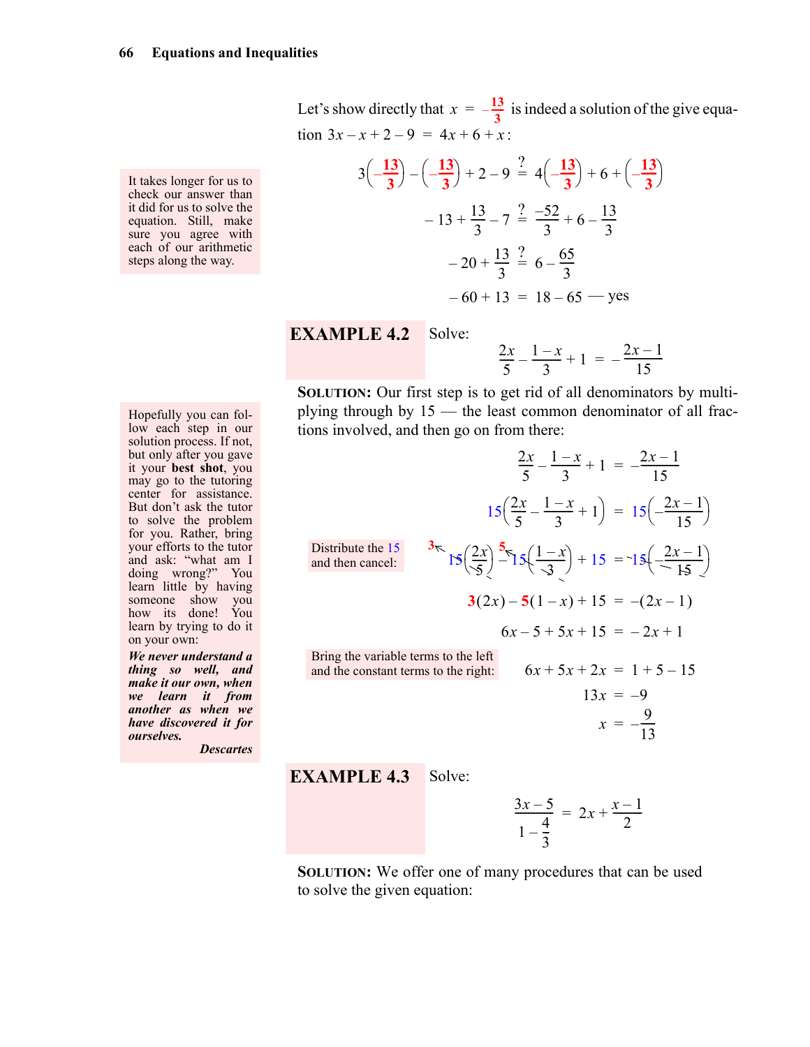Let's show directly that $x = -\frac{13}{3}$ is indeed a solution of the give equation $3x - x + 2 - 9 = 4x + 6 + x$:

It takes longer for us to check our answer than it did for us to solve the equation. Still, make sure you agree with each of our arithmetic steps along the way.

$$3\left(-\frac{13}{3}\right) - \left(-\frac{13}{3}\right) + 2 - 9 \stackrel{?}{=} 4\left(-\frac{13}{3}\right) + 6 + \left(-\frac{13}{3}\right)$$

$$-13 + \frac{13}{3} - 7 \stackrel{?}{=} \frac{-52}{3} + 6 - \frac{13}{3}$$

$$-20 + \frac{13}{3} \stackrel{?}{=} 6 - \frac{65}{3}$$

$$-60 + 13 = 18 - 65 \text{ — yes}$$

**EXAMPLE 4.2** Solve:

$$\frac{2x}{5} - \frac{1-x}{3} + 1 = -\frac{2x-1}{15}$$

**SOLUTION:** Our first step is to get rid of all denominators by multiplying through by 15 — the least common denominator of all fractions involved, and then go on from there:

Hopefully you can follow each step in our solution process. If not, but only after you gave it your **best shot**, you may go to the tutoring center for assistance. But don't ask the tutor to solve the problem for you. Rather, bring your efforts to the tutor and ask: "what am I doing wrong?" You learn little by having someone show you how its done! You learn by trying to do it on your own:

***We never understand a thing so well, and make it our own, when we learn it from another as when we have discovered it for ourselves.***
***Descartes***

$$\frac{2x}{5} - \frac{1-x}{3} + 1 = -\frac{2x-1}{15}$$

$$15\left(\frac{2x}{5} - \frac{1-x}{3} + 1\right) = 15\left(-\frac{2x-1}{15}\right)$$

Distribute the 15 and then cancel:

$$15\left(\frac{2x}{5}\right) - 15\left(\frac{1-x}{3}\right) + 15 = -15\left(\frac{2x-1}{15}\right)$$

$$3(2x) - 5(1-x) + 15 = -(2x-1)$$

$$6x - 5 + 5x + 15 = -2x + 1$$

Bring the variable terms to the left and the constant terms to the right:

$$6x + 5x + 2x = 1 + 5 - 15$$

$$13x = -9$$

$$x = -\frac{9}{13}$$

**EXAMPLE 4.3** Solve:

$$\frac{3x-5}{1-\frac{4}{3}} = 2x + \frac{x-1}{2}$$

**SOLUTION:** We offer one of many procedures that can be used to solve the given equation: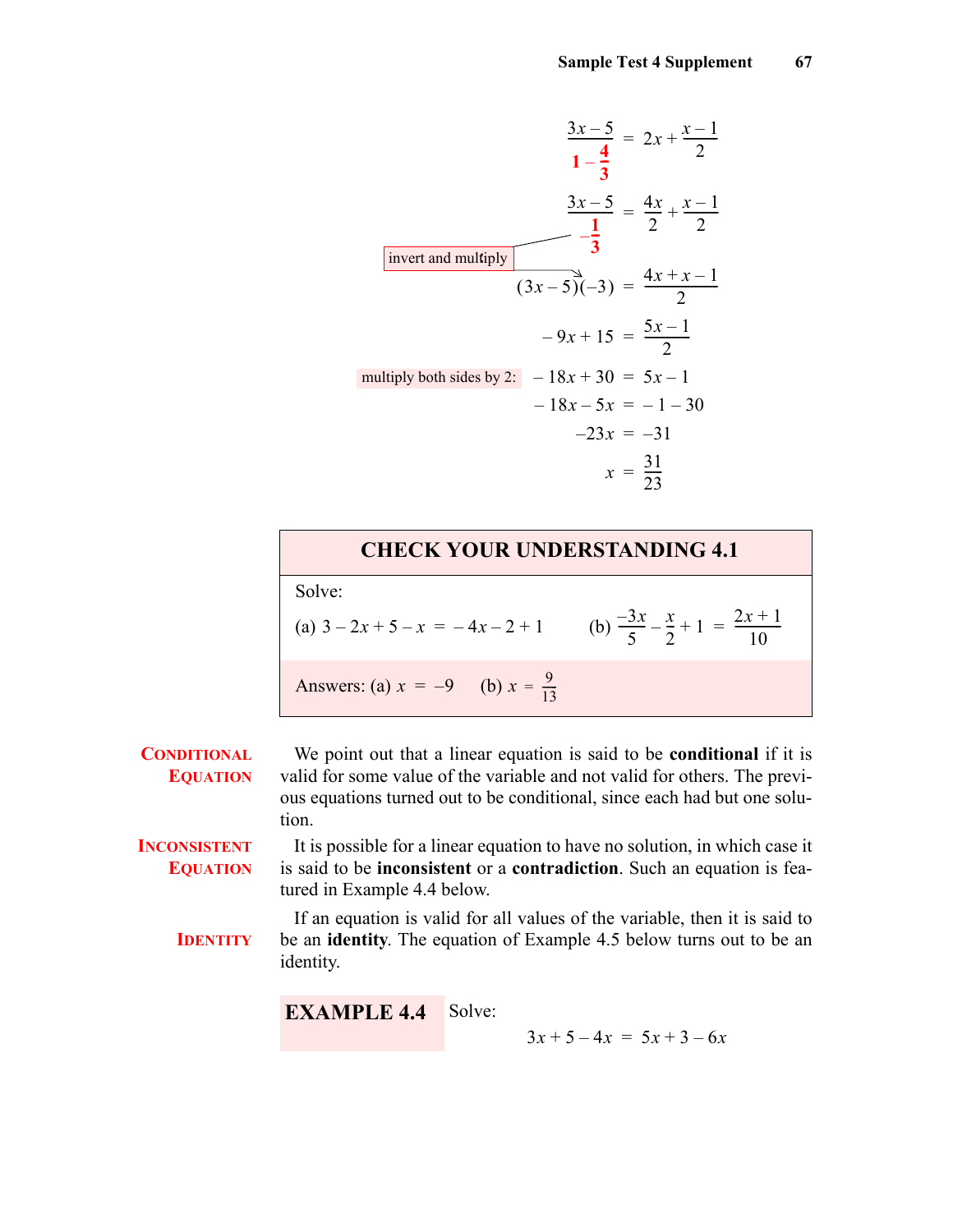$$\frac{3x-5}{1-\frac{4}{3}} = 2x + \frac{x-1}{2}$$

$$\frac{3x-5}{-\frac{1}{3}} = \frac{4x}{2} + \frac{x-1}{2}$$

invert and multiply

$$(3x-5)(-3) = \frac{4x+x-1}{2}$$

$$-9x+15 = \frac{5x-1}{2}$$

multiply both sides by 2:

$$-18x+30 = 5x-1$$

$$-18x-5x = -1-30$$

$$-23x = -31$$

$$x = \frac{31}{23}$$

## CHECK YOUR UNDERSTANDING 4.1

Solve:

(a) $3-2x+5-x = -4x-2+1$  (b) $\frac{-3x}{5} - \frac{x}{2} + 1 = \frac{2x+1}{10}$

Answers: (a) $x = -9$  (b) $x = \frac{9}{13}$

**Conditional Equation**

We point out that a linear equation is said to be **conditional** if it is valid for some value of the variable and not valid for others. The previous equations turned out to be conditional, since each had but one solution.

**Inconsistent Equation**

It is possible for a linear equation to have no solution, in which case it is said to be **inconsistent** or a **contradiction**. Such an equation is featured in Example 4.4 below.

**Identity**

If an equation is valid for all values of the variable, then it is said to be an **identity**. The equation of Example 4.5 below turns out to be an identity.

**EXAMPLE 4.4** Solve:

$$3x+5-4x = 5x+3-6x$$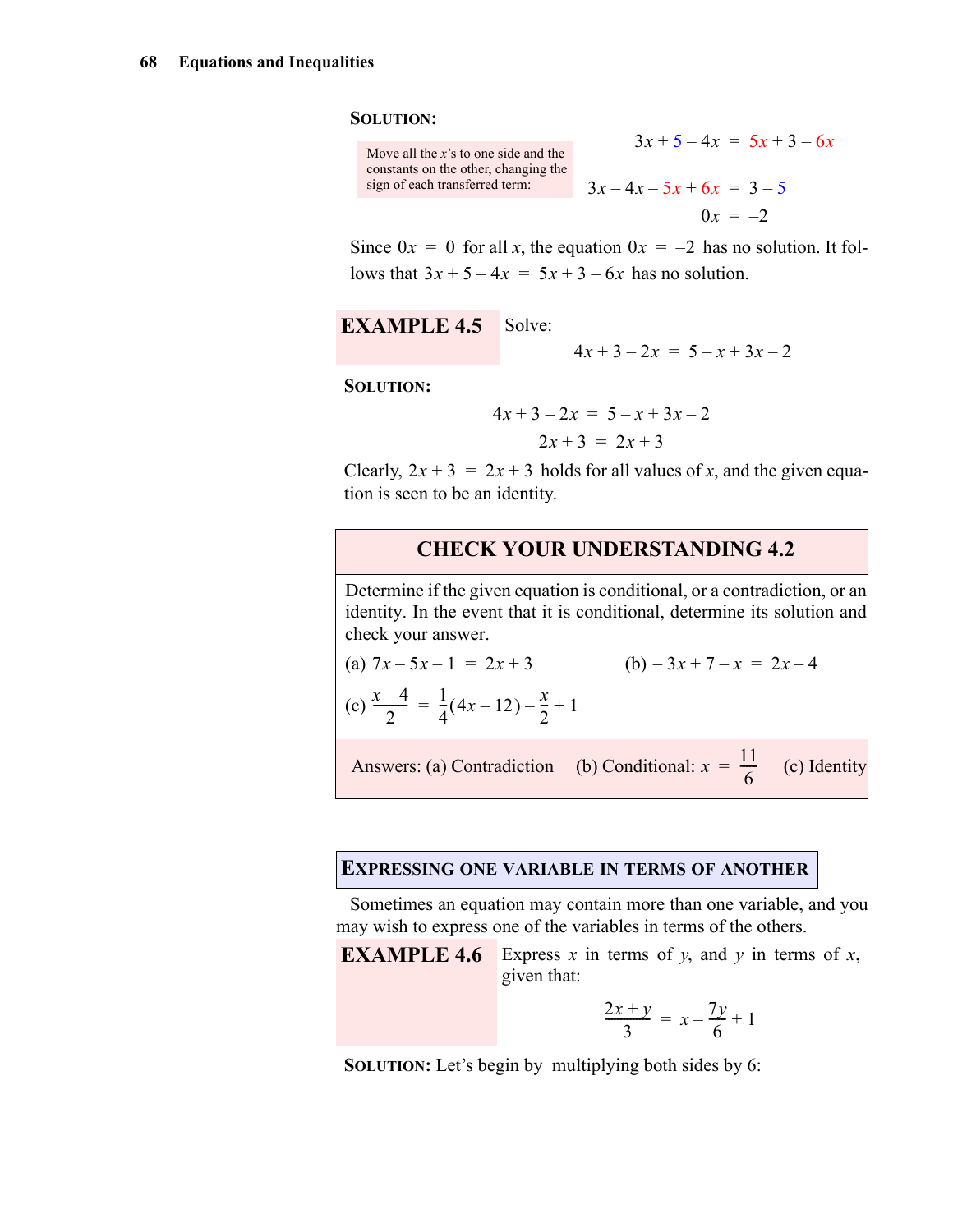**SOLUTION:**

Move all the $x$'s to one side and the constants on the other, changing the sign of each transferred term:

$$3x + 5 - 4x = 5x + 3 - 6x$$

$$3x - 4x - 5x + 6x = 3 - 5$$

$$0x = -2$$

Since $0x = 0$ for all $x$, the equation $0x = -2$ has no solution. It follows that $3x + 5 - 4x = 5x + 3 - 6x$ has no solution.

**EXAMPLE 4.5** Solve:

$$4x + 3 - 2x = 5 - x + 3x - 2$$

**SOLUTION:**

$$4x + 3 - 2x = 5 - x + 3x - 2$$

$$2x + 3 = 2x + 3$$

Clearly, $2x + 3 = 2x + 3$ holds for all values of $x$, and the given equation is seen to be an identity.

### CHECK YOUR UNDERSTANDING 4.2

Determine if the given equation is conditional, or a contradiction, or an identity. In the event that it is conditional, determine its solution and check your answer.

(a) $7x - 5x - 1 = 2x + 3$

(b) $-3x + 7 - x = 2x - 4$

(c) $\dfrac{x-4}{2} = \dfrac{1}{4}(4x - 12) - \dfrac{x}{2} + 1$

Answers: (a) Contradiction (b) Conditional: $x = \dfrac{11}{6}$ (c) Identity

## EXPRESSING ONE VARIABLE IN TERMS OF ANOTHER

Sometimes an equation may contain more than one variable, and you may wish to express one of the variables in terms of the others.

**EXAMPLE 4.6** Express $x$ in terms of $y$, and $y$ in terms of $x$, given that:

$$\frac{2x + y}{3} = x - \frac{7y}{6} + 1$$

**SOLUTION:** Let's begin by multiplying both sides by 6: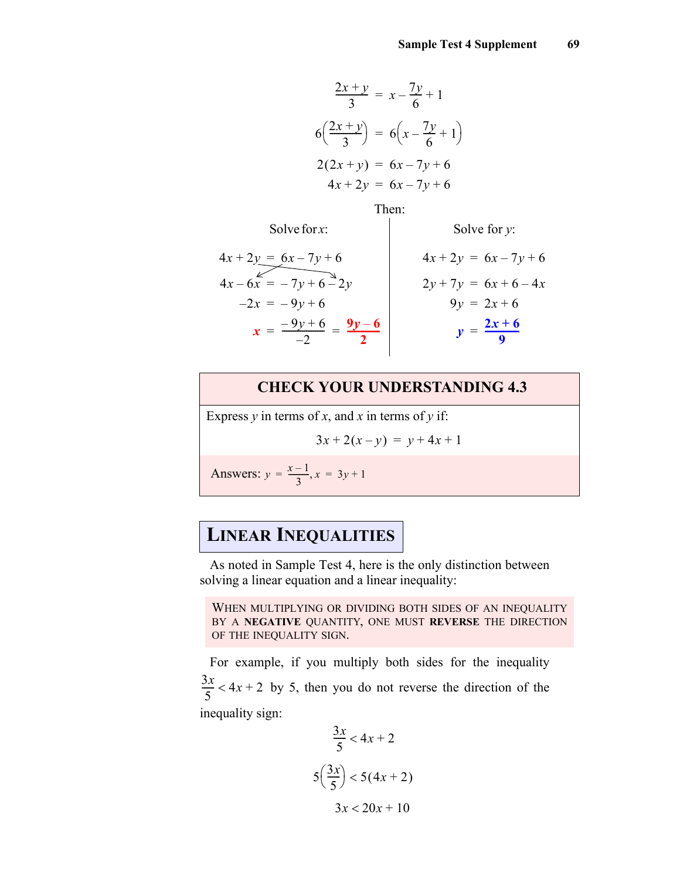$$\frac{2x+y}{3} = x - \frac{7y}{6} + 1$$

$$6\left(\frac{2x+y}{3}\right) = 6\left(x - \frac{7y}{6} + 1\right)$$

$$2(2x+y) = 6x - 7y + 6$$

$$4x + 2y = 6x - 7y + 6$$

Then:

Solve for $x$:

$$4x + 2y = 6x - 7y + 6$$

$$4x - 6x = -7y + 6 - 2y$$

$$-2x = -9y + 6$$

$$x = \frac{-9y+6}{-2} = \frac{9y-6}{2}$$

Solve for $y$:

$$4x + 2y = 6x - 7y + 6$$

$$2y + 7y = 6x + 6 - 4x$$

$$9y = 2x + 6$$

$$y = \frac{2x+6}{9}$$

## CHECK YOUR UNDERSTANDING 4.3

Express $y$ in terms of $x$, and $x$ in terms of $y$ if:

$$3x + 2(x - y) = y + 4x + 1$$

Answers: $y = \frac{x-1}{3}, x = 3y + 1$

## LINEAR INEQUALITIES

As noted in Sample Test 4, here is the only distinction between solving a linear equation and a linear inequality:

WHEN MULTIPLYING OR DIVIDING BOTH SIDES OF AN INEQUALITY BY A **NEGATIVE** QUANTITY, ONE MUST **REVERSE** THE DIRECTION OF THE INEQUALITY SIGN.

For example, if you multiply both sides for the inequality $\frac{3x}{5} < 4x + 2$ by 5, then you do not reverse the direction of the inequality sign:

$$\frac{3x}{5} < 4x + 2$$

$$5\left(\frac{3x}{5}\right) < 5(4x + 2)$$

$$3x < 20x + 10$$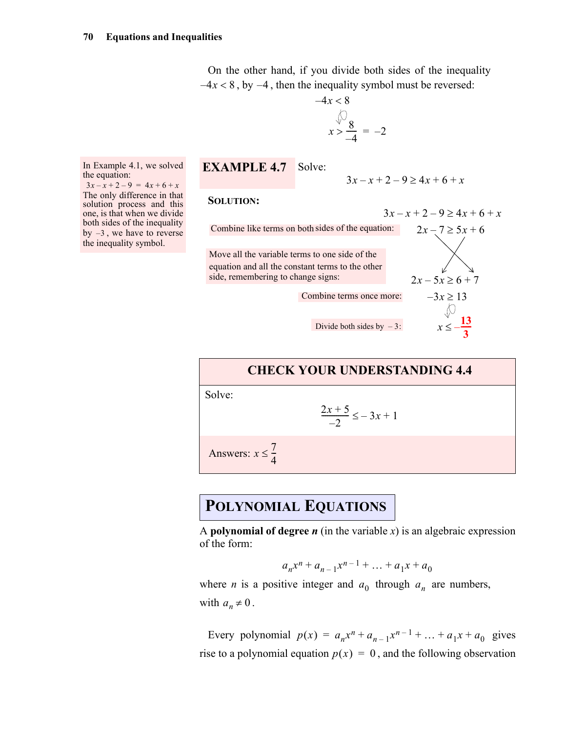On the other hand, if you divide both sides of the inequality $-4x < 8$, by $-4$, then the inequality symbol must be reversed:

$$-4x < 8$$

$$x > \frac{8}{-4} = -2$$

In Example 4.1, we solved the equation: $3x - x + 2 - 9 = 4x + 6 + x$ The only difference in that solution process and this one, is that when we divide both sides of the inequality by $-3$, we have to reverse the inequality symbol.

**EXAMPLE 4.7** Solve:

$$3x - x + 2 - 9 \geq 4x + 6 + x$$

**SOLUTION:**

$$3x - x + 2 - 9 \geq 4x + 6 + x$$

Combine like terms on both sides of the equation: $2x - 7 \geq 5x + 6$

Move all the variable terms to one side of the equation and all the constant terms to the other side, remembering to change signs: $2x - 5x \geq 6 + 7$

Combine terms once more: $-3x \geq 13$

Divide both sides by $-3$: $x \leq -\frac{13}{3}$

## CHECK YOUR UNDERSTANDING 4.4

Solve:

$$\frac{2x + 5}{-2} \leq -3x + 1$$

Answers: $x \leq \frac{7}{4}$

## POLYNOMIAL EQUATIONS

A **polynomial of degree *n*** (in the variable $x$) is an algebraic expression of the form:

$$a_n x^n + a_{n-1} x^{n-1} + \ldots + a_1 x + a_0$$

where $n$ is a positive integer and $a_0$ through $a_n$ are numbers, with $a_n \neq 0$.

Every polynomial $p(x) = a_n x^n + a_{n-1} x^{n-1} + \ldots + a_1 x + a_0$ gives rise to a polynomial equation $p(x) = 0$, and the following observation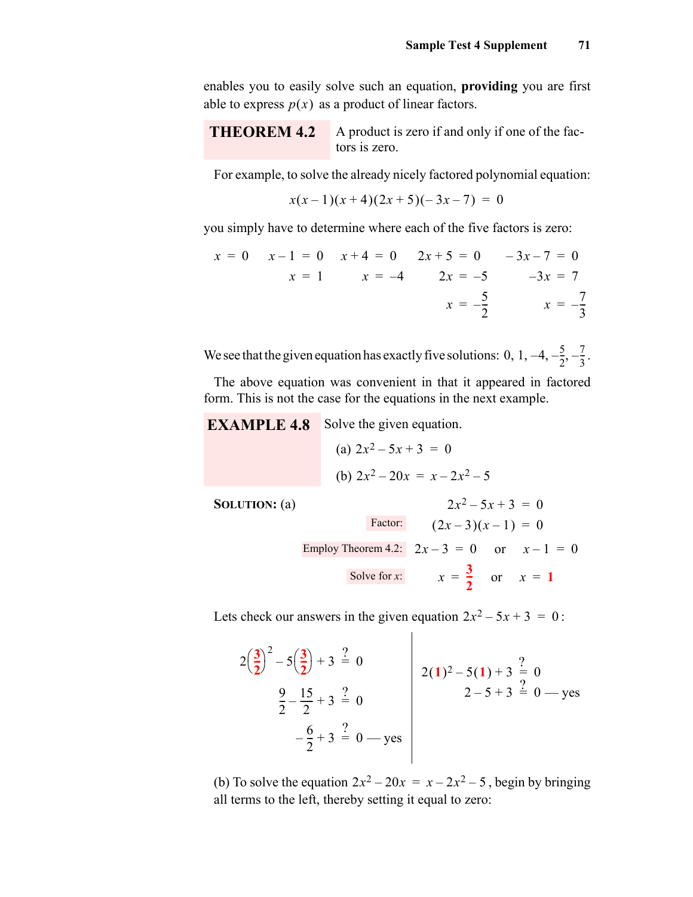enables you to easily solve such an equation, **providing** you are first able to express $p(x)$ as a product of linear factors.

**THEOREM 4.2** A product is zero if and only if one of the factors is zero.

For example, to solve the already nicely factored polynomial equation:

$$x(x-1)(x+4)(2x+5)(-3x-7) = 0$$

you simply have to determine where each of the five factors is zero:

$$x = 0 \qquad \begin{aligned} x-1 &= 0 \\ x &= 1 \end{aligned} \qquad \begin{aligned} x+4 &= 0 \\ x &= -4 \end{aligned} \qquad \begin{aligned} 2x+5 &= 0 \\ 2x &= -5 \\ x &= -\frac{5}{2} \end{aligned} \qquad \begin{aligned} -3x-7 &= 0 \\ -3x &= 7 \\ x &= -\frac{7}{3} \end{aligned}$$

We see that the given equation has exactly five solutions: $0, 1, -4, -\frac{5}{2}, -\frac{7}{3}$.

The above equation was convenient in that it appeared in factored form. This is not the case for the equations in the next example.

**EXAMPLE 4.8** Solve the given equation.

(a) $2x^2 - 5x + 3 = 0$

(b) $2x^2 - 20x = x - 2x^2 - 5$

**SOLUTION:** (a)

$$2x^2 - 5x + 3 = 0$$

Factor: $$(2x-3)(x-1) = 0$$

Employ Theorem 4.2: $$2x - 3 = 0 \quad \text{or} \quad x - 1 = 0$$

Solve for $x$: $$x = \frac{3}{2} \quad \text{or} \quad x = 1$$

Lets check our answers in the given equation $2x^2 - 5x + 3 = 0$:

$$2\left(\frac{3}{2}\right)^2 - 5\left(\frac{3}{2}\right) + 3 \stackrel{?}{=} 0$$

$$\frac{9}{2} - \frac{15}{2} + 3 \stackrel{?}{=} 0$$

$$-\frac{6}{2} + 3 \stackrel{?}{=} 0 \text{ — yes}$$

$$2(1)^2 - 5(1) + 3 \stackrel{?}{=} 0$$

$$2 - 5 + 3 \stackrel{?}{=} 0 \text{ — yes}$$

(b) To solve the equation $2x^2 - 20x = x - 2x^2 - 5$, begin by bringing all terms to the left, thereby setting it equal to zero: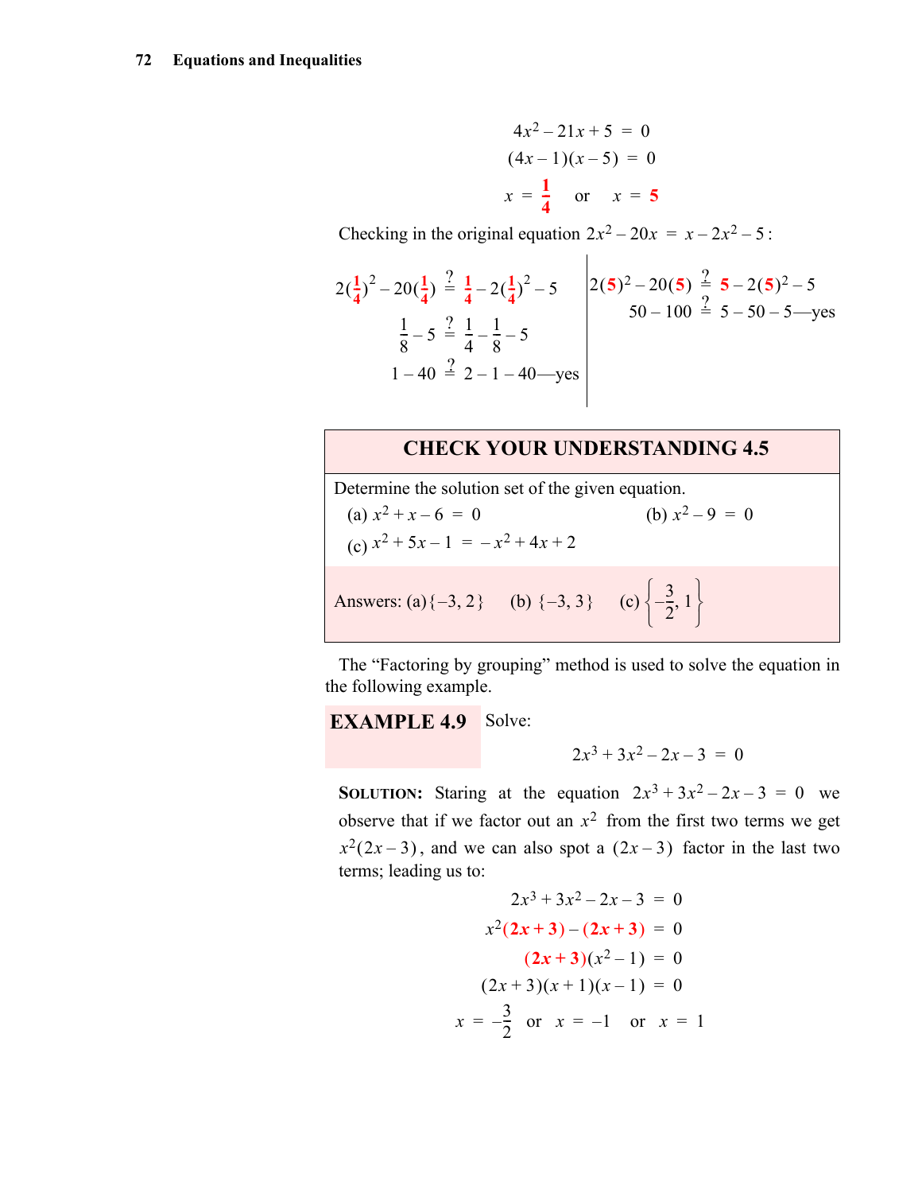$$4x^2 - 21x + 5 = 0$$
$$(4x-1)(x-5) = 0$$
$$x = \frac{1}{4} \quad \text{or} \quad x = 5$$

Checking in the original equation $2x^2 - 20x = x - 2x^2 - 5$:

$$2\left(\tfrac{1}{4}\right)^2 - 20\left(\tfrac{1}{4}\right) \stackrel{?}{=} \tfrac{1}{4} - 2\left(\tfrac{1}{4}\right)^2 - 5$$
$$\frac{1}{8} - 5 \stackrel{?}{=} \frac{1}{4} - \frac{1}{8} - 5$$
$$1 - 40 \stackrel{?}{=} 2 - 1 - 40\text{—yes}$$

$$2(5)^2 - 20(5) \stackrel{?}{=} 5 - 2(5)^2 - 5$$
$$50 - 100 \stackrel{?}{=} 5 - 50 - 5\text{—yes}$$

## CHECK YOUR UNDERSTANDING 4.5

Determine the solution set of the given equation.

(a) $x^2 + x - 6 = 0$ (b) $x^2 - 9 = 0$

(c) $x^2 + 5x - 1 = -x^2 + 4x + 2$

Answers: (a) $\{-3, 2\}$ (b) $\{-3, 3\}$ (c) $\left\{-\frac{3}{2}, 1\right\}$

The "Factoring by grouping" method is used to solve the equation in the following example.

**EXAMPLE 4.9** Solve:

$$2x^3 + 3x^2 - 2x - 3 = 0$$

**SOLUTION:** Staring at the equation $2x^3 + 3x^2 - 2x - 3 = 0$ we observe that if we factor out an $x^2$ from the first two terms we get $x^2(2x-3)$, and we can also spot a $(2x-3)$ factor in the last two terms; leading us to:

$$2x^3 + 3x^2 - 2x - 3 = 0$$
$$x^2(2x+3) - (2x+3) = 0$$
$$(2x+3)(x^2-1) = 0$$
$$(2x+3)(x+1)(x-1) = 0$$
$$x = -\frac{3}{2} \quad \text{or} \quad x = -1 \quad \text{or} \quad x = 1$$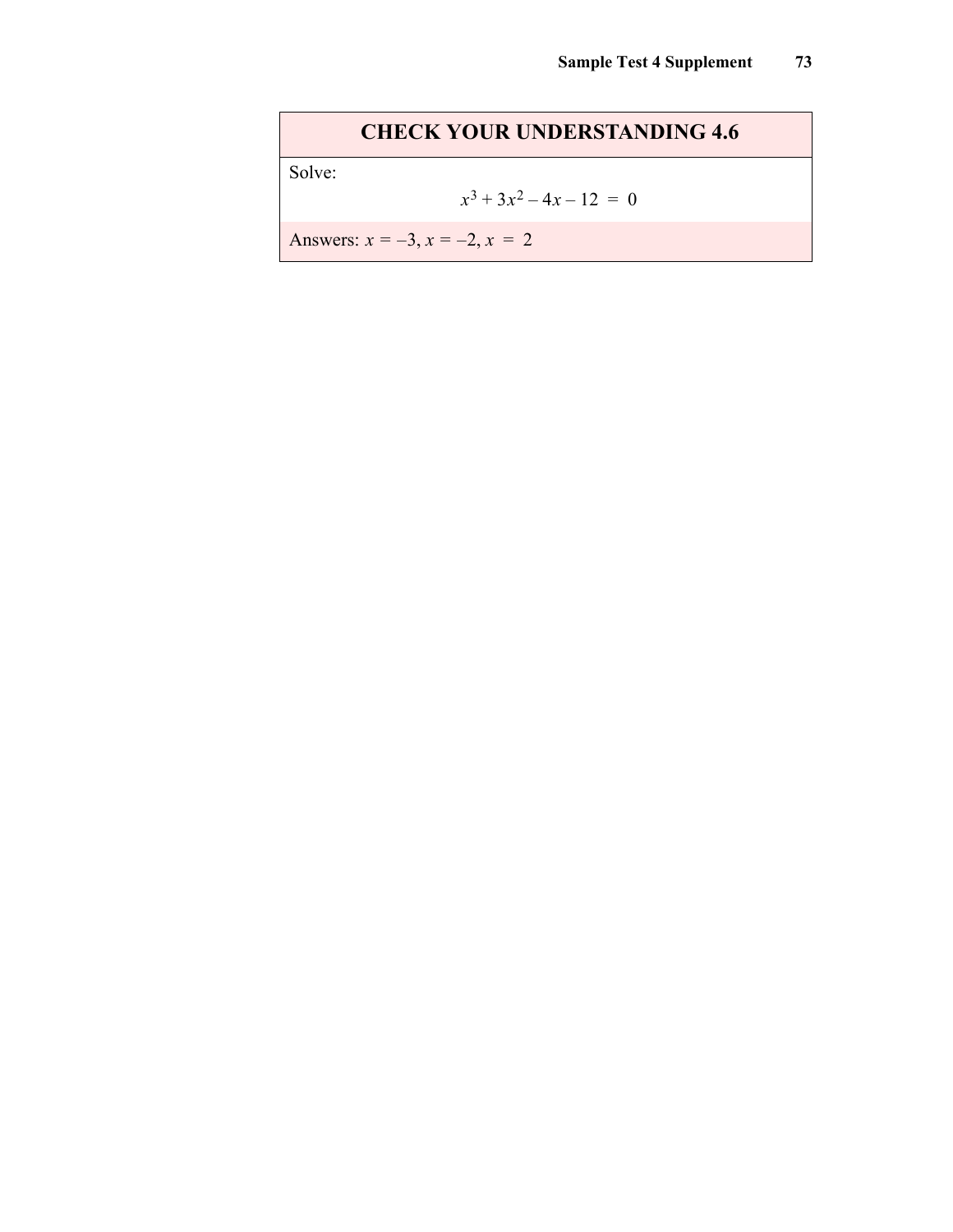## CHECK YOUR UNDERSTANDING 4.6

Solve:

$$x^3 + 3x^2 - 4x - 12 = 0$$

Answers: $x = -3$, $x = -2$, $x = 2$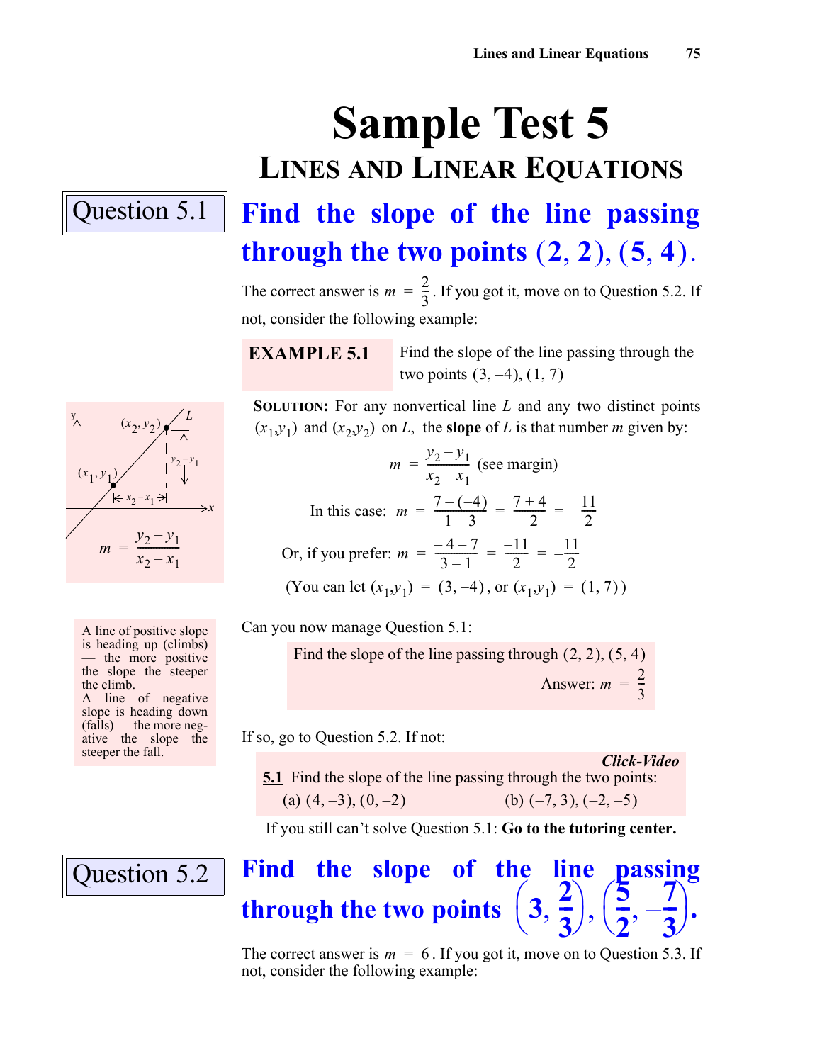# Sample Test 5

## Lines and Linear Equations

### Question 5.1

**Find the slope of the line passing through the two points $(2, 2), (5, 4)$.**

The correct answer is $m = \frac{2}{3}$. If you got it, move on to Question 5.2. If not, consider the following example:

**EXAMPLE 5.1** Find the slope of the line passing through the two points $(3, -4), (1, 7)$

**Solution:** For any nonvertical line $L$ and any two distinct points $(x_1, y_1)$ and $(x_2, y_2)$ on $L$, the **slope** of $L$ is that number $m$ given by:

$$m = \frac{y_2 - y_1}{x_2 - x_1} \text{ (see margin)}$$

In this case: $m = \frac{7-(-4)}{1-3} = \frac{7+4}{-2} = -\frac{11}{2}$

Or, if you prefer: $m = \frac{-4-7}{3-1} = \frac{-11}{2} = -\frac{11}{2}$

(You can let $(x_1, y_1) = (3, -4)$, or $(x_1, y_1) = (1, 7)$)

$$m = \frac{y_2 - y_1}{x_2 - x_1}$$

A line of positive slope is heading up (climbs) — the more positive the slope the steeper the climb.
A line of negative slope is heading down (falls) — the more negative the slope the steeper the fall.

Can you now manage Question 5.1:

Find the slope of the line passing through $(2, 2), (5, 4)$

Answer: $m = \frac{2}{3}$

If so, go to Question 5.2. If not:

***Click-Video***

**5.1** Find the slope of the line passing through the two points:

(a) $(4, -3), (0, -2)$ (b) $(-7, 3), (-2, -5)$

If you still can't solve Question 5.1: **Go to the tutoring center.**

### Question 5.2

**Find the slope of the line passing through the two points $\left(3, \frac{2}{3}\right), \left(\frac{5}{2}, -\frac{7}{3}\right)$.**

The correct answer is $m = 6$. If you got it, move on to Question 5.3. If not, consider the following example: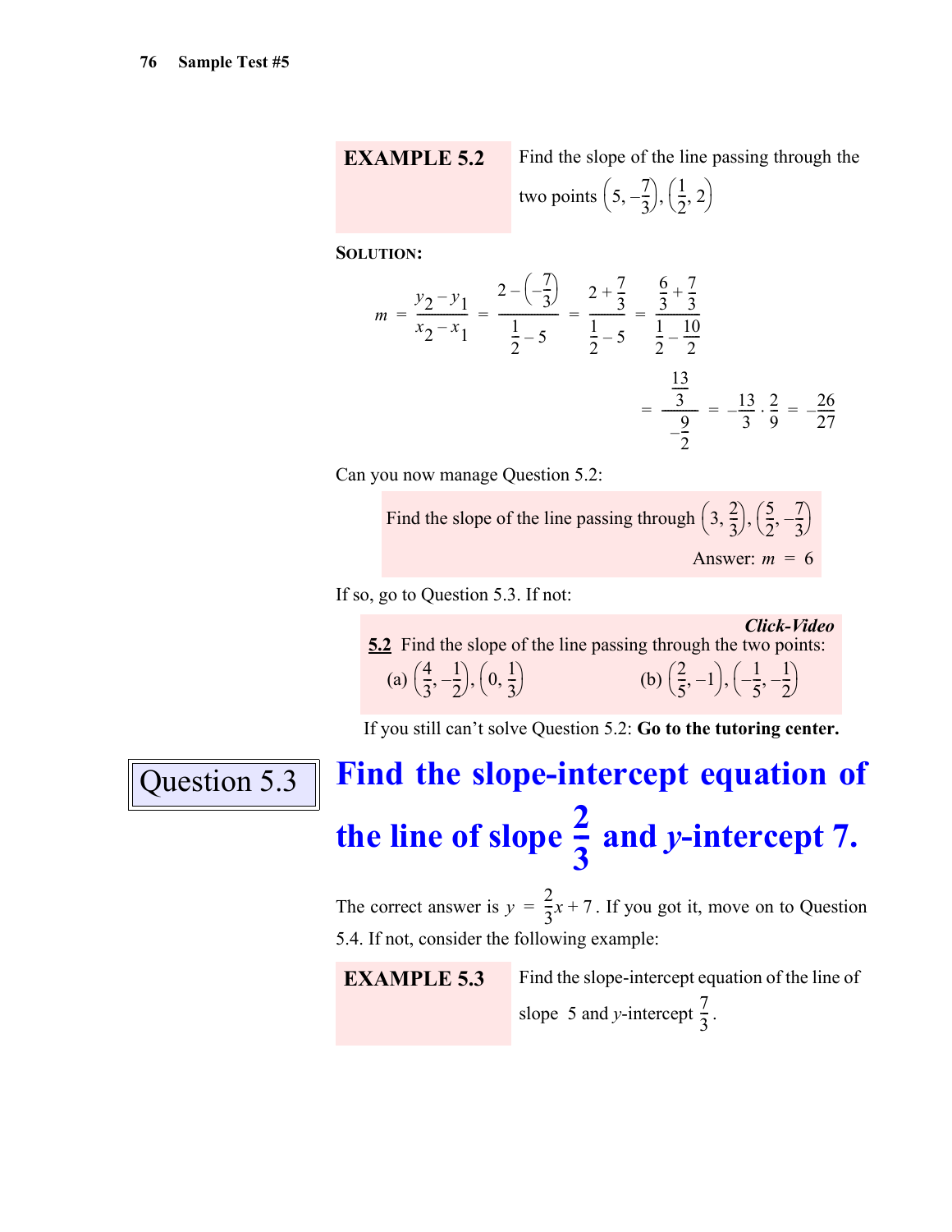**EXAMPLE 5.2** Find the slope of the line passing through the two points $\left(5, -\frac{7}{3}\right), \left(\frac{1}{2}, 2\right)$

**SOLUTION:**

$$m = \frac{y_2 - y_1}{x_2 - x_1} = \frac{2 - \left(-\frac{7}{3}\right)}{\frac{1}{2} - 5} = \frac{2 + \frac{7}{3}}{\frac{1}{2} - 5} = \frac{\frac{6}{3} + \frac{7}{3}}{\frac{1}{2} - \frac{10}{2}}$$

$$= \frac{\frac{13}{3}}{-\frac{9}{2}} = -\frac{13}{3} \cdot \frac{2}{9} = -\frac{26}{27}$$

Can you now manage Question 5.2:

> Find the slope of the line passing through $\left(3, \frac{2}{3}\right), \left(\frac{5}{2}, -\frac{7}{3}\right)$
>
> Answer: $m = 6$

If so, go to Question 5.3. If not:

> ***Click-Video***
>
> **5.2** Find the slope of the line passing through the two points:
>
> (a) $\left(\frac{4}{3}, -\frac{1}{2}\right), \left(0, \frac{1}{3}\right)$ (b) $\left(\frac{2}{5}, -1\right), \left(-\frac{1}{5}, -\frac{1}{2}\right)$

If you still can't solve Question 5.2: **Go to the tutoring center.**

## Question 5.3

## Find the slope-intercept equation of the line of slope $\frac{2}{3}$ and $y$-intercept 7.

The correct answer is $y = \frac{2}{3}x + 7$. If you got it, move on to Question 5.4. If not, consider the following example:

**EXAMPLE 5.3** Find the slope-intercept equation of the line of slope 5 and $y$-intercept $\frac{7}{3}$.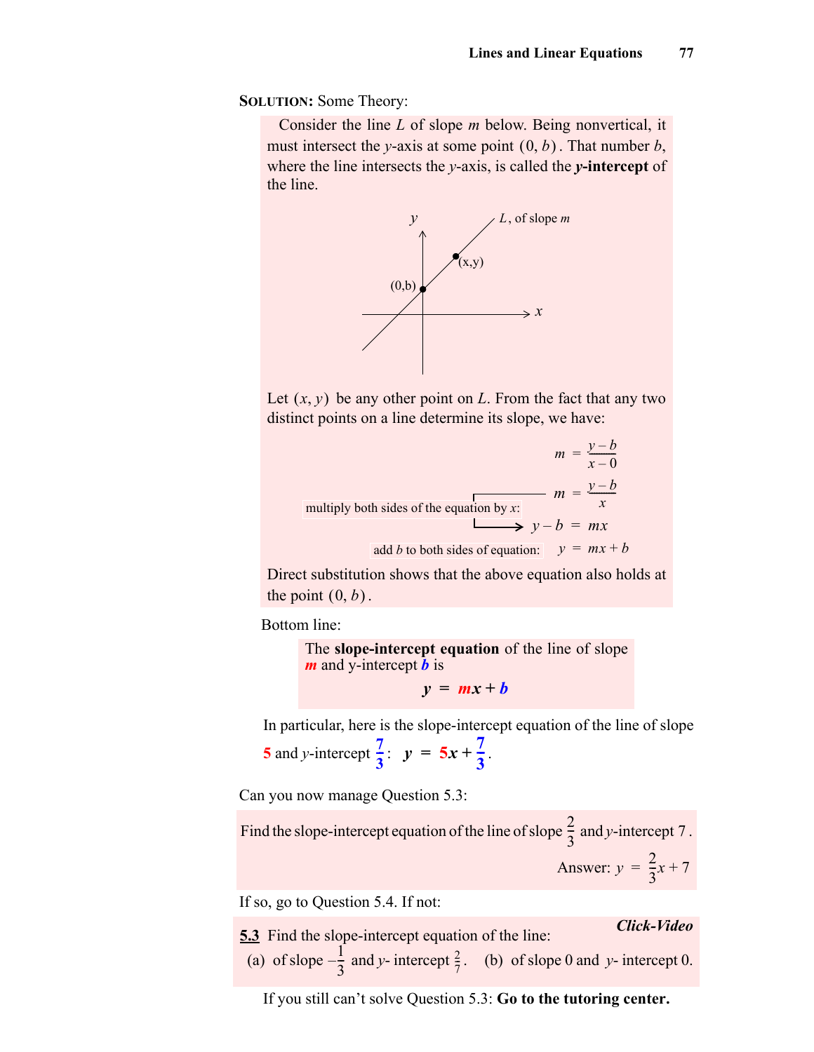**SOLUTION:** Some Theory:

Consider the line $L$ of slope $m$ below. Being nonvertical, it must intersect the $y$-axis at some point $(0, b)$. That number $b$, where the line intersects the $y$-axis, is called the ***y*-intercept** of the line.

Let $(x, y)$ be any other point on $L$. From the fact that any two distinct points on a line determine its slope, we have:

$$m = \frac{y-b}{x-0}$$

$$m = \frac{y-b}{x}$$

multiply both sides of the equation by $x$:

$$y - b = mx$$

add $b$ to both sides of equation:

$$y = mx + b$$

Direct substitution shows that the above equation also holds at the point $(0, b)$.

Bottom line:

The **slope-intercept equation** of the line of slope $m$ and y-intercept $b$ is

$$y = mx + b$$

In particular, here is the slope-intercept equation of the line of slope $5$ and $y$-intercept $\frac{7}{3}$: $y = 5x + \frac{7}{3}$.

Can you now manage Question 5.3:

Find the slope-intercept equation of the line of slope $\frac{2}{3}$ and $y$-intercept $7$.

Answer: $y = \frac{2}{3}x + 7$

If so, go to Question 5.4. If not:

***Click-Video***

**5.3** Find the slope-intercept equation of the line:

(a) of slope $-\frac{1}{3}$ and $y$- intercept $\frac{2}{7}$. (b) of slope 0 and $y$- intercept 0.

If you still can't solve Question 5.3: **Go to the tutoring center.**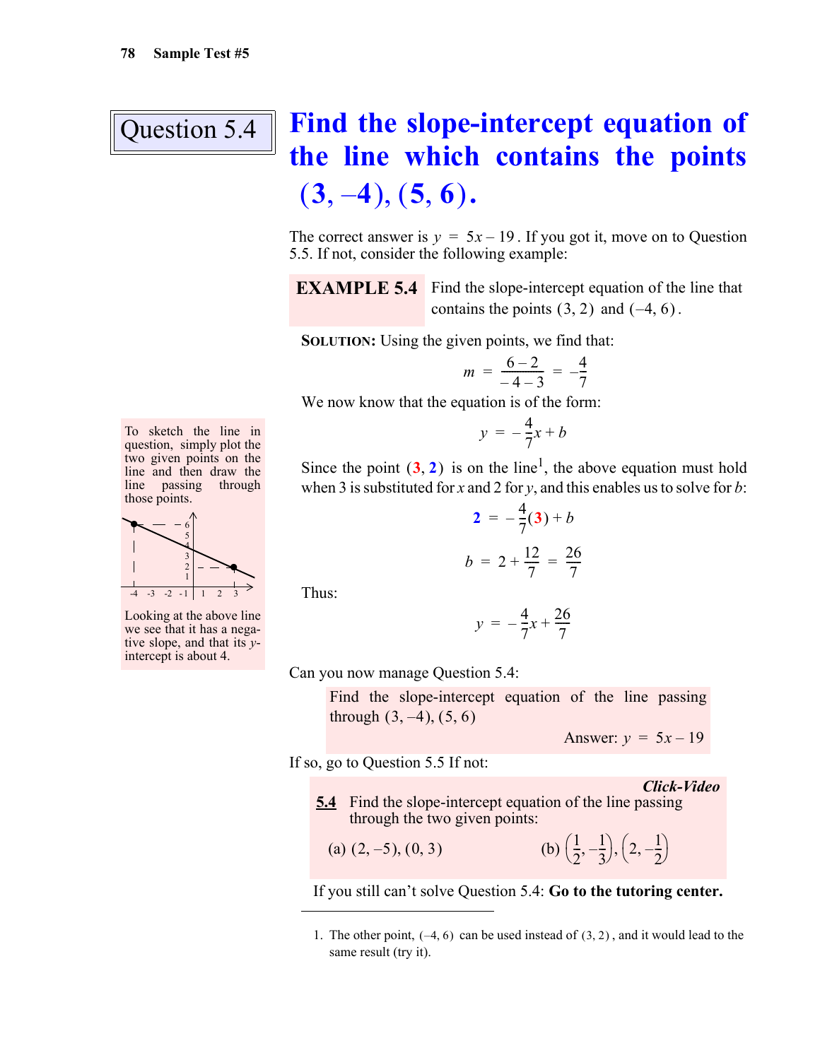## Question 5.4

# Find the slope-intercept equation of the line which contains the points $(3, -4), (5, 6)$.

The correct answer is $y = 5x - 19$. If you got it, move on to Question 5.5. If not, consider the following example:

**EXAMPLE 5.4** Find the slope-intercept equation of the line that contains the points $(3, 2)$ and $(-4, 6)$.

**SOLUTION:** Using the given points, we find that:

$$m = \frac{6-2}{-4-3} = -\frac{4}{7}$$

We now know that the equation is of the form:

$$y = -\frac{4}{7}x + b$$

Since the point $(3, 2)$ is on the line[1], the above equation must hold when 3 is substituted for $x$ and 2 for $y$, and this enables us to solve for $b$:

$$2 = -\frac{4}{7}(3) + b$$

$$b = 2 + \frac{12}{7} = \frac{26}{7}$$

Thus:

$$y = -\frac{4}{7}x + \frac{26}{7}$$

To sketch the line in question, simply plot the two given points on the line and then draw the line passing through those points.

Looking at the above line we see that it has a negative slope, and that its $y$-intercept is about 4.

Can you now manage Question 5.4:

> Find the slope-intercept equation of the line passing through $(3, -4), (5, 6)$
>
> Answer: $y = 5x - 19$

If so, go to Question 5.5 If not:

***Click-Video***

**5.4** Find the slope-intercept equation of the line passing through the two given points:

(a) $(2, -5), (0, 3)$ (b) $\left(\frac{1}{2}, -\frac{1}{3}\right), \left(2, -\frac{1}{2}\right)$

If you still can't solve Question 5.4: **Go to the tutoring center.**

---

1. The other point, $(-4, 6)$ can be used instead of $(3, 2)$, and it would lead to the same result (try it).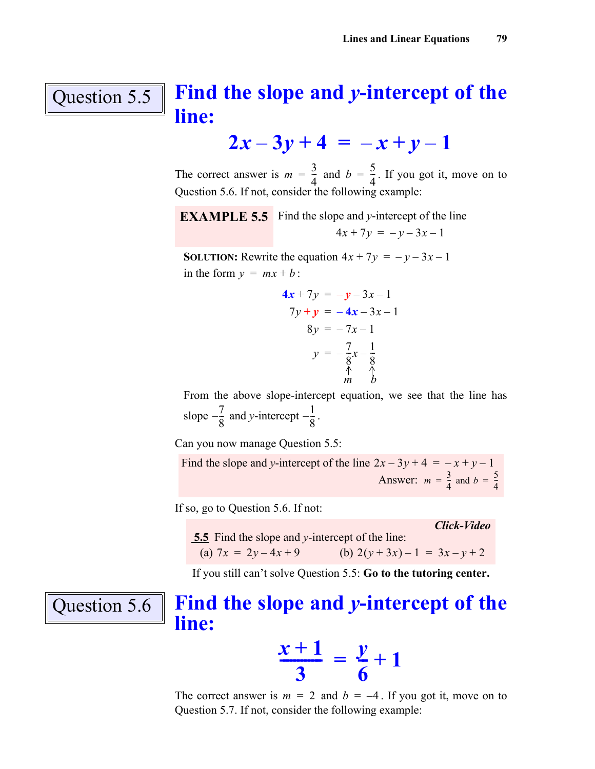## Question 5.5

# Find the slope and $y$-intercept of the line:

$$2x - 3y + 4 = -x + y - 1$$

The correct answer is $m = \frac{3}{4}$ and $b = \frac{5}{4}$. If you got it, move on to Question 5.6. If not, consider the following example:

**EXAMPLE 5.5** Find the slope and $y$-intercept of the line

$$4x + 7y = -y - 3x - 1$$

**SOLUTION:** Rewrite the equation $4x + 7y = -y - 3x - 1$ in the form $y = mx + b$:

$$4x + 7y = -y - 3x - 1$$

$$7y + y = -4x - 3x - 1$$

$$8y = -7x - 1$$

$$y = -\underset{\uparrow \atop m}{\frac{7}{8}}x - \underset{\uparrow \atop b}{\frac{1}{8}}$$

From the above slope-intercept equation, we see that the line has slope $-\frac{7}{8}$ and $y$-intercept $-\frac{1}{8}$.

Can you now manage Question 5.5:

Find the slope and $y$-intercept of the line $2x - 3y + 4 = -x + y - 1$

Answer: $m = \frac{3}{4}$ and $b = \frac{5}{4}$

If so, go to Question 5.6. If not:

***Click-Video***

**5.5** Find the slope and $y$-intercept of the line:

(a) $7x = 2y - 4x + 9$ (b) $2(y + 3x) - 1 = 3x - y + 2$

If you still can't solve Question 5.5: **Go to the tutoring center.**

## Question 5.6

# Find the slope and $y$-intercept of the line:

$$\frac{x+1}{3} = \frac{y}{6} + 1$$

The correct answer is $m = 2$ and $b = -4$. If you got it, move on to Question 5.7. If not, consider the following example: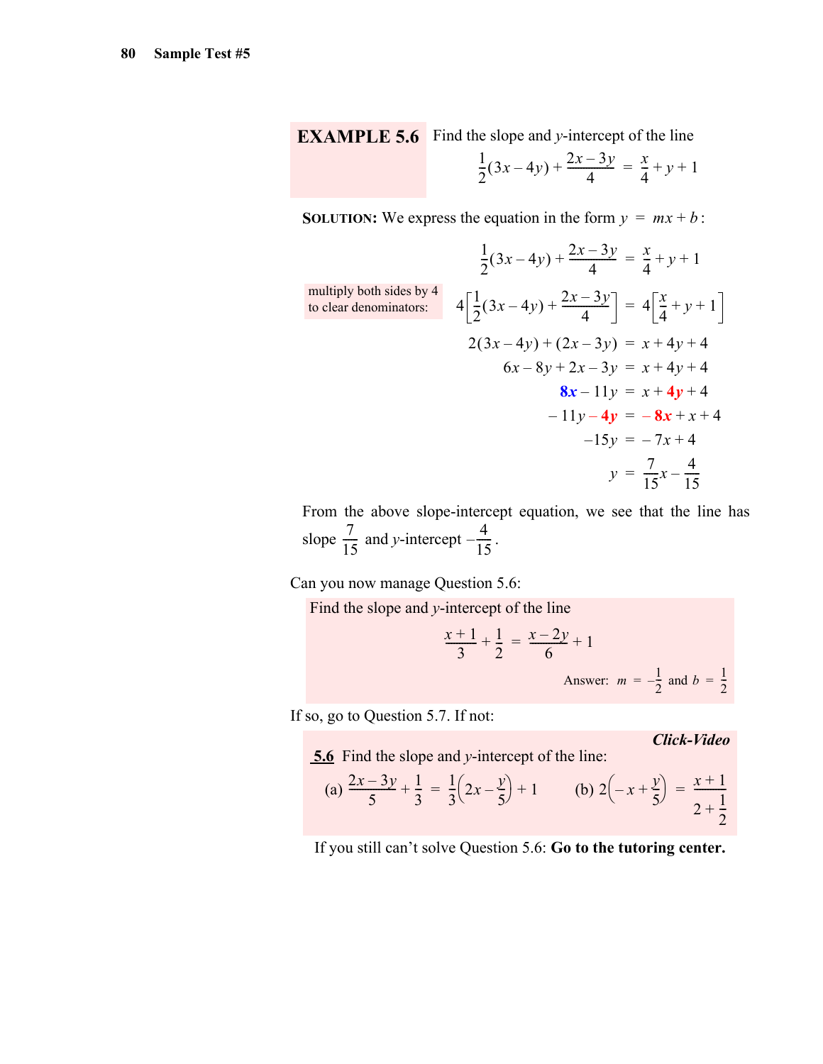**EXAMPLE 5.6** Find the slope and $y$-intercept of the line

$$\frac{1}{2}(3x-4y)+\frac{2x-3y}{4} = \frac{x}{4}+y+1$$

**SOLUTION:** We express the equation in the form $y = mx+b$:

$$\frac{1}{2}(3x-4y)+\frac{2x-3y}{4} = \frac{x}{4}+y+1$$

multiply both sides by 4 to clear denominators:

$$4\left[\frac{1}{2}(3x-4y)+\frac{2x-3y}{4}\right] = 4\left[\frac{x}{4}+y+1\right]$$

$$2(3x-4y)+(2x-3y) = x+4y+4$$

$$6x-8y+2x-3y = x+4y+4$$

$$8x-11y = x+4y+4$$

$$-11y-4y = -8x+x+4$$

$$-15y = -7x+4$$

$$y = \frac{7}{15}x-\frac{4}{15}$$

From the above slope-intercept equation, we see that the line has slope $\frac{7}{15}$ and $y$-intercept $-\frac{4}{15}$.

Can you now manage Question 5.6:

Find the slope and $y$-intercept of the line

$$\frac{x+1}{3}+\frac{1}{2} = \frac{x-2y}{6}+1$$

Answer: $m = -\frac{1}{2}$ and $b = \frac{1}{2}$

If so, go to Question 5.7. If not:

***Click-Video***

5.6 Find the slope and $y$-intercept of the line:

(a) $\frac{2x-3y}{5}+\frac{1}{3} = \frac{1}{3}\left(2x-\frac{y}{5}\right)+1$  (b) $2\left(-x+\frac{y}{5}\right) = \frac{x+1}{2+\frac{1}{2}}$

If you still can't solve Question 5.6: **Go to the tutoring center.**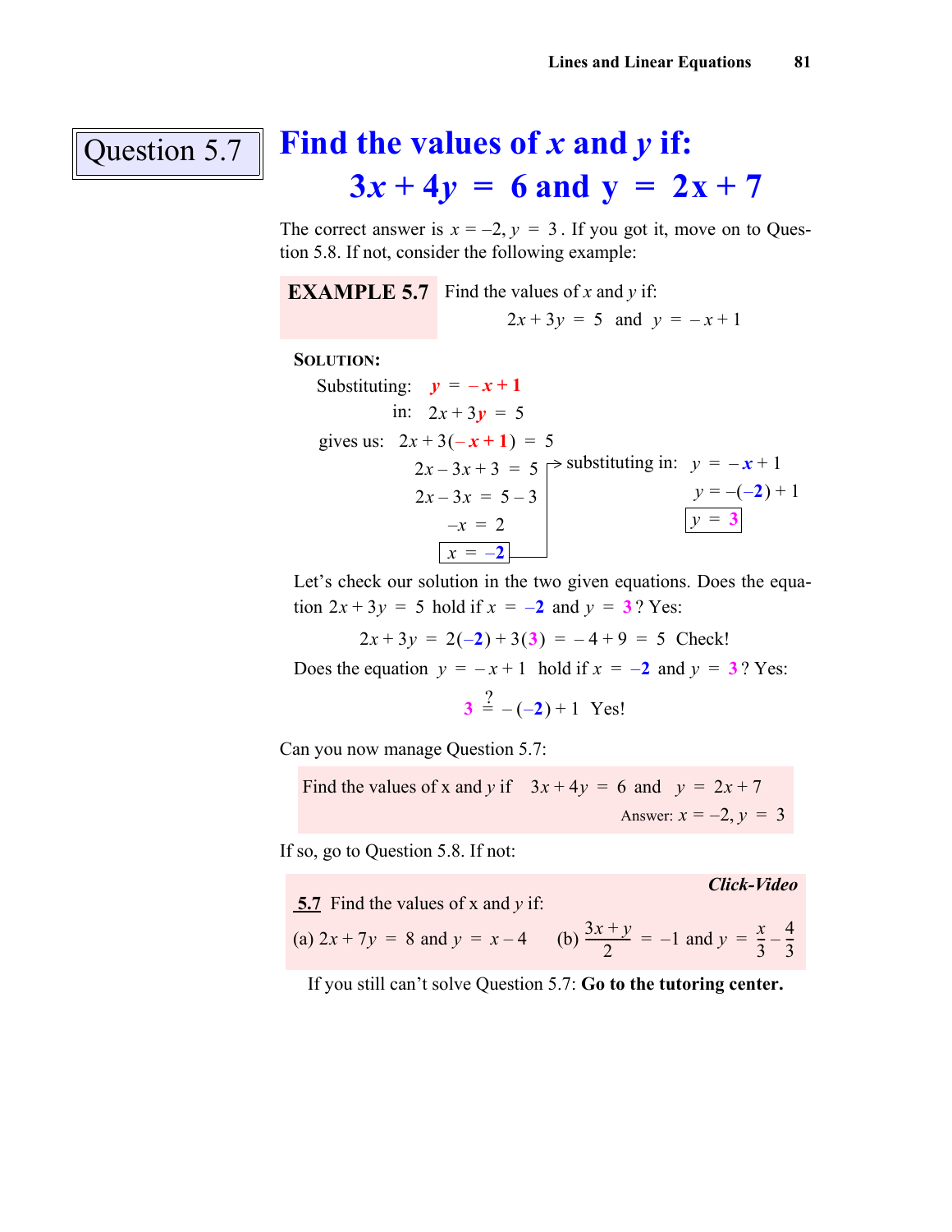## Question 5.7

# Find the values of $x$ and $y$ if: $3x + 4y = 6$ and $y = 2x + 7$

The correct answer is $x = -2, y = 3$. If you got it, move on to Question 5.8. If not, consider the following example:

**EXAMPLE 5.7** Find the values of $x$ and $y$ if:

$$2x + 3y = 5 \text{ and } y = -x + 1$$

**SOLUTION:**

Substituting: $y = -x + 1$

in: $2x + 3y = 5$

gives us: $2x + 3(-x + 1) = 5$

$$2x - 3x + 3 = 5$$
$$2x - 3x = 5 - 3$$
$$-x = 2$$
$$\boxed{x = -2}$$

substituting in: $y = -x + 1$

$$y = -(-2) + 1$$
$$\boxed{y = 3}$$

Let's check our solution in the two given equations. Does the equation $2x + 3y = 5$ hold if $x = -2$ and $y = 3$? Yes:

$$2x + 3y = 2(-2) + 3(3) = -4 + 9 = 5 \text{ Check!}$$

Does the equation $y = -x + 1$ hold if $x = -2$ and $y = 3$? Yes:

$$3 \stackrel{?}{=} -(-2) + 1 \text{ Yes!}$$

Can you now manage Question 5.7:

Find the values of x and $y$ if $3x + 4y = 6$ and $y = 2x + 7$

Answer: $x = -2, y = 3$

If so, go to Question 5.8. If not:

***Click-Video***

**5.7** Find the values of x and $y$ if:

(a) $2x + 7y = 8$ and $y = x - 4$ (b) $\dfrac{3x + y}{2} = -1$ and $y = \dfrac{x}{3} - \dfrac{4}{3}$

If you still can't solve Question 5.7: **Go to the tutoring center.**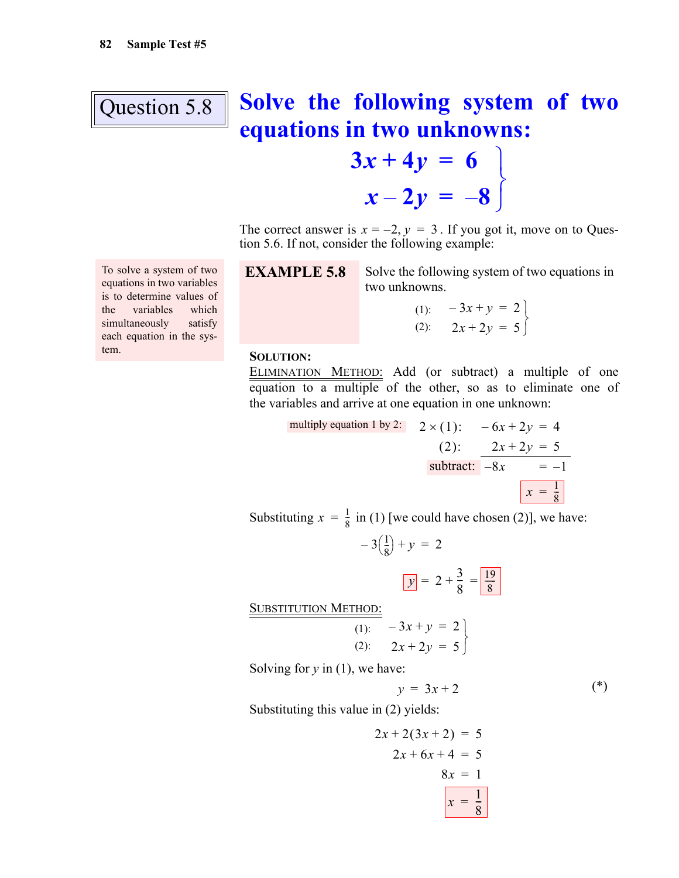## Question 5.8

**Solve the following system of two equations in two unknowns:**

$$\left.\begin{aligned} 3x + 4y &= 6 \\ x - 2y &= -8 \end{aligned}\right\}$$

The correct answer is $x = -2, y = 3$. If you got it, move on to Question 5.6. If not, consider the following example:

> To solve a system of two equations in two variables is to determine values of the variables which simultaneously satisfy each equation in the system.

**EXAMPLE 5.8** Solve the following system of two equations in two unknowns.

$$\left.\begin{aligned} (1)\!: \quad -3x + y &= 2 \\ (2)\!: \quad 2x + 2y &= 5 \end{aligned}\right\}$$

**SOLUTION:**

ELIMINATION METHOD: Add (or subtract) a multiple of one equation to a multiple of the other, so as to eliminate one of the variables and arrive at one equation in one unknown:

multiply equation 1 by 2:

$$\begin{aligned} 2 \times (1)\!: \quad -6x + 2y &= 4 \\ (2)\!: \quad 2x + 2y &= 5 \\ \hline \text{subtract: } \quad -8x \quad\quad &= -1 \end{aligned}$$

$$\boxed{x = \frac{1}{8}}$$

Substituting $x = \frac{1}{8}$ in (1) [we could have chosen (2)], we have:

$$-3\left(\frac{1}{8}\right) + y = 2$$

$$\boxed{y} = 2 + \frac{3}{8} = \boxed{\frac{19}{8}}$$

SUBSTITUTION METHOD:

$$\left.\begin{aligned} (1)\!: \quad -3x + y &= 2 \\ (2)\!: \quad 2x + 2y &= 5 \end{aligned}\right\}$$

Solving for $y$ in (1), we have:

$$y = 3x + 2 \qquad (*)$$

Substituting this value in (2) yields:

$$\begin{aligned} 2x + 2(3x + 2) &= 5 \\ 2x + 6x + 4 &= 5 \\ 8x &= 1 \end{aligned}$$

$$\boxed{x = \frac{1}{8}}$$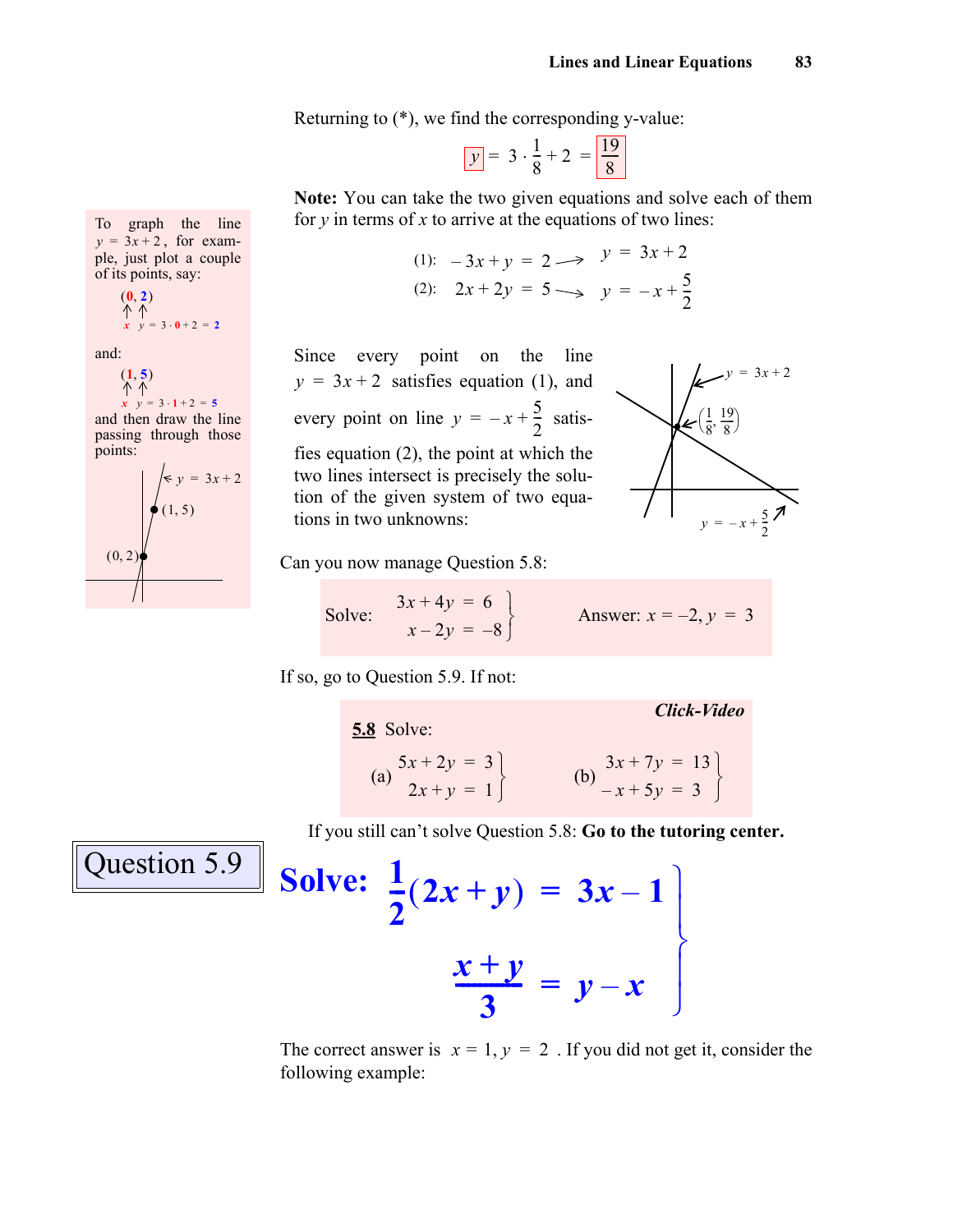Returning to (*), we find the corresponding y-value:

$$y = 3 \cdot \frac{1}{8} + 2 = \frac{19}{8}$$

**Note:** You can take the two given equations and solve each of them for $y$ in terms of $x$ to arrive at the equations of two lines:

$$(1):\quad -3x + y = 2 \longrightarrow y = 3x + 2$$

$$(2):\quad 2x + 2y = 5 \longrightarrow y = -x + \frac{5}{2}$$

To graph the line $y = 3x + 2$, for example, just plot a couple of its points, say:

$(0, 2)$ — $x$, $y = 3 \cdot 0 + 2 = 2$

and:

$(1, 5)$ — $x$, $y = 3 \cdot 1 + 2 = 5$

and then draw the line passing through those points:

Since every point on the line $y = 3x + 2$ satisfies equation (1), and every point on line $y = -x + \frac{5}{2}$ satisfies equation (2), the point at which the two lines intersect is precisely the solution of the given system of two equations in two unknowns:

Can you now manage Question 5.8:

Solve: $\left.\begin{aligned} 3x + 4y &= 6 \\ x - 2y &= -8 \end{aligned}\right\}$ Answer: $x = -2, y = 3$

If so, go to Question 5.9. If not:

***Click-Video***

**5.8** Solve:

(a) $\left.\begin{aligned} 5x + 2y &= 3 \\ 2x + y &= 1 \end{aligned}\right\}$ (b) $\left.\begin{aligned} 3x + 7y &= 13 \\ -x + 5y &= 3 \end{aligned}\right\}$

If you still can't solve Question 5.8: **Go to the tutoring center.**

## Question 5.9

**Solve:**
$$\left.\begin{aligned} \frac{1}{2}(2x + y) &= 3x - 1 \\ \frac{x + y}{3} &= y - x \end{aligned}\right\}$$

The correct answer is $x = 1, y = 2$. If you did not get it, consider the following example: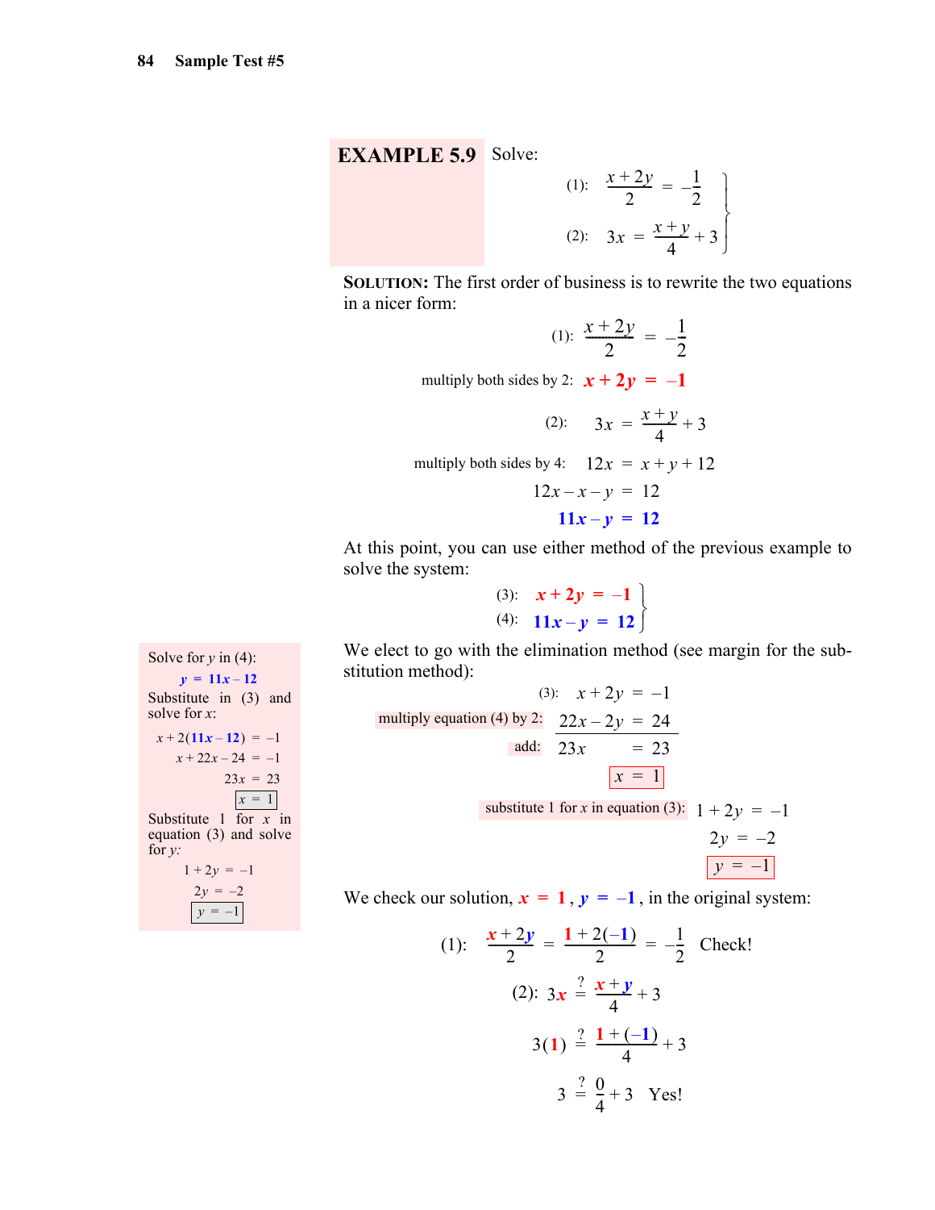**EXAMPLE 5.9** Solve:

$$\begin{aligned} (1):&\quad \frac{x+2y}{2} = -\frac{1}{2} \\ (2):&\quad 3x = \frac{x+y}{4} + 3 \end{aligned}$$

**SOLUTION:** The first order of business is to rewrite the two equations in a nicer form:

$$(1):\quad \frac{x+2y}{2} = -\frac{1}{2}$$

multiply both sides by 2: $\mathbf{x + 2y = -1}$

$$(2):\quad 3x = \frac{x+y}{4} + 3$$

multiply both sides by 4:

$$\begin{aligned} 12x &= x + y + 12 \\ 12x - x - y &= 12 \\ \mathbf{11x - y} &= \mathbf{12} \end{aligned}$$

At this point, you can use either method of the previous example to solve the system:

$$\begin{aligned} (3):&\quad x + 2y = -1 \\ (4):&\quad 11x - y = 12 \end{aligned}$$

We elect to go with the elimination method (see margin for the substitution method):

$$\begin{aligned} (3):&\quad x + 2y = -1 \\ \text{multiply equation (4) by 2:}&\quad 22x - 2y = 24 \\ \text{add:}&\quad 23x = 23 \\ &\quad \boxed{x = 1} \end{aligned}$$

substitute 1 for $x$ in equation (3):

$$\begin{aligned} 1 + 2y &= -1 \\ 2y &= -2 \\ \boxed{y} &\boxed{= -1} \end{aligned}$$

We check our solution, $x = 1$, $y = -1$, in the original system:

$$(1):\quad \frac{x+2y}{2} = \frac{1+2(-1)}{2} = -\frac{1}{2} \quad \text{Check!}$$

$$\begin{aligned} (2):\quad 3x &\overset{?}{=} \frac{x+y}{4} + 3 \\ 3(1) &\overset{?}{=} \frac{1+(-1)}{4} + 3 \\ 3 &\overset{?}{=} \frac{0}{4} + 3 \quad \text{Yes!} \end{aligned}$$

> Solve for $y$ in (4):
>
> $$y = 11x - 12$$
>
> Substitute in (3) and solve for $x$:
>
> $$\begin{aligned} x + 2(11x - 12) &= -1 \\ x + 22x - 24 &= -1 \\ 23x &= 23 \\ \boxed{x = 1} \end{aligned}$$
>
> Substitute 1 for $x$ in equation (3) and solve for $y$:
>
> $$\begin{aligned} 1 + 2y &= -1 \\ 2y &= -2 \\ \boxed{y = -1} \end{aligned}$$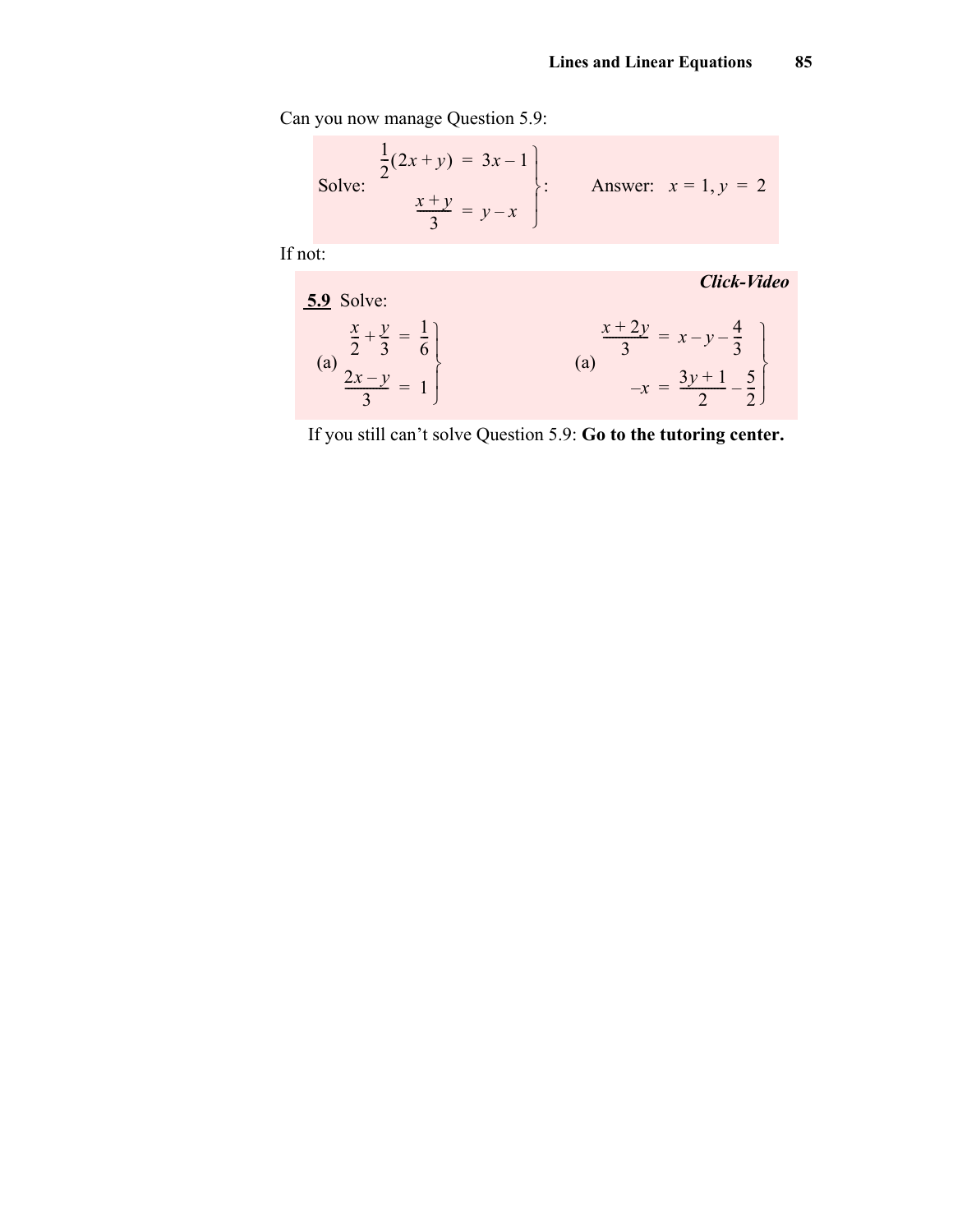Can you now manage Question 5.9:

Solve: $\left.\begin{aligned} \frac{1}{2}(2x+y) &= 3x-1 \\ \frac{x+y}{3} &= y-x \end{aligned}\right\}$: Answer: $x = 1, y = 2$

If not:

***Click-Video***

**5.9** Solve:

(a) $\left.\begin{aligned} \frac{x}{2}+\frac{y}{3} &= \frac{1}{6} \\ \frac{2x-y}{3} &= 1 \end{aligned}\right\}$

(a) $\left.\begin{aligned} \frac{x+2y}{3} &= x-y-\frac{4}{3} \\ -x &= \frac{3y+1}{2}-\frac{5}{2} \end{aligned}\right\}$

If you still can't solve Question 5.9: **Go to the tutoring center.**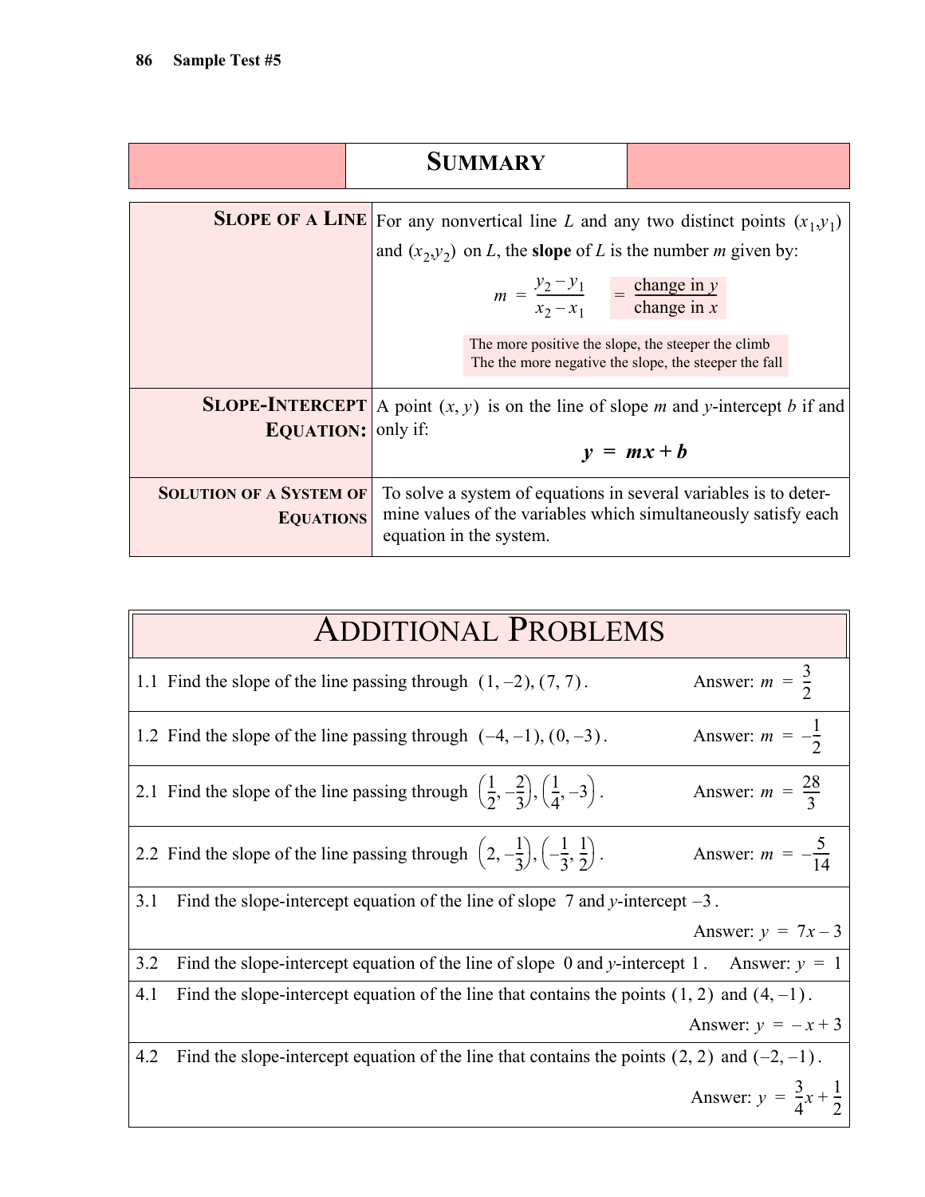## Summary

| | |
|---|---|
| **Slope of a Line** | For any nonvertical line $L$ and any two distinct points $(x_1,y_1)$ and $(x_2,y_2)$ on $L$, the **slope** of $L$ is the number $m$ given by: $$m = \frac{y_2 - y_1}{x_2 - x_1} = \frac{\text{change in } y}{\text{change in } x}$$ The more positive the slope, the steeper the climb The the more negative the slope, the steeper the fall |
| **Slope-Intercept Equation:** | A point $(x, y)$ is on the line of slope $m$ and $y$-intercept $b$ if and only if: $$\boldsymbol{y = mx + b}$$ |
| **Solution of a System of Equations** | To solve a system of equations in several variables is to determine values of the variables which simultaneously satisfy each equation in the system. |

## Additional Problems

1.1 Find the slope of the line passing through $(1, -2), (7, 7)$. Answer: $m = \frac{3}{2}$

1.2 Find the slope of the line passing through $(-4, -1), (0, -3)$. Answer: $m = -\frac{1}{2}$

2.1 Find the slope of the line passing through $\left(\frac{1}{2}, -\frac{2}{3}\right), \left(\frac{1}{4}, -3\right)$. Answer: $m = \frac{28}{3}$

2.2 Find the slope of the line passing through $\left(2, -\frac{1}{3}\right), \left(-\frac{1}{3}, \frac{1}{2}\right)$. Answer: $m = -\frac{5}{14}$

3.1 Find the slope-intercept equation of the line of slope $7$ and $y$-intercept $-3$.

Answer: $y = 7x - 3$

3.2 Find the slope-intercept equation of the line of slope $0$ and $y$-intercept $1$. Answer: $y = 1$

4.1 Find the slope-intercept equation of the line that contains the points $(1, 2)$ and $(4, -1)$.

Answer: $y = -x + 3$

4.2 Find the slope-intercept equation of the line that contains the points $(2, 2)$ and $(-2, -1)$.

Answer: $y = \frac{3}{4}x + \frac{1}{2}$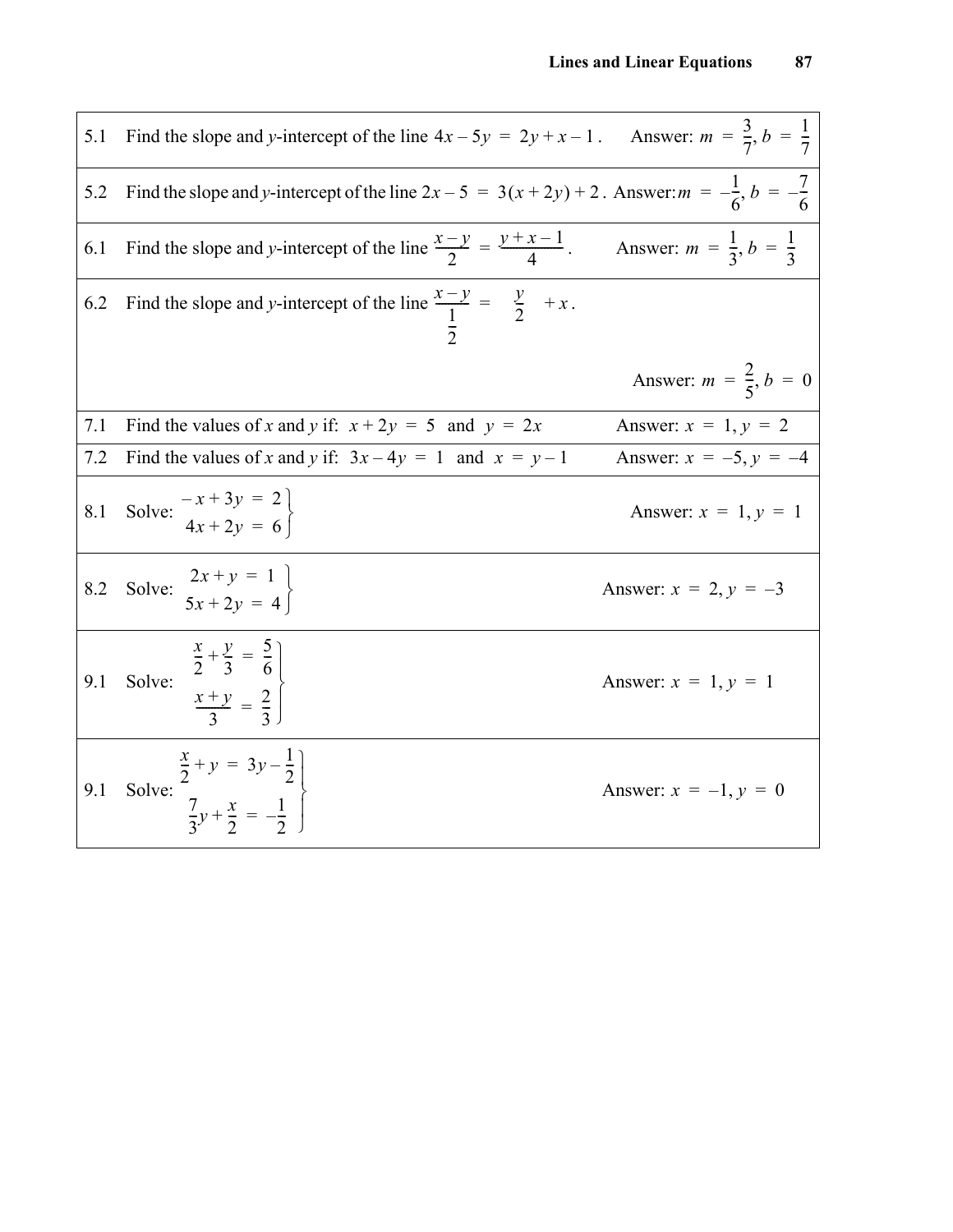| | | |
|---|---|---|
| 5.1 | Find the slope and $y$-intercept of the line $4x - 5y = 2y + x - 1$. | Answer: $m = \frac{3}{7}, b = \frac{1}{7}$ |
| 5.2 | Find the slope and $y$-intercept of the line $2x - 5 = 3(x + 2y) + 2$. | Answer: $m = -\frac{1}{6}, b = -\frac{7}{6}$ |
| 6.1 | Find the slope and $y$-intercept of the line $\frac{x - y}{2} = \frac{y + x - 1}{4}$. | Answer: $m = \frac{1}{3}, b = \frac{1}{3}$ |
| 6.2 | Find the slope and $y$-intercept of the line $\frac{x - y}{\frac{1}{2}} = \frac{y}{2} + x$. | Answer: $m = \frac{2}{5}, b = 0$ |
| 7.1 | Find the values of $x$ and $y$ if: $x + 2y = 5$ and $y = 2x$ | Answer: $x = 1, y = 2$ |
| 7.2 | Find the values of $x$ and $y$ if: $3x - 4y = 1$ and $x = y - 1$ | Answer: $x = -5, y = -4$ |
| 8.1 | Solve: $\left.\begin{aligned} -x + 3y &= 2 \\ 4x + 2y &= 6 \end{aligned}\right\}$ | Answer: $x = 1, y = 1$ |
| 8.2 | Solve: $\left.\begin{aligned} 2x + y &= 1 \\ 5x + 2y &= 4 \end{aligned}\right\}$ | Answer: $x = 2, y = -3$ |
| 9.1 | Solve: $\left.\begin{aligned} \frac{x}{2} + \frac{y}{3} &= \frac{5}{6} \\ \frac{x + y}{3} &= \frac{2}{3} \end{aligned}\right\}$ | Answer: $x = 1, y = 1$ |
| 9.1 | Solve: $\left.\begin{aligned} \frac{x}{2} + y &= 3y - \frac{1}{2} \\ \frac{7}{3}y + \frac{x}{2} &= -\frac{1}{2} \end{aligned}\right\}$ | Answer: $x = -1, y = 0$ |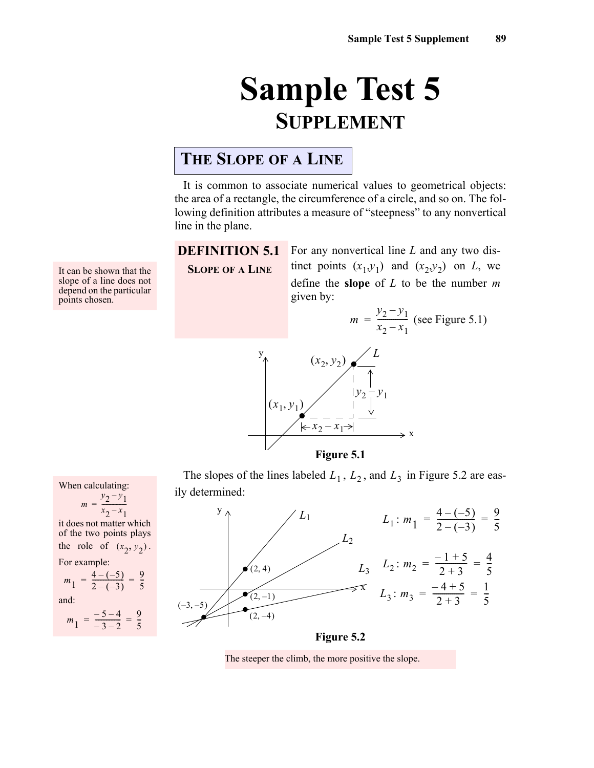# Sample Test 5

## SUPPLEMENT

### THE SLOPE OF A LINE

It is common to associate numerical values to geometrical objects: the area of a rectangle, the circumference of a circle, and so on. The following definition attributes a measure of "steepness" to any nonvertical line in the plane.

**DEFINITION 5.1**
**SLOPE OF A LINE**

For any nonvertical line $L$ and any two distinct points $(x_1, y_1)$ and $(x_2, y_2)$ on $L$, we define the **slope** of $L$ to be the number $m$ given by:

$$m = \frac{y_2 - y_1}{x_2 - x_1} \text{ (see Figure 5.1)}$$

It can be shown that the slope of a line does not depend on the particular points chosen.

Figure 5.1

The slopes of the lines labeled $L_1$, $L_2$, and $L_3$ in Figure 5.2 are easily determined:

$$L_1: m_1 = \frac{4-(-5)}{2-(-3)} = \frac{9}{5}$$

$$L_2: m_2 = \frac{-1+5}{2+3} = \frac{4}{5}$$

$$L_3: m_3 = \frac{-4+5}{2+3} = \frac{1}{5}$$

Figure 5.2

When calculating:

$$m = \frac{y_2 - y_1}{x_2 - x_1}$$

it does not matter which of the two points plays the role of $(x_2, y_2)$.

For example:

$$m_1 = \frac{4-(-5)}{2-(-3)} = \frac{9}{5}$$

and:

$$m_1 = \frac{-5-4}{-3-2} = \frac{9}{5}$$

The steeper the climb, the more positive the slope.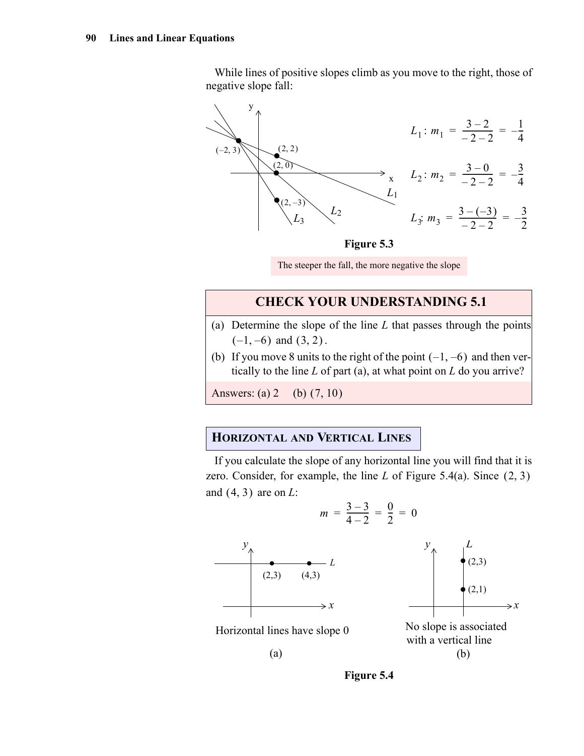While lines of positive slopes climb as you move to the right, those of negative slope fall:

$$L_1: m_1 = \frac{3-2}{-2-2} = -\frac{1}{4}$$

$$L_2: m_2 = \frac{3-0}{-2-2} = -\frac{3}{4}$$

$$L_3: m_3 = \frac{3-(-3)}{-2-2} = -\frac{3}{2}$$

**Figure 5.3**

The steeper the fall, the more negative the slope

---

**CHECK YOUR UNDERSTANDING 5.1**

(a) Determine the slope of the line $L$ that passes through the points $(-1, -6)$ and $(3, 2)$.

(b) If you move 8 units to the right of the point $(-1, -6)$ and then vertically to the line $L$ of part (a), at what point on $L$ do you arrive?

Answers: (a) 2 (b) $(7, 10)$

---

## Horizontal and Vertical Lines

If you calculate the slope of any horizontal line you will find that it is zero. Consider, for example, the line $L$ of Figure 5.4(a). Since $(2, 3)$ and $(4, 3)$ are on $L$:

$$m = \frac{3-3}{4-2} = \frac{0}{2} = 0$$

Horizontal lines have slope 0

(a)

No slope is associated with a vertical line

(b)

**Figure 5.4**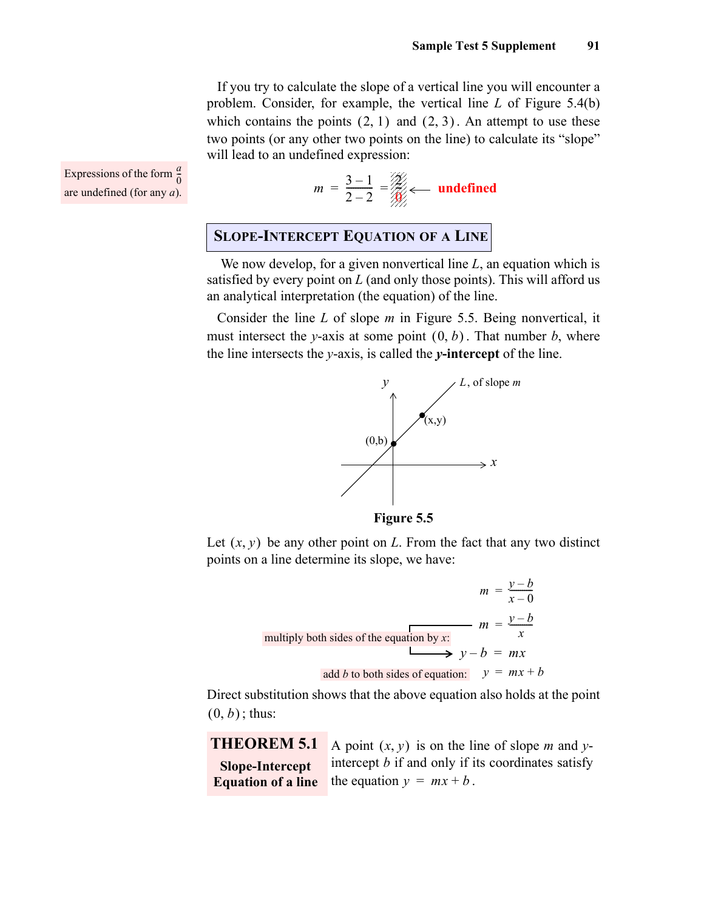If you try to calculate the slope of a vertical line you will encounter a problem. Consider, for example, the vertical line $L$ of Figure 5.4(b) which contains the points $(2, 1)$ and $(2, 3)$. An attempt to use these two points (or any other two points on the line) to calculate its "slope" will lead to an undefined expression:

Expressions of the form $\frac{a}{0}$ are undefined (for any $a$).

$$m = \frac{3-1}{2-2} = \frac{2}{0} \longleftarrow \text{undefined}$$

## Slope-Intercept Equation of a Line

We now develop, for a given nonvertical line $L$, an equation which is satisfied by every point on $L$ (and only those points). This will afford us an analytical interpretation (the equation) of the line.

Consider the line $L$ of slope $m$ in Figure 5.5. Being nonvertical, it must intersect the $y$-axis at some point $(0, b)$. That number $b$, where the line intersects the $y$-axis, is called the ***y*-intercept** of the line.

**Figure 5.5**

Let $(x, y)$ be any other point on $L$. From the fact that any two distinct points on a line determine its slope, we have:

$$m = \frac{y-b}{x-0}$$

$$m = \frac{y-b}{x}$$

multiply both sides of the equation by $x$:

$$y - b = mx$$

add $b$ to both sides of equation:

$$y = mx + b$$

Direct substitution shows that the above equation also holds at the point $(0, b)$; thus:

**THEOREM 5.1**
**Slope-Intercept Equation of a line**

A point $(x, y)$ is on the line of slope $m$ and $y$-intercept $b$ if and only if its coordinates satisfy the equation $y = mx + b$.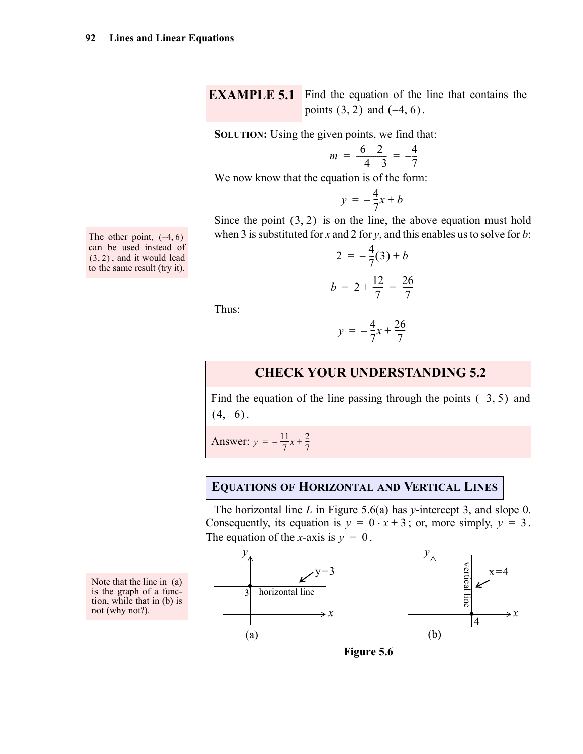**EXAMPLE 5.1** Find the equation of the line that contains the points $(3, 2)$ and $(-4, 6)$.

**SOLUTION:** Using the given points, we find that:

$$m = \frac{6-2}{-4-3} = -\frac{4}{7}$$

We now know that the equation is of the form:

$$y = -\frac{4}{7}x + b$$

Since the point $(3, 2)$ is on the line, the above equation must hold when 3 is substituted for $x$ and 2 for $y$, and this enables us to solve for $b$:

The other point, $(-4, 6)$ can be used instead of $(3, 2)$, and it would lead to the same result (try it).

$$2 = -\frac{4}{7}(3) + b$$

$$b = 2 + \frac{12}{7} = \frac{26}{7}$$

Thus:

$$y = -\frac{4}{7}x + \frac{26}{7}$$

## CHECK YOUR UNDERSTANDING 5.2

Find the equation of the line passing through the points $(-3, 5)$ and $(4, -6)$.

Answer: $y = -\frac{11}{7}x + \frac{2}{7}$

## EQUATIONS OF HORIZONTAL AND VERTICAL LINES

The horizontal line $L$ in Figure 5.6(a) has $y$-intercept 3, and slope 0. Consequently, its equation is $y = 0 \cdot x + 3$; or, more simply, $y = 3$. The equation of the $x$-axis is $y = 0$.

Note that the line in (a) is the graph of a function, while that in (b) is not (why not?).

(a) horizontal line $y=3$ &nbsp;&nbsp;&nbsp; (b) vertical line $x=4$

**Figure 5.6**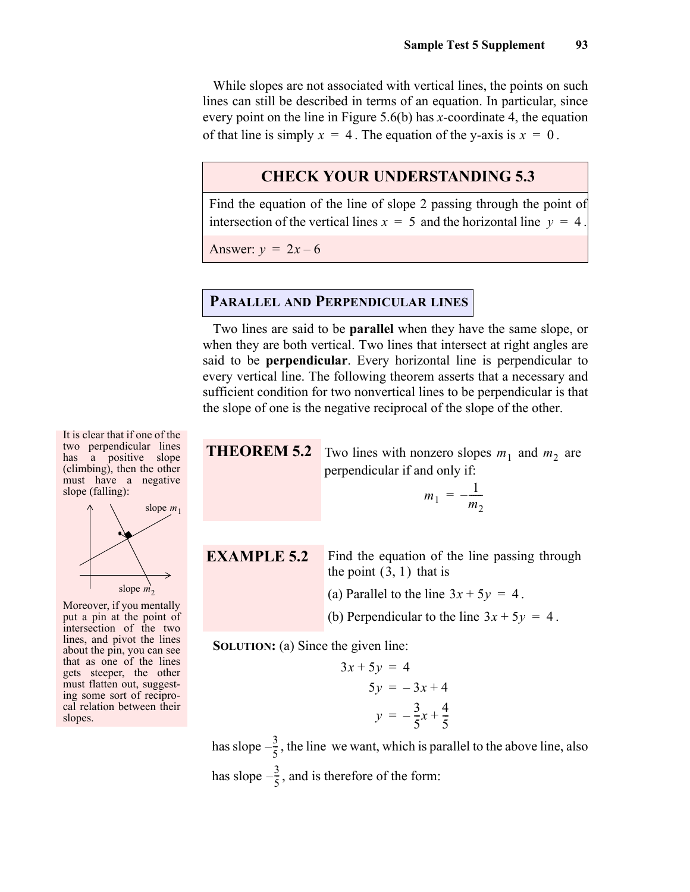While slopes are not associated with vertical lines, the points on such lines can still be described in terms of an equation. In particular, since every point on the line in Figure 5.6(b) has $x$-coordinate 4, the equation of that line is simply $x = 4$. The equation of the y-axis is $x = 0$.

## CHECK YOUR UNDERSTANDING 5.3

Find the equation of the line of slope 2 passing through the point of intersection of the vertical lines $x = 5$ and the horizontal line $y = 4$.

Answer: $y = 2x - 6$

## PARALLEL AND PERPENDICULAR LINES

Two lines are said to be **parallel** when they have the same slope, or when they are both vertical. Two lines that intersect at right angles are said to be **perpendicular**. Every horizontal line is perpendicular to every vertical line. The following theorem asserts that a necessary and sufficient condition for two nonvertical lines to be perpendicular is that the slope of one is the negative reciprocal of the slope of the other.

It is clear that if one of the two perpendicular lines has a positive slope (climbing), then the other must have a negative slope (falling):

slope $m_1$

slope $m_2$

Moreover, if you mentally put a pin at the point of intersection of the two lines, and pivot the lines about the pin, you can see that as one of the lines gets steeper, the other must flatten out, suggesting some sort of reciprocal relation between their slopes.

**THEOREM 5.2** Two lines with nonzero slopes $m_1$ and $m_2$ are perpendicular if and only if:

$$m_1 = -\frac{1}{m_2}$$

**EXAMPLE 5.2** Find the equation of the line passing through the point $(3, 1)$ that is

(a) Parallel to the line $3x + 5y = 4$.

(b) Perpendicular to the line $3x + 5y = 4$.

**SOLUTION:** (a) Since the given line:

$$3x + 5y = 4$$
$$5y = -3x + 4$$
$$y = -\frac{3}{5}x + \frac{4}{5}$$

has slope $-\frac{3}{5}$, the line we want, which is parallel to the above line, also has slope $-\frac{3}{5}$, and is therefore of the form: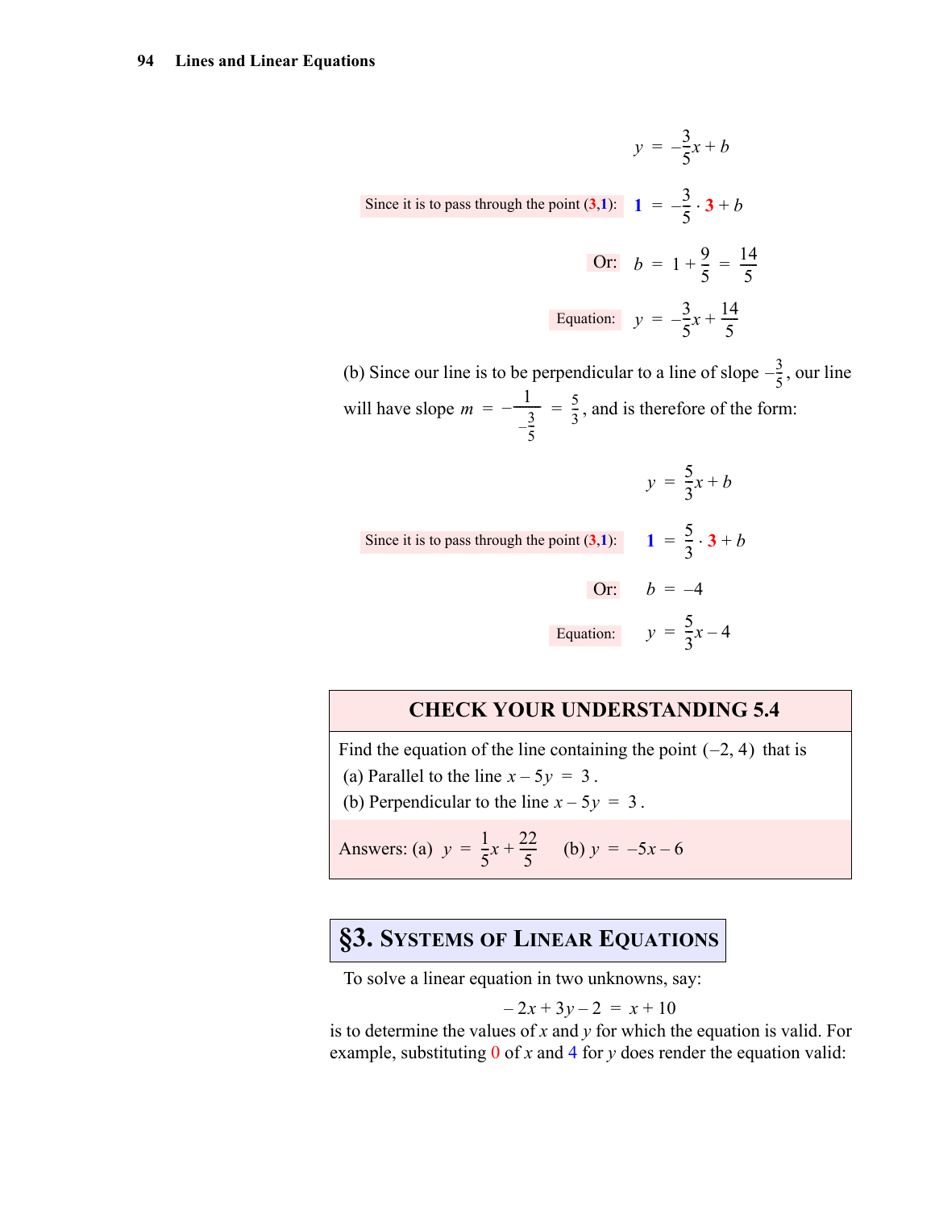$$y = -\frac{3}{5}x + b$$

Since it is to pass through the point $(3,1)$: $\quad 1 = -\frac{3}{5} \cdot 3 + b$

Or: $\quad b = 1 + \frac{9}{5} = \frac{14}{5}$

Equation: $\quad y = -\frac{3}{5}x + \frac{14}{5}$

(b) Since our line is to be perpendicular to a line of slope $-\frac{3}{5}$, our line will have slope $m = -\frac{1}{-\frac{3}{5}} = \frac{5}{3}$, and is therefore of the form:

$$y = \frac{5}{3}x + b$$

Since it is to pass through the point $(3,1)$: $\quad 1 = \frac{5}{3} \cdot 3 + b$

Or: $\quad b = -4$

Equation: $\quad y = \frac{5}{3}x - 4$

**CHECK YOUR UNDERSTANDING 5.4**

Find the equation of the line containing the point $(-2, 4)$ that is

(a) Parallel to the line $x - 5y = 3$.

(b) Perpendicular to the line $x - 5y = 3$.

Answers: (a) $y = \frac{1}{5}x + \frac{22}{5}$ $\quad$ (b) $y = -5x - 6$

## §3. Systems of Linear Equations

To solve a linear equation in two unknowns, say:

$$-2x + 3y - 2 = x + 10$$

is to determine the values of $x$ and $y$ for which the equation is valid. For example, substituting 0 of $x$ and 4 for $y$ does render the equation valid: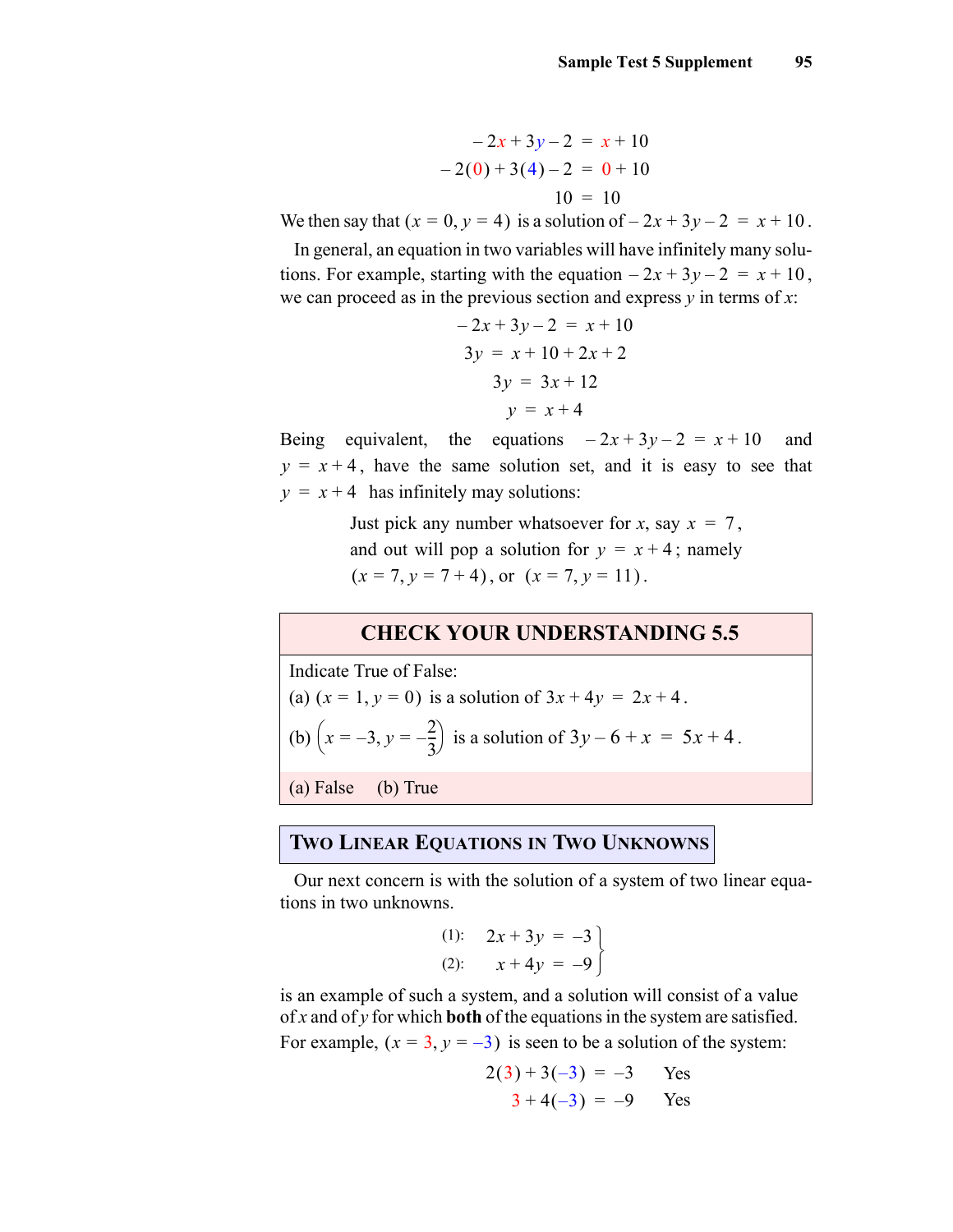$$-2x + 3y - 2 = x + 10$$
$$-2(0) + 3(4) - 2 = 0 + 10$$
$$10 = 10$$

We then say that $(x = 0, y = 4)$ is a solution of $-2x + 3y - 2 = x + 10$.

In general, an equation in two variables will have infinitely many solutions. For example, starting with the equation $-2x + 3y - 2 = x + 10$, we can proceed as in the previous section and express $y$ in terms of $x$:

$$-2x + 3y - 2 = x + 10$$
$$3y = x + 10 + 2x + 2$$
$$3y = 3x + 12$$
$$y = x + 4$$

Being equivalent, the equations $-2x + 3y - 2 = x + 10$ and $y = x + 4$, have the same solution set, and it is easy to see that $y = x + 4$ has infinitely may solutions:

> Just pick any number whatsoever for $x$, say $x = 7$, and out will pop a solution for $y = x + 4$; namely $(x = 7, y = 7 + 4)$, or $(x = 7, y = 11)$.

### CHECK YOUR UNDERSTANDING 5.5

Indicate True of False:

(a) $(x = 1, y = 0)$ is a solution of $3x + 4y = 2x + 4$.

(b) $\left(x = -3, y = -\frac{2}{3}\right)$ is a solution of $3y - 6 + x = 5x + 4$.

(a) False (b) True

## Two Linear Equations in Two Unknowns

Our next concern is with the solution of a system of two linear equations in two unknowns.

$$\left.\begin{aligned} (1):\quad 2x + 3y &= -3 \\ (2):\quad x + 4y &= -9 \end{aligned}\right\}$$

is an example of such a system, and a solution will consist of a value of $x$ and of $y$ for which **both** of the equations in the system are satisfied. For example, $(x = 3, y = -3)$ is seen to be a solution of the system:

$$2(3) + 3(-3) = -3 \qquad \text{Yes}$$
$$3 + 4(-3) = -9 \qquad \text{Yes}$$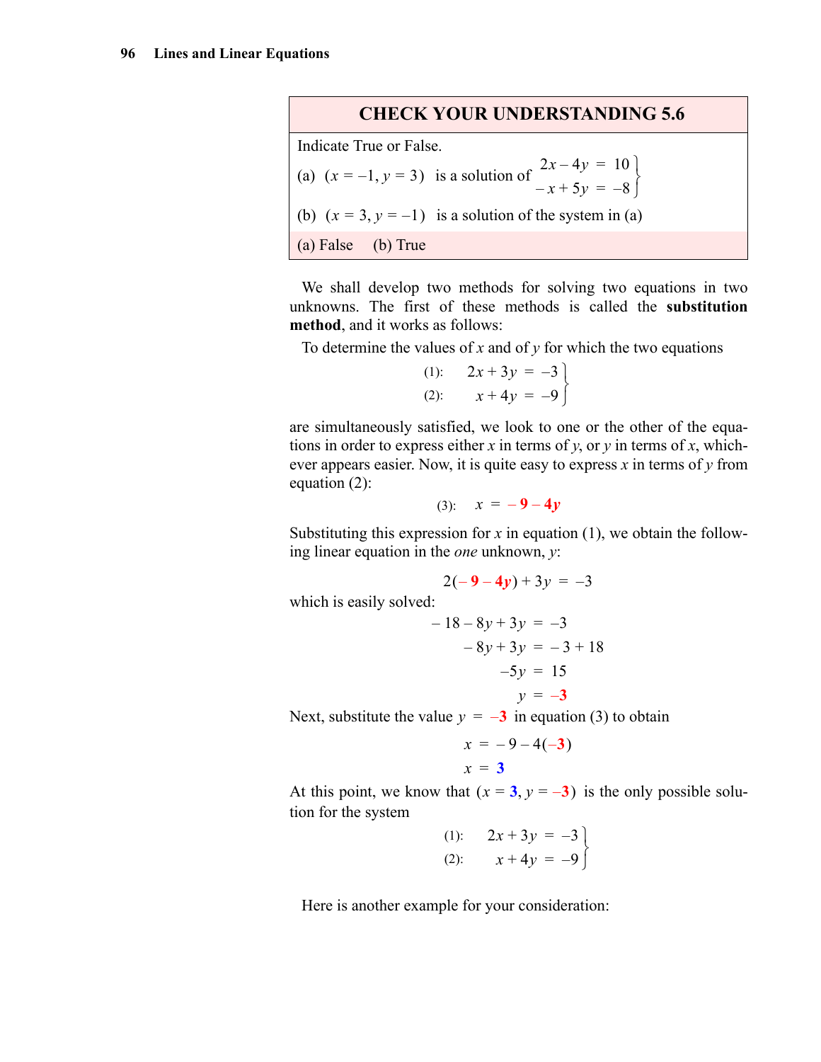## CHECK YOUR UNDERSTANDING 5.6

Indicate True or False.

(a) $(x = -1, y = 3)$ is a solution of $\left.\begin{aligned} 2x - 4y &= 10 \\ -x + 5y &= -8 \end{aligned}\right\}$

(b) $(x = 3, y = -1)$ is a solution of the system in (a)

(a) False (b) True

We shall develop two methods for solving two equations in two unknowns. The first of these methods is called the **substitution method**, and it works as follows:

To determine the values of $x$ and of $y$ for which the two equations

$$\left.\begin{aligned} (1):&\quad 2x + 3y = -3 \\ (2):&\quad x + 4y = -9 \end{aligned}\right\}$$

are simultaneously satisfied, we look to one or the other of the equations in order to express either $x$ in terms of $y$, or $y$ in terms of $x$, whichever appears easier. Now, it is quite easy to express $x$ in terms of $y$ from equation (2):

$$(3):\quad x = -9 - 4y$$

Substituting this expression for $x$ in equation (1), we obtain the following linear equation in the *one* unknown, $y$:

$$2(-9 - 4y) + 3y = -3$$

which is easily solved:

$$\begin{aligned} -18 - 8y + 3y &= -3 \\ -8y + 3y &= -3 + 18 \\ -5y &= 15 \\ y &= -3 \end{aligned}$$

Next, substitute the value $y = -3$ in equation (3) to obtain

$$\begin{aligned} x &= -9 - 4(-3) \\ x &= 3 \end{aligned}$$

At this point, we know that $(x = 3, y = -3)$ is the only possible solution for the system

$$\left.\begin{aligned} (1):&\quad 2x + 3y = -3 \\ (2):&\quad x + 4y = -9 \end{aligned}\right\}$$

Here is another example for your consideration: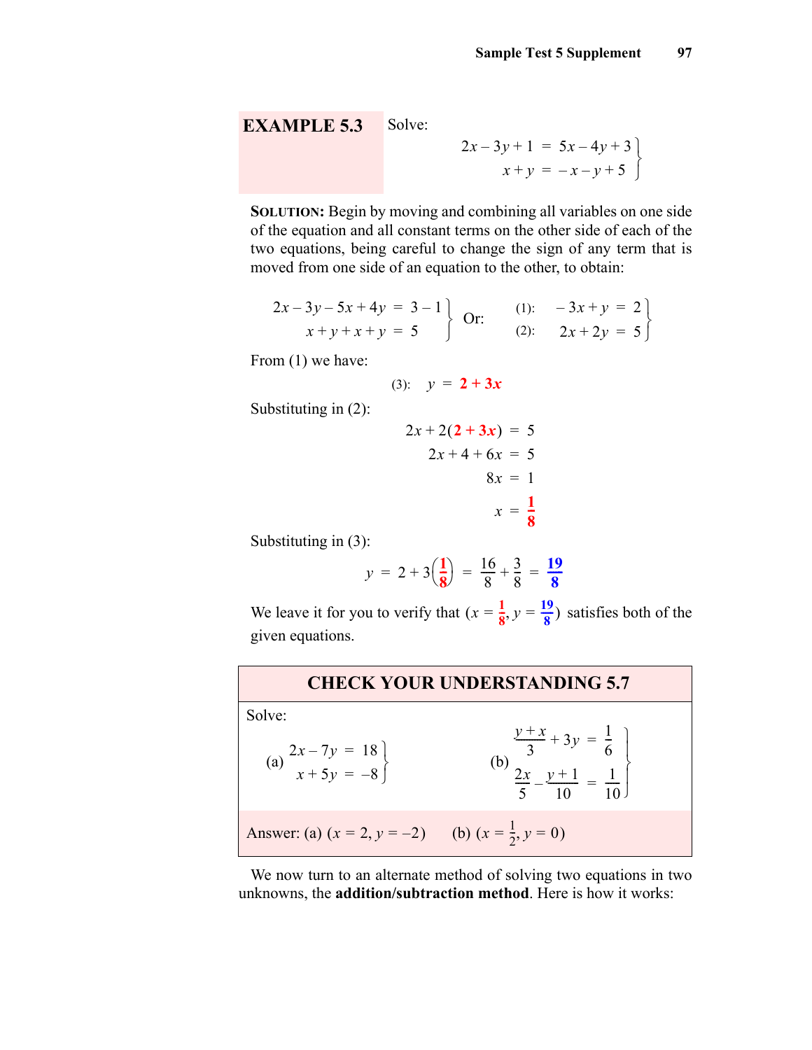**EXAMPLE 5.3** Solve:

$$\left.\begin{aligned} 2x - 3y + 1 &= 5x - 4y + 3 \\ x + y &= -x - y + 5 \end{aligned}\right\}$$

**SOLUTION:** Begin by moving and combining all variables on one side of the equation and all constant terms on the other side of each of the two equations, being careful to change the sign of any term that is moved from one side of an equation to the other, to obtain:

$$\left.\begin{aligned} 2x - 3y - 5x + 4y &= 3 - 1 \\ x + y + x + y &= 5 \end{aligned}\right\} \quad \text{Or:} \quad \left.\begin{aligned} (1):\quad -3x + y &= 2 \\ (2):\quad 2x + 2y &= 5 \end{aligned}\right\}$$

From (1) we have:

$$(3):\quad y = 2 + 3x$$

Substituting in (2):

$$\begin{aligned} 2x + 2(2 + 3x) &= 5 \\ 2x + 4 + 6x &= 5 \\ 8x &= 1 \\ x &= \frac{1}{8} \end{aligned}$$

Substituting in (3):

$$y = 2 + 3\left(\frac{1}{8}\right) = \frac{16}{8} + \frac{3}{8} = \frac{19}{8}$$

We leave it for you to verify that $\left(x = \frac{1}{8}, y = \frac{19}{8}\right)$ satisfies both of the given equations.

## CHECK YOUR UNDERSTANDING 5.7

Solve:

(a) $\left.\begin{aligned} 2x - 7y &= 18 \\ x + 5y &= -8 \end{aligned}\right\}$

(b) $\left.\begin{aligned} \frac{y + x}{3} + 3y &= \frac{1}{6} \\ \frac{2x}{5} - \frac{y + 1}{10} &= \frac{1}{10} \end{aligned}\right\}$

Answer: (a) $(x = 2, y = -2)$ (b) $\left(x = \frac{1}{2}, y = 0\right)$

We now turn to an alternate method of solving two equations in two unknowns, the **addition/subtraction method**. Here is how it works: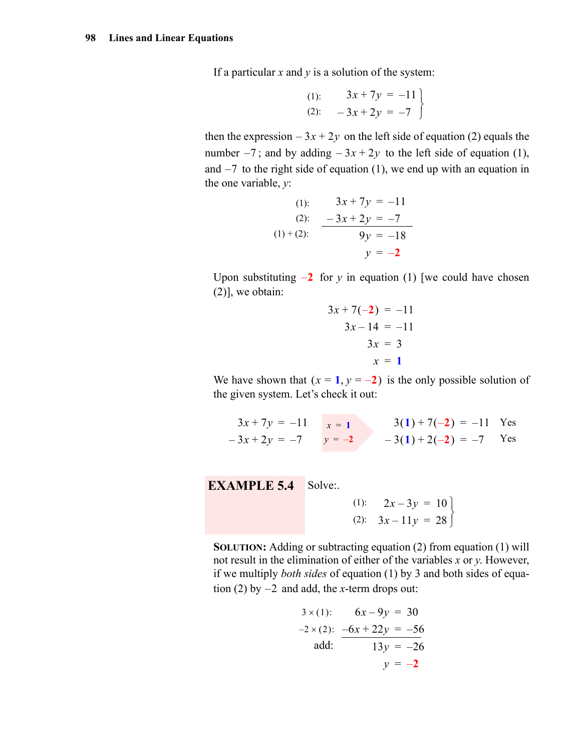If a particular $x$ and $y$ is a solution of the system:

$$\begin{array}{ll} (1): & 3x + 7y = -11 \\ (2): & -3x + 2y = -7 \end{array}\Bigg\}$$

then the expression $-3x + 2y$ on the left side of equation (2) equals the number $-7$; and by adding $-3x + 2y$ to the left side of equation (1), and $-7$ to the right side of equation (1), we end up with an equation in the one variable, $y$:

$$\begin{array}{rrcl} (1): & 3x + 7y & = & -11 \\ (2): & -3x + 2y & = & -7 \\ \hline (1)+(2): & 9y & = & -18 \\ & y & = & -2 \end{array}$$

Upon substituting $-2$ for $y$ in equation (1) [we could have chosen (2)], we obtain:

$$\begin{aligned} 3x + 7(-2) &= -11 \\ 3x - 14 &= -11 \\ 3x &= 3 \\ x &= 1 \end{aligned}$$

We have shown that $(x = 1, y = -2)$ is the only possible solution of the given system. Let's check it out:

$$\begin{array}{rcl} 3x + 7y & = & -11 \\ -3x + 2y & = & -7 \end{array} \quad \xrightarrow{x = 1,\ y = -2} \quad \begin{array}{rcll} 3(1) + 7(-2) & = & -11 & \text{Yes} \\ -3(1) + 2(-2) & = & -7 & \text{Yes} \end{array}$$

**EXAMPLE 5.4** Solve:.

$$\begin{array}{ll} (1): & 2x - 3y = 10 \\ (2): & 3x - 11y = 28 \end{array}\Bigg\}$$

**SOLUTION:** Adding or subtracting equation (2) from equation (1) will not result in the elimination of either of the variables $x$ or $y$. However, if we multiply *both sides* of equation (1) by 3 and both sides of equation (2) by $-2$ and add, the $x$-term drops out:

$$\begin{array}{rrcl} 3 \times (1): & 6x - 9y & = & 30 \\ -2 \times (2): & -6x + 22y & = & -56 \\ \hline \text{add:} & 13y & = & -26 \\ & y & = & -2 \end{array}$$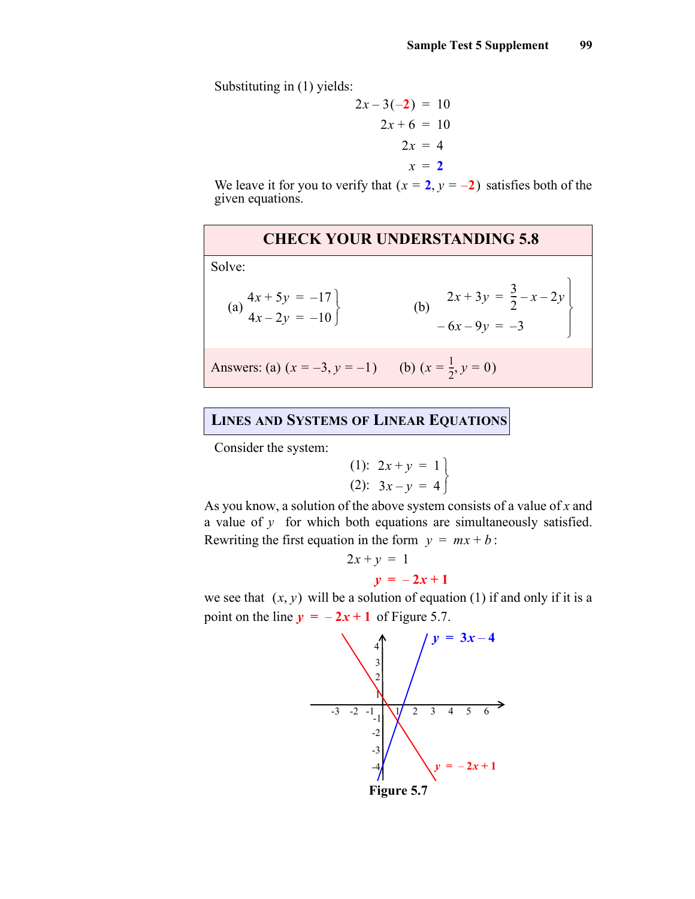Substituting in (1) yields:

$$
\begin{aligned}
2x - 3(-2) &= 10 \\
2x + 6 &= 10 \\
2x &= 4 \\
x &= 2
\end{aligned}
$$

We leave it for you to verify that $(x = 2, y = -2)$ satisfies both of the given equations.

## CHECK YOUR UNDERSTANDING 5.8

Solve:

(a) $\left.\begin{aligned} 4x + 5y &= -17 \\ 4x - 2y &= -10 \end{aligned}\right\}$

(b) $\left.\begin{aligned} 2x + 3y &= \frac{3}{2} - x - 2y \\ -6x - 9y &= -3 \end{aligned}\right\}$

Answers: (a) $(x = -3, y = -1)$ (b) $(x = \frac{1}{2}, y = 0)$

## Lines and Systems of Linear Equations

Consider the system:

$$
\left.\begin{aligned} (1)\!:\; 2x + y &= 1 \\ (2)\!:\; 3x - y &= 4 \end{aligned}\right\}
$$

As you know, a solution of the above system consists of a value of $x$ and a value of $y$ for which both equations are simultaneously satisfied. Rewriting the first equation in the form $y = mx + b$:

$$
\begin{aligned}
2x + y &= 1 \\
y &= -2x + 1
\end{aligned}
$$

we see that $(x, y)$ will be a solution of equation (1) if and only if it is a point on the line $y = -2x + 1$ of Figure 5.7.

Figure 5.7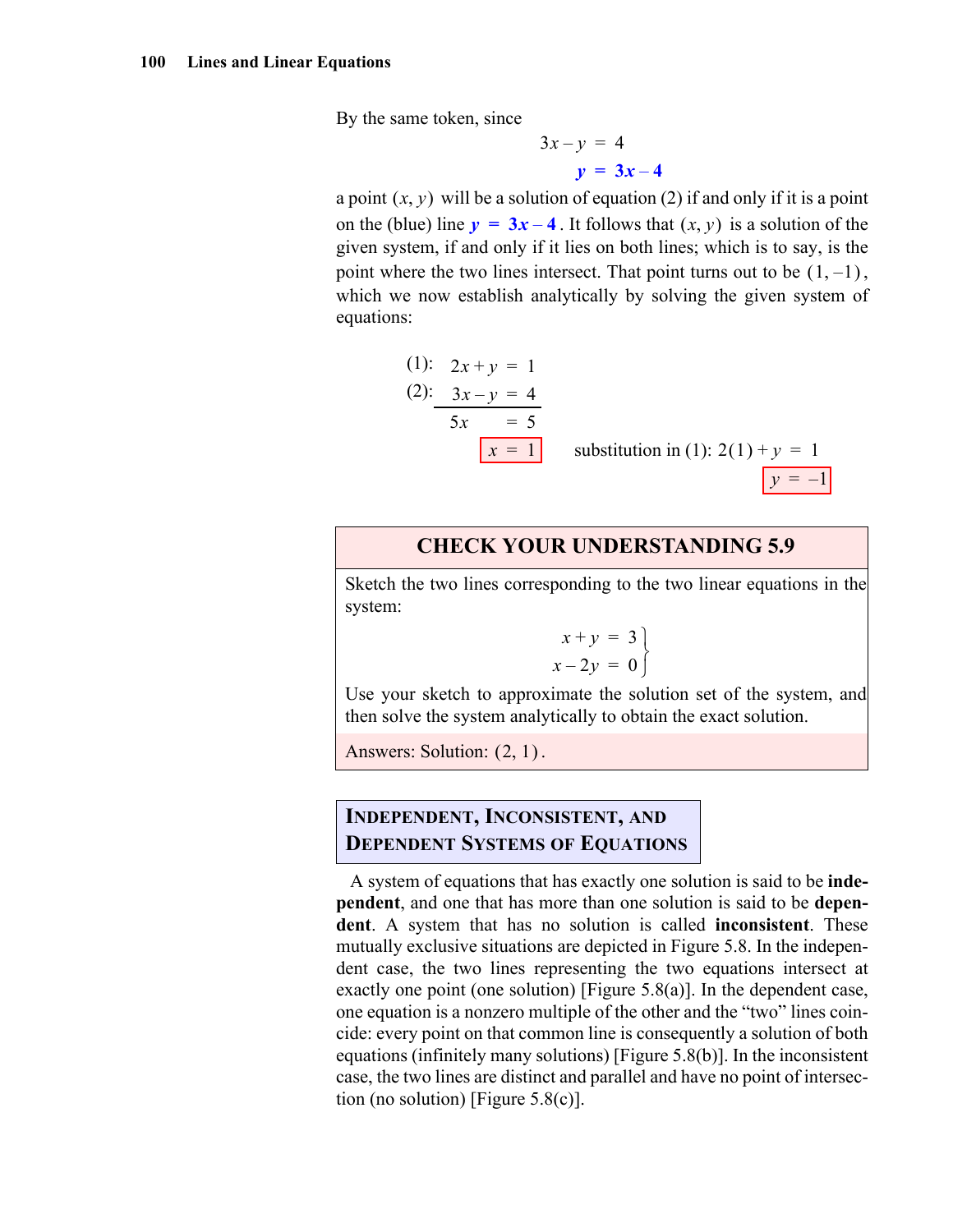By the same token, since

$$3x - y = 4$$
$$\mathbf{y = 3x - 4}$$

a point $(x, y)$ will be a solution of equation (2) if and only if it is a point on the (blue) line $\mathbf{y = 3x - 4}$. It follows that $(x, y)$ is a solution of the given system, if and only if it lies on both lines; which is to say, is the point where the two lines intersect. That point turns out to be $(1, -1)$, which we now establish analytically by solving the given system of equations:

$$
\begin{aligned}
(1):&\quad 2x + y = 1 \\
(2):&\quad 3x - y = 4 \\
\hline
&\quad 5x \phantom{{}+y} = 5 \\
&\quad \boxed{x = 1}
\end{aligned}
\qquad \text{substitution in (1): } 2(1) + y = 1
$$
$$\boxed{y = -1}$$

> **CHECK YOUR UNDERSTANDING 5.9**
>
> Sketch the two lines corresponding to the two linear equations in the system:
>
> $$\left.\begin{aligned} x + y &= 3 \\ x - 2y &= 0 \end{aligned}\right\}$$
>
> Use your sketch to approximate the solution set of the system, and then solve the system analytically to obtain the exact solution.
>
> Answers: Solution: $(2, 1)$.

## Independent, Inconsistent, and Dependent Systems of Equations

A system of equations that has exactly one solution is said to be **independent**, and one that has more than one solution is said to be **dependent**. A system that has no solution is called **inconsistent**. These mutually exclusive situations are depicted in Figure 5.8. In the independent case, the two lines representing the two equations intersect at exactly one point (one solution) [Figure 5.8(a)]. In the dependent case, one equation is a nonzero multiple of the other and the "two" lines coincide: every point on that common line is consequently a solution of both equations (infinitely many solutions) [Figure 5.8(b)]. In the inconsistent case, the two lines are distinct and parallel and have no point of intersection (no solution) [Figure 5.8(c)].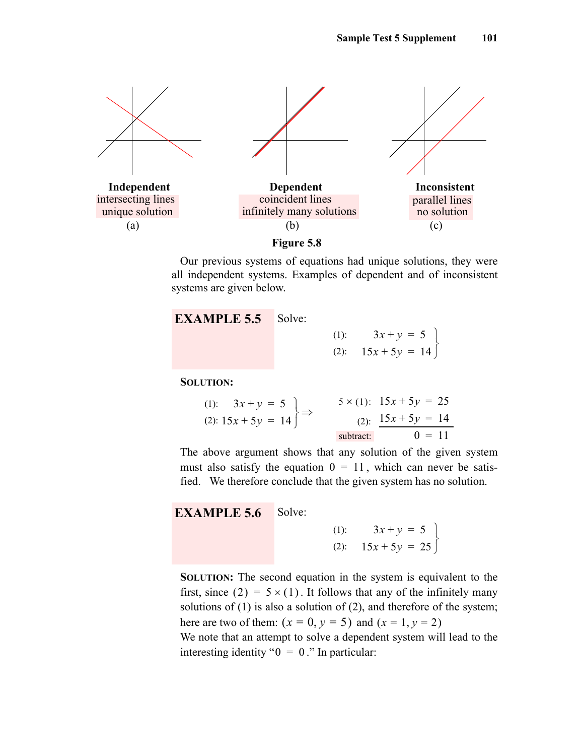**Independent**
intersecting lines
unique solution
(a)

**Dependent**
coincident lines
infinitely many solutions
(b)

**Inconsistent**
parallel lines
no solution
(c)

**Figure 5.8**

Our previous systems of equations had unique solutions, they were all independent systems. Examples of dependent and of inconsistent systems are given below.

**EXAMPLE 5.5** Solve:

$$\left.\begin{array}{ll} (1): & 3x + y = 5 \\ (2): & 15x + 5y = 14 \end{array}\right\}$$

**SOLUTION:**

$$\left.\begin{array}{ll} (1): & 3x + y = 5 \\ (2): & 15x + 5y = 14 \end{array}\right\} \Rightarrow \begin{array}{rl} 5 \times (1): & 15x + 5y = 25 \\ (2): & 15x + 5y = 14 \\ \hline \text{subtract:} & 0 = 11 \end{array}$$

The above argument shows that any solution of the given system must also satisfy the equation $0 = 11$, which can never be satisfied. We therefore conclude that the given system has no solution.

**EXAMPLE 5.6** Solve:

$$\left.\begin{array}{ll} (1): & 3x + y = 5 \\ (2): & 15x + 5y = 25 \end{array}\right\}$$

**SOLUTION:** The second equation in the system is equivalent to the first, since $(2) = 5 \times (1)$. It follows that any of the infinitely many solutions of (1) is also a solution of (2), and therefore of the system; here are two of them: $(x = 0, y = 5)$ and $(x = 1, y = 2)$

We note that an attempt to solve a dependent system will lead to the interesting identity "$0 = 0$." In particular: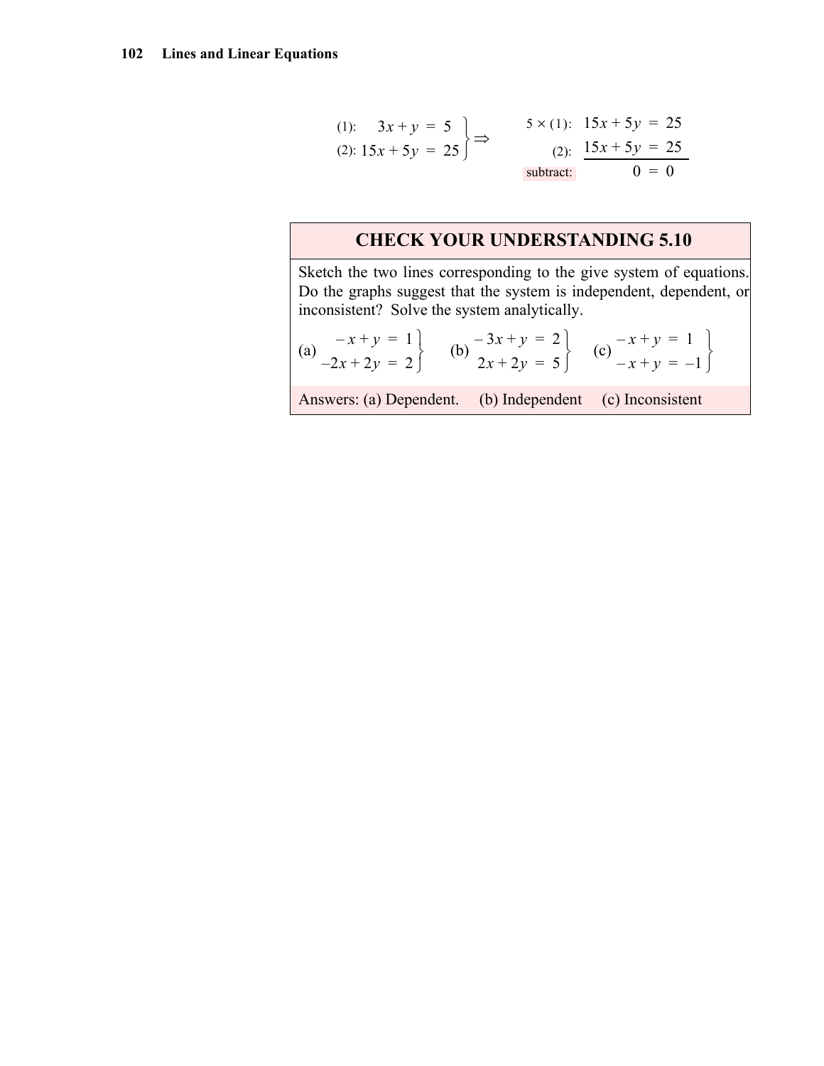$$\left.\begin{array}{ll} (1): & 3x + y = 5 \\ (2): & 15x + 5y = 25 \end{array}\right\} \Rightarrow \begin{array}{rl} 5 \times (1): & 15x + 5y = 25 \\ (2): & \underline{15x + 5y = 25} \\ \text{subtract:} & 0 = 0 \end{array}$$

## CHECK YOUR UNDERSTANDING 5.10

Sketch the two lines corresponding to the give system of equations. Do the graphs suggest that the system is independent, dependent, or inconsistent? Solve the system analytically.

(a) $\left.\begin{array}{r} -x + y = 1 \\ -2x + 2y = 2 \end{array}\right\}$ (b) $\left.\begin{array}{r} -3x + y = 2 \\ 2x + 2y = 5 \end{array}\right\}$ (c) $\left.\begin{array}{r} -x + y = 1 \\ -x + y = -1 \end{array}\right\}$

Answers: (a) Dependent. (b) Independent (c) Inconsistent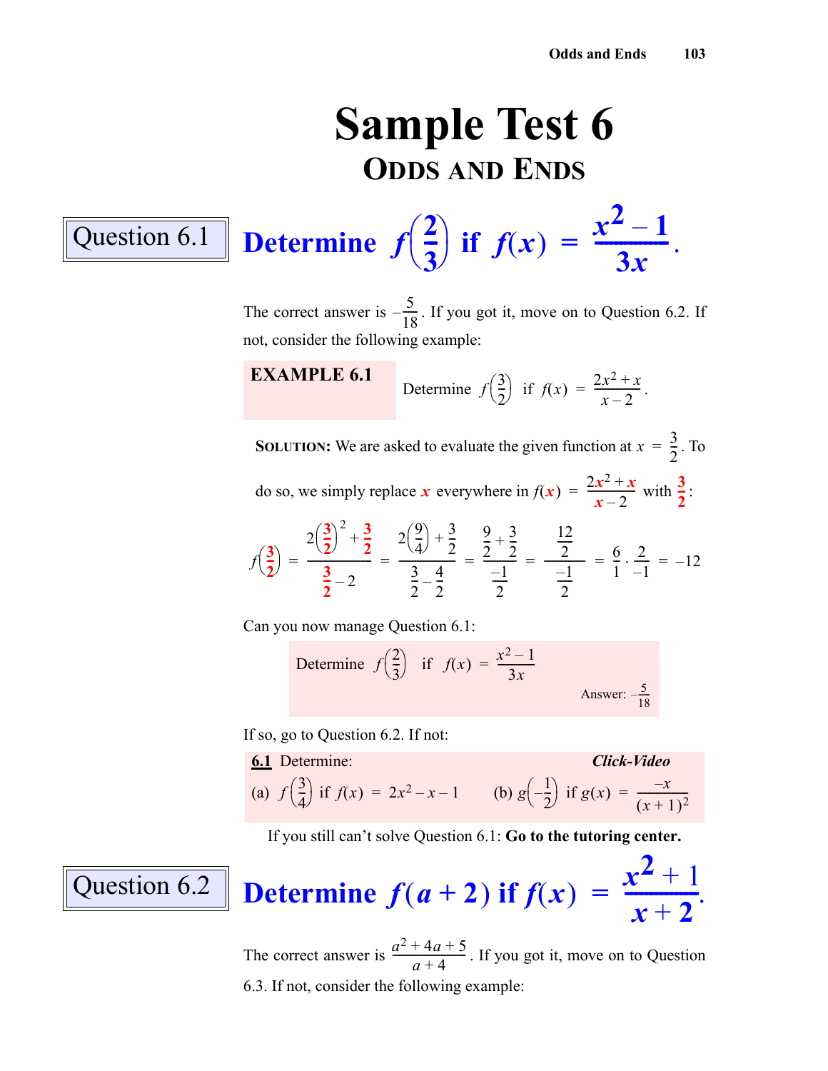# Sample Test 6

## Odds and Ends

**Question 6.1**

### Determine $f\left(\frac{2}{3}\right)$ if $f(x) = \frac{x^2 - 1}{3x}$.

The correct answer is $-\frac{5}{18}$. If you got it, move on to Question 6.2. If not, consider the following example:

**EXAMPLE 6.1** Determine $f\left(\frac{3}{2}\right)$ if $f(x) = \frac{2x^2 + x}{x - 2}$.

**Solution:** We are asked to evaluate the given function at $x = \frac{3}{2}$. To do so, we simply replace $x$ everywhere in $f(x) = \frac{2x^2 + x}{x - 2}$ with $\frac{3}{2}$:

$$f\left(\frac{3}{2}\right) = \frac{2\left(\frac{3}{2}\right)^2 + \frac{3}{2}}{\frac{3}{2} - 2} = \frac{2\left(\frac{9}{4}\right) + \frac{3}{2}}{\frac{3}{2} - \frac{4}{2}} = \frac{\frac{9}{2} + \frac{3}{2}}{\frac{-1}{2}} = \frac{\frac{12}{2}}{\frac{-1}{2}} = \frac{6}{1} \cdot \frac{2}{-1} = -12$$

Can you now manage Question 6.1:

Determine $f\left(\frac{2}{3}\right)$ if $f(x) = \frac{x^2 - 1}{3x}$

Answer: $-\frac{5}{18}$

If so, go to Question 6.2. If not:

**6.1** Determine: *Click-Video*

(a) $f\left(\frac{3}{4}\right)$ if $f(x) = 2x^2 - x - 1$ (b) $g\left(-\frac{1}{2}\right)$ if $g(x) = \frac{-x}{(x+1)^2}$

If you still can't solve Question 6.1: **Go to the tutoring center.**

**Question 6.2**

### Determine $f(a + 2)$ if $f(x) = \frac{x^2 + 1}{x + 2}$.

The correct answer is $\frac{a^2 + 4a + 5}{a + 4}$. If you got it, move on to Question 6.3. If not, consider the following example: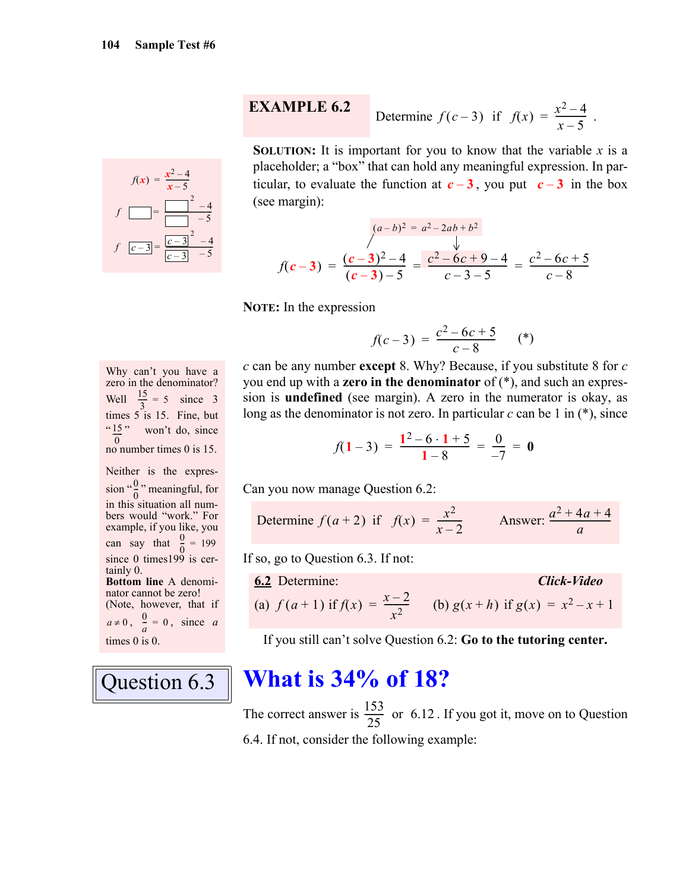**EXAMPLE 6.2** Determine $f(c-3)$ if $f(x) = \frac{x^2-4}{x-5}$.

$$f(x) = \frac{x^2-4}{x-5}$$

$$f(\square) = \frac{\square^2 - 4}{\square - 5}$$

$$f(\boxed{c-3}) = \frac{\boxed{c-3}^2 - 4}{\boxed{c-3} - 5}$$

**SOLUTION:** It is important for you to know that the variable $x$ is a placeholder; a "box" that can hold any meaningful expression. In particular, to evaluate the function at $c-3$, you put $c-3$ in the box (see margin):

$$(a-b)^2 = a^2 - 2ab + b^2$$

$$f(c-3) = \frac{(c-3)^2 - 4}{(c-3) - 5} = \frac{c^2 - 6c + 9 - 4}{c - 3 - 5} = \frac{c^2 - 6c + 5}{c - 8}$$

**NOTE:** In the expression

$$f(c-3) = \frac{c^2 - 6c + 5}{c - 8} \qquad (*)$$

$c$ can be any number **except** 8. Why? Because, if you substitute 8 for $c$ you end up with a **zero in the denominator** of (*), and such an expression is **undefined** (see margin). A zero in the numerator is okay, as long as the denominator is not zero. In particular $c$ can be 1 in (*), since

$$f(1-3) = \frac{1^2 - 6 \cdot 1 + 5}{1 - 8} = \frac{0}{-7} = \mathbf{0}$$

Why can't you have a zero in the denominator? Well $\frac{15}{3} = 5$ since 3 times 5 is 15. Fine, but "$\frac{15}{0}$" won't do, since no number times 0 is 15.

Neither is the expression "$\frac{0}{0}$" meaningful, for in this situation all numbers would "work." For example, if you like, you can say that $\frac{0}{0} = 199$ since 0 times199 is certainly 0.

**Bottom line** A denominator cannot be zero! (Note, however, that if $a \neq 0$, $\frac{0}{a} = 0$, since $a$ times 0 is 0.

Can you now manage Question 6.2:

Determine $f(a+2)$ if $f(x) = \frac{x^2}{x-2}$ Answer: $\frac{a^2+4a+4}{a}$

If so, go to Question 6.3. If not:

**6.2** Determine: ***Click-Video***

(a) $f(a+1)$ if $f(x) = \frac{x-2}{x^2}$ (b) $g(x+h)$ if $g(x) = x^2 - x + 1$

If you still can't solve Question 6.2: **Go to the tutoring center.**

## Question 6.3

# What is 34% of 18?

The correct answer is $\frac{153}{25}$ or $6.12$. If you got it, move on to Question 6.4. If not, consider the following example: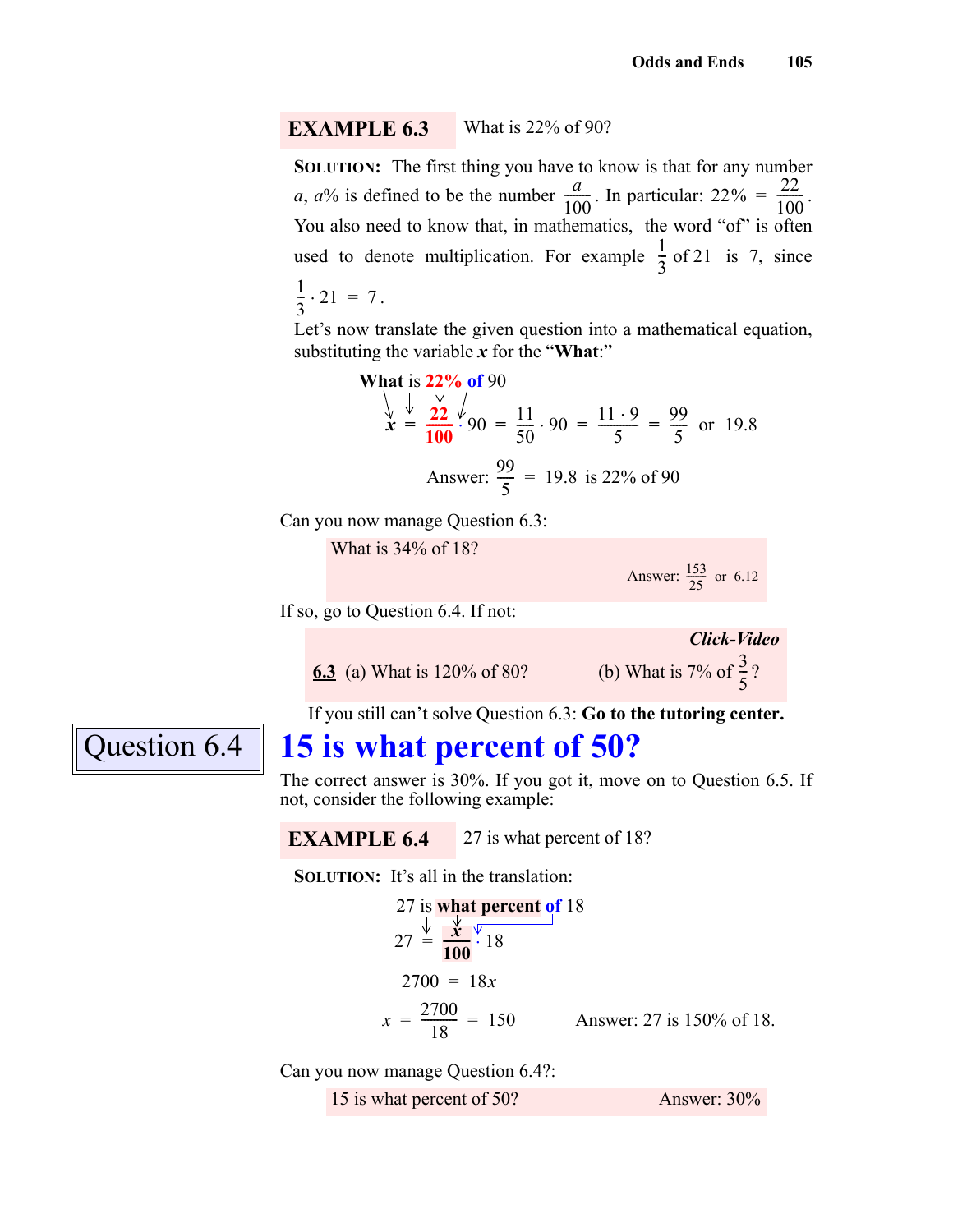**EXAMPLE 6.3** What is 22% of 90?

**SOLUTION:** The first thing you have to know is that for any number $a$, $a\%$ is defined to be the number $\frac{a}{100}$. In particular: $22\% = \frac{22}{100}$. You also need to know that, in mathematics, the word "of" is often used to denote multiplication. For example $\frac{1}{3}$ of 21 is 7, since $\frac{1}{3} \cdot 21 = 7$.

Let's now translate the given question into a mathematical equation, substituting the variable $x$ for the "**What**:"

**What** is **22%** **of** 90

$$x = \frac{22}{100} \cdot 90 = \frac{11}{50} \cdot 90 = \frac{11 \cdot 9}{5} = \frac{99}{5} \text{ or } 19.8$$

Answer: $\frac{99}{5} = 19.8$ is 22% of 90

Can you now manage Question 6.3:

> What is 34% of 18?
>
> Answer: $\frac{153}{25}$ or 6.12

If so, go to Question 6.4. If not:

> ***Click-Video***
>
> 6.3 (a) What is 120% of 80? (b) What is 7% of $\frac{3}{5}$?

If you still can't solve Question 6.3: **Go to the tutoring center.**

## Question 6.4

## 15 is what percent of 50?

The correct answer is 30%. If you got it, move on to Question 6.5. If not, consider the following example:

**EXAMPLE 6.4** 27 is what percent of 18?

**SOLUTION:** It's all in the translation:

27 is **what percent** **of** 18

$$27 = \frac{x}{100} \cdot 18$$

$$2700 = 18x$$

$$x = \frac{2700}{18} = 150$$

Answer: 27 is 150% of 18.

Can you now manage Question 6.4?:

> 15 is what percent of 50? Answer: 30%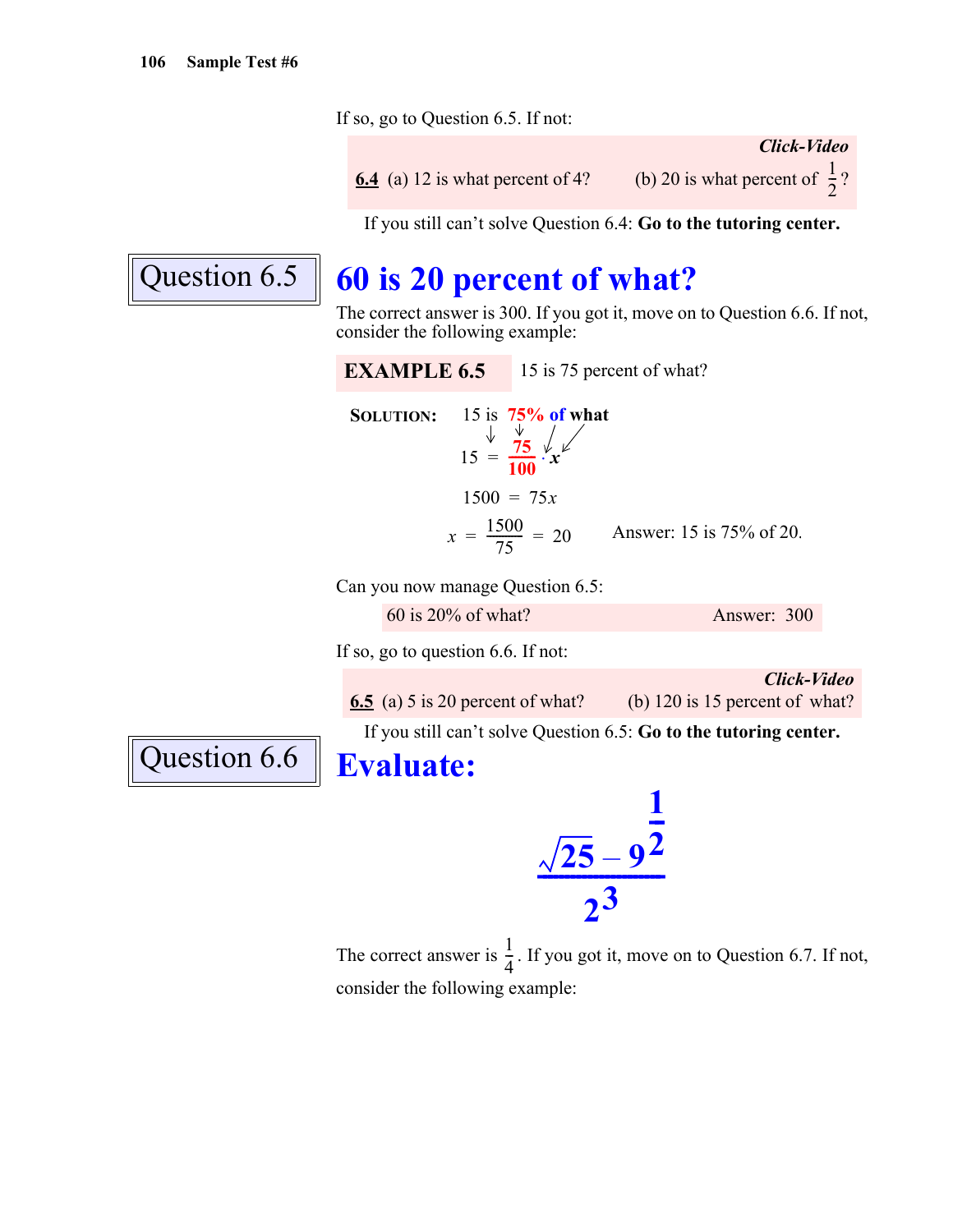If so, go to Question 6.5. If not:

*Click-Video*

**6.4** (a) 12 is what percent of 4? (b) 20 is what percent of $\frac{1}{2}$?

If you still can't solve Question 6.4: **Go to the tutoring center.**

## Question 6.5

# 60 is 20 percent of what?

The correct answer is 300. If you got it, move on to Question 6.6. If not, consider the following example:

**EXAMPLE 6.5** 15 is 75 percent of what?

**SOLUTION:** 15 is **75%** **of** **what**

$$15 = \frac{75}{100} \cdot x$$

$$1500 = 75x$$

$$x = \frac{1500}{75} = 20$$

Answer: 15 is 75% of 20.

Can you now manage Question 6.5:

60 is 20% of what? Answer: 300

If so, go to question 6.6. If not:

*Click-Video*

**6.5** (a) 5 is 20 percent of what? (b) 120 is 15 percent of what?

If you still can't solve Question 6.5: **Go to the tutoring center.**

## Question 6.6

# Evaluate:

$$\frac{\sqrt{25} - 9^{\frac{1}{2}}}{2^3}$$

The correct answer is $\frac{1}{4}$. If you got it, move on to Question 6.7. If not, consider the following example: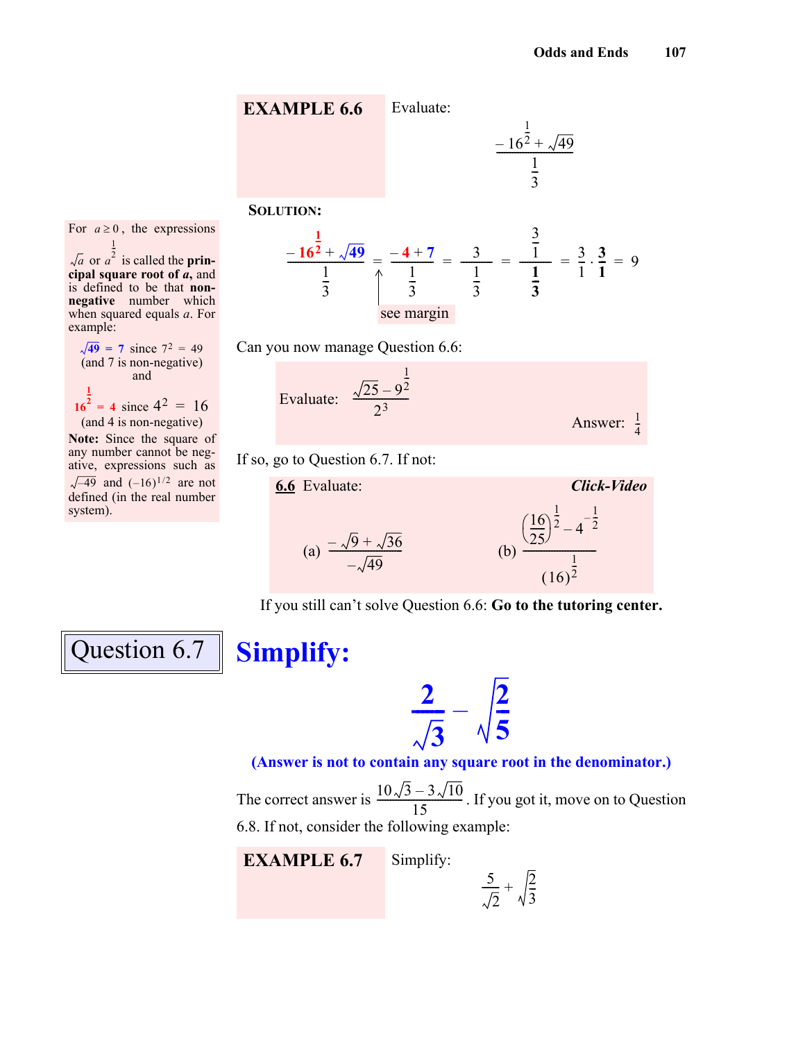**EXAMPLE 6.6** Evaluate:

$$\frac{-16^{\frac{1}{2}}+\sqrt{49}}{\frac{1}{3}}$$

**SOLUTION:**

$$\frac{-16^{\frac{1}{2}}+\sqrt{49}}{\frac{1}{3}} = \frac{-4+7}{\frac{1}{3}} = \frac{3}{\frac{1}{3}} = \frac{\frac{3}{1}}{\frac{1}{3}} = \frac{3}{1}\cdot\frac{3}{1} = 9$$

(see margin)

For $a \geq 0$, the expressions $\sqrt{a}$ or $a^{\frac{1}{2}}$ is called the **principal square root of $a$**, and is defined to be that **non-negative** number which when squared equals $a$. For example:

$\sqrt{49} = 7$ since $7^2 = 49$ (and 7 is non-negative) and

$16^{\frac{1}{2}} = 4$ since $4^2 = 16$ (and 4 is non-negative)

**Note:** Since the square of any number cannot be negative, expressions such as $\sqrt{-49}$ and $(-16)^{1/2}$ are not defined (in the real number system).

Can you now manage Question 6.6:

Evaluate: $\dfrac{\sqrt{25}-9^{\frac{1}{2}}}{2^3}$

Answer: $\frac{1}{4}$

If so, go to Question 6.7. If not:

**6.6** Evaluate: ***Click-Video***

(a) $\dfrac{-\sqrt{9}+\sqrt{36}}{-\sqrt{49}}$ (b) $\dfrac{\left(\frac{16}{25}\right)^{\frac{1}{2}}-4^{-\frac{1}{2}}}{(16)^{\frac{1}{2}}}$

If you still can't solve Question 6.6: **Go to the tutoring center.**

## Question 6.7

# Simplify:

$$\frac{2}{\sqrt{3}}-\sqrt{\frac{2}{5}}$$

**(Answer is not to contain any square root in the denominator.)**

The correct answer is $\dfrac{10\sqrt{3}-3\sqrt{10}}{15}$. If you got it, move on to Question 6.8. If not, consider the following example:

**EXAMPLE 6.7** Simplify:

$$\frac{5}{\sqrt{2}}+\sqrt{\frac{2}{3}}$$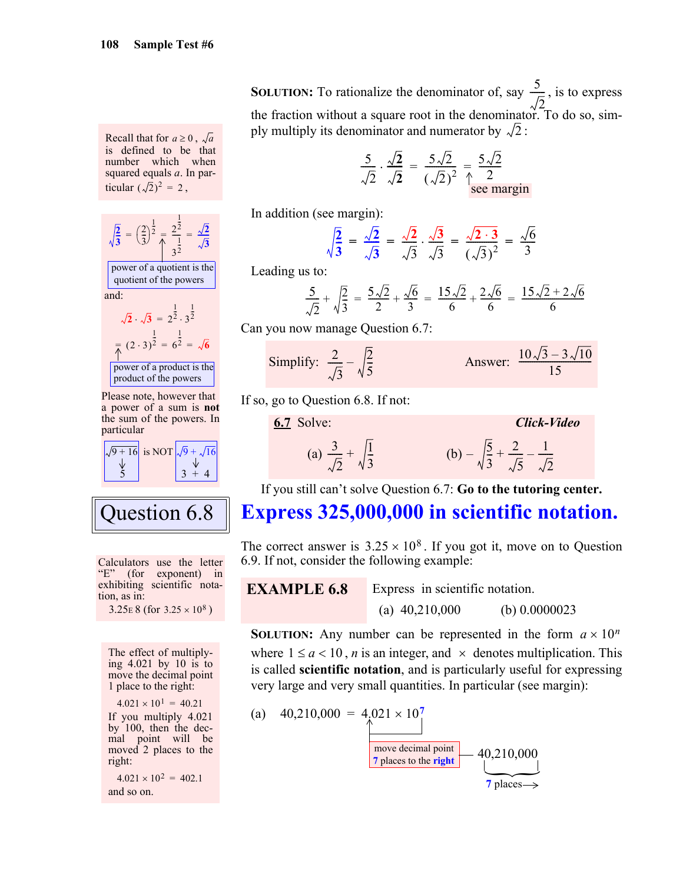**SOLUTION:** To rationalize the denominator of, say $\frac{5}{\sqrt{2}}$, is to express the fraction without a square root in the denominator. To do so, simply multiply its denominator and numerator by $\sqrt{2}$:

$$\frac{5}{\sqrt{2}} \cdot \frac{\sqrt{2}}{\sqrt{2}} = \frac{5\sqrt{2}}{(\sqrt{2})^2} = \frac{5\sqrt{2}}{2}$$

see margin

Recall that for $a \geq 0$, $\sqrt{a}$ is defined to be that number which when squared equals $a$. In particular $(\sqrt{2})^2 = 2$,

In addition (see margin):

$$\sqrt{\frac{2}{3}} = \frac{\sqrt{2}}{\sqrt{3}} = \frac{\sqrt{2}}{\sqrt{3}} \cdot \frac{\sqrt{3}}{\sqrt{3}} = \frac{\sqrt{2 \cdot 3}}{(\sqrt{3})^2} = \frac{\sqrt{6}}{3}$$

$$\sqrt{\frac{2}{3}} = \left(\frac{2}{3}\right)^{\frac{1}{2}} = \frac{2^{\frac{1}{2}}}{3^{\frac{1}{2}}} = \frac{\sqrt{2}}{\sqrt{3}}$$

power of a quotient is the quotient of the powers

and:

$$\sqrt{2} \cdot \sqrt{3} = 2^{\frac{1}{2}} \cdot 3^{\frac{1}{2}} = (2 \cdot 3)^{\frac{1}{2}} = 6^{\frac{1}{2}} = \sqrt{6}$$

power of a product is the product of the powers

Please note, however that a power of a sum is **not** the sum of the powers. In particular

$\sqrt{9+16} = 5$ is NOT $\sqrt{9} + \sqrt{16} = 3 + 4$

Leading us to:

$$\frac{5}{\sqrt{2}} + \sqrt{\frac{2}{3}} = \frac{5\sqrt{2}}{2} + \frac{\sqrt{6}}{3} = \frac{15\sqrt{2}}{6} + \frac{2\sqrt{6}}{6} = \frac{15\sqrt{2} + 2\sqrt{6}}{6}$$

Can you now manage Question 6.7:

Simplify: $\frac{2}{\sqrt{3}} - \sqrt{\frac{2}{5}}$ Answer: $\frac{10\sqrt{3} - 3\sqrt{10}}{15}$

If so, go to Question 6.8. If not:

**6.7** Solve: ***Click-Video***

(a) $\frac{3}{\sqrt{2}} + \sqrt{\frac{1}{3}}$ (b) $-\sqrt{\frac{5}{3}} + \frac{2}{\sqrt{5}} - \frac{1}{\sqrt{2}}$

If you still can't solve Question 6.7: **Go to the tutoring center.**

## Question 6.8

## Express 325,000,000 in scientific notation.

The correct answer is $3.25 \times 10^8$. If you got it, move on to Question 6.9. If not, consider the following example:

Calculators use the letter "E" (for exponent) in exhibiting scientific notation, as in:
3.25E 8 (for $3.25 \times 10^8$)

**EXAMPLE 6.8** Express in scientific notation.

(a) 40,210,000 (b) 0.0000023

**SOLUTION:** Any number can be represented in the form $a \times 10^n$ where $1 \leq a < 10$, $n$ is an integer, and $\times$ denotes multiplication. This is called **scientific notation**, and is particularly useful for expressing very large and very small quantities. In particular (see margin):

The effect of multiplying 4.021 by 10 is to move the decimal point 1 place to the right:

$4.021 \times 10^1 = 40.21$

If you multiply 4.021 by 100, then the decimal point will be moved 2 places to the right:

$4.021 \times 10^2 = 402.1$

and so on.

(a) $40{,}210{,}000 = 4.021 \times 10^7$

move decimal point 7 places to the **right** — 40,210,000 (7 places)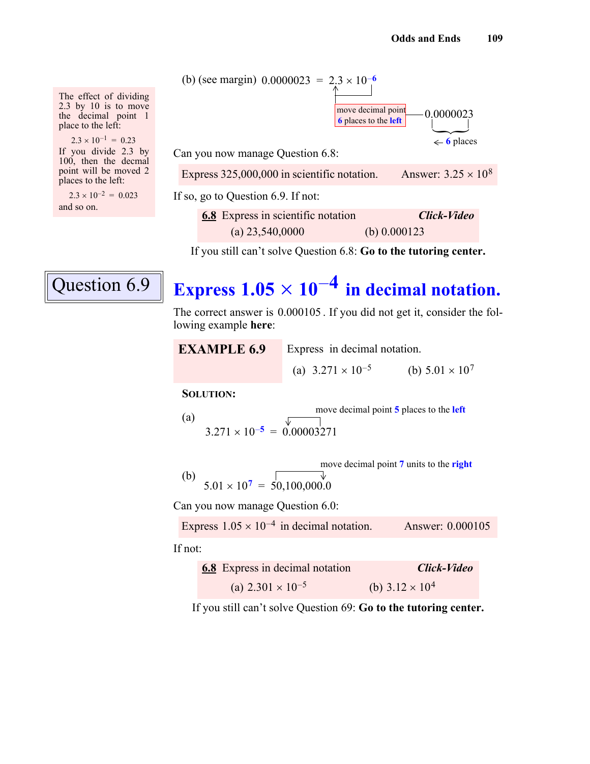(b) (see margin) $0.0000023 = 2.3 \times 10^{-6}$

move decimal point **6** places to the **left** — $0.0000023$ ← **6** places

> The effect of dividing 2.3 by 10 is to move the decimal point 1 place to the left:
>
> $2.3 \times 10^{-1} = 0.23$
>
> If you divide 2.3 by 100, then the decmal point will be moved 2 places to the left:
>
> $2.3 \times 10^{-2} = 0.023$
>
> and so on.

Can you now manage Question 6.8:

Express 325,000,000 in scientific notation. Answer: $3.25 \times 10^8$

If so, go to Question 6.9. If not:

**6.8** Express in scientific notation ***Click-Video***

(a) 23,540,0000 (b) 0.000123

If you still can't solve Question 6.8: **Go to the tutoring center.**

## Question 6.9

## Express $1.05 \times 10^{-4}$ in decimal notation.

The correct answer is $0.000105$. If you did not get it, consider the following example **here**:

**EXAMPLE 6.9** Express in decimal notation.

(a) $3.271 \times 10^{-5}$ (b) $5.01 \times 10^7$

**SOLUTION:**

(a) move decimal point **5** places to the **left**

$$3.271 \times 10^{-5} = 0.00003271$$

(b) move decimal point **7** units to the **right**

$$5.01 \times 10^{7} = 50,100,000.0$$

Can you now manage Question 6.0:

Express $1.05 \times 10^{-4}$ in decimal notation. Answer: 0.000105

If not:

**6.8** Express in decimal notation ***Click-Video***

(a) $2.301 \times 10^{-5}$ (b) $3.12 \times 10^4$

If you still can't solve Question 69: **Go to the tutoring center.**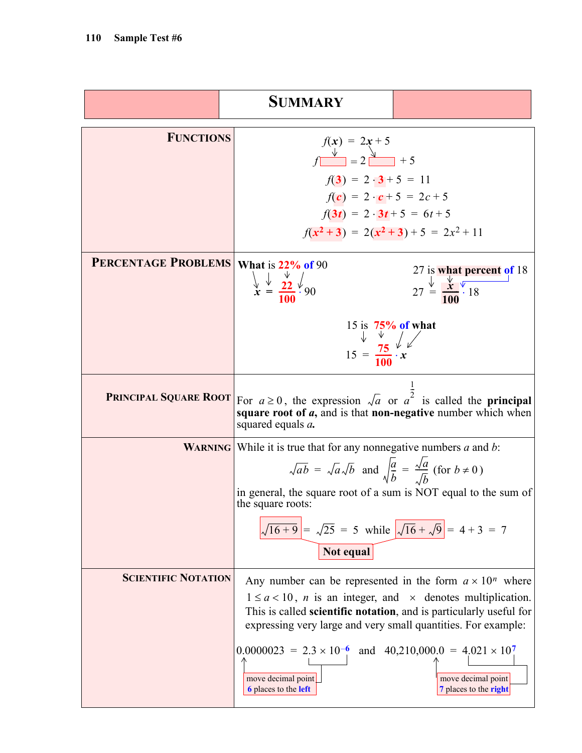# SUMMARY

| | |
|---|---|
| **FUNCTIONS** | $f(\boldsymbol{x}) = 2\boldsymbol{x} + 5$ <br> $f(\square) = 2\,\square + 5$ <br> $f(\mathbf{3}) = 2 \cdot \mathbf{3} + 5 = 11$ <br> $f(\boldsymbol{c}) = 2 \cdot \boldsymbol{c} + 5 = 2c + 5$ <br> $f(\mathbf{3}\boldsymbol{t}) = 2 \cdot \mathbf{3}\boldsymbol{t} + 5 = 6t + 5$ <br> $f(\boldsymbol{x^2 + 3}) = 2(\boldsymbol{x^2 + 3}) + 5 = 2x^2 + 11$ |
| **PERCENTAGE PROBLEMS** | **What** is **22%** **of** 90 <br> $\boldsymbol{x} = \frac{\mathbf{22}}{\mathbf{100}} \cdot 90$ <br><br> 27 is **what percent** **of** 18 <br> $27 = \frac{\boldsymbol{x}}{\mathbf{100}} \cdot 18$ <br><br> 15 is **75%** **of** **what** <br> $15 = \frac{\mathbf{75}}{\mathbf{100}} \cdot \boldsymbol{x}$ |
| **PRINCIPAL SQUARE ROOT** | For $a \geq 0$, the expression $\sqrt{a}$ or $a^{\frac{1}{2}}$ is called the **principal square root of *a*,** and is that **non-negative** number which when squared equals ***a***. |
| **WARNING** | While it is true that for any nonnegative numbers $a$ and $b$: <br> $\sqrt{ab} = \sqrt{a}\sqrt{b}$ and $\sqrt{\frac{a}{b}} = \frac{\sqrt{a}}{\sqrt{b}}$ (for $b \neq 0$) <br> in general, the square root of a sum is NOT equal to the sum of the square roots: <br> $\sqrt{16 + 9} = \sqrt{25} = 5$ while $\sqrt{16} + \sqrt{9} = 4 + 3 = 7$ <br> **Not equal** |
| **SCIENTIFIC NOTATION** | Any number can be represented in the form $a \times 10^n$ where $1 \leq a < 10$, $n$ is an integer, and $\times$ denotes multiplication. This is called **scientific notation**, and is particularly useful for expressing very large and very small quantities. For example: <br> $0.0000023 = 2.3 \times 10^{-6}$ and $40{,}210{,}000.0 = 4.021 \times 10^{7}$ <br> move decimal point **6** places to the **left**; move decimal point **7** places to the **right** |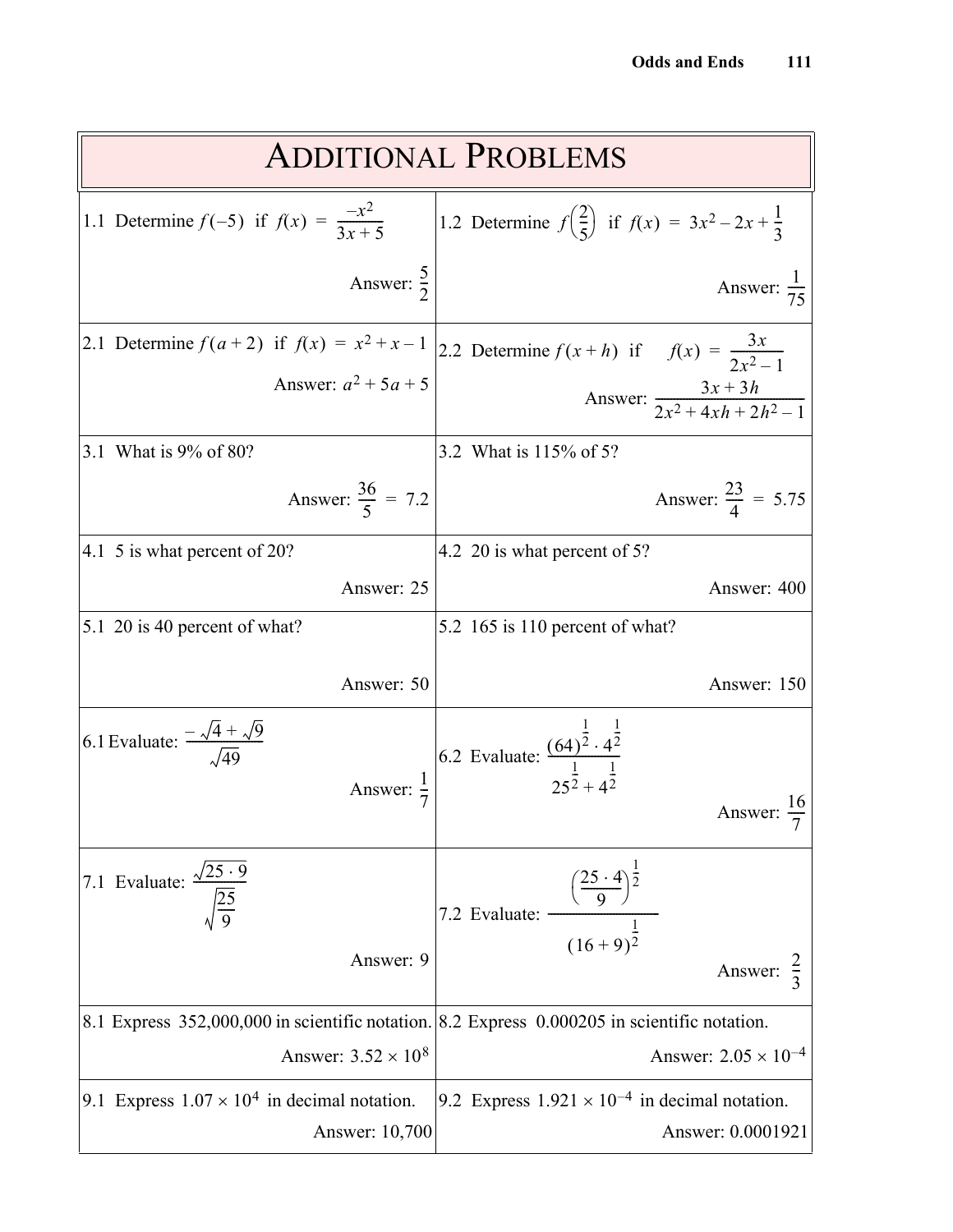# ADDITIONAL PROBLEMS

| | |
|---|---|
| 1.1 Determine $f(-5)$ if $f(x) = \frac{-x^2}{3x+5}$ <br><br> Answer: $\frac{5}{2}$ | 1.2 Determine $f\left(\frac{2}{5}\right)$ if $f(x) = 3x^2 - 2x + \frac{1}{3}$ <br><br> Answer: $\frac{1}{75}$ |
| 2.1 Determine $f(a+2)$ if $f(x) = x^2 + x - 1$ <br><br> Answer: $a^2 + 5a + 5$ | 2.2 Determine $f(x+h)$ if $f(x) = \frac{3x}{2x^2 - 1}$ <br><br> Answer: $\frac{3x + 3h}{2x^2 + 4xh + 2h^2 - 1}$ |
| 3.1 What is 9% of 80? <br><br> Answer: $\frac{36}{5} = 7.2$ | 3.2 What is 115% of 5? <br><br> Answer: $\frac{23}{4} = 5.75$ |
| 4.1 5 is what percent of 20? <br><br> Answer: 25 | 4.2 20 is what percent of 5? <br><br> Answer: 400 |
| 5.1 20 is 40 percent of what? <br><br> Answer: 50 | 5.2 165 is 110 percent of what? <br><br> Answer: 150 |
| 6.1 Evaluate: $\frac{-\sqrt{4} + \sqrt{9}}{\sqrt{49}}$ <br><br> Answer: $\frac{1}{7}$ | 6.2 Evaluate: $\frac{(64)^{\frac{1}{2}} \cdot 4^{\frac{1}{2}}}{25^{\frac{1}{2}} + 4^{\frac{1}{2}}}$ <br><br> Answer: $\frac{16}{7}$ |
| 7.1 Evaluate: $\frac{\sqrt{25 \cdot 9}}{\sqrt{\frac{25}{9}}}$ <br><br> Answer: 9 | 7.2 Evaluate: $\frac{\left(\frac{25 \cdot 4}{9}\right)^{\frac{1}{2}}}{(16+9)^{\frac{1}{2}}}$ <br><br> Answer: $\frac{2}{3}$ |
| 8.1 Express 352,000,000 in scientific notation. <br><br> Answer: $3.52 \times 10^8$ | 8.2 Express 0.000205 in scientific notation. <br><br> Answer: $2.05 \times 10^{-4}$ |
| 9.1 Express $1.07 \times 10^4$ in decimal notation. <br><br> Answer: 10,700 | 9.2 Express $1.921 \times 10^{-4}$ in decimal notation. <br><br> Answer: 0.0001921 |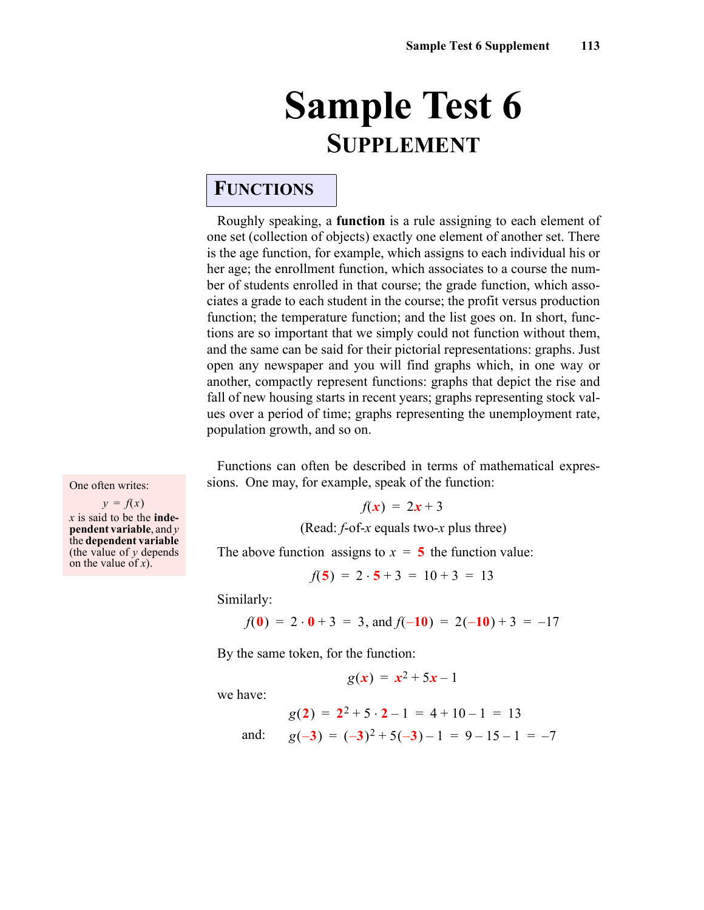# Sample Test 6

## Supplement

### Functions

Roughly speaking, a **function** is a rule assigning to each element of one set (collection of objects) exactly one element of another set. There is the age function, for example, which assigns to each individual his or her age; the enrollment function, which associates to a course the number of students enrolled in that course; the grade function, which associates a grade to each student in the course; the profit versus production function; the temperature function; and the list goes on. In short, functions are so important that we simply could not function without them, and the same can be said for their pictorial representations: graphs. Just open any newspaper and you will find graphs which, in one way or another, compactly represent functions: graphs that depict the rise and fall of new housing starts in recent years; graphs representing stock values over a period of time; graphs representing the unemployment rate, population growth, and so on.

Functions can often be described in terms of mathematical expressions. One may, for example, speak of the function:

$$f(x) = 2x + 3$$

(Read: $f$-of-$x$ equals two-$x$ plus three)

One often writes:

$$y = f(x)$$

$x$ is said to be the **independent variable**, and $y$ the **dependent variable** (the value of $y$ depends on the value of $x$).

The above function assigns to $x = 5$ the function value:

$$f(5) = 2 \cdot 5 + 3 = 10 + 3 = 13$$

Similarly:

$$f(0) = 2 \cdot 0 + 3 = 3, \text{ and } f(-10) = 2(-10) + 3 = -17$$

By the same token, for the function:

$$g(x) = x^2 + 5x - 1$$

we have:

$$g(2) = 2^2 + 5 \cdot 2 - 1 = 4 + 10 - 1 = 13$$

and:

$$g(-3) = (-3)^2 + 5(-3) - 1 = 9 - 15 - 1 = -7$$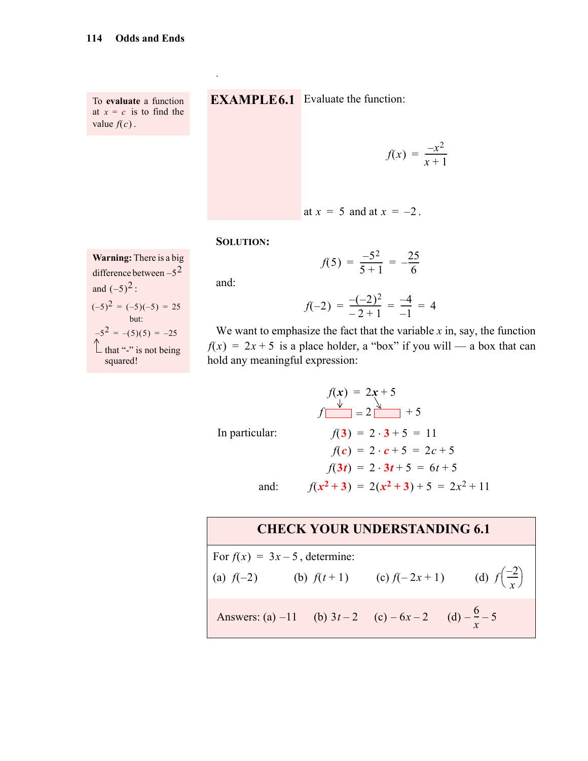To **evaluate** a function at $x = c$ is to find the value $f(c)$.

**EXAMPLE 6.1** Evaluate the function:

$$f(x) = \frac{-x^2}{x+1}$$

at $x = 5$ and at $x = -2$.

**SOLUTION:**

$$f(5) = \frac{-5^2}{5+1} = -\frac{25}{6}$$

and:

$$f(-2) = \frac{-(-2)^2}{-2+1} = \frac{-4}{-1} = 4$$

**Warning:** There is a big difference between $-5^2$ and $(-5)^2$:

$(-5)^2 = (-5)(-5) = 25$

but:

$-5^2 = -(5)(5) = -25$

↑ that "-" is not being squared!

We want to emphasize the fact that the variable $x$ in, say, the function $f(x) = 2x + 5$ is a place holder, a "box" if you will — a box that can hold any meaningful expression:

$$f(\boldsymbol{x}) = 2\boldsymbol{x} + 5$$

$$f\,\square = 2\,\square + 5$$

In particular:

$$f(\mathbf{3}) = 2 \cdot \mathbf{3} + 5 = 11$$

$$f(\boldsymbol{c}) = 2 \cdot \boldsymbol{c} + 5 = 2c + 5$$

$$f(\mathbf{3}\boldsymbol{t}) = 2 \cdot \mathbf{3}\boldsymbol{t} + 5 = 6t + 5$$

and:

$$f(\boldsymbol{x}^\mathbf{2} + \mathbf{3}) = 2(\boldsymbol{x}^\mathbf{2} + \mathbf{3}) + 5 = 2x^2 + 11$$

## CHECK YOUR UNDERSTANDING 6.1

For $f(x) = 3x - 5$, determine:

(a) $f(-2)$ (b) $f(t+1)$ (c) $f(-2x+1)$ (d) $f\left(\frac{-2}{x}\right)$

Answers: (a) $-11$ (b) $3t - 2$ (c) $-6x - 2$ (d) $-\frac{6}{x} - 5$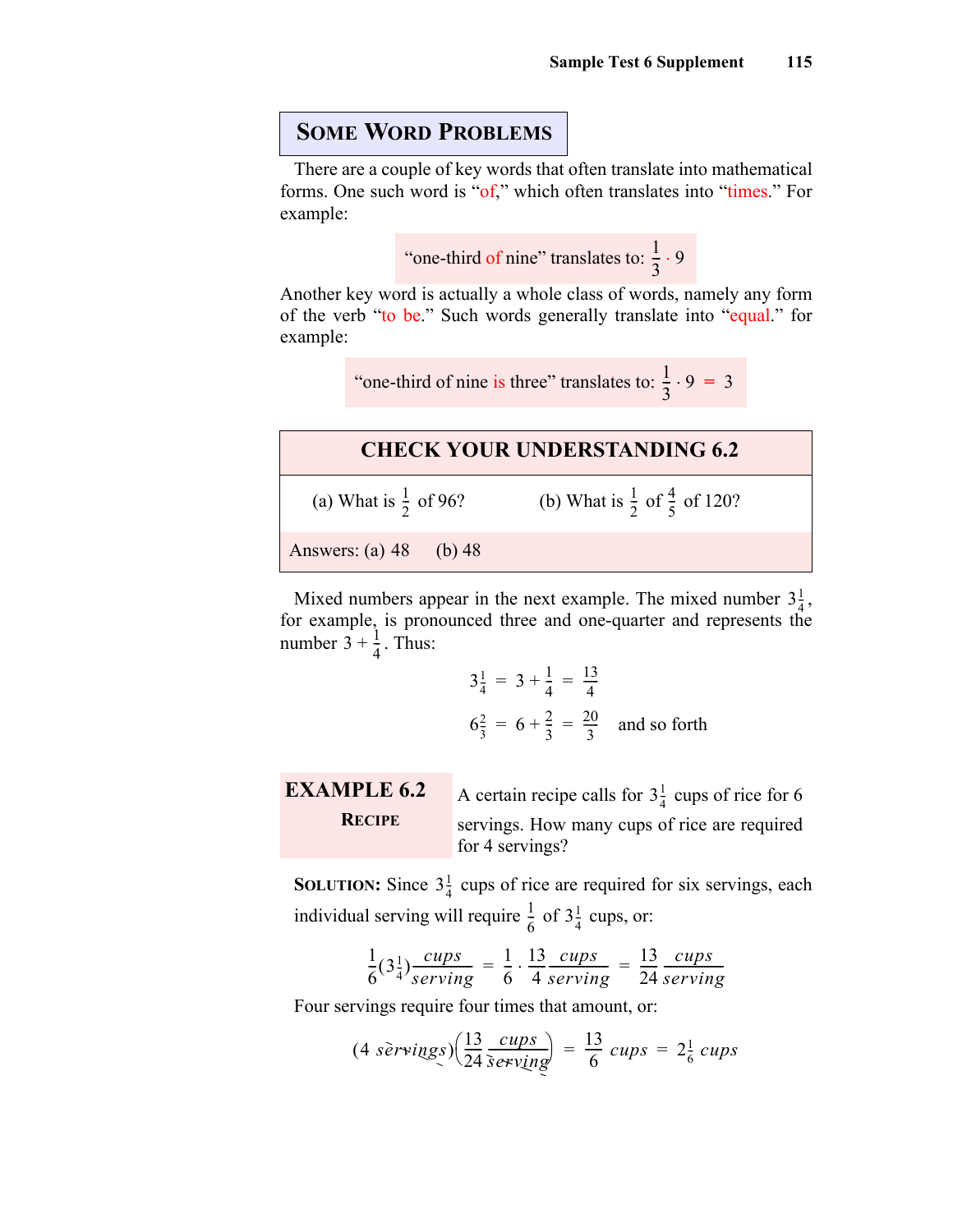## Some Word Problems

There are a couple of key words that often translate into mathematical forms. One such word is "of," which often translates into "times." For example:

"one-third of nine" translates to: $\frac{1}{3} \cdot 9$

Another key word is actually a whole class of words, namely any form of the verb "to be." Such words generally translate into "equal." for example:

"one-third of nine is three" translates to: $\frac{1}{3} \cdot 9 = 3$

### CHECK YOUR UNDERSTANDING 6.2

(a) What is $\frac{1}{2}$ of 96?

(b) What is $\frac{1}{2}$ of $\frac{4}{5}$ of 120?

Answers: (a) 48 (b) 48

Mixed numbers appear in the next example. The mixed number $3\frac{1}{4}$, for example, is pronounced three and one-quarter and represents the number $3 + \frac{1}{4}$. Thus:

$$3\tfrac{1}{4} = 3 + \frac{1}{4} = \frac{13}{4}$$

$$6\tfrac{2}{3} = 6 + \frac{2}{3} = \frac{20}{3} \quad \text{and so forth}$$

### EXAMPLE 6.2 Recipe

A certain recipe calls for $3\frac{1}{4}$ cups of rice for 6 servings. How many cups of rice are required for 4 servings?

**Solution:** Since $3\frac{1}{4}$ cups of rice are required for six servings, each individual serving will require $\frac{1}{6}$ of $3\frac{1}{4}$ cups, or:

$$\frac{1}{6}\left(3\tfrac{1}{4}\right)\frac{cups}{serving} = \frac{1}{6} \cdot \frac{13}{4}\frac{cups}{serving} = \frac{13}{24}\frac{cups}{serving}$$

Four servings require four times that amount, or:

$$(4\ \cancel{servings})\left(\frac{13}{24}\frac{cups}{\cancel{serving}}\right) = \frac{13}{6}\ cups = 2\tfrac{1}{6}\ cups$$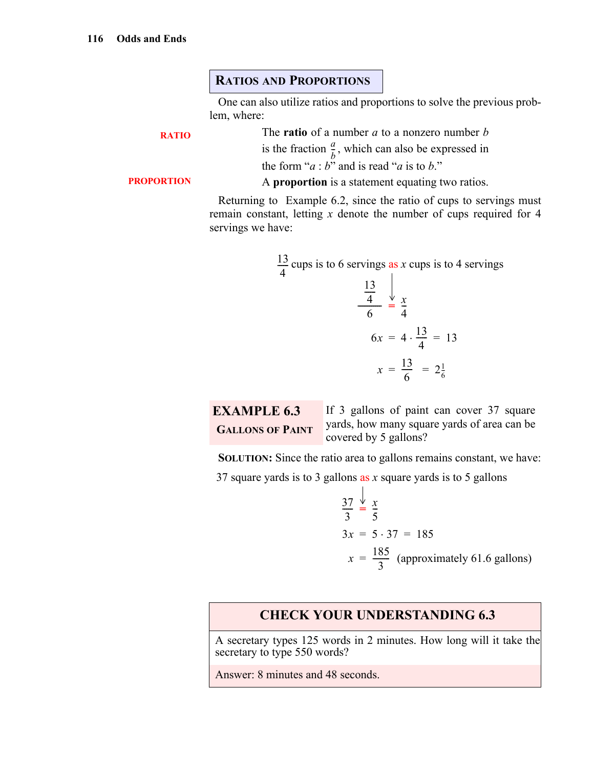## Ratios and Proportions

One can also utilize ratios and proportions to solve the previous problem, where:

**RATIO**

The **ratio** of a number $a$ to a nonzero number $b$ is the fraction $\frac{a}{b}$, which can also be expressed in the form "$a : b$" and is read "$a$ is to $b$."

**PROPORTION**

A **proportion** is a statement equating two ratios.

Returning to Example 6.2, since the ratio of cups to servings must remain constant, letting $x$ denote the number of cups required for 4 servings we have:

$\frac{13}{4}$ cups is to 6 servings as $x$ cups is to 4 servings

$$\frac{\frac{13}{4}}{6} = \frac{x}{4}$$

$$6x = 4 \cdot \frac{13}{4} = 13$$

$$x = \frac{13}{6} = 2\tfrac{1}{6}$$

### EXAMPLE 6.3 Gallons of Paint

If 3 gallons of paint can cover 37 square yards, how many square yards of area can be covered by 5 gallons?

**Solution:** Since the ratio area to gallons remains constant, we have:

37 square yards is to 3 gallons as $x$ square yards is to 5 gallons

$$\frac{37}{3} = \frac{x}{5}$$

$$3x = 5 \cdot 37 = 185$$

$$x = \frac{185}{3} \quad \text{(approximately 61.6 gallons)}$$

### CHECK YOUR UNDERSTANDING 6.3

A secretary types 125 words in 2 minutes. How long will it take the secretary to type 550 words?

Answer: 8 minutes and 48 seconds.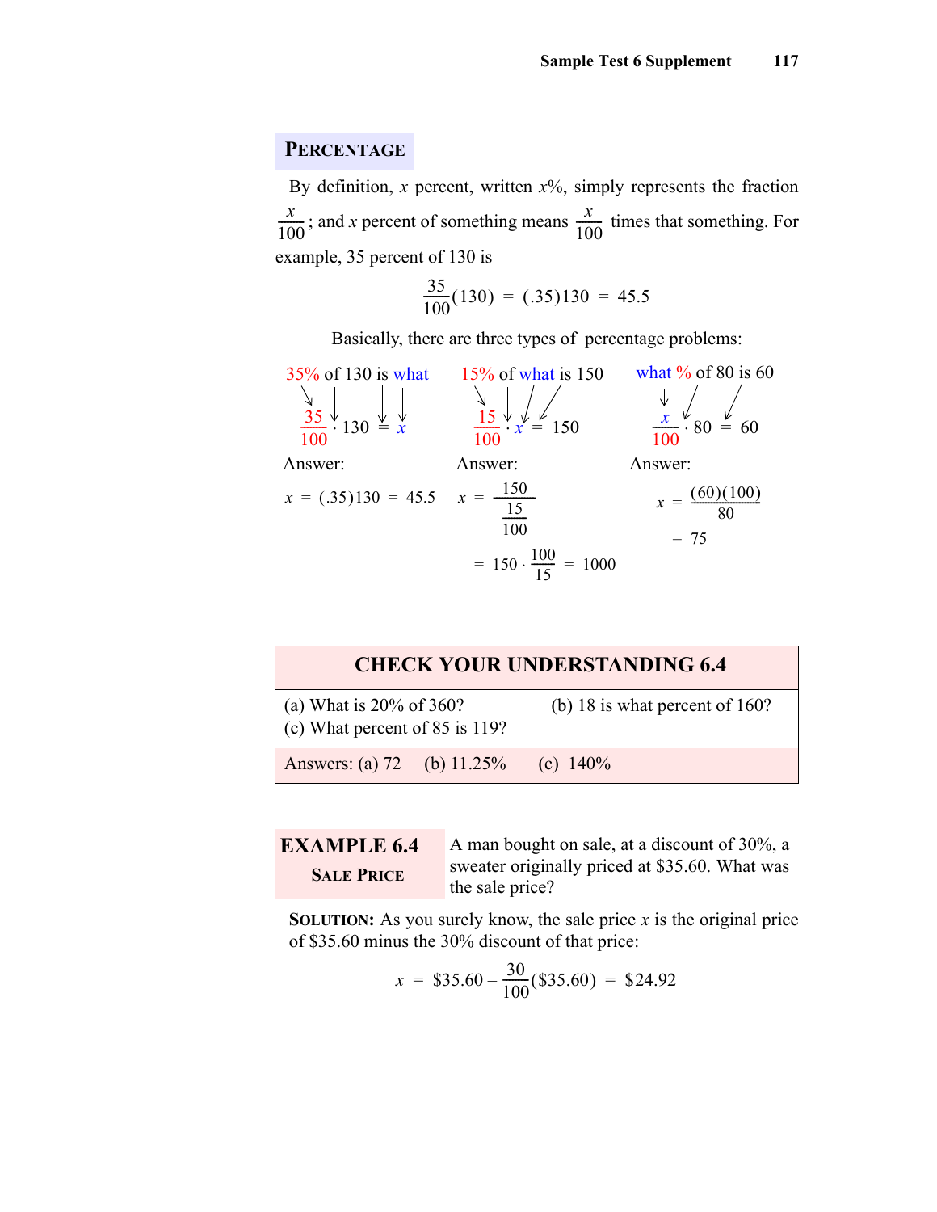## PERCENTAGE

By definition, $x$ percent, written $x\%$, simply represents the fraction $\frac{x}{100}$; and $x$ percent of something means $\frac{x}{100}$ times that something. For example, 35 percent of 130 is

$$\frac{35}{100}(130) = (.35)130 = 45.5$$

Basically, there are three types of percentage problems:

**35% of 130 is what**

$$\frac{35}{100} \cdot 130 = x$$

Answer:

$$x = (.35)130 = 45.5$$

**15% of what is 150**

$$\frac{15}{100} \cdot x = 150$$

Answer:

$$x = \frac{150}{\frac{15}{100}} = 150 \cdot \frac{100}{15} = 1000$$

**what % of 80 is 60**

$$\frac{x}{100} \cdot 80 = 60$$

Answer:

$$x = \frac{(60)(100)}{80} = 75$$

### CHECK YOUR UNDERSTANDING 6.4

(a) What is 20% of 360? (b) 18 is what percent of 160?
(c) What percent of 85 is 119?

Answers: (a) 72 (b) 11.25% (c) 140%

### EXAMPLE 6.4 SALE PRICE

A man bought on sale, at a discount of 30%, a sweater originally priced at \$35.60. What was the sale price?

**SOLUTION:** As you surely know, the sale price $x$ is the original price of \$35.60 minus the 30% discount of that price:

$$x = \$35.60 - \frac{30}{100}(\$35.60) = \$24.92$$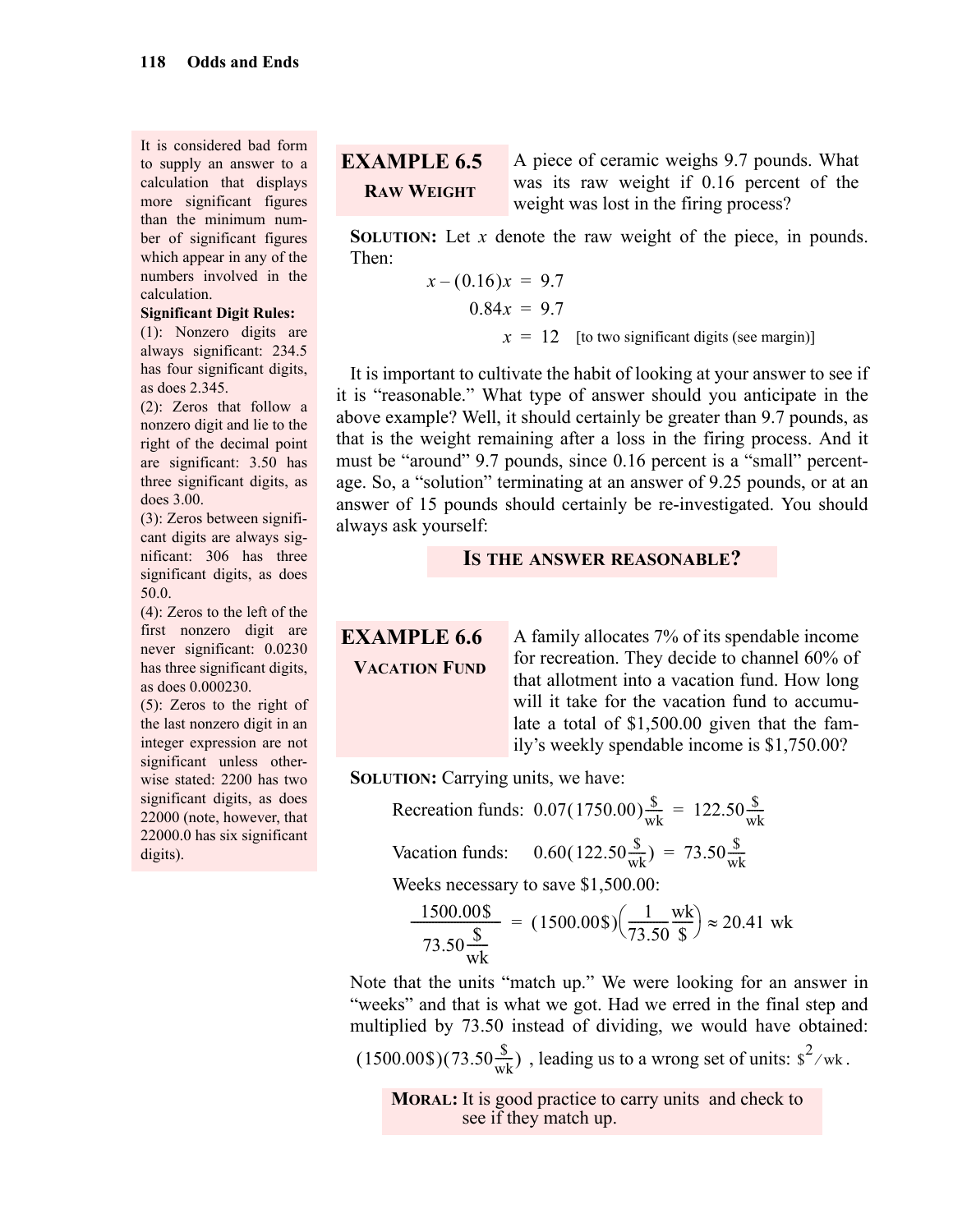It is considered bad form to supply an answer to a calculation that displays more significant figures than the minimum number of significant figures which appear in any of the numbers involved in the calculation.

**Significant Digit Rules:**

(1): Nonzero digits are always significant: 234.5 has four significant digits, as does 2.345.

(2): Zeros that follow a nonzero digit and lie to the right of the decimal point are significant: 3.50 has three significant digits, as does 3.00.

(3): Zeros between significant digits are always significant: 306 has three significant digits, as does 50.0.

(4): Zeros to the left of the first nonzero digit are never significant: 0.0230 has three significant digits, as does 0.000230.

(5): Zeros to the right of the last nonzero digit in an integer expression are not significant unless otherwise stated: 2200 has two significant digits, as does 22000 (note, however, that 22000.0 has six significant digits).

**EXAMPLE 6.5**
**RAW WEIGHT**

A piece of ceramic weighs 9.7 pounds. What was its raw weight if 0.16 percent of the weight was lost in the firing process?

**SOLUTION:** Let $x$ denote the raw weight of the piece, in pounds. Then:

$$x - (0.16)x = 9.7$$
$$0.84x = 9.7$$
$$x = 12 \quad \text{[to two significant digits (see margin)]}$$

It is important to cultivate the habit of looking at your answer to see if it is "reasonable." What type of answer should you anticipate in the above example? Well, it should certainly be greater than 9.7 pounds, as that is the weight remaining after a loss in the firing process. And it must be "around" 9.7 pounds, since 0.16 percent is a "small" percentage. So, a "solution" terminating at an answer of 9.25 pounds, or at an answer of 15 pounds should certainly be re-investigated. You should always ask yourself:

**IS THE ANSWER REASONABLE?**

**EXAMPLE 6.6**
**VACATION FUND**

A family allocates 7% of its spendable income for recreation. They decide to channel 60% of that allotment into a vacation fund. How long will it take for the vacation fund to accumulate a total of $1,500.00 given that the family's weekly spendable income is $1,750.00?

**SOLUTION:** Carrying units, we have:

Recreation funds: $0.07(1750.00)\frac{\$}{\text{wk}} = 122.50\frac{\$}{\text{wk}}$

Vacation funds: $0.60\left(122.50\frac{\$}{\text{wk}}\right) = 73.50\frac{\$}{\text{wk}}$

Weeks necessary to save $1,500.00:

$$\frac{1500.00\$}{73.50\frac{\$}{\text{wk}}} = (1500.00\$)\left(\frac{1}{73.50}\frac{\text{wk}}{\$}\right) \approx 20.41 \text{ wk}$$

Note that the units "match up." We were looking for an answer in "weeks" and that is what we got. Had we erred in the final step and multiplied by 73.50 instead of dividing, we would have obtained: $(1500.00\$)\left(73.50\frac{\$}{\text{wk}}\right)$, leading us to a wrong set of units: $\$^2/\text{wk}$.

**MORAL:** It is good practice to carry units and check to see if they match up.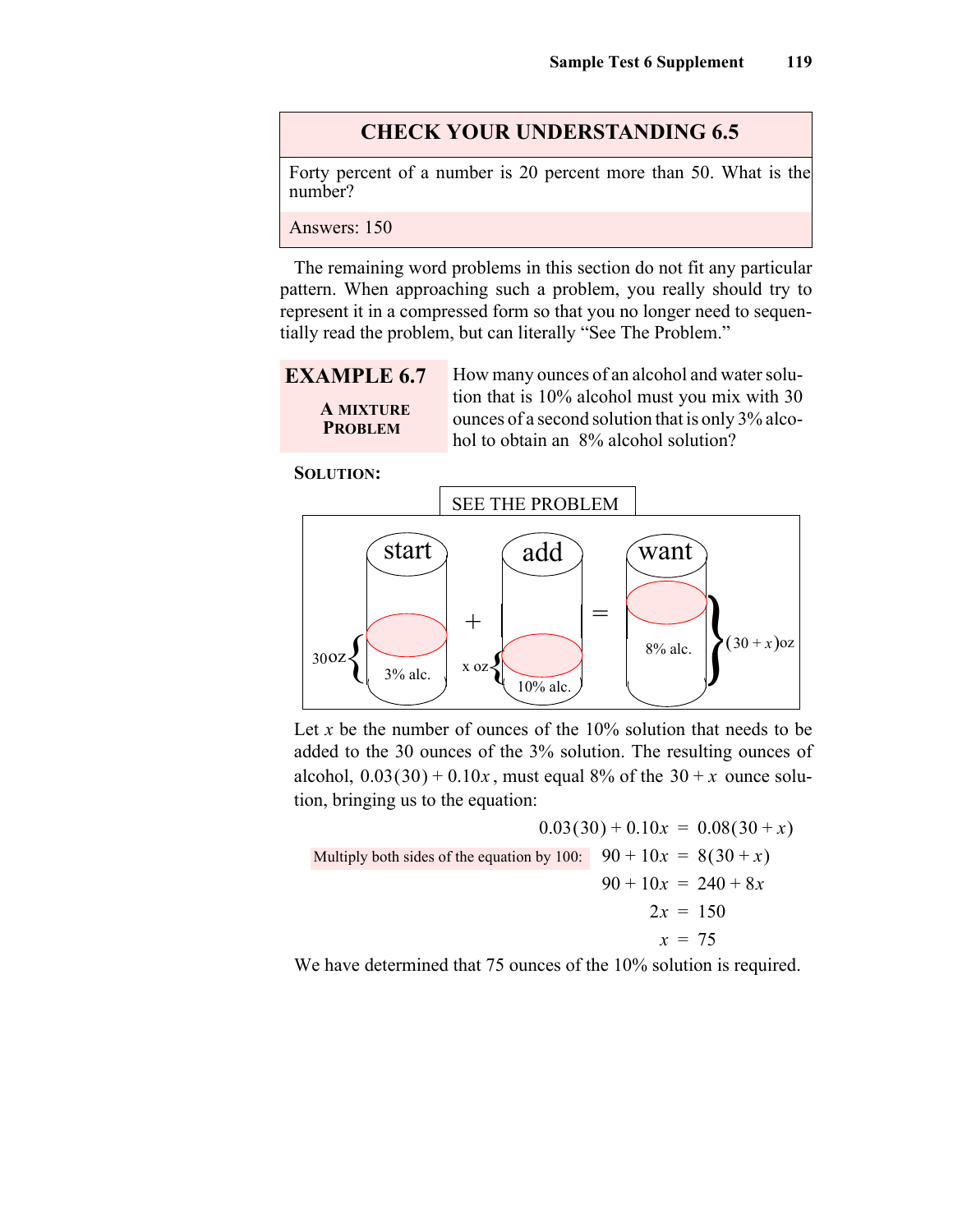## CHECK YOUR UNDERSTANDING 6.5

Forty percent of a number is 20 percent more than 50. What is the number?

Answers: 150

The remaining word problems in this section do not fit any particular pattern. When approaching such a problem, you really should try to represent it in a compressed form so that you no longer need to sequentially read the problem, but can literally "See The Problem."

### EXAMPLE 6.7 A MIXTURE PROBLEM

How many ounces of an alcohol and water solution that is 10% alcohol must you mix with 30 ounces of a second solution that is only 3% alcohol to obtain an 8% alcohol solution?

**SOLUTION:**

SEE THE PROBLEM

start: 30oz, 3% alc. + add: x oz, 10% alc. = want: $(30+x)$oz, 8% alc.

Let $x$ be the number of ounces of the 10% solution that needs to be added to the 30 ounces of the 3% solution. The resulting ounces of alcohol, $0.03(30) + 0.10x$, must equal 8% of the $30 + x$ ounce solution, bringing us to the equation:

$$0.03(30) + 0.10x = 0.08(30 + x)$$

Multiply both sides of the equation by 100:

$$90 + 10x = 8(30 + x)$$

$$90 + 10x = 240 + 8x$$

$$2x = 150$$

$$x = 75$$

We have determined that 75 ounces of the 10% solution is required.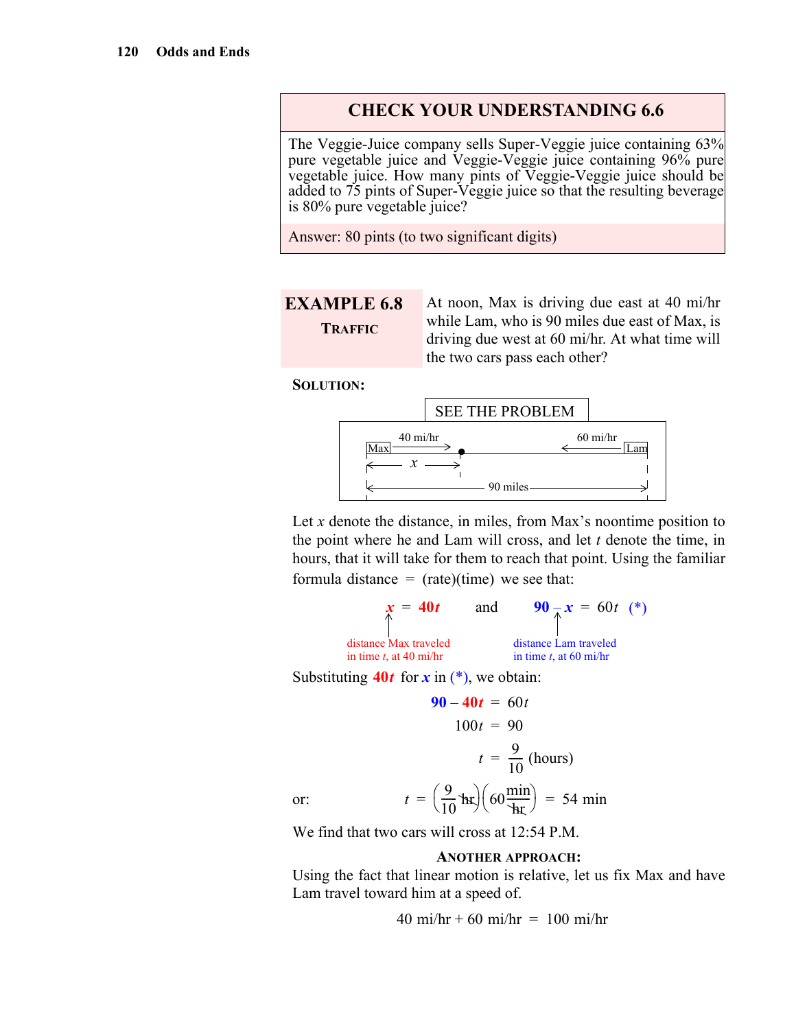## CHECK YOUR UNDERSTANDING 6.6

The Veggie-Juice company sells Super-Veggie juice containing 63% pure vegetable juice and Veggie-Veggie juice containing 96% pure vegetable juice. How many pints of Veggie-Veggie juice should be added to 75 pints of Super-Veggie juice so that the resulting beverage is 80% pure vegetable juice?

Answer: 80 pints (to two significant digits)

## EXAMPLE 6.8

**TRAFFIC**

At noon, Max is driving due east at 40 mi/hr while Lam, who is 90 miles due east of Max, is driving due west at 60 mi/hr. At what time will the two cars pass each other?

**SOLUTION:**

SEE THE PROBLEM

Max —40 mi/hr→ • ←60 mi/hr— Lam; $x$ from Max to the meeting point; 90 miles between Max and Lam.

Let $x$ denote the distance, in miles, from Max's noontime position to the point where he and Lam will cross, and let $t$ denote the time, in hours, that it will take for them to reach that point. Using the familiar formula distance = (rate)(time) we see that:

$$x = 40t \quad \text{and} \quad 90 - x = 60t \quad (*)$$

($x = 40t$: distance Max traveled in time $t$, at 40 mi/hr; $90 - x = 60t$: distance Lam traveled in time $t$, at 60 mi/hr)

Substituting $40t$ for $x$ in (*), we obtain:

$$90 - 40t = 60t$$

$$100t = 90$$

$$t = \frac{9}{10} \text{ (hours)}$$

or:

$$t = \left(\frac{9}{10}\,\text{hr}\right)\left(60\,\frac{\text{min}}{\text{hr}}\right) = 54 \text{ min}$$

We find that two cars will cross at 12:54 P.M.

**ANOTHER APPROACH:**

Using the fact that linear motion is relative, let us fix Max and have Lam travel toward him at a speed of.

$$40 \text{ mi/hr} + 60 \text{ mi/hr} = 100 \text{ mi/hr}$$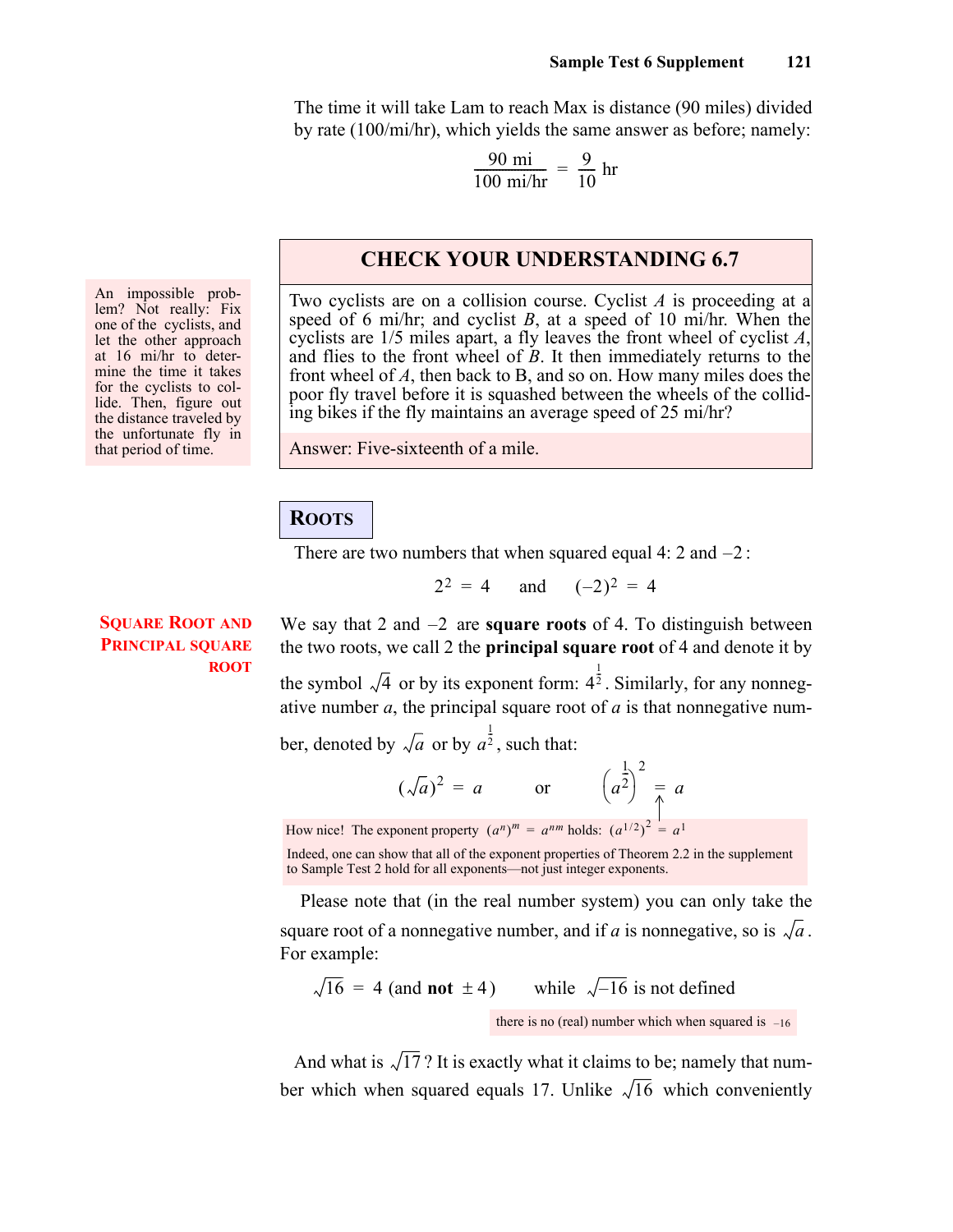The time it will take Lam to reach Max is distance (90 miles) divided by rate (100/mi/hr), which yields the same answer as before; namely:

$$\frac{90 \text{ mi}}{100 \text{ mi/hr}} = \frac{9}{10} \text{ hr}$$

## CHECK YOUR UNDERSTANDING 6.7

Two cyclists are on a collision course. Cyclist $A$ is proceeding at a speed of 6 mi/hr; and cyclist $B$, at a speed of 10 mi/hr. When the cyclists are 1/5 miles apart, a fly leaves the front wheel of cyclist $A$, and flies to the front wheel of $B$. It then immediately returns to the front wheel of $A$, then back to B, and so on. How many miles does the poor fly travel before it is squashed between the wheels of the colliding bikes if the fly maintains an average speed of 25 mi/hr?

Answer: Five-sixteenth of a mile.

An impossible problem? Not really: Fix one of the cyclists, and let the other approach at 16 mi/hr to determine the time it takes for the cyclists to collide. Then, figure out the distance traveled by the unfortunate fly in that period of time.

## ROOTS

There are two numbers that when squared equal 4: 2 and –2:

$$2^2 = 4 \quad \text{and} \quad (-2)^2 = 4$$

**SQUARE ROOT AND PRINCIPAL SQUARE ROOT**

We say that 2 and –2 are **square roots** of 4. To distinguish between the two roots, we call 2 the **principal square root** of 4 and denote it by the symbol $\sqrt{4}$ or by its exponent form: $4^{\frac{1}{2}}$. Similarly, for any nonnegative number $a$, the principal square root of $a$ is that nonnegative number, denoted by $\sqrt{a}$ or by $a^{\frac{1}{2}}$, such that:

$$(\sqrt{a})^2 = a \qquad \text{or} \qquad \left(a^{\frac{1}{2}}\right)^2 = a$$

How nice! The exponent property $(a^n)^m = a^{nm}$ holds: $(a^{1/2})^2 = a^1$

Indeed, one can show that all of the exponent properties of Theorem 2.2 in the supplement to Sample Test 2 hold for all exponents—not just integer exponents.

Please note that (in the real number system) you can only take the square root of a nonnegative number, and if $a$ is nonnegative, so is $\sqrt{a}$. For example:

$$\sqrt{16} = 4 \text{ (and **not** } \pm 4) \qquad \text{while} \quad \sqrt{-16} \text{ is not defined}$$

there is no (real) number which when squared is $-16$

And what is $\sqrt{17}$? It is exactly what it claims to be; namely that number which when squared equals 17. Unlike $\sqrt{16}$ which conveniently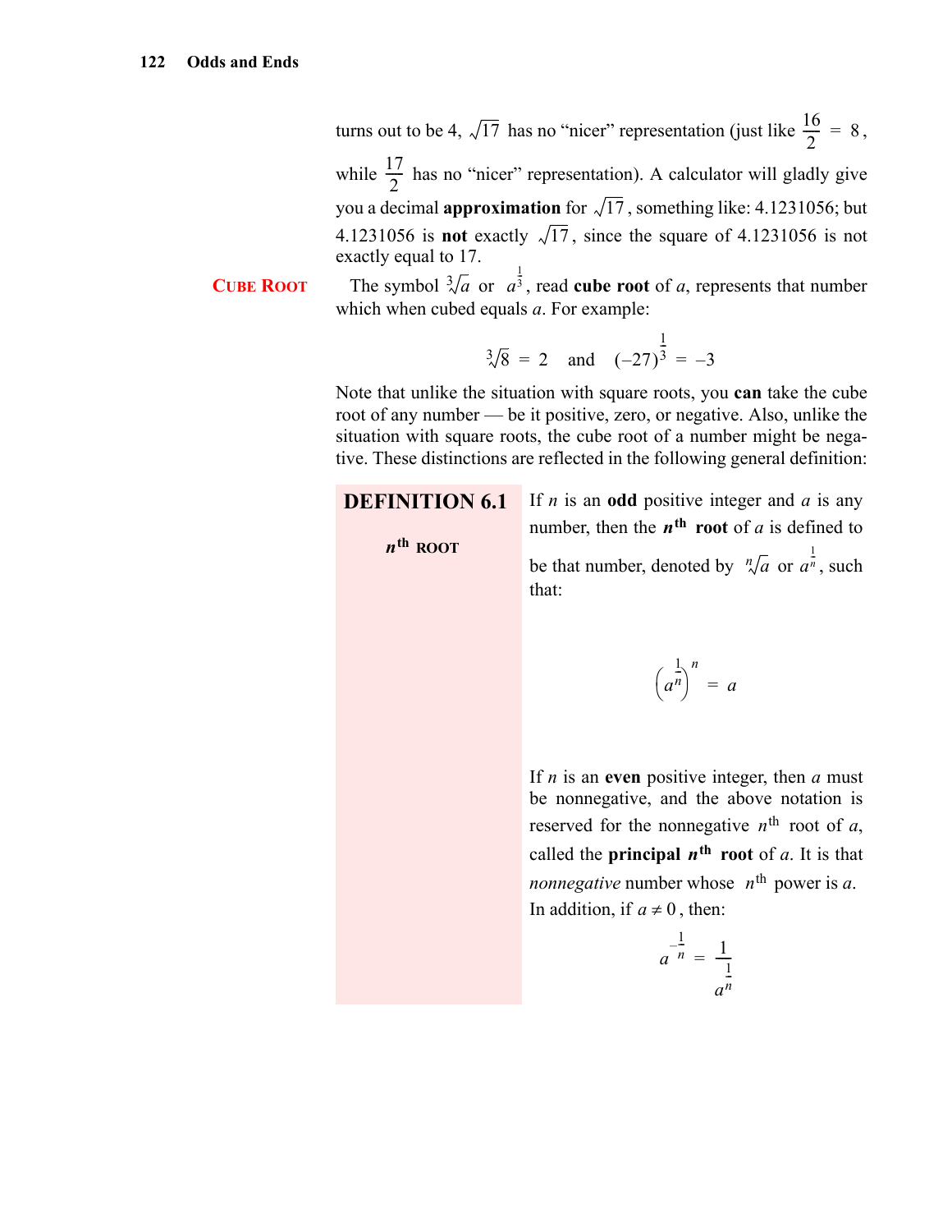turns out to be 4, $\sqrt{17}$ has no "nicer" representation (just like $\frac{16}{2} = 8$, while $\frac{17}{2}$ has no "nicer" representation). A calculator will gladly give you a decimal **approximation** for $\sqrt{17}$, something like: 4.1231056; but 4.1231056 is **not** exactly $\sqrt{17}$, since the square of 4.1231056 is not exactly equal to 17.

**CUBE ROOT**

The symbol $\sqrt[3]{a}$ or $a^{\frac{1}{3}}$, read **cube root** of $a$, represents that number which when cubed equals $a$. For example:

$$\sqrt[3]{8} = 2 \quad \text{and} \quad (-27)^{\frac{1}{3}} = -3$$

Note that unlike the situation with square roots, you **can** take the cube root of any number — be it positive, zero, or negative. Also, unlike the situation with square roots, the cube root of a number might be negative. These distinctions are reflected in the following general definition:

**DEFINITION 6.1**

***n*^th^ ROOT**

If $n$ is an **odd** positive integer and $a$ is any number, then the $\boldsymbol{n^{th}}$ **root** of $a$ is defined to be that number, denoted by $\sqrt[n]{a}$ or $a^{\frac{1}{n}}$, such that:

$$\left(a^{\frac{1}{n}}\right)^n = a$$

If $n$ is an **even** positive integer, then $a$ must be nonnegative, and the above notation is reserved for the nonnegative $n^{\text{th}}$ root of $a$, called the **principal** $\boldsymbol{n^{th}}$ **root** of $a$. It is that *nonnegative* number whose $n^{\text{th}}$ power is $a$. In addition, if $a \neq 0$, then:

$$a^{-\frac{1}{n}} = \frac{1}{a^{\frac{1}{n}}}$$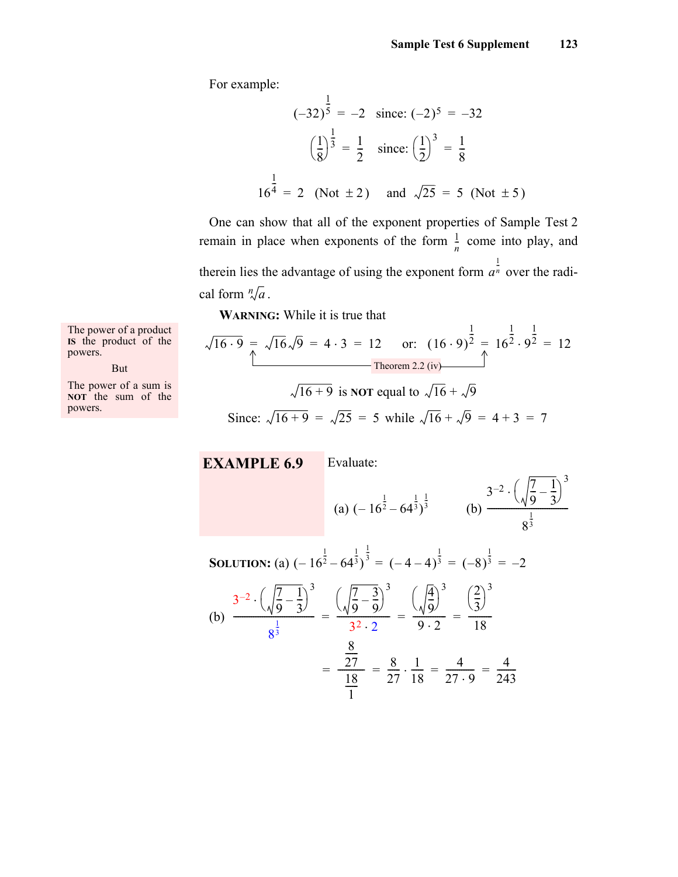For example:

$$(-32)^{\frac{1}{5}} = -2 \quad \text{since: } (-2)^5 = -32$$

$$\left(\frac{1}{8}\right)^{\frac{1}{3}} = \frac{1}{2} \quad \text{since: } \left(\frac{1}{2}\right)^3 = \frac{1}{8}$$

$$16^{\frac{1}{4}} = 2 \quad (\text{Not } \pm 2) \quad \text{and} \quad \sqrt{25} = 5 \quad (\text{Not } \pm 5)$$

One can show that all of the exponent properties of Sample Test 2 remain in place when exponents of the form $\frac{1}{n}$ come into play, and therein lies the advantage of using the exponent form $a^{\frac{1}{n}}$ over the radical form $\sqrt[n]{a}$.

The power of a product **IS** the product of the powers.

But

The power of a sum is **NOT** the sum of the powers.

**WARNING:** While it is true that

$$\sqrt{16 \cdot 9} = \sqrt{16}\sqrt{9} = 4 \cdot 3 = 12 \quad \text{or:} \quad (16 \cdot 9)^{\frac{1}{2}} = 16^{\frac{1}{2}} \cdot 9^{\frac{1}{2}} = 12$$

Theorem 2.2 (iv)

$$\sqrt{16+9} \text{ is } \textbf{NOT} \text{ equal to } \sqrt{16} + \sqrt{9}$$

$$\text{Since: } \sqrt{16+9} = \sqrt{25} = 5 \text{ while } \sqrt{16} + \sqrt{9} = 4 + 3 = 7$$

**EXAMPLE 6.9** Evaluate:

(a) $\left(-16^{\frac{1}{2}} - 64^{\frac{1}{3}}\right)^{\frac{1}{3}}$ (b) $\dfrac{3^{-2} \cdot \left(\sqrt{\frac{7}{9} - \frac{1}{3}}\right)^3}{8^{\frac{1}{3}}}$

**SOLUTION:** (a) $\left(-16^{\frac{1}{2}} - 64^{\frac{1}{3}}\right)^{\frac{1}{3}} = (-4-4)^{\frac{1}{3}} = (-8)^{\frac{1}{3}} = -2$

(b)
$$\frac{3^{-2} \cdot \left(\sqrt{\frac{7}{9} - \frac{1}{3}}\right)^3}{8^{\frac{1}{3}}} = \frac{\left(\sqrt{\frac{7}{9} - \frac{3}{9}}\right)^3}{3^2 \cdot 2} = \frac{\left(\sqrt{\frac{4}{9}}\right)^3}{9 \cdot 2} = \frac{\left(\frac{2}{3}\right)^3}{18}$$

$$= \frac{\frac{8}{27}}{\frac{18}{1}} = \frac{8}{27} \cdot \frac{1}{18} = \frac{4}{27 \cdot 9} = \frac{4}{243}$$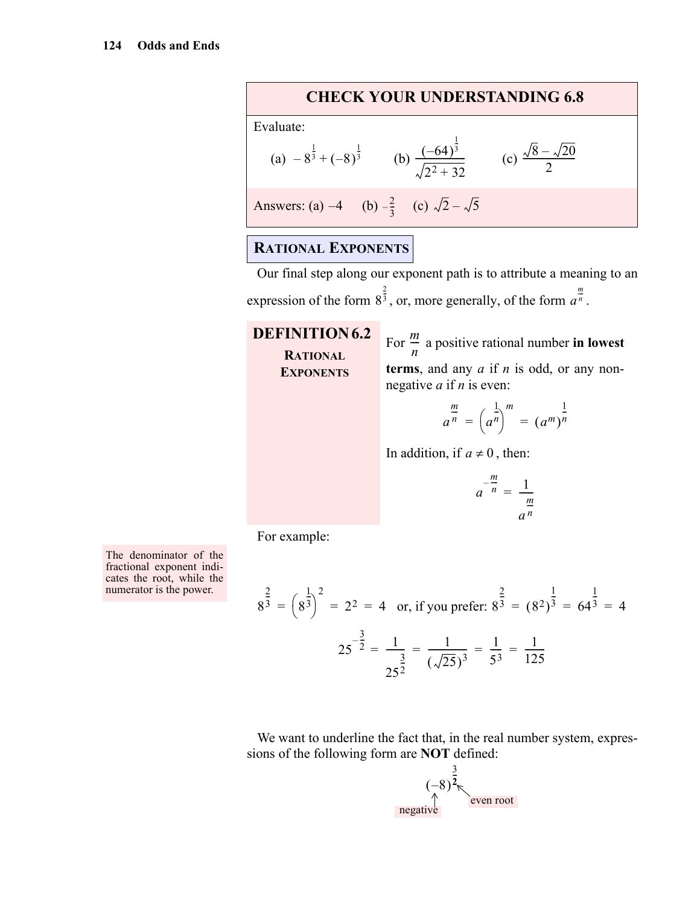## CHECK YOUR UNDERSTANDING 6.8

Evaluate:

(a) $-8^{\frac{1}{3}} + (-8)^{\frac{1}{3}}$ (b) $\dfrac{(-64)^{\frac{1}{3}}}{\sqrt{2^2 + 32}}$ (c) $\dfrac{\sqrt{8} - \sqrt{20}}{2}$

Answers: (a) $-4$ (b) $-\frac{2}{3}$ (c) $\sqrt{2} - \sqrt{5}$

### RATIONAL EXPONENTS

Our final step along our exponent path is to attribute a meaning to an expression of the form $8^{\frac{2}{3}}$, or, more generally, of the form $a^{\frac{m}{n}}$.

**DEFINITION 6.2**
**RATIONAL EXPONENTS**

For $\frac{m}{n}$ a positive rational number **in lowest terms**, and any $a$ if $n$ is odd, or any nonnegative $a$ if $n$ is even:

$$a^{\frac{m}{n}} = \left(a^{\frac{1}{n}}\right)^m = (a^m)^{\frac{1}{n}}$$

In addition, if $a \neq 0$, then:

$$a^{-\frac{m}{n}} = \frac{1}{a^{\frac{m}{n}}}$$

For example:

The denominator of the fractional exponent indicates the root, while the numerator is the power.

$$8^{\frac{2}{3}} = \left(8^{\frac{1}{3}}\right)^2 = 2^2 = 4 \quad \text{or, if you prefer: } 8^{\frac{2}{3}} = (8^2)^{\frac{1}{3}} = 64^{\frac{1}{3}} = 4$$

$$25^{-\frac{3}{2}} = \frac{1}{25^{\frac{3}{2}}} = \frac{1}{(\sqrt{25})^3} = \frac{1}{5^3} = \frac{1}{125}$$

We want to underline the fact that, in the real number system, expressions of the following form are **NOT** defined:

$$(-8)^{\frac{3}{2}}$$

negative (base) — even root (denominator 2)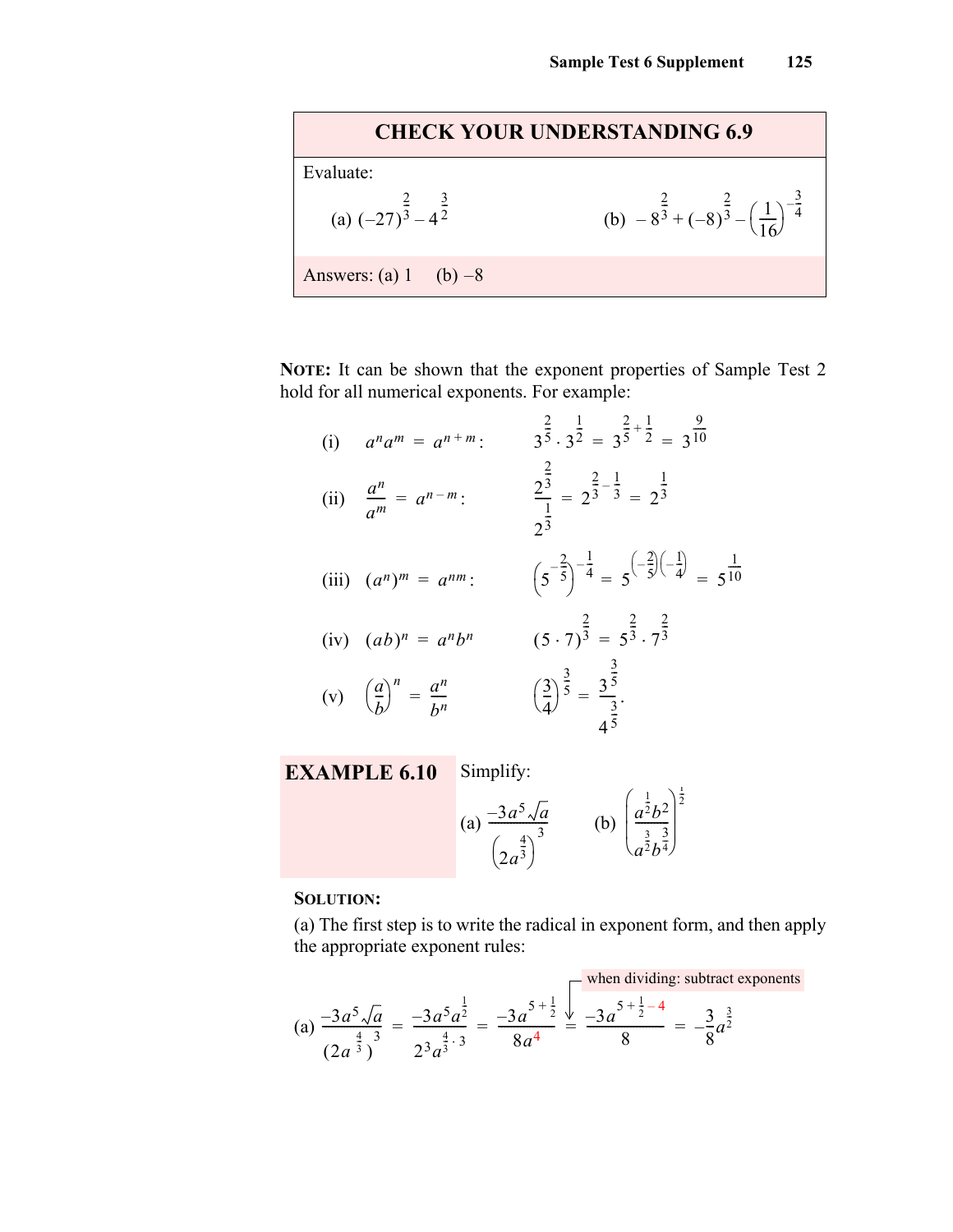## CHECK YOUR UNDERSTANDING 6.9

Evaluate:

(a) $(-27)^{\frac{2}{3}} - 4^{\frac{3}{2}}$  (b) $-8^{\frac{2}{3}} + (-8)^{\frac{2}{3}} - \left(\frac{1}{16}\right)^{-\frac{3}{4}}$

Answers: (a) 1  (b) $-8$

**NOTE:** It can be shown that the exponent properties of Sample Test 2 hold for all numerical exponents. For example:

(i) $a^n a^m = a^{n+m}$:  $3^{\frac{2}{5}} \cdot 3^{\frac{1}{2}} = 3^{\frac{2}{5}+\frac{1}{2}} = 3^{\frac{9}{10}}$

(ii) $\dfrac{a^n}{a^m} = a^{n-m}$:  $\dfrac{2^{\frac{2}{3}}}{2^{\frac{1}{3}}} = 2^{\frac{2}{3}-\frac{1}{3}} = 2^{\frac{1}{3}}$

(iii) $(a^n)^m = a^{nm}$:  $\left(5^{-\frac{2}{5}}\right)^{-\frac{1}{4}} = 5^{\left(-\frac{2}{5}\right)\left(-\frac{1}{4}\right)} = 5^{\frac{1}{10}}$

(iv) $(ab)^n = a^n b^n$  $(5 \cdot 7)^{\frac{2}{3}} = 5^{\frac{2}{3}} \cdot 7^{\frac{2}{3}}$

(v) $\left(\dfrac{a}{b}\right)^n = \dfrac{a^n}{b^n}$  $\left(\dfrac{3}{4}\right)^{\frac{3}{5}} = \dfrac{3^{\frac{3}{5}}}{4^{\frac{3}{5}}}$.

**EXAMPLE 6.10** Simplify:

(a) $\dfrac{-3a^5\sqrt{a}}{\left(2a^{\frac{4}{3}}\right)^3}$  (b) $\left(\dfrac{a^{\frac{1}{2}}b^2}{a^{\frac{3}{2}}b^{\frac{3}{4}}}\right)^{\frac{1}{2}}$

**SOLUTION:**

(a) The first step is to write the radical in exponent form, and then apply the appropriate exponent rules:

when dividing: subtract exponents

$$\text{(a)}\ \frac{-3a^5\sqrt{a}}{\left(2a^{\frac{4}{3}}\right)^3} = \frac{-3a^5a^{\frac{1}{2}}}{2^3a^{\frac{4}{3}\cdot 3}} = \frac{-3a^{5+\frac{1}{2}}}{8a^4} = \frac{-3a^{5+\frac{1}{2}-4}}{8} = -\frac{3}{8}a^{\frac{3}{2}}$$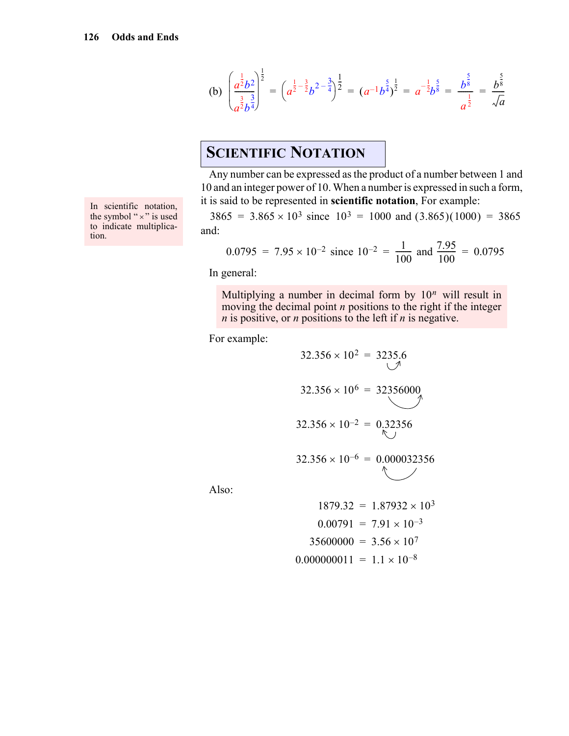(b) $$\left(\frac{a^{\frac{1}{2}}b^2}{a^{\frac{3}{2}}b^{\frac{3}{4}}}\right)^{\frac{1}{2}} = \left(a^{\frac{1}{2}-\frac{3}{2}}b^{2-\frac{3}{4}}\right)^{\frac{1}{2}} = \left(a^{-1}b^{\frac{5}{4}}\right)^{\frac{1}{2}} = a^{-\frac{1}{2}}b^{\frac{5}{8}} = \frac{b^{\frac{5}{8}}}{a^{\frac{1}{2}}} = \frac{b^{\frac{5}{8}}}{\sqrt{a}}$$

## Scientific Notation

Any number can be expressed as the product of a number between 1 and 10 and an integer power of 10. When a number is expressed in such a form, it is said to be represented in **scientific notation**, For example:

> In scientific notation, the symbol "$\times$" is used to indicate multiplication.

$$3865 = 3.865 \times 10^3 \text{ since } 10^3 = 1000 \text{ and } (3.865)(1000) = 3865$$

and:

$$0.0795 = 7.95 \times 10^{-2} \text{ since } 10^{-2} = \frac{1}{100} \text{ and } \frac{7.95}{100} = 0.0795$$

In general:

> Multiplying a number in decimal form by $10^n$ will result in moving the decimal point $n$ positions to the right if the integer $n$ is positive, or $n$ positions to the left if $n$ is negative.

For example:

$$32.356 \times 10^2 = 3235.6$$

$$32.356 \times 10^6 = 32356000$$

$$32.356 \times 10^{-2} = 0.32356$$

$$32.356 \times 10^{-6} = 0.000032356$$

Also:

$$1879.32 = 1.87932 \times 10^3$$

$$0.00791 = 7.91 \times 10^{-3}$$

$$35600000 = 3.56 \times 10^7$$

$$0.000000011 = 1.1 \times 10^{-8}$$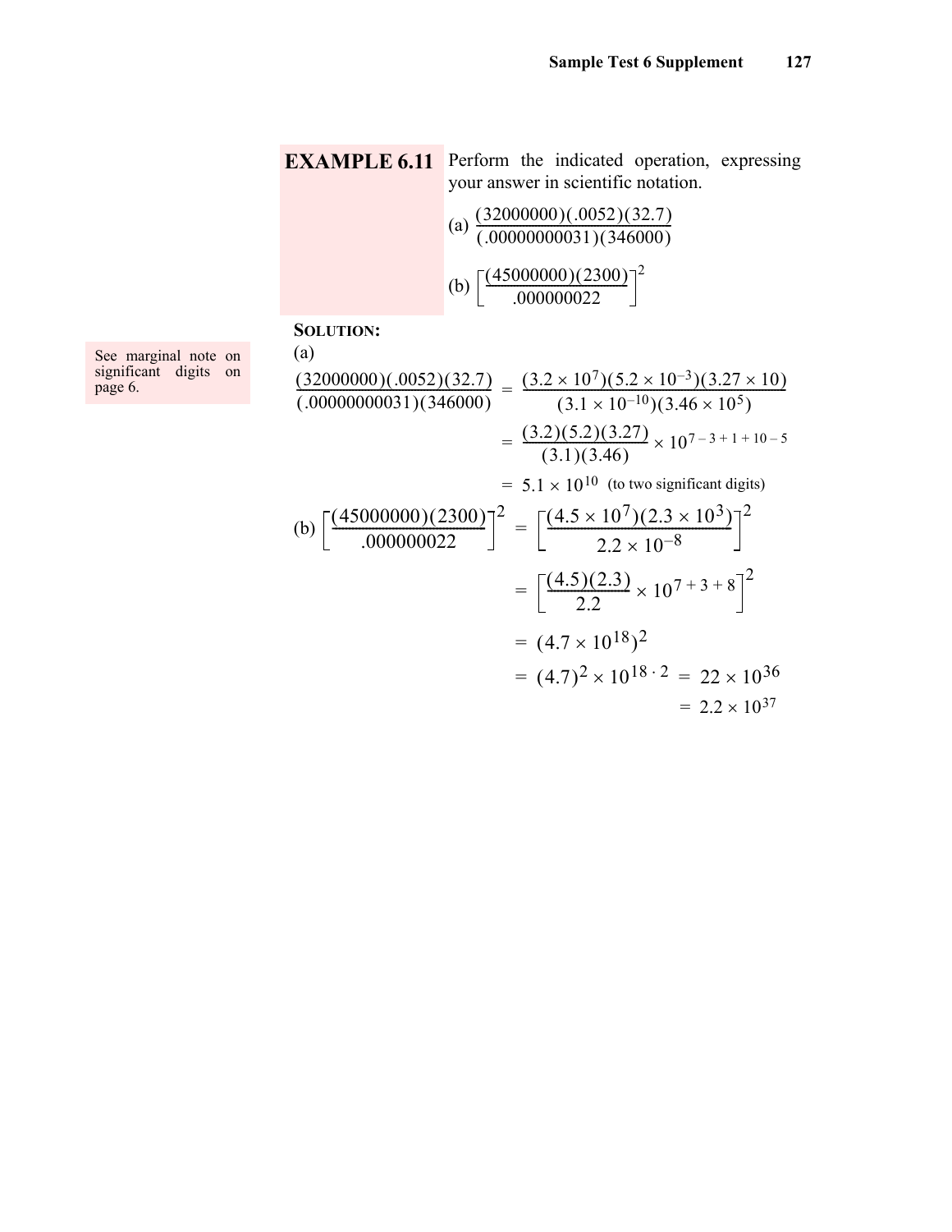**EXAMPLE 6.11** Perform the indicated operation, expressing your answer in scientific notation.

(a) $\dfrac{(32000000)(.0052)(32.7)}{(.00000000031)(346000)}$

(b) $\left[\dfrac{(45000000)(2300)}{.000000022}\right]^2$

**SOLUTION:**

See marginal note on significant digits on page 6.

(a)

$$\frac{(32000000)(.0052)(32.7)}{(.00000000031)(346000)} = \frac{(3.2 \times 10^7)(5.2 \times 10^{-3})(3.27 \times 10)}{(3.1 \times 10^{-10})(3.46 \times 10^5)}$$

$$= \frac{(3.2)(5.2)(3.27)}{(3.1)(3.46)} \times 10^{7-3+1+10-5}$$

$$= 5.1 \times 10^{10} \text{ (to two significant digits)}$$

(b)

$$\left[\frac{(45000000)(2300)}{.000000022}\right]^2 = \left[\frac{(4.5 \times 10^7)(2.3 \times 10^3)}{2.2 \times 10^{-8}}\right]^2$$

$$= \left[\frac{(4.5)(2.3)}{2.2} \times 10^{7+3+8}\right]^2$$

$$= (4.7 \times 10^{18})^2$$

$$= (4.7)^2 \times 10^{18 \cdot 2} = 22 \times 10^{36}$$

$$= 2.2 \times 10^{37}$$